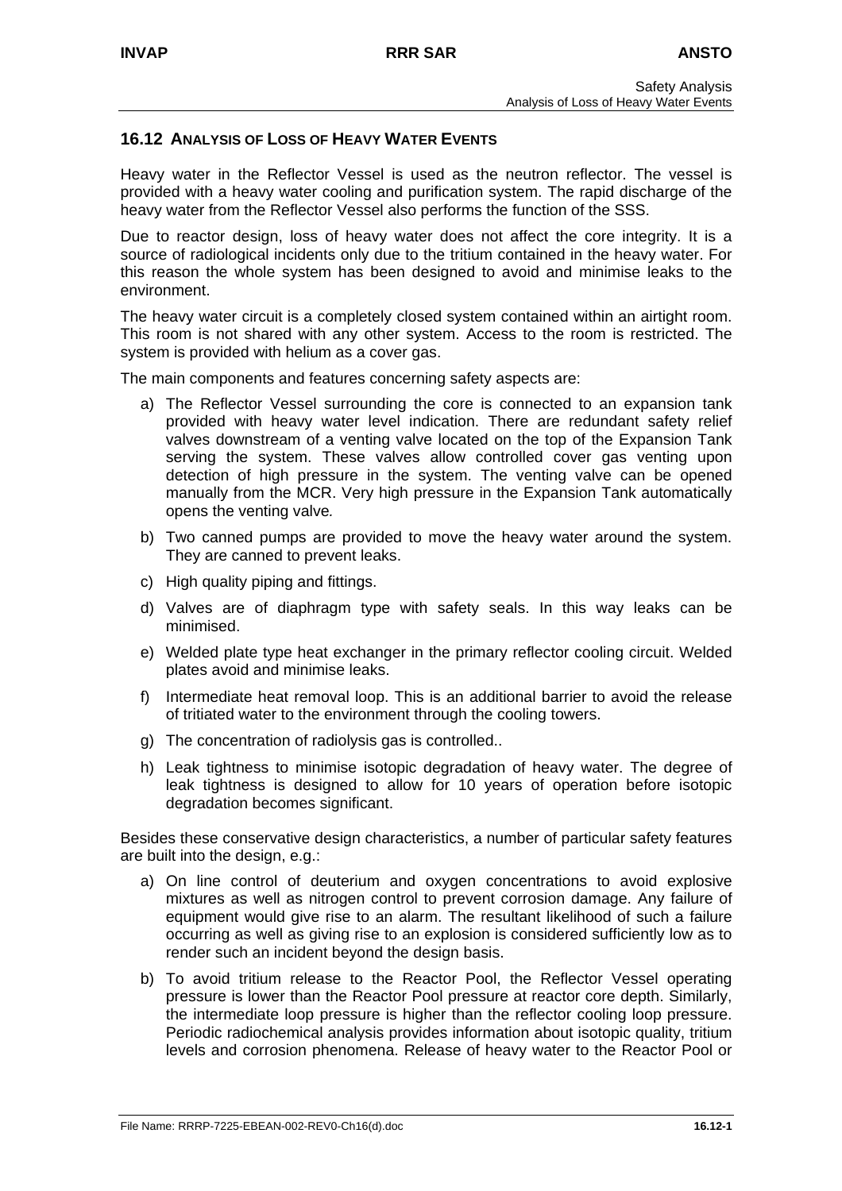## 16.12 ANALYSIS OF LOSS OF HEAVY WATER EVENTS

Heavy water in the Reflector Vessel is used as the neutron reflector. The vessel is provided with a heavy water cooling and purification system. The rapid discharge of the heavy water from the Reflector Vessel also performs the function of the SSS.

Due to reactor design, loss of heavy water does not affect the core integrity. It is a source of radiological incidents only due to the tritium contained in the heavy water. For this reason the whole system has been designed to avoid and minimise leaks to the environment.

The heavy water circuit is a completely closed system contained within an airtight room. This room is not shared with any other system. Access to the room is restricted. The system is provided with helium as a cover gas.

The main components and features concerning safety aspects are:

a) The Reflector Vessel surrounding the core is connected to an expansion tank provided with heavy water level indication. There are redundant safety relief valves downstream of a venting valve located on the top of the Expansion Tank serving the system. These valves allow controlled cover gas venting upon detection of high pressure in the system. The venting valve can be opened manually from the MCR. Very high pressure in the Expansion Tank automatically opens the venting valve.

b) Two canned pumps are provided to move the heavy water around the system. They are canned to prevent leaks.

c) High quality piping and fittings.

d) Valves are of diaphragm type with safety seals. In this way leaks can be minimised.

e) Welded plate type heat exchanger in the primary reflector cooling circuit. Welded plates avoid and minimise leaks.

f) Intermediate heat removal loop. This is an additional barrier to avoid the release of tritiated water to the environment through the cooling towers.

g) The concentration of radiolysis gas is controlled..

h) Leak tightness to minimise isotopic degradation of heavy water. The degree of leak tightness is designed to allow for 10 years of operation before isotopic degradation becomes significant.

Besides these conservative design characteristics, a number of particular safety features are built into the design, e.g.:

a) On line control of deuterium and oxygen concentrations to avoid explosive mixtures as well as nitrogen control to prevent corrosion damage. Any failure of equipment would give rise to an alarm. The resultant likelihood of such a failure occurring as well as giving rise to an explosion is considered sufficiently low as to render such an incident beyond the design basis.

b) To avoid tritium release to the Reactor Pool, the Reflector Vessel operating pressure is lower than the Reactor Pool pressure at reactor core depth. Similarly, the intermediate loop pressure is higher than the reflector cooling loop pressure. Periodic radiochemical analysis provides information about isotopic quality, tritium levels and corrosion phenomena. Release of heavy water to the Reactor Pool or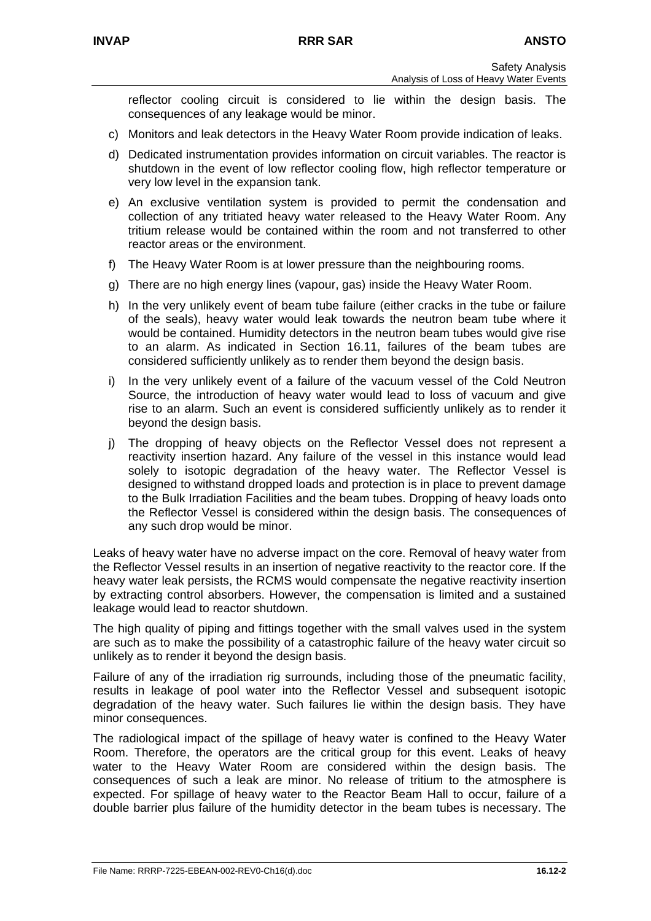reflector cooling circuit is considered to lie within the design basis. The consequences of any leakage would be minor.

c) Monitors and leak detectors in the Heavy Water Room provide indication of leaks.

d) Dedicated instrumentation provides information on circuit variables. The reactor is shutdown in the event of low reflector cooling flow, high reflector temperature or very low level in the expansion tank.

e) An exclusive ventilation system is provided to permit the condensation and collection of any tritiated heavy water released to the Heavy Water Room. Any tritium release would be contained within the room and not transferred to other reactor areas or the environment.

f) The Heavy Water Room is at lower pressure than the neighbouring rooms.

g) There are no high energy lines (vapour, gas) inside the Heavy Water Room.

h) In the very unlikely event of beam tube failure (either cracks in the tube or failure of the seals), heavy water would leak towards the neutron beam tube where it would be contained. Humidity detectors in the neutron beam tubes would give rise to an alarm. As indicated in Section 16.11, failures of the beam tubes are considered sufficiently unlikely as to render them beyond the design basis.

i) In the very unlikely event of a failure of the vacuum vessel of the Cold Neutron Source, the introduction of heavy water would lead to loss of vacuum and give rise to an alarm. Such an event is considered sufficiently unlikely as to render it beyond the design basis.

j) The dropping of heavy objects on the Reflector Vessel does not represent a reactivity insertion hazard. Any failure of the vessel in this instance would lead solely to isotopic degradation of the heavy water. The Reflector Vessel is designed to withstand dropped loads and protection is in place to prevent damage to the Bulk Irradiation Facilities and the beam tubes. Dropping of heavy loads onto the Reflector Vessel is considered within the design basis. The consequences of any such drop would be minor.

Leaks of heavy water have no adverse impact on the core. Removal of heavy water from the Reflector Vessel results in an insertion of negative reactivity to the reactor core. If the heavy water leak persists, the RCMS would compensate the negative reactivity insertion by extracting control absorbers. However, the compensation is limited and a sustained leakage would lead to reactor shutdown.

The high quality of piping and fittings together with the small valves used in the system are such as to make the possibility of a catastrophic failure of the heavy water circuit so unlikely as to render it beyond the design basis.

Failure of any of the irradiation rig surrounds, including those of the pneumatic facility, results in leakage of pool water into the Reflector Vessel and subsequent isotopic degradation of the heavy water. Such failures lie within the design basis. They have minor consequences.

The radiological impact of the spillage of heavy water is confined to the Heavy Water Room. Therefore, the operators are the critical group for this event. Leaks of heavy water to the Heavy Water Room are considered within the design basis. The consequences of such a leak are minor. No release of tritium to the atmosphere is expected. For spillage of heavy water to the Reactor Beam Hall to occur, failure of a double barrier plus failure of the humidity detector in the beam tubes is necessary. The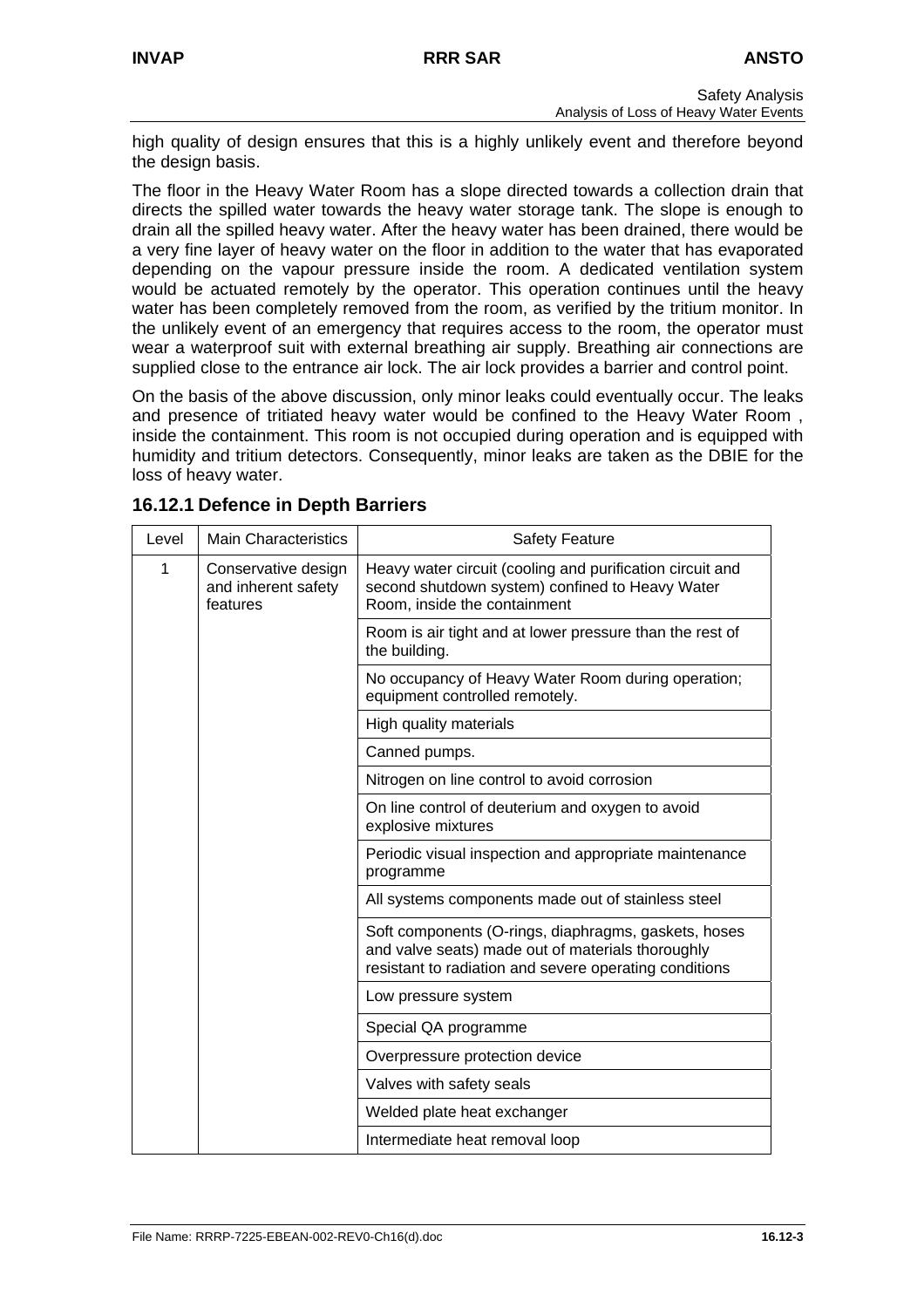high quality of design ensures that this is a highly unlikely event and therefore beyond the design basis.

The floor in the Heavy Water Room has a slope directed towards a collection drain that directs the spilled water towards the heavy water storage tank. The slope is enough to drain all the spilled heavy water. After the heavy water has been drained, there would be a very fine layer of heavy water on the floor in addition to the water that has evaporated depending on the vapour pressure inside the room. A dedicated ventilation system would be actuated remotely by the operator. This operation continues until the heavy water has been completely removed from the room, as verified by the tritium monitor. In the unlikely event of an emergency that requires access to the room, the operator must wear a waterproof suit with external breathing air supply. Breathing air connections are supplied close to the entrance air lock. The air lock provides a barrier and control point.

On the basis of the above discussion, only minor leaks could eventually occur. The leaks and presence of tritiated heavy water would be confined to the Heavy Water Room , inside the containment. This room is not occupied during operation and is equipped with humidity and tritium detectors. Consequently, minor leaks are taken as the DBIE for the loss of heavy water.

### 16.12.1 Defence in Depth Barriers

| Level | Main Characteristics | Safety Feature |
|---|---|---|
| 1 | Conservative design and inherent safety features | Heavy water circuit (cooling and purification circuit and second shutdown system) confined to Heavy Water Room, inside the containment |
| | | Room is air tight and at lower pressure than the rest of the building. |
| | | No occupancy of Heavy Water Room during operation; equipment controlled remotely. |
| | | High quality materials |
| | | Canned pumps. |
| | | Nitrogen on line control to avoid corrosion |
| | | On line control of deuterium and oxygen to avoid explosive mixtures |
| | | Periodic visual inspection and appropriate maintenance programme |
| | | All systems components made out of stainless steel |
| | | Soft components (O-rings, diaphragms, gaskets, hoses and valve seats) made out of materials thoroughly resistant to radiation and severe operating conditions |
| | | Low pressure system |
| | | Special QA programme |
| | | Overpressure protection device |
| | | Valves with safety seals |
| | | Welded plate heat exchanger |
| | | Intermediate heat removal loop |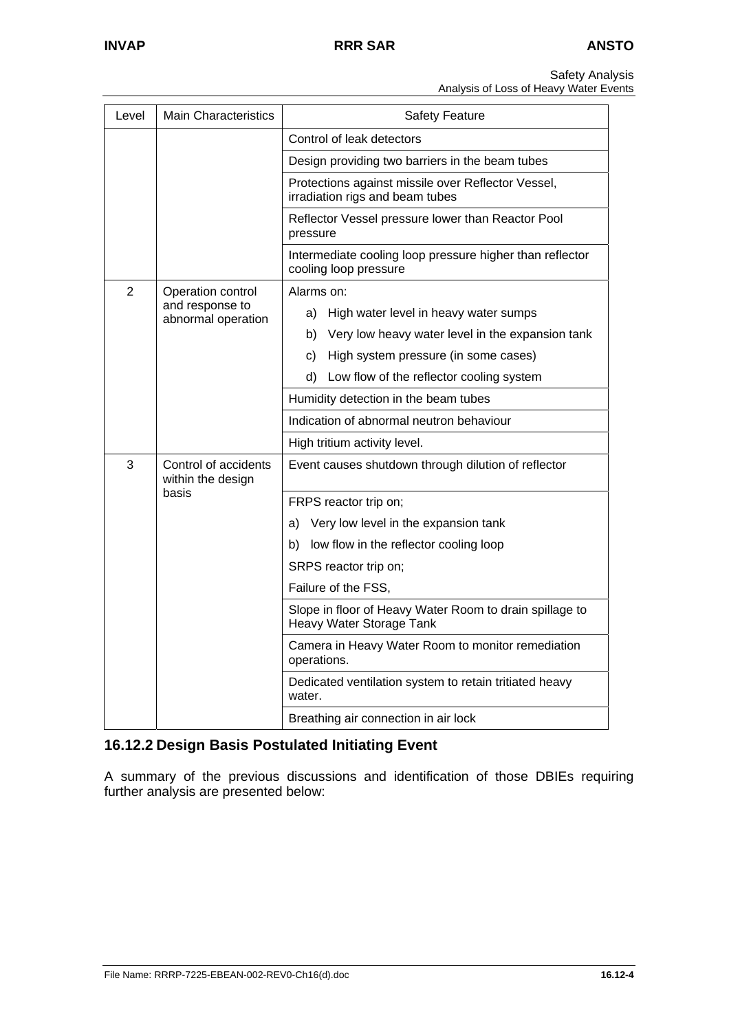| Level | Main Characteristics | Safety Feature |
|---|---|---|
| | | Control of leak detectors |
| | | Design providing two barriers in the beam tubes |
| | | Protections against missile over Reflector Vessel, irradiation rigs and beam tubes |
| | | Reflector Vessel pressure lower than Reactor Pool pressure |
| | | Intermediate cooling loop pressure higher than reflector cooling loop pressure |
| 2 | Operation control and response to abnormal operation | Alarms on:<br>a) High water level in heavy water sumps<br>b) Very low heavy water level in the expansion tank<br>c) High system pressure (in some cases)<br>d) Low flow of the reflector cooling system |
| | | Humidity detection in the beam tubes |
| | | Indication of abnormal neutron behaviour |
| | | High tritium activity level. |
| 3 | Control of accidents within the design basis | Event causes shutdown through dilution of reflector |
| | | FRPS reactor trip on;<br>a) Very low level in the expansion tank<br>b) low flow in the reflector cooling loop<br>SRPS reactor trip on;<br>Failure of the FSS, |
| | | Slope in floor of Heavy Water Room to drain spillage to Heavy Water Storage Tank |
| | | Camera in Heavy Water Room to monitor remediation operations. |
| | | Dedicated ventilation system to retain tritiated heavy water. |
| | | Breathing air connection in air lock |

## 16.12.2 Design Basis Postulated Initiating Event

A summary of the previous discussions and identification of those DBIEs requiring further analysis are presented below: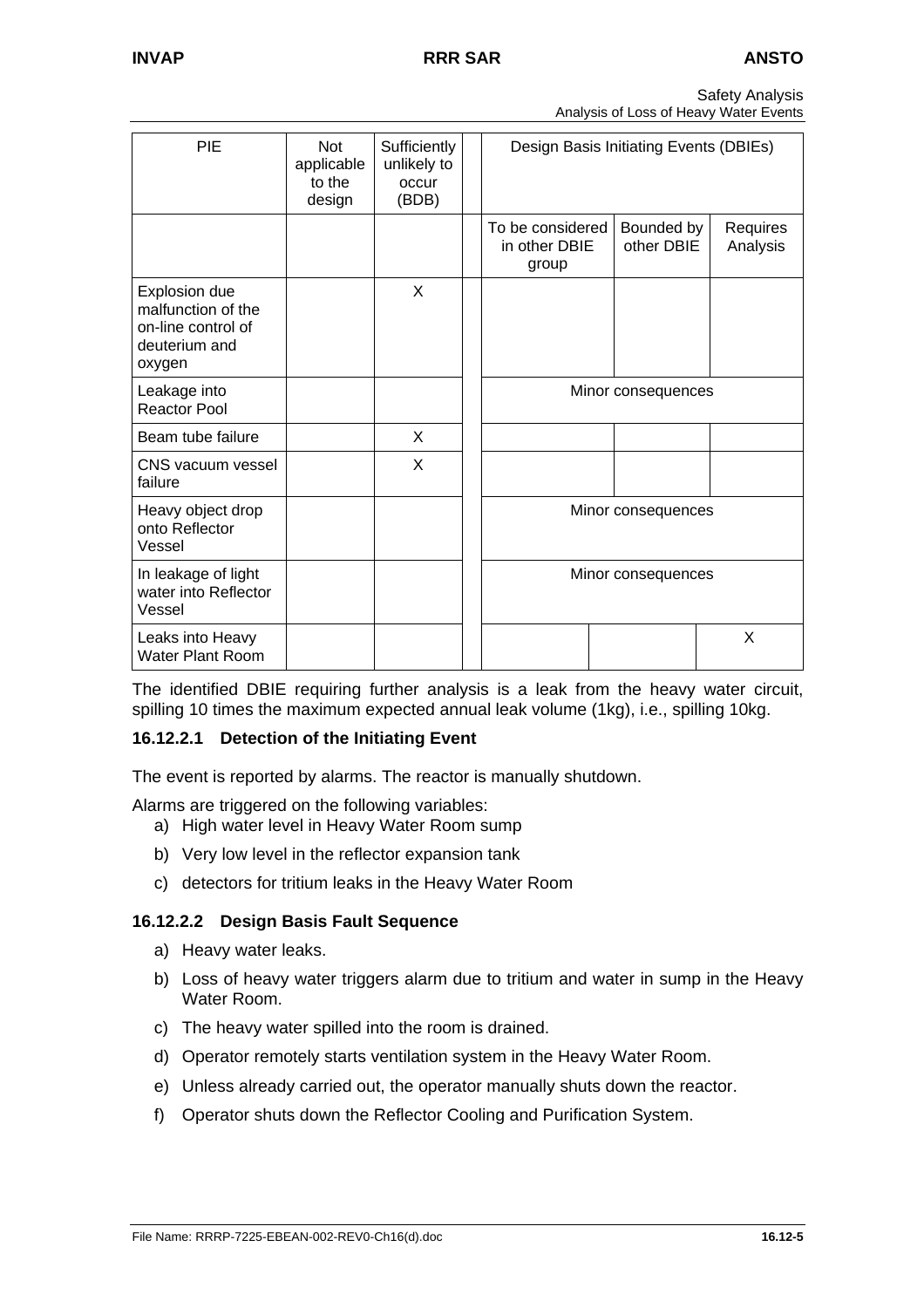| PIE | Not applicable to the design | Sufficiently unlikely to occur (BDB) | Design Basis Initiating Events (DBIEs) | | |
|---|---|---|---|---|---|
| | | | To be considered in other DBIE group | Bounded by other DBIE | Requires Analysis |
| Explosion due malfunction of the on-line control of deuterium and oxygen | | X | | | |
| Leakage into Reactor Pool | | | Minor consequences | | |
| Beam tube failure | | X | | | |
| CNS vacuum vessel failure | | X | | | |
| Heavy object drop onto Reflector Vessel | | | Minor consequences | | |
| In leakage of light water into Reflector Vessel | | | Minor consequences | | |
| Leaks into Heavy Water Plant Room | | | | | X |

The identified DBIE requiring further analysis is a leak from the heavy water circuit, spilling 10 times the maximum expected annual leak volume (1kg), i.e., spilling 10kg.

### 16.12.2.1 Detection of the Initiating Event

The event is reported by alarms. The reactor is manually shutdown.

Alarms are triggered on the following variables:

a) High water level in Heavy Water Room sump
b) Very low level in the reflector expansion tank
c) detectors for tritium leaks in the Heavy Water Room

### 16.12.2.2 Design Basis Fault Sequence

a) Heavy water leaks.
b) Loss of heavy water triggers alarm due to tritium and water in sump in the Heavy Water Room.
c) The heavy water spilled into the room is drained.
d) Operator remotely starts ventilation system in the Heavy Water Room.
e) Unless already carried out, the operator manually shuts down the reactor.
f) Operator shuts down the Reflector Cooling and Purification System.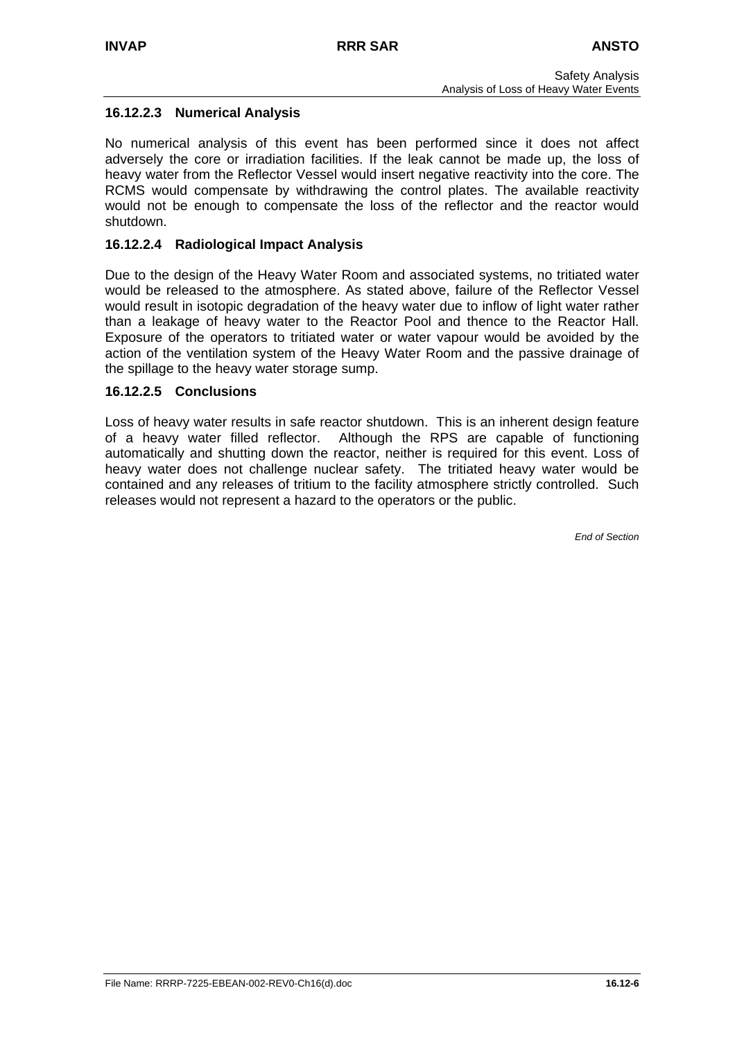### 16.12.2.3 Numerical Analysis

No numerical analysis of this event has been performed since it does not affect adversely the core or irradiation facilities. If the leak cannot be made up, the loss of heavy water from the Reflector Vessel would insert negative reactivity into the core. The RCMS would compensate by withdrawing the control plates. The available reactivity would not be enough to compensate the loss of the reflector and the reactor would shutdown.

### 16.12.2.4 Radiological Impact Analysis

Due to the design of the Heavy Water Room and associated systems, no tritiated water would be released to the atmosphere. As stated above, failure of the Reflector Vessel would result in isotopic degradation of the heavy water due to inflow of light water rather than a leakage of heavy water to the Reactor Pool and thence to the Reactor Hall. Exposure of the operators to tritiated water or water vapour would be avoided by the action of the ventilation system of the Heavy Water Room and the passive drainage of the spillage to the heavy water storage sump.

### 16.12.2.5 Conclusions

Loss of heavy water results in safe reactor shutdown. This is an inherent design feature of a heavy water filled reflector. Although the RPS are capable of functioning automatically and shutting down the reactor, neither is required for this event. Loss of heavy water does not challenge nuclear safety. The tritiated heavy water would be contained and any releases of tritium to the facility atmosphere strictly controlled. Such releases would not represent a hazard to the operators or the public.

*End of Section*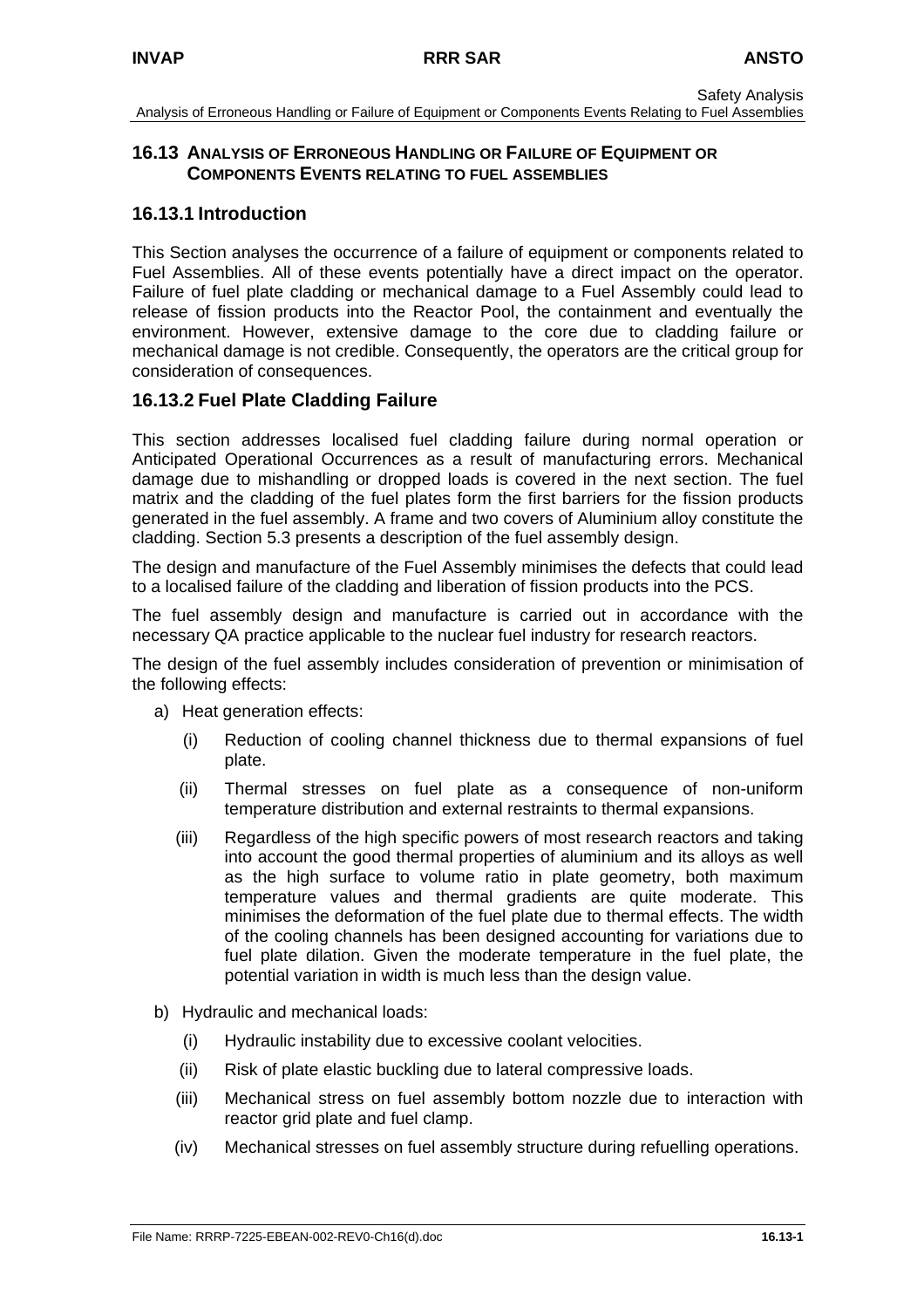## 16.13 ANALYSIS OF ERRONEOUS HANDLING OR FAILURE OF EQUIPMENT OR COMPONENTS EVENTS RELATING TO FUEL ASSEMBLIES

### 16.13.1 Introduction

This Section analyses the occurrence of a failure of equipment or components related to Fuel Assemblies. All of these events potentially have a direct impact on the operator. Failure of fuel plate cladding or mechanical damage to a Fuel Assembly could lead to release of fission products into the Reactor Pool, the containment and eventually the environment. However, extensive damage to the core due to cladding failure or mechanical damage is not credible. Consequently, the operators are the critical group for consideration of consequences.

### 16.13.2 Fuel Plate Cladding Failure

This section addresses localised fuel cladding failure during normal operation or Anticipated Operational Occurrences as a result of manufacturing errors. Mechanical damage due to mishandling or dropped loads is covered in the next section. The fuel matrix and the cladding of the fuel plates form the first barriers for the fission products generated in the fuel assembly. A frame and two covers of Aluminium alloy constitute the cladding. Section 5.3 presents a description of the fuel assembly design.

The design and manufacture of the Fuel Assembly minimises the defects that could lead to a localised failure of the cladding and liberation of fission products into the PCS.

The fuel assembly design and manufacture is carried out in accordance with the necessary QA practice applicable to the nuclear fuel industry for research reactors.

The design of the fuel assembly includes consideration of prevention or minimisation of the following effects:

a) Heat generation effects:

   (i) Reduction of cooling channel thickness due to thermal expansions of fuel plate.

   (ii) Thermal stresses on fuel plate as a consequence of non-uniform temperature distribution and external restraints to thermal expansions.

   (iii) Regardless of the high specific powers of most research reactors and taking into account the good thermal properties of aluminium and its alloys as well as the high surface to volume ratio in plate geometry, both maximum temperature values and thermal gradients are quite moderate. This minimises the deformation of the fuel plate due to thermal effects. The width of the cooling channels has been designed accounting for variations due to fuel plate dilation. Given the moderate temperature in the fuel plate, the potential variation in width is much less than the design value.

b) Hydraulic and mechanical loads:

   (i) Hydraulic instability due to excessive coolant velocities.

   (ii) Risk of plate elastic buckling due to lateral compressive loads.

   (iii) Mechanical stress on fuel assembly bottom nozzle due to interaction with reactor grid plate and fuel clamp.

   (iv) Mechanical stresses on fuel assembly structure during refuelling operations.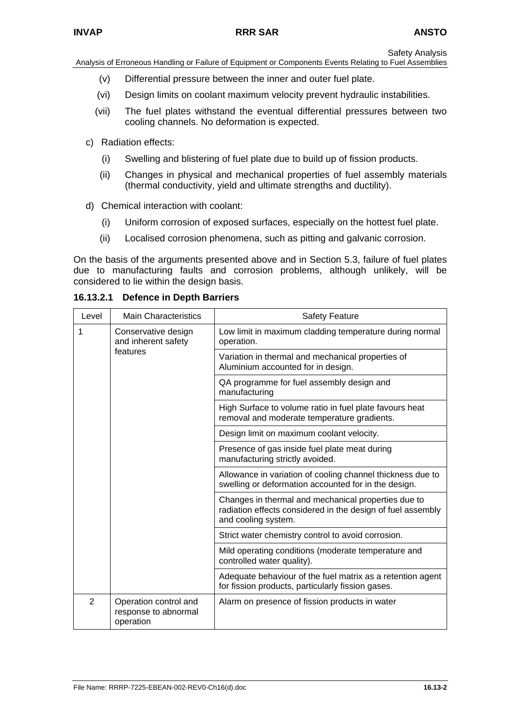(v) Differential pressure between the inner and outer fuel plate.

(vi) Design limits on coolant maximum velocity prevent hydraulic instabilities.

(vii) The fuel plates withstand the eventual differential pressures between two cooling channels. No deformation is expected.

c) Radiation effects:

(i) Swelling and blistering of fuel plate due to build up of fission products.

(ii) Changes in physical and mechanical properties of fuel assembly materials (thermal conductivity, yield and ultimate strengths and ductility).

d) Chemical interaction with coolant:

(i) Uniform corrosion of exposed surfaces, especially on the hottest fuel plate.

(ii) Localised corrosion phenomena, such as pitting and galvanic corrosion.

On the basis of the arguments presented above and in Section 5.3, failure of fuel plates due to manufacturing faults and corrosion problems, although unlikely, will be considered to lie within the design basis.

#### 16.13.2.1 Defence in Depth Barriers

| Level | Main Characteristics | Safety Feature |
|---|---|---|
| 1 | Conservative design and inherent safety features | Low limit in maximum cladding temperature during normal operation. |
| | | Variation in thermal and mechanical properties of Aluminium accounted for in design. |
| | | QA programme for fuel assembly design and manufacturing |
| | | High Surface to volume ratio in fuel plate favours heat removal and moderate temperature gradients. |
| | | Design limit on maximum coolant velocity. |
| | | Presence of gas inside fuel plate meat during manufacturing strictly avoided. |
| | | Allowance in variation of cooling channel thickness due to swelling or deformation accounted for in the design. |
| | | Changes in thermal and mechanical properties due to radiation effects considered in the design of fuel assembly and cooling system. |
| | | Strict water chemistry control to avoid corrosion. |
| | | Mild operating conditions (moderate temperature and controlled water quality). |
| | | Adequate behaviour of the fuel matrix as a retention agent for fission products, particularly fission gases. |
| 2 | Operation control and response to abnormal operation | Alarm on presence of fission products in water |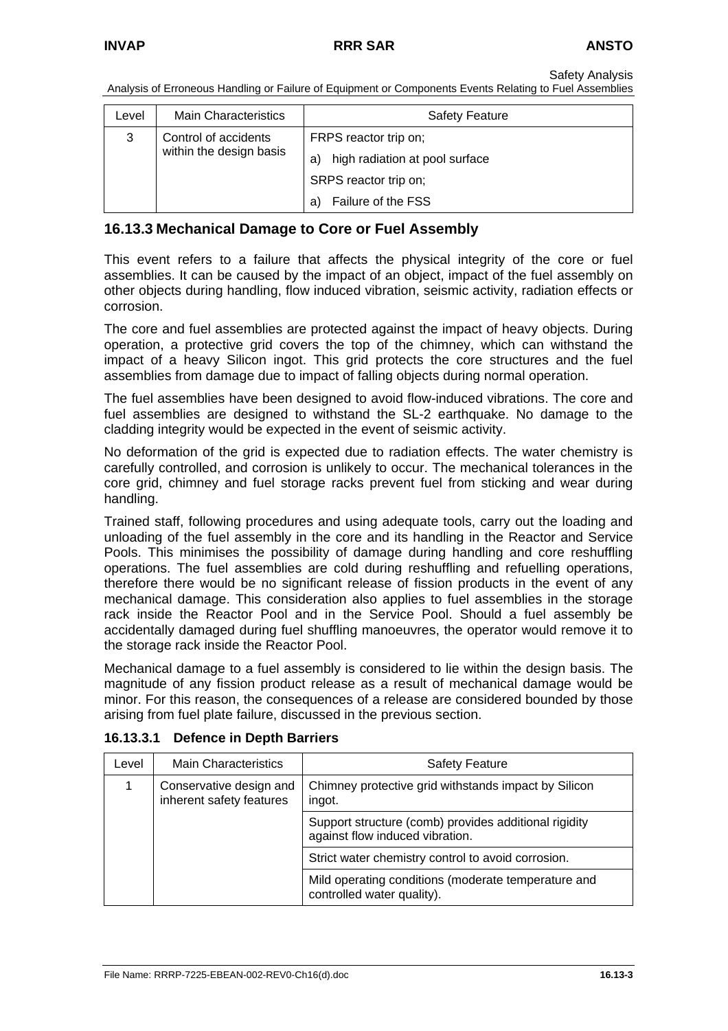| Level | Main Characteristics | Safety Feature |
|---|---|---|
| 3 | Control of accidents within the design basis | FRPS reactor trip on; |
| | | a) high radiation at pool surface |
| | | SRPS reactor trip on; |
| | | a) Failure of the FSS |

## 16.13.3 Mechanical Damage to Core or Fuel Assembly

This event refers to a failure that affects the physical integrity of the core or fuel assemblies. It can be caused by the impact of an object, impact of the fuel assembly on other objects during handling, flow induced vibration, seismic activity, radiation effects or corrosion.

The core and fuel assemblies are protected against the impact of heavy objects. During operation, a protective grid covers the top of the chimney, which can withstand the impact of a heavy Silicon ingot. This grid protects the core structures and the fuel assemblies from damage due to impact of falling objects during normal operation.

The fuel assemblies have been designed to avoid flow-induced vibrations. The core and fuel assemblies are designed to withstand the SL-2 earthquake. No damage to the cladding integrity would be expected in the event of seismic activity.

No deformation of the grid is expected due to radiation effects. The water chemistry is carefully controlled, and corrosion is unlikely to occur. The mechanical tolerances in the core grid, chimney and fuel storage racks prevent fuel from sticking and wear during handling.

Trained staff, following procedures and using adequate tools, carry out the loading and unloading of the fuel assembly in the core and its handling in the Reactor and Service Pools. This minimises the possibility of damage during handling and core reshuffling operations. The fuel assemblies are cold during reshuffling and refuelling operations, therefore there would be no significant release of fission products in the event of any mechanical damage. This consideration also applies to fuel assemblies in the storage rack inside the Reactor Pool and in the Service Pool. Should a fuel assembly be accidentally damaged during fuel shuffling manoeuvres, the operator would remove it to the storage rack inside the Reactor Pool.

Mechanical damage to a fuel assembly is considered to lie within the design basis. The magnitude of any fission product release as a result of mechanical damage would be minor. For this reason, the consequences of a release are considered bounded by those arising from fuel plate failure, discussed in the previous section.

### 16.13.3.1 Defence in Depth Barriers

| Level | Main Characteristics | Safety Feature |
|---|---|---|
| 1 | Conservative design and inherent safety features | Chimney protective grid withstands impact by Silicon ingot. |
| | | Support structure (comb) provides additional rigidity against flow induced vibration. |
| | | Strict water chemistry control to avoid corrosion. |
| | | Mild operating conditions (moderate temperature and controlled water quality). |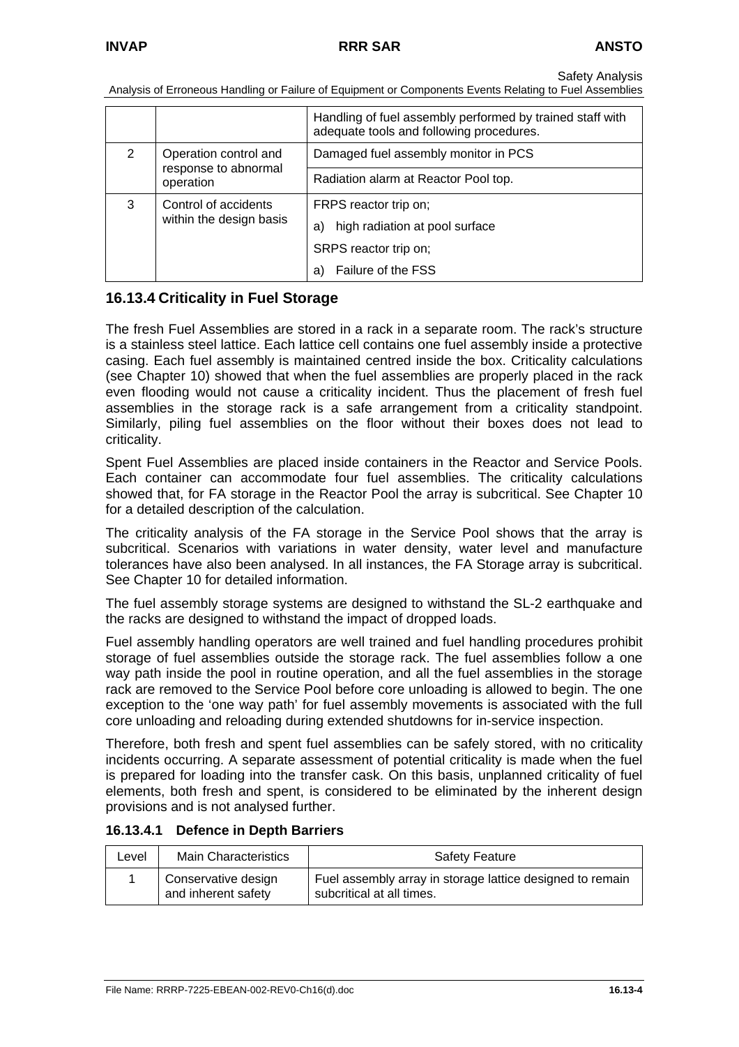| | | |
|---|---|---|
| | | Handling of fuel assembly performed by trained staff with adequate tools and following procedures. |
| 2 | Operation control and response to abnormal operation | Damaged fuel assembly monitor in PCS |
| | | Radiation alarm at Reactor Pool top. |
| 3 | Control of accidents within the design basis | FRPS reactor trip on;<br>a) high radiation at pool surface<br>SRPS reactor trip on;<br>a) Failure of the FSS |

## 16.13.4 Criticality in Fuel Storage

The fresh Fuel Assemblies are stored in a rack in a separate room. The rack's structure is a stainless steel lattice. Each lattice cell contains one fuel assembly inside a protective casing. Each fuel assembly is maintained centred inside the box. Criticality calculations (see Chapter 10) showed that when the fuel assemblies are properly placed in the rack even flooding would not cause a criticality incident. Thus the placement of fresh fuel assemblies in the storage rack is a safe arrangement from a criticality standpoint. Similarly, piling fuel assemblies on the floor without their boxes does not lead to criticality.

Spent Fuel Assemblies are placed inside containers in the Reactor and Service Pools. Each container can accommodate four fuel assemblies. The criticality calculations showed that, for FA storage in the Reactor Pool the array is subcritical. See Chapter 10 for a detailed description of the calculation.

The criticality analysis of the FA storage in the Service Pool shows that the array is subcritical. Scenarios with variations in water density, water level and manufacture tolerances have also been analysed. In all instances, the FA Storage array is subcritical. See Chapter 10 for detailed information.

The fuel assembly storage systems are designed to withstand the SL-2 earthquake and the racks are designed to withstand the impact of dropped loads.

Fuel assembly handling operators are well trained and fuel handling procedures prohibit storage of fuel assemblies outside the storage rack. The fuel assemblies follow a one way path inside the pool in routine operation, and all the fuel assemblies in the storage rack are removed to the Service Pool before core unloading is allowed to begin. The one exception to the 'one way path' for fuel assembly movements is associated with the full core unloading and reloading during extended shutdowns for in-service inspection.

Therefore, both fresh and spent fuel assemblies can be safely stored, with no criticality incidents occurring. A separate assessment of potential criticality is made when the fuel is prepared for loading into the transfer cask. On this basis, unplanned criticality of fuel elements, both fresh and spent, is considered to be eliminated by the inherent design provisions and is not analysed further.

### 16.13.4.1 Defence in Depth Barriers

| Level | Main Characteristics | Safety Feature |
|---|---|---|
| 1 | Conservative design and inherent safety | Fuel assembly array in storage lattice designed to remain subcritical at all times. |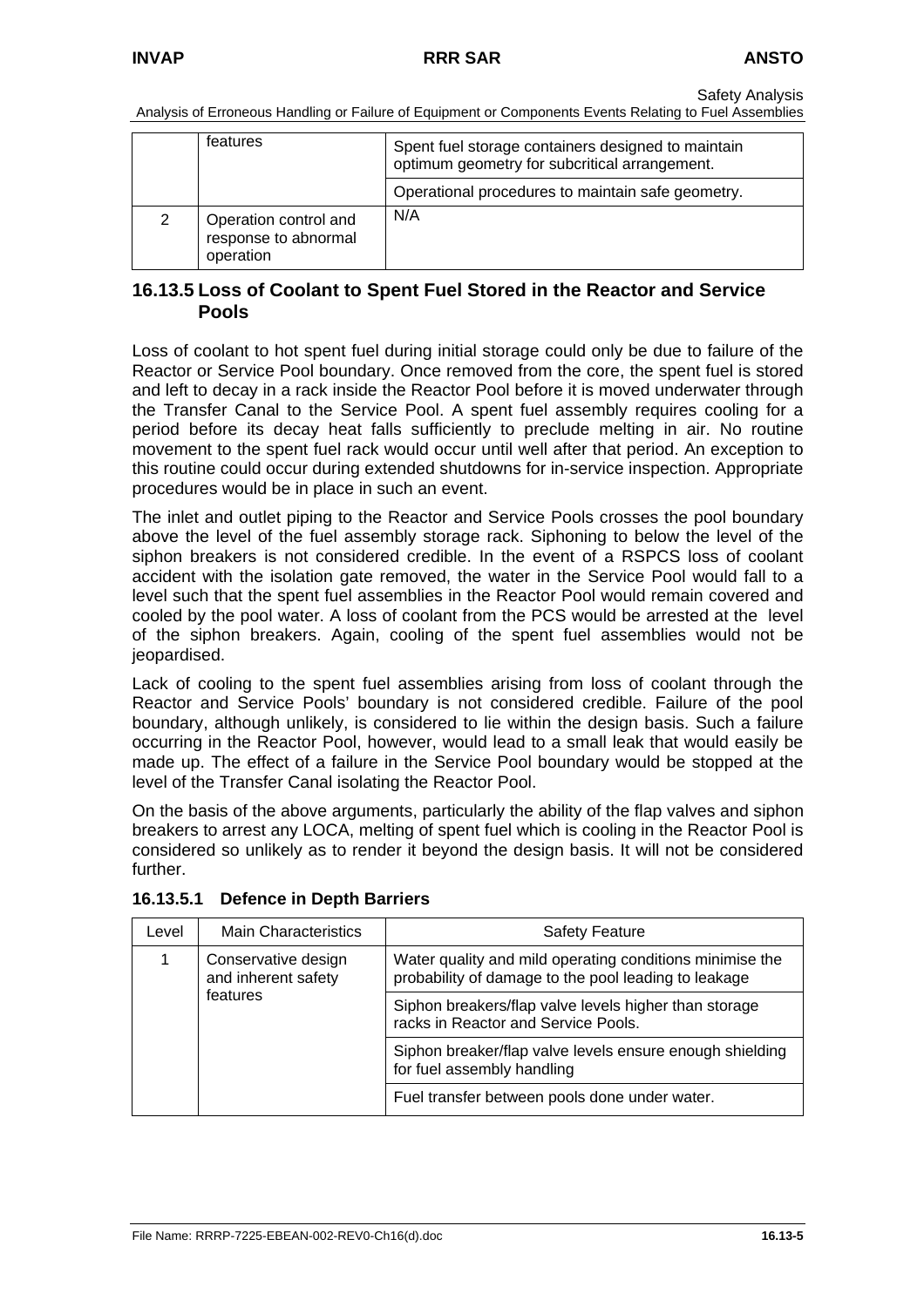| | features | Spent fuel storage containers designed to maintain optimum geometry for subcritical arrangement. |
|---|---|---|
| | | Operational procedures to maintain safe geometry. |
| 2 | Operation control and response to abnormal operation | N/A |

## 16.13.5 Loss of Coolant to Spent Fuel Stored in the Reactor and Service Pools

Loss of coolant to hot spent fuel during initial storage could only be due to failure of the Reactor or Service Pool boundary. Once removed from the core, the spent fuel is stored and left to decay in a rack inside the Reactor Pool before it is moved underwater through the Transfer Canal to the Service Pool. A spent fuel assembly requires cooling for a period before its decay heat falls sufficiently to preclude melting in air. No routine movement to the spent fuel rack would occur until well after that period. An exception to this routine could occur during extended shutdowns for in-service inspection. Appropriate procedures would be in place in such an event.

The inlet and outlet piping to the Reactor and Service Pools crosses the pool boundary above the level of the fuel assembly storage rack. Siphoning to below the level of the siphon breakers is not considered credible. In the event of a RSPCS loss of coolant accident with the isolation gate removed, the water in the Service Pool would fall to a level such that the spent fuel assemblies in the Reactor Pool would remain covered and cooled by the pool water. A loss of coolant from the PCS would be arrested at the level of the siphon breakers. Again, cooling of the spent fuel assemblies would not be jeopardised.

Lack of cooling to the spent fuel assemblies arising from loss of coolant through the Reactor and Service Pools' boundary is not considered credible. Failure of the pool boundary, although unlikely, is considered to lie within the design basis. Such a failure occurring in the Reactor Pool, however, would lead to a small leak that would easily be made up. The effect of a failure in the Service Pool boundary would be stopped at the level of the Transfer Canal isolating the Reactor Pool.

On the basis of the above arguments, particularly the ability of the flap valves and siphon breakers to arrest any LOCA, melting of spent fuel which is cooling in the Reactor Pool is considered so unlikely as to render it beyond the design basis. It will not be considered further.

### 16.13.5.1 Defence in Depth Barriers

| Level | Main Characteristics | Safety Feature |
|---|---|---|
| 1 | Conservative design and inherent safety features | Water quality and mild operating conditions minimise the probability of damage to the pool leading to leakage |
| | | Siphon breakers/flap valve levels higher than storage racks in Reactor and Service Pools. |
| | | Siphon breaker/flap valve levels ensure enough shielding for fuel assembly handling |
| | | Fuel transfer between pools done under water. |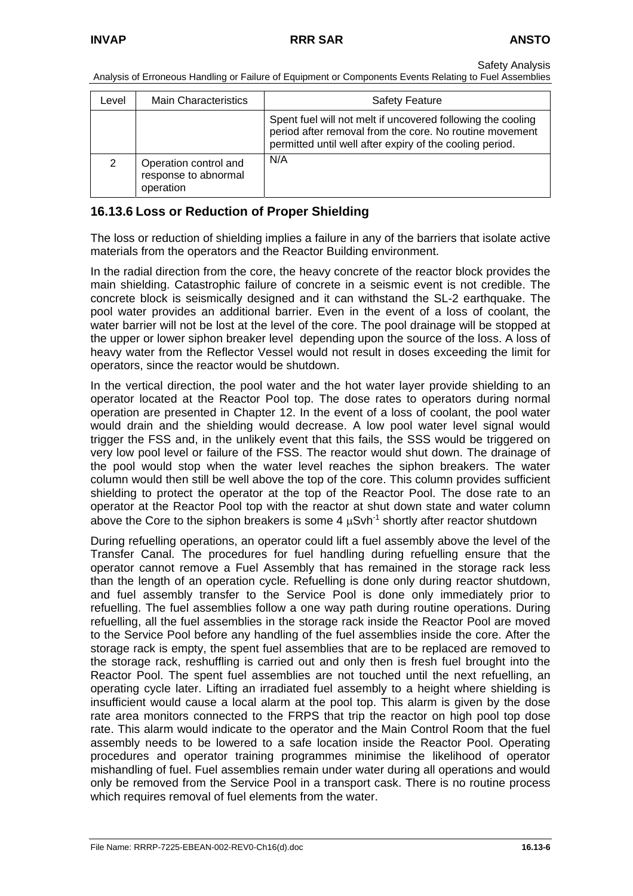| Level | Main Characteristics | Safety Feature |
|---|---|---|
| | | Spent fuel will not melt if uncovered following the cooling period after removal from the core. No routine movement permitted until well after expiry of the cooling period. |
| 2 | Operation control and response to abnormal operation | N/A |

### 16.13.6 Loss or Reduction of Proper Shielding

The loss or reduction of shielding implies a failure in any of the barriers that isolate active materials from the operators and the Reactor Building environment.

In the radial direction from the core, the heavy concrete of the reactor block provides the main shielding. Catastrophic failure of concrete in a seismic event is not credible. The concrete block is seismically designed and it can withstand the SL-2 earthquake. The pool water provides an additional barrier. Even in the event of a loss of coolant, the water barrier will not be lost at the level of the core. The pool drainage will be stopped at the upper or lower siphon breaker level depending upon the source of the loss. A loss of heavy water from the Reflector Vessel would not result in doses exceeding the limit for operators, since the reactor would be shutdown.

In the vertical direction, the pool water and the hot water layer provide shielding to an operator located at the Reactor Pool top. The dose rates to operators during normal operation are presented in Chapter 12. In the event of a loss of coolant, the pool water would drain and the shielding would decrease. A low pool water level signal would trigger the FSS and, in the unlikely event that this fails, the SSS would be triggered on very low pool level or failure of the FSS. The reactor would shut down. The drainage of the pool would stop when the water level reaches the siphon breakers. The water column would then still be well above the top of the core. This column provides sufficient shielding to protect the operator at the top of the Reactor Pool. The dose rate to an operator at the Reactor Pool top with the reactor at shut down state and water column above the Core to the siphon breakers is some 4 $\mu Svh^{-1}$ shortly after reactor shutdown

During refuelling operations, an operator could lift a fuel assembly above the level of the Transfer Canal. The procedures for fuel handling during refuelling ensure that the operator cannot remove a Fuel Assembly that has remained in the storage rack less than the length of an operation cycle. Refuelling is done only during reactor shutdown, and fuel assembly transfer to the Service Pool is done only immediately prior to refuelling. The fuel assemblies follow a one way path during routine operations. During refuelling, all the fuel assemblies in the storage rack inside the Reactor Pool are moved to the Service Pool before any handling of the fuel assemblies inside the core. After the storage rack is empty, the spent fuel assemblies that are to be replaced are removed to the storage rack, reshuffling is carried out and only then is fresh fuel brought into the Reactor Pool. The spent fuel assemblies are not touched until the next refuelling, an operating cycle later. Lifting an irradiated fuel assembly to a height where shielding is insufficient would cause a local alarm at the pool top. This alarm is given by the dose rate area monitors connected to the FRPS that trip the reactor on high pool top dose rate. This alarm would indicate to the operator and the Main Control Room that the fuel assembly needs to be lowered to a safe location inside the Reactor Pool. Operating procedures and operator training programmes minimise the likelihood of operator mishandling of fuel. Fuel assemblies remain under water during all operations and would only be removed from the Service Pool in a transport cask. There is no routine process which requires removal of fuel elements from the water.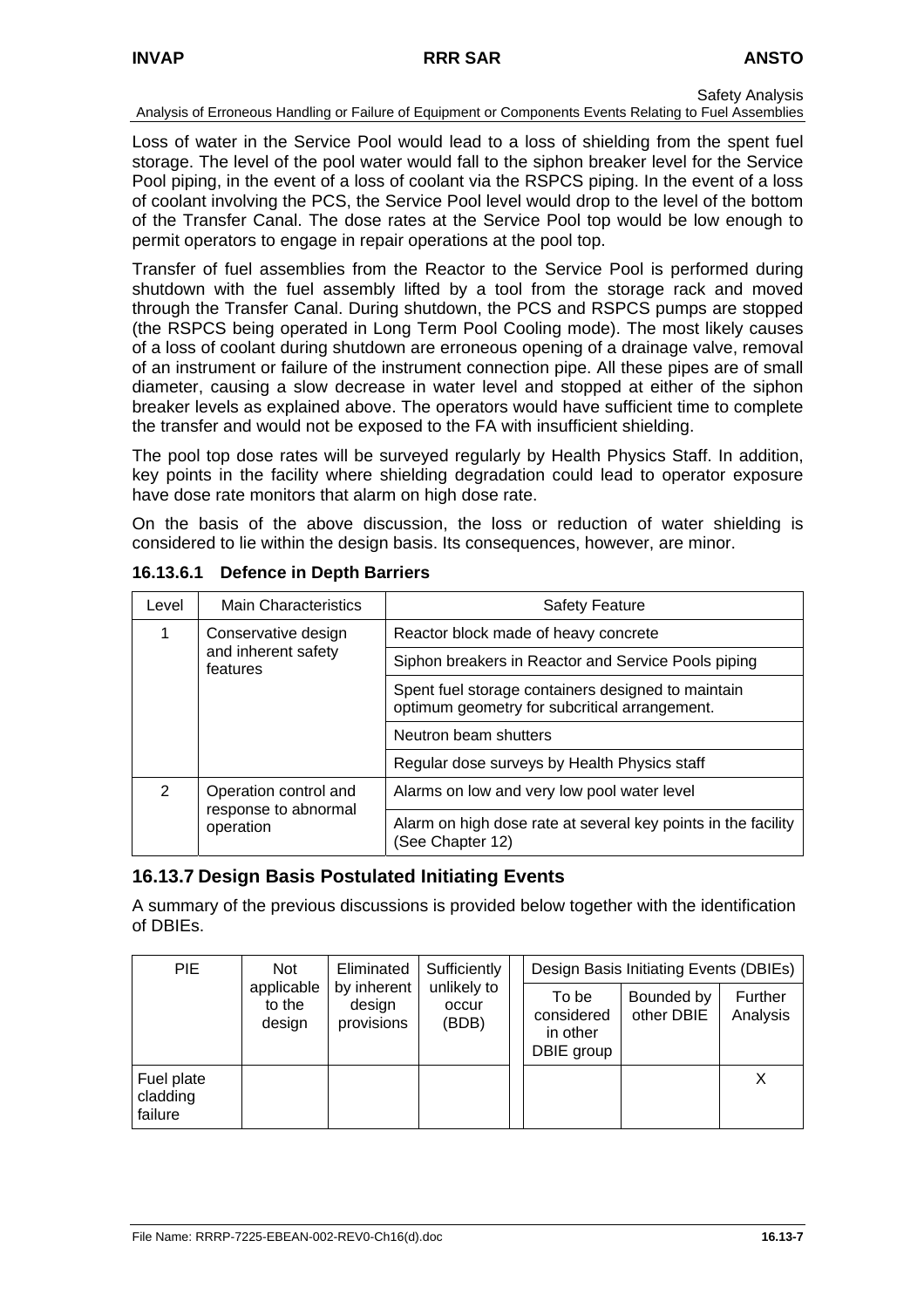Loss of water in the Service Pool would lead to a loss of shielding from the spent fuel storage. The level of the pool water would fall to the siphon breaker level for the Service Pool piping, in the event of a loss of coolant via the RSPCS piping. In the event of a loss of coolant involving the PCS, the Service Pool level would drop to the level of the bottom of the Transfer Canal. The dose rates at the Service Pool top would be low enough to permit operators to engage in repair operations at the pool top.

Transfer of fuel assemblies from the Reactor to the Service Pool is performed during shutdown with the fuel assembly lifted by a tool from the storage rack and moved through the Transfer Canal. During shutdown, the PCS and RSPCS pumps are stopped (the RSPCS being operated in Long Term Pool Cooling mode). The most likely causes of a loss of coolant during shutdown are erroneous opening of a drainage valve, removal of an instrument or failure of the instrument connection pipe. All these pipes are of small diameter, causing a slow decrease in water level and stopped at either of the siphon breaker levels as explained above. The operators would have sufficient time to complete the transfer and would not be exposed to the FA with insufficient shielding.

The pool top dose rates will be surveyed regularly by Health Physics Staff. In addition, key points in the facility where shielding degradation could lead to operator exposure have dose rate monitors that alarm on high dose rate.

On the basis of the above discussion, the loss or reduction of water shielding is considered to lie within the design basis. Its consequences, however, are minor.

#### 16.13.6.1 Defence in Depth Barriers

| Level | Main Characteristics | Safety Feature |
|---|---|---|
| 1 | Conservative design and inherent safety features | Reactor block made of heavy concrete |
| | | Siphon breakers in Reactor and Service Pools piping |
| | | Spent fuel storage containers designed to maintain optimum geometry for subcritical arrangement. |
| | | Neutron beam shutters |
| | | Regular dose surveys by Health Physics staff |
| 2 | Operation control and response to abnormal operation | Alarms on low and very low pool water level |
| | | Alarm on high dose rate at several key points in the facility (See Chapter 12) |

### 16.13.7 Design Basis Postulated Initiating Events

A summary of the previous discussions is provided below together with the identification of DBIEs.

| PIE | Not applicable to the design | Eliminated by inherent design provisions | Sufficiently unlikely to occur (BDB) | Design Basis Initiating Events (DBIEs) | | |
|---|---|---|---|---|---|---|
| | | | | To be considered in other DBIE group | Bounded by other DBIE | Further Analysis |
| Fuel plate cladding failure | | | | | | X |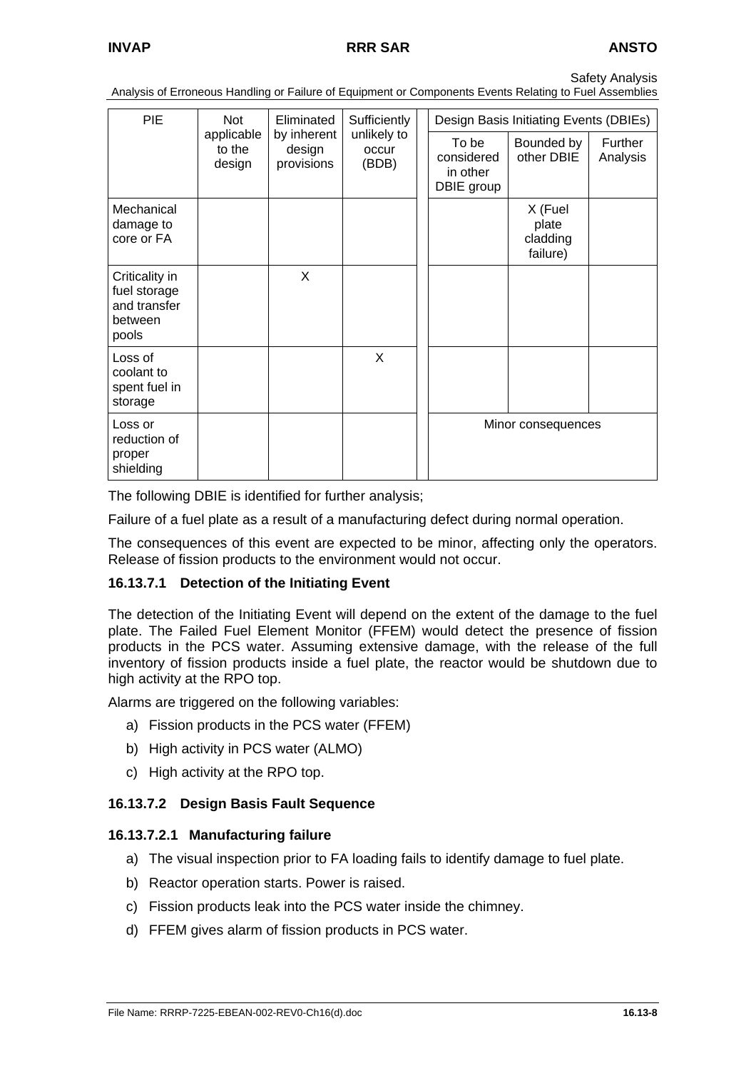| PIE | Not applicable to the design | Eliminated by inherent design provisions | Sufficiently unlikely to occur (BDB) | Design Basis Initiating Events (DBIEs) | | |
|---|---|---|---|---|---|---|
| | | | | To be considered in other DBIE group | Bounded by other DBIE | Further Analysis |
| Mechanical damage to core or FA | | | | | X (Fuel plate cladding failure) | |
| Criticality in fuel storage and transfer between pools | | X | | | | |
| Loss of coolant to spent fuel in storage | | | X | | | |
| Loss or reduction of proper shielding | | | | Minor consequences | | |

The following DBIE is identified for further analysis;

Failure of a fuel plate as a result of a manufacturing defect during normal operation.

The consequences of this event are expected to be minor, affecting only the operators. Release of fission products to the environment would not occur.

### 16.13.7.1 Detection of the Initiating Event

The detection of the Initiating Event will depend on the extent of the damage to the fuel plate. The Failed Fuel Element Monitor (FFEM) would detect the presence of fission products in the PCS water. Assuming extensive damage, with the release of the full inventory of fission products inside a fuel plate, the reactor would be shutdown due to high activity at the RPO top.

Alarms are triggered on the following variables:

a) Fission products in the PCS water (FFEM)
b) High activity in PCS water (ALMO)
c) High activity at the RPO top.

### 16.13.7.2 Design Basis Fault Sequence

#### 16.13.7.2.1 Manufacturing failure

a) The visual inspection prior to FA loading fails to identify damage to fuel plate.
b) Reactor operation starts. Power is raised.
c) Fission products leak into the PCS water inside the chimney.
d) FFEM gives alarm of fission products in PCS water.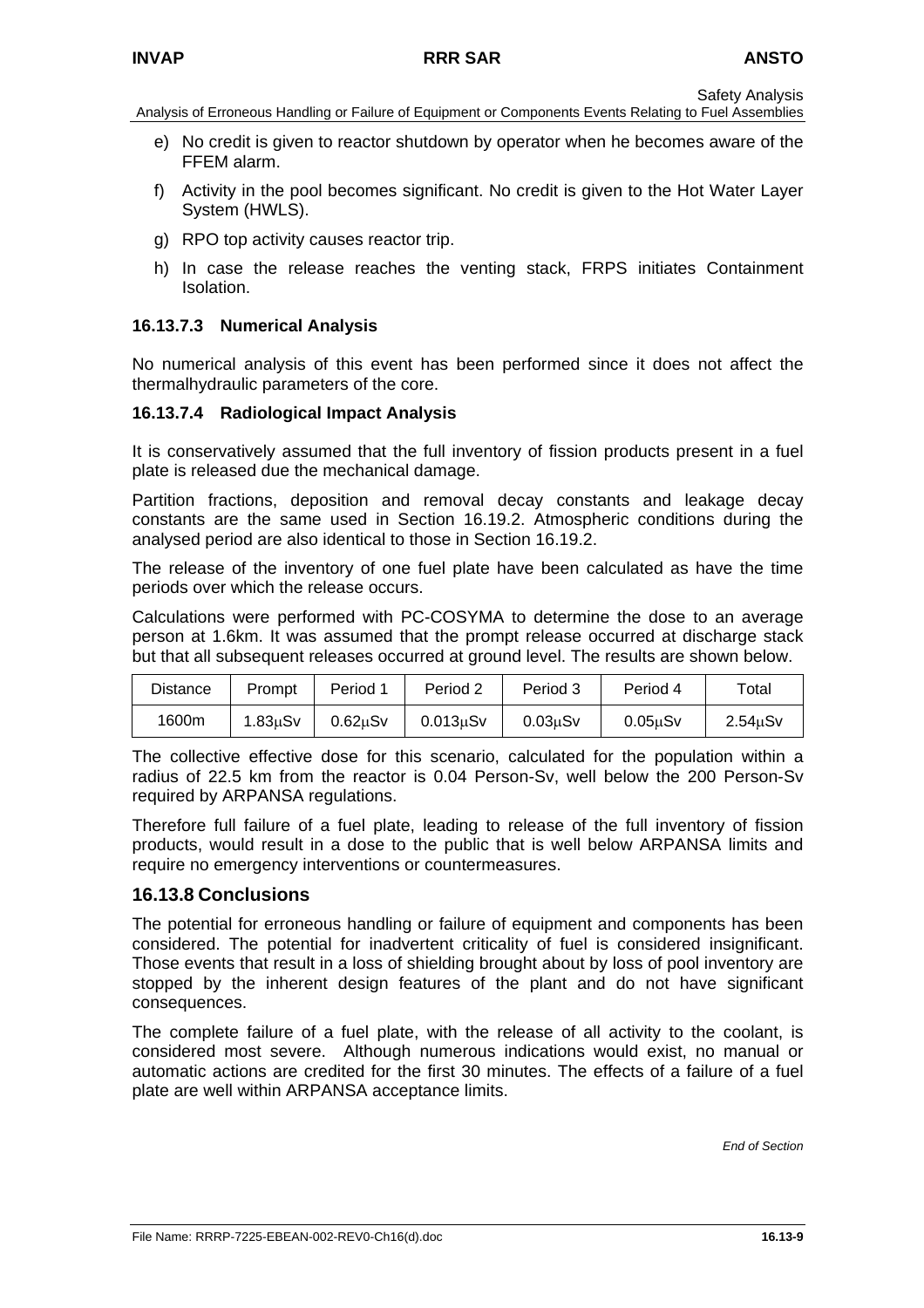e) No credit is given to reactor shutdown by operator when he becomes aware of the FFEM alarm.

f) Activity in the pool becomes significant. No credit is given to the Hot Water Layer System (HWLS).

g) RPO top activity causes reactor trip.

h) In case the release reaches the venting stack, FRPS initiates Containment Isolation.

### 16.13.7.3 Numerical Analysis

No numerical analysis of this event has been performed since it does not affect the thermalhydraulic parameters of the core.

### 16.13.7.4 Radiological Impact Analysis

It is conservatively assumed that the full inventory of fission products present in a fuel plate is released due the mechanical damage.

Partition fractions, deposition and removal decay constants and leakage decay constants are the same used in Section 16.19.2. Atmospheric conditions during the analysed period are also identical to those in Section 16.19.2.

The release of the inventory of one fuel plate have been calculated as have the time periods over which the release occurs.

Calculations were performed with PC-COSYMA to determine the dose to an average person at 1.6km. It was assumed that the prompt release occurred at discharge stack but that all subsequent releases occurred at ground level. The results are shown below.

| Distance | Prompt | Period 1 | Period 2 | Period 3 | Period 4 | Total |
|---|---|---|---|---|---|---|
| 1600m | 1.83μSv | 0.62μSv | 0.013μSv | 0.03μSv | 0.05μSv | 2.54μSv |

The collective effective dose for this scenario, calculated for the population within a radius of 22.5 km from the reactor is 0.04 Person-Sv, well below the 200 Person-Sv required by ARPANSA regulations.

Therefore full failure of a fuel plate, leading to release of the full inventory of fission products, would result in a dose to the public that is well below ARPANSA limits and require no emergency interventions or countermeasures.

## 16.13.8 Conclusions

The potential for erroneous handling or failure of equipment and components has been considered. The potential for inadvertent criticality of fuel is considered insignificant. Those events that result in a loss of shielding brought about by loss of pool inventory are stopped by the inherent design features of the plant and do not have significant consequences.

The complete failure of a fuel plate, with the release of all activity to the coolant, is considered most severe. Although numerous indications would exist, no manual or automatic actions are credited for the first 30 minutes. The effects of a failure of a fuel plate are well within ARPANSA acceptance limits.

*End of Section*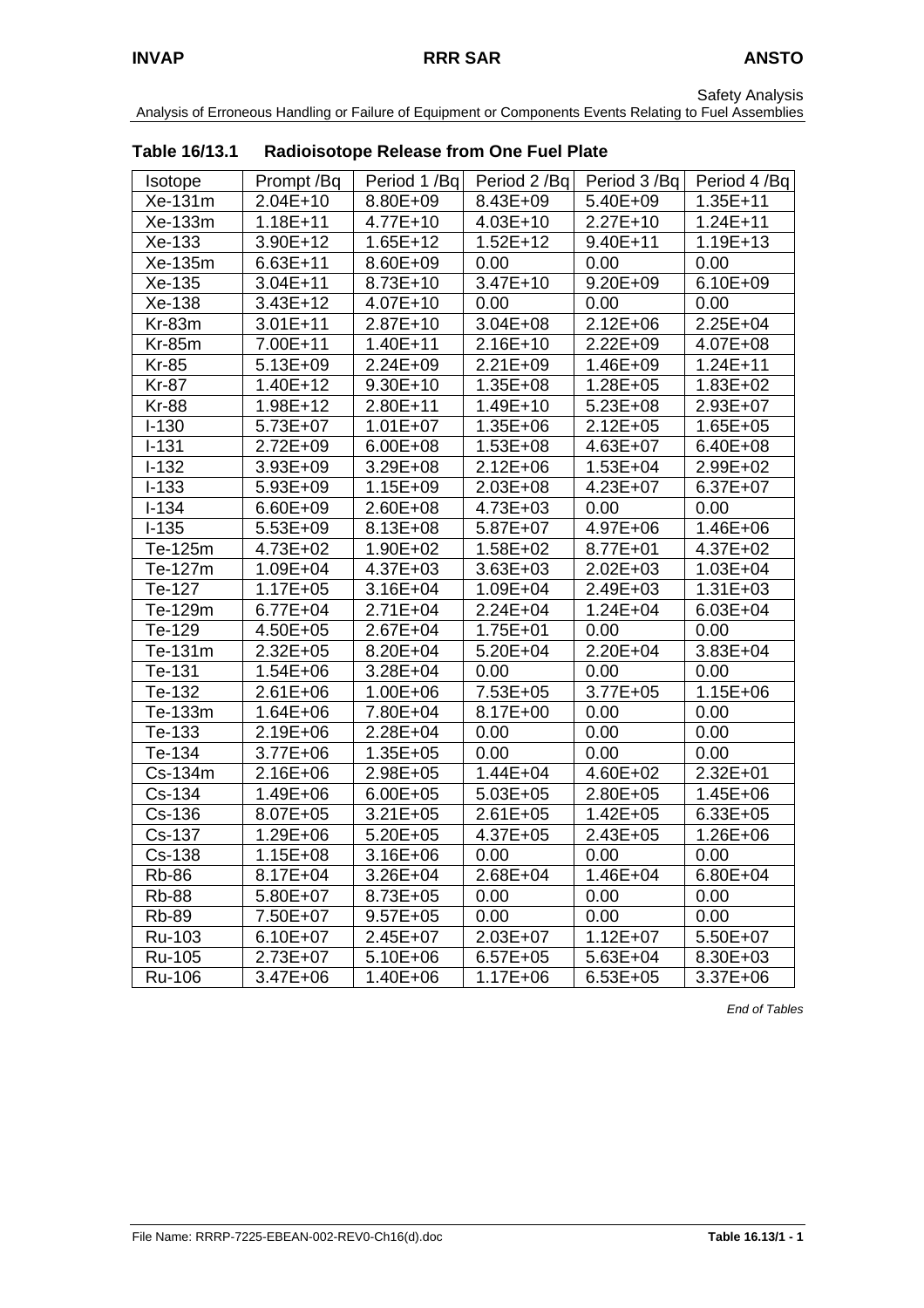Safety Analysis
Analysis of Erroneous Handling or Failure of Equipment or Components Events Relating to Fuel Assemblies

## Table 16/13.1 Radioisotope Release from One Fuel Plate

| Isotope | Prompt /Bq | Period 1 /Bq | Period 2 /Bq | Period 3 /Bq | Period 4 /Bq |
|---|---|---|---|---|---|
| Xe-131m | 2.04E+10 | 8.80E+09 | 8.43E+09 | 5.40E+09 | 1.35E+11 |
| Xe-133m | 1.18E+11 | 4.77E+10 | 4.03E+10 | 2.27E+10 | 1.24E+11 |
| Xe-133 | 3.90E+12 | 1.65E+12 | 1.52E+12 | 9.40E+11 | 1.19E+13 |
| Xe-135m | 6.63E+11 | 8.60E+09 | 0.00 | 0.00 | 0.00 |
| Xe-135 | 3.04E+11 | 8.73E+10 | 3.47E+10 | 9.20E+09 | 6.10E+09 |
| Xe-138 | 3.43E+12 | 4.07E+10 | 0.00 | 0.00 | 0.00 |
| Kr-83m | 3.01E+11 | 2.87E+10 | 3.04E+08 | 2.12E+06 | 2.25E+04 |
| Kr-85m | 7.00E+11 | 1.40E+11 | 2.16E+10 | 2.22E+09 | 4.07E+08 |
| Kr-85 | 5.13E+09 | 2.24E+09 | 2.21E+09 | 1.46E+09 | 1.24E+11 |
| Kr-87 | 1.40E+12 | 9.30E+10 | 1.35E+08 | 1.28E+05 | 1.83E+02 |
| Kr-88 | 1.98E+12 | 2.80E+11 | 1.49E+10 | 5.23E+08 | 2.93E+07 |
| I-130 | 5.73E+07 | 1.01E+07 | 1.35E+06 | 2.12E+05 | 1.65E+05 |
| I-131 | 2.72E+09 | 6.00E+08 | 1.53E+08 | 4.63E+07 | 6.40E+08 |
| I-132 | 3.93E+09 | 3.29E+08 | 2.12E+06 | 1.53E+04 | 2.99E+02 |
| I-133 | 5.93E+09 | 1.15E+09 | 2.03E+08 | 4.23E+07 | 6.37E+07 |
| I-134 | 6.60E+09 | 2.60E+08 | 4.73E+03 | 0.00 | 0.00 |
| I-135 | 5.53E+09 | 8.13E+08 | 5.87E+07 | 4.97E+06 | 1.46E+06 |
| Te-125m | 4.73E+02 | 1.90E+02 | 1.58E+02 | 8.77E+01 | 4.37E+02 |
| Te-127m | 1.09E+04 | 4.37E+03 | 3.63E+03 | 2.02E+03 | 1.03E+04 |
| Te-127 | 1.17E+05 | 3.16E+04 | 1.09E+04 | 2.49E+03 | 1.31E+03 |
| Te-129m | 6.77E+04 | 2.71E+04 | 2.24E+04 | 1.24E+04 | 6.03E+04 |
| Te-129 | 4.50E+05 | 2.67E+04 | 1.75E+01 | 0.00 | 0.00 |
| Te-131m | 2.32E+05 | 8.20E+04 | 5.20E+04 | 2.20E+04 | 3.83E+04 |
| Te-131 | 1.54E+06 | 3.28E+04 | 0.00 | 0.00 | 0.00 |
| Te-132 | 2.61E+06 | 1.00E+06 | 7.53E+05 | 3.77E+05 | 1.15E+06 |
| Te-133m | 1.64E+06 | 7.80E+04 | 8.17E+00 | 0.00 | 0.00 |
| Te-133 | 2.19E+06 | 2.28E+04 | 0.00 | 0.00 | 0.00 |
| Te-134 | 3.77E+06 | 1.35E+05 | 0.00 | 0.00 | 0.00 |
| Cs-134m | 2.16E+06 | 2.98E+05 | 1.44E+04 | 4.60E+02 | 2.32E+01 |
| Cs-134 | 1.49E+06 | 6.00E+05 | 5.03E+05 | 2.80E+05 | 1.45E+06 |
| Cs-136 | 8.07E+05 | 3.21E+05 | 2.61E+05 | 1.42E+05 | 6.33E+05 |
| Cs-137 | 1.29E+06 | 5.20E+05 | 4.37E+05 | 2.43E+05 | 1.26E+06 |
| Cs-138 | 1.15E+08 | 3.16E+06 | 0.00 | 0.00 | 0.00 |
| Rb-86 | 8.17E+04 | 3.26E+04 | 2.68E+04 | 1.46E+04 | 6.80E+04 |
| Rb-88 | 5.80E+07 | 8.73E+05 | 0.00 | 0.00 | 0.00 |
| Rb-89 | 7.50E+07 | 9.57E+05 | 0.00 | 0.00 | 0.00 |
| Ru-103 | 6.10E+07 | 2.45E+07 | 2.03E+07 | 1.12E+07 | 5.50E+07 |
| Ru-105 | 2.73E+07 | 5.10E+06 | 6.57E+05 | 5.63E+04 | 8.30E+03 |
| Ru-106 | 3.47E+06 | 1.40E+06 | 1.17E+06 | 6.53E+05 | 3.37E+06 |

*End of Tables*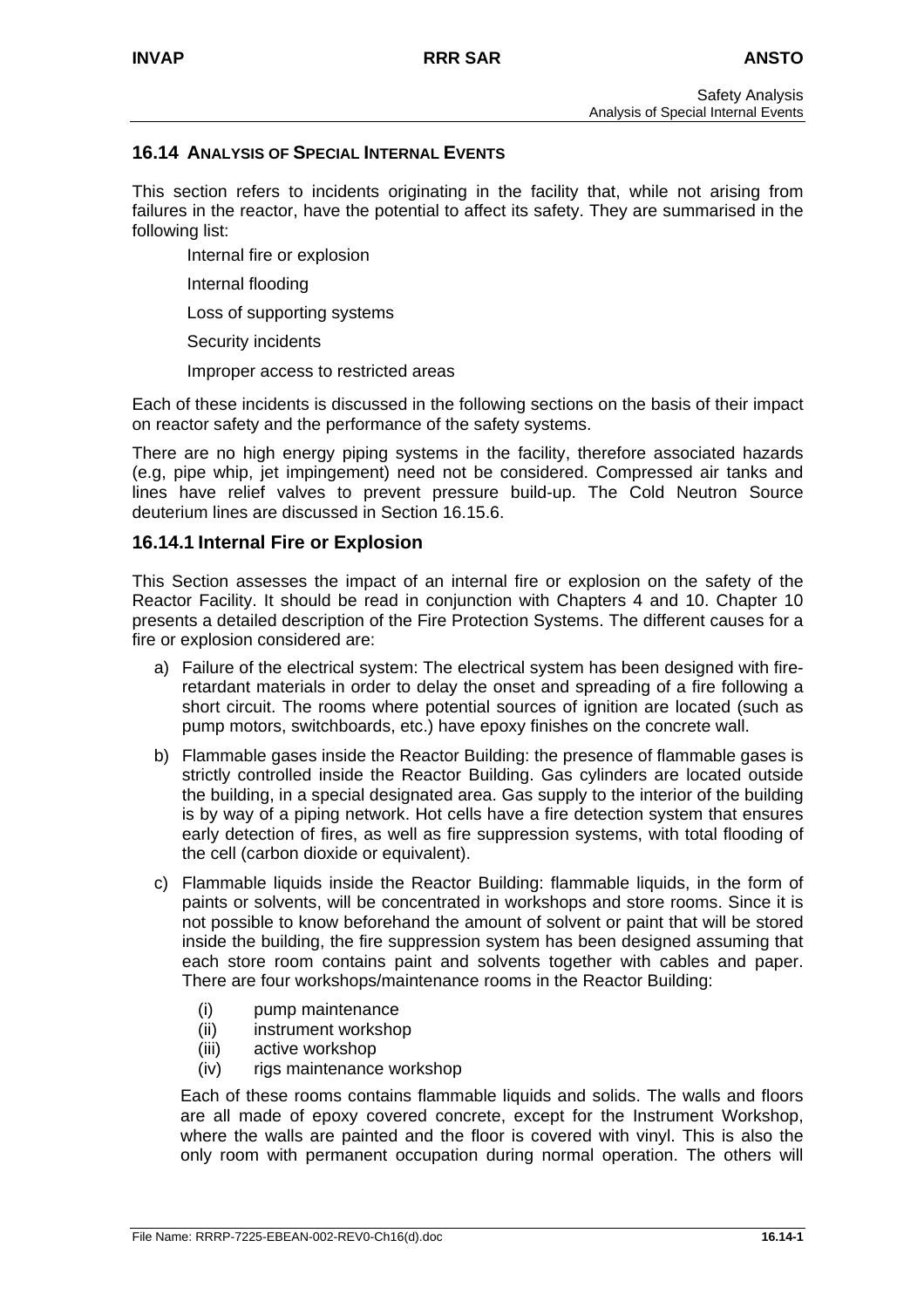## 16.14 ANALYSIS OF SPECIAL INTERNAL EVENTS

This section refers to incidents originating in the facility that, while not arising from failures in the reactor, have the potential to affect its safety. They are summarised in the following list:

- Internal fire or explosion
- Internal flooding
- Loss of supporting systems
- Security incidents
- Improper access to restricted areas

Each of these incidents is discussed in the following sections on the basis of their impact on reactor safety and the performance of the safety systems.

There are no high energy piping systems in the facility, therefore associated hazards (e.g, pipe whip, jet impingement) need not be considered. Compressed air tanks and lines have relief valves to prevent pressure build-up. The Cold Neutron Source deuterium lines are discussed in Section 16.15.6.

### 16.14.1 Internal Fire or Explosion

This Section assesses the impact of an internal fire or explosion on the safety of the Reactor Facility. It should be read in conjunction with Chapters 4 and 10. Chapter 10 presents a detailed description of the Fire Protection Systems. The different causes for a fire or explosion considered are:

a) Failure of the electrical system: The electrical system has been designed with fire-retardant materials in order to delay the onset and spreading of a fire following a short circuit. The rooms where potential sources of ignition are located (such as pump motors, switchboards, etc.) have epoxy finishes on the concrete wall.

b) Flammable gases inside the Reactor Building: the presence of flammable gases is strictly controlled inside the Reactor Building. Gas cylinders are located outside the building, in a special designated area. Gas supply to the interior of the building is by way of a piping network. Hot cells have a fire detection system that ensures early detection of fires, as well as fire suppression systems, with total flooding of the cell (carbon dioxide or equivalent).

c) Flammable liquids inside the Reactor Building: flammable liquids, in the form of paints or solvents, will be concentrated in workshops and store rooms. Since it is not possible to know beforehand the amount of solvent or paint that will be stored inside the building, the fire suppression system has been designed assuming that each store room contains paint and solvents together with cables and paper. There are four workshops/maintenance rooms in the Reactor Building:

   (i) pump maintenance
   (ii) instrument workshop
   (iii) active workshop
   (iv) rigs maintenance workshop

   Each of these rooms contains flammable liquids and solids. The walls and floors are all made of epoxy covered concrete, except for the Instrument Workshop, where the walls are painted and the floor is covered with vinyl. This is also the only room with permanent occupation during normal operation. The others will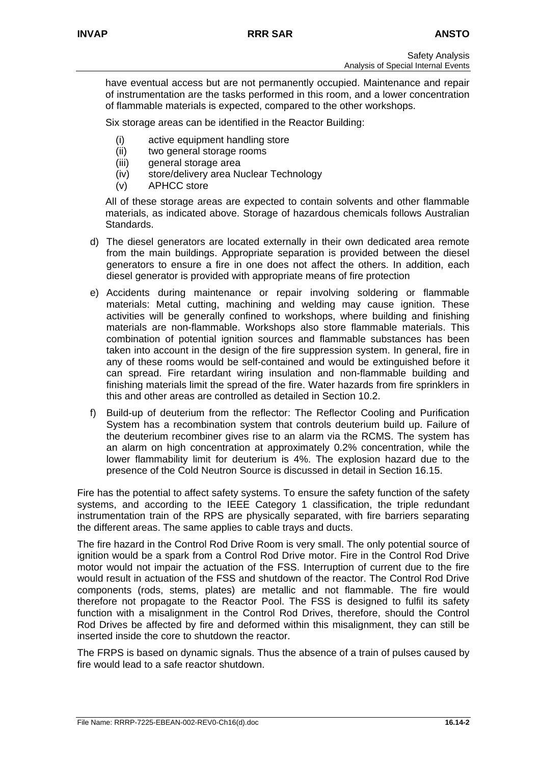have eventual access but are not permanently occupied. Maintenance and repair of instrumentation are the tasks performed in this room, and a lower concentration of flammable materials is expected, compared to the other workshops.

Six storage areas can be identified in the Reactor Building:

- (i) active equipment handling store
- (ii) two general storage rooms
- (iii) general storage area
- (iv) store/delivery area Nuclear Technology
- (v) APHCC store

All of these storage areas are expected to contain solvents and other flammable materials, as indicated above. Storage of hazardous chemicals follows Australian Standards.

d) The diesel generators are located externally in their own dedicated area remote from the main buildings. Appropriate separation is provided between the diesel generators to ensure a fire in one does not affect the others. In addition, each diesel generator is provided with appropriate means of fire protection

e) Accidents during maintenance or repair involving soldering or flammable materials: Metal cutting, machining and welding may cause ignition. These activities will be generally confined to workshops, where building and finishing materials are non-flammable. Workshops also store flammable materials. This combination of potential ignition sources and flammable substances has been taken into account in the design of the fire suppression system. In general, fire in any of these rooms would be self-contained and would be extinguished before it can spread. Fire retardant wiring insulation and non-flammable building and finishing materials limit the spread of the fire. Water hazards from fire sprinklers in this and other areas are controlled as detailed in Section 10.2.

f) Build-up of deuterium from the reflector: The Reflector Cooling and Purification System has a recombination system that controls deuterium build up. Failure of the deuterium recombiner gives rise to an alarm via the RCMS. The system has an alarm on high concentration at approximately 0.2% concentration, while the lower flammability limit for deuterium is 4%. The explosion hazard due to the presence of the Cold Neutron Source is discussed in detail in Section 16.15.

Fire has the potential to affect safety systems. To ensure the safety function of the safety systems, and according to the IEEE Category 1 classification, the triple redundant instrumentation train of the RPS are physically separated, with fire barriers separating the different areas. The same applies to cable trays and ducts.

The fire hazard in the Control Rod Drive Room is very small. The only potential source of ignition would be a spark from a Control Rod Drive motor. Fire in the Control Rod Drive motor would not impair the actuation of the FSS. Interruption of current due to the fire would result in actuation of the FSS and shutdown of the reactor. The Control Rod Drive components (rods, stems, plates) are metallic and not flammable. The fire would therefore not propagate to the Reactor Pool. The FSS is designed to fulfil its safety function with a misalignment in the Control Rod Drives, therefore, should the Control Rod Drives be affected by fire and deformed within this misalignment, they can still be inserted inside the core to shutdown the reactor.

The FRPS is based on dynamic signals. Thus the absence of a train of pulses caused by fire would lead to a safe reactor shutdown.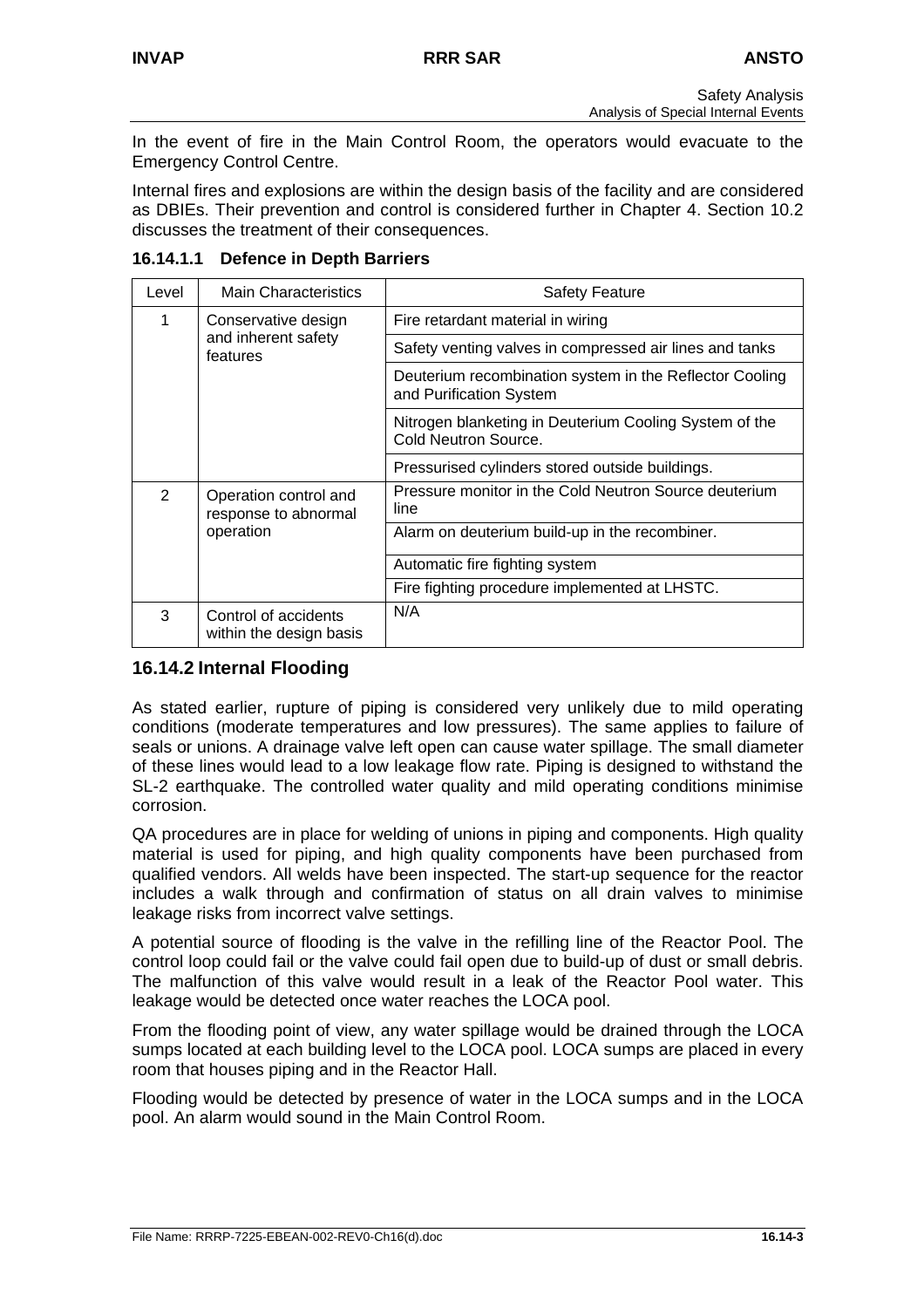In the event of fire in the Main Control Room, the operators would evacuate to the Emergency Control Centre.

Internal fires and explosions are within the design basis of the facility and are considered as DBIEs. Their prevention and control is considered further in Chapter 4. Section 10.2 discusses the treatment of their consequences.

#### 16.14.1.1 Defence in Depth Barriers

| Level | Main Characteristics | Safety Feature |
|---|---|---|
| 1 | Conservative design and inherent safety features | Fire retardant material in wiring |
| | | Safety venting valves in compressed air lines and tanks |
| | | Deuterium recombination system in the Reflector Cooling and Purification System |
| | | Nitrogen blanketing in Deuterium Cooling System of the Cold Neutron Source. |
| | | Pressurised cylinders stored outside buildings. |
| 2 | Operation control and response to abnormal operation | Pressure monitor in the Cold Neutron Source deuterium line |
| | | Alarm on deuterium build-up in the recombiner. |
| | | Automatic fire fighting system |
| | | Fire fighting procedure implemented at LHSTC. |
| 3 | Control of accidents within the design basis | N/A |

### 16.14.2 Internal Flooding

As stated earlier, rupture of piping is considered very unlikely due to mild operating conditions (moderate temperatures and low pressures). The same applies to failure of seals or unions. A drainage valve left open can cause water spillage. The small diameter of these lines would lead to a low leakage flow rate. Piping is designed to withstand the SL-2 earthquake. The controlled water quality and mild operating conditions minimise corrosion.

QA procedures are in place for welding of unions in piping and components. High quality material is used for piping, and high quality components have been purchased from qualified vendors. All welds have been inspected. The start-up sequence for the reactor includes a walk through and confirmation of status on all drain valves to minimise leakage risks from incorrect valve settings.

A potential source of flooding is the valve in the refilling line of the Reactor Pool. The control loop could fail or the valve could fail open due to build-up of dust or small debris. The malfunction of this valve would result in a leak of the Reactor Pool water. This leakage would be detected once water reaches the LOCA pool.

From the flooding point of view, any water spillage would be drained through the LOCA sumps located at each building level to the LOCA pool. LOCA sumps are placed in every room that houses piping and in the Reactor Hall.

Flooding would be detected by presence of water in the LOCA sumps and in the LOCA pool. An alarm would sound in the Main Control Room.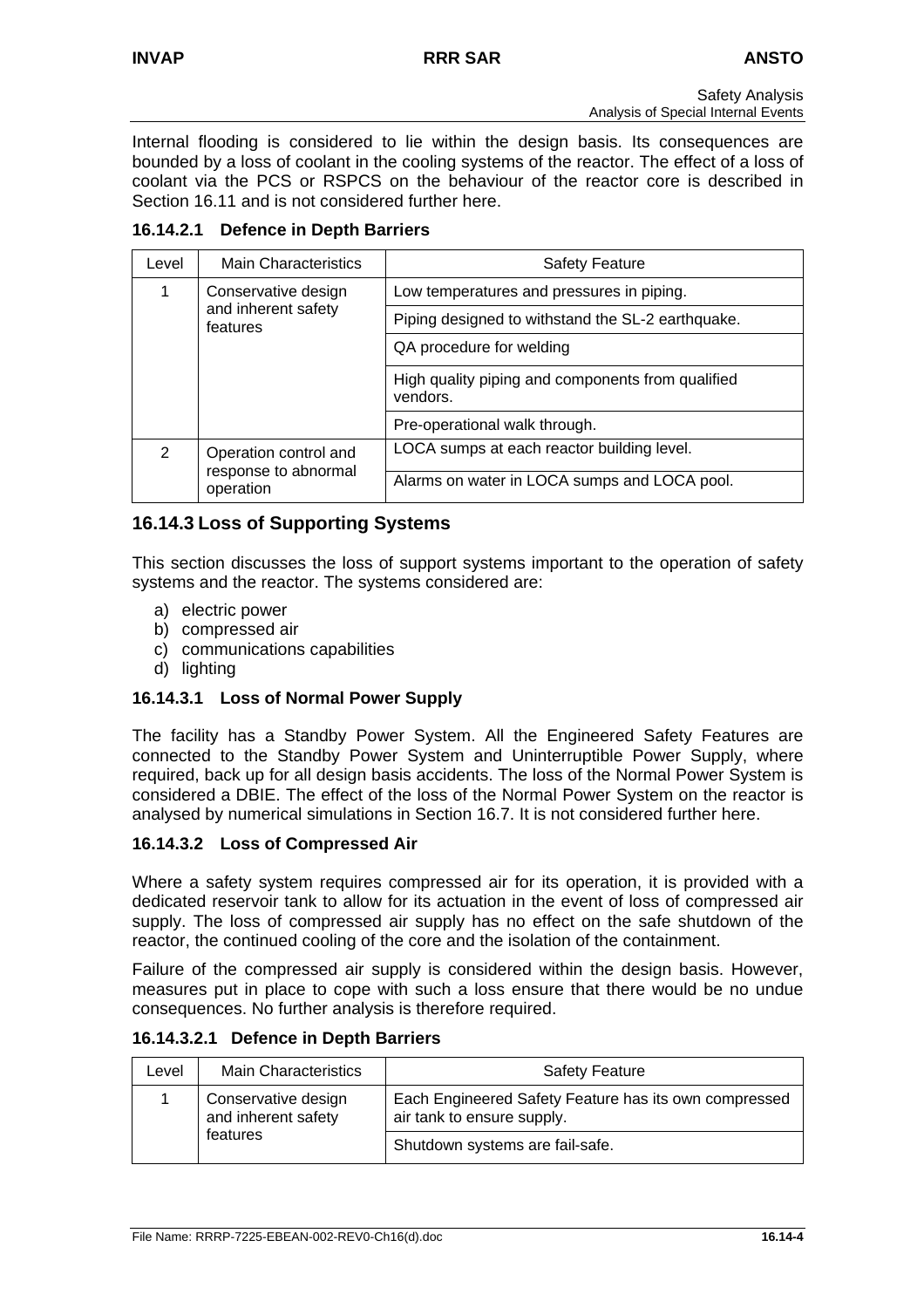Internal flooding is considered to lie within the design basis. Its consequences are bounded by a loss of coolant in the cooling systems of the reactor. The effect of a loss of coolant via the PCS or RSPCS on the behaviour of the reactor core is described in Section 16.11 and is not considered further here.

#### 16.14.2.1 Defence in Depth Barriers

| Level | Main Characteristics | Safety Feature |
|---|---|---|
| 1 | Conservative design and inherent safety features | Low temperatures and pressures in piping. |
| | | Piping designed to withstand the SL-2 earthquake. |
| | | QA procedure for welding |
| | | High quality piping and components from qualified vendors. |
| | | Pre-operational walk through. |
| 2 | Operation control and response to abnormal operation | LOCA sumps at each reactor building level. |
| | | Alarms on water in LOCA sumps and LOCA pool. |

### 16.14.3 Loss of Supporting Systems

This section discusses the loss of support systems important to the operation of safety systems and the reactor. The systems considered are:

a) electric power
b) compressed air
c) communications capabilities
d) lighting

#### 16.14.3.1 Loss of Normal Power Supply

The facility has a Standby Power System. All the Engineered Safety Features are connected to the Standby Power System and Uninterruptible Power Supply, where required, back up for all design basis accidents. The loss of the Normal Power System is considered a DBIE. The effect of the loss of the Normal Power System on the reactor is analysed by numerical simulations in Section 16.7. It is not considered further here.

#### 16.14.3.2 Loss of Compressed Air

Where a safety system requires compressed air for its operation, it is provided with a dedicated reservoir tank to allow for its actuation in the event of loss of compressed air supply. The loss of compressed air supply has no effect on the safe shutdown of the reactor, the continued cooling of the core and the isolation of the containment.

Failure of the compressed air supply is considered within the design basis. However, measures put in place to cope with such a loss ensure that there would be no undue consequences. No further analysis is therefore required.

##### 16.14.3.2.1 Defence in Depth Barriers

| Level | Main Characteristics | Safety Feature |
|---|---|---|
| 1 | Conservative design and inherent safety features | Each Engineered Safety Feature has its own compressed air tank to ensure supply. |
| | | Shutdown systems are fail-safe. |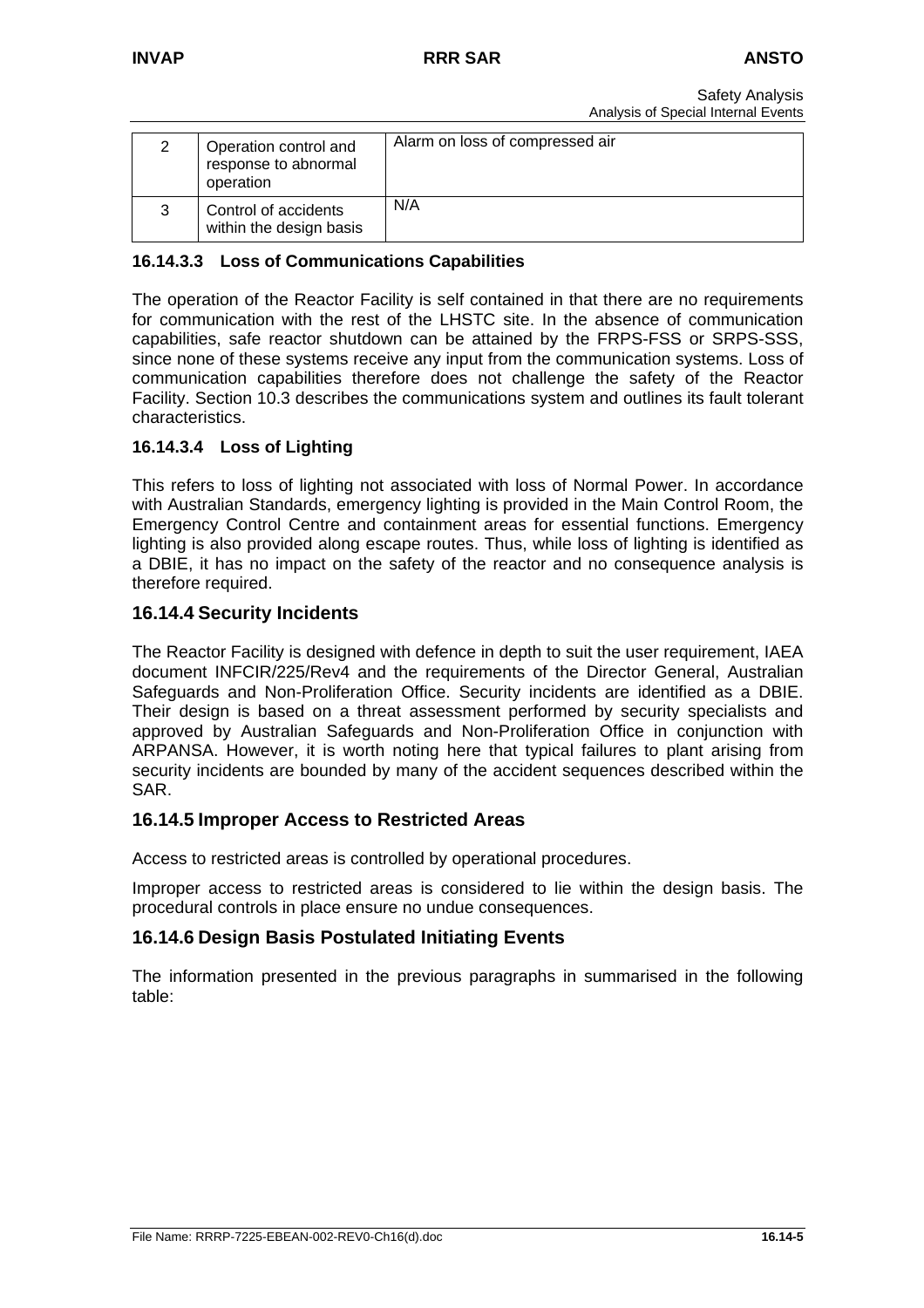| 2 | Operation control and response to abnormal operation | Alarm on loss of compressed air |
|---|---|---|
| 3 | Control of accidents within the design basis | N/A |

#### 16.14.3.3 Loss of Communications Capabilities

The operation of the Reactor Facility is self contained in that there are no requirements for communication with the rest of the LHSTC site. In the absence of communication capabilities, safe reactor shutdown can be attained by the FRPS-FSS or SRPS-SSS, since none of these systems receive any input from the communication systems. Loss of communication capabilities therefore does not challenge the safety of the Reactor Facility. Section 10.3 describes the communications system and outlines its fault tolerant characteristics.

#### 16.14.3.4 Loss of Lighting

This refers to loss of lighting not associated with loss of Normal Power. In accordance with Australian Standards, emergency lighting is provided in the Main Control Room, the Emergency Control Centre and containment areas for essential functions. Emergency lighting is also provided along escape routes. Thus, while loss of lighting is identified as a DBIE, it has no impact on the safety of the reactor and no consequence analysis is therefore required.

### 16.14.4 Security Incidents

The Reactor Facility is designed with defence in depth to suit the user requirement, IAEA document INFCIR/225/Rev4 and the requirements of the Director General, Australian Safeguards and Non-Proliferation Office. Security incidents are identified as a DBIE. Their design is based on a threat assessment performed by security specialists and approved by Australian Safeguards and Non-Proliferation Office in conjunction with ARPANSA. However, it is worth noting here that typical failures to plant arising from security incidents are bounded by many of the accident sequences described within the SAR.

### 16.14.5 Improper Access to Restricted Areas

Access to restricted areas is controlled by operational procedures.

Improper access to restricted areas is considered to lie within the design basis. The procedural controls in place ensure no undue consequences.

### 16.14.6 Design Basis Postulated Initiating Events

The information presented in the previous paragraphs in summarised in the following table: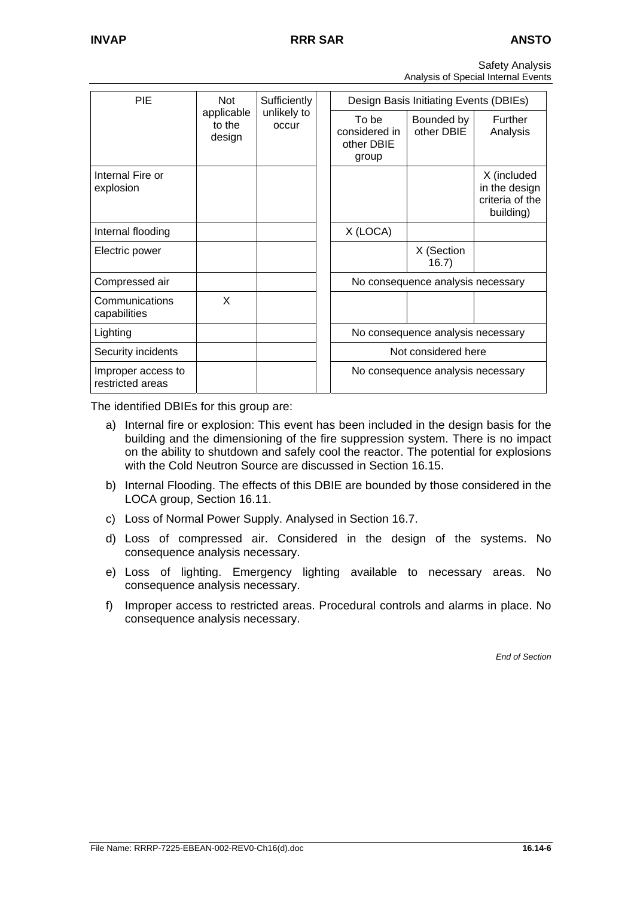| PIE | Not applicable to the design | Sufficiently unlikely to occur | Design Basis Initiating Events (DBIEs) | | |
|---|---|---|---|---|---|
| | | | To be considered in other DBIE group | Bounded by other DBIE | Further Analysis |
| Internal Fire or explosion | | | | | X (included in the design criteria of the building) |
| Internal flooding | | | X (LOCA) | | |
| Electric power | | | | X (Section 16.7) | |
| Compressed air | | | No consequence analysis necessary | | |
| Communications capabilities | X | | | | |
| Lighting | | | No consequence analysis necessary | | |
| Security incidents | | | Not considered here | | |
| Improper access to restricted areas | | | No consequence analysis necessary | | |

The identified DBIEs for this group are:

a) Internal fire or explosion: This event has been included in the design basis for the building and the dimensioning of the fire suppression system. There is no impact on the ability to shutdown and safely cool the reactor. The potential for explosions with the Cold Neutron Source are discussed in Section 16.15.

b) Internal Flooding. The effects of this DBIE are bounded by those considered in the LOCA group, Section 16.11.

c) Loss of Normal Power Supply. Analysed in Section 16.7.

d) Loss of compressed air. Considered in the design of the systems. No consequence analysis necessary.

e) Loss of lighting. Emergency lighting available to necessary areas. No consequence analysis necessary.

f) Improper access to restricted areas. Procedural controls and alarms in place. No consequence analysis necessary.

*End of Section*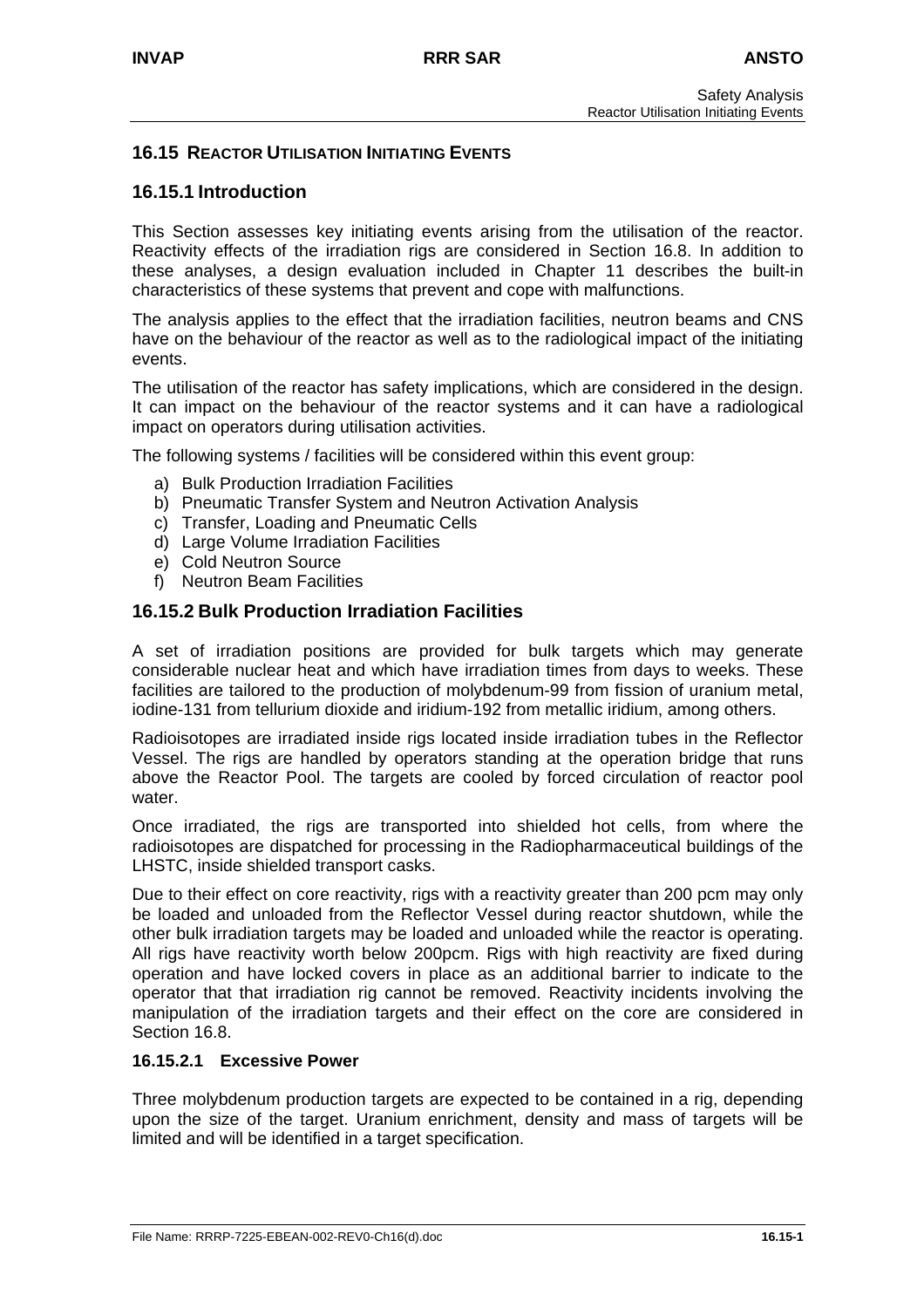## 16.15 REACTOR UTILISATION INITIATING EVENTS

### 16.15.1 Introduction

This Section assesses key initiating events arising from the utilisation of the reactor. Reactivity effects of the irradiation rigs are considered in Section 16.8. In addition to these analyses, a design evaluation included in Chapter 11 describes the built-in characteristics of these systems that prevent and cope with malfunctions.

The analysis applies to the effect that the irradiation facilities, neutron beams and CNS have on the behaviour of the reactor as well as to the radiological impact of the initiating events.

The utilisation of the reactor has safety implications, which are considered in the design. It can impact on the behaviour of the reactor systems and it can have a radiological impact on operators during utilisation activities.

The following systems / facilities will be considered within this event group:

a) Bulk Production Irradiation Facilities
b) Pneumatic Transfer System and Neutron Activation Analysis
c) Transfer, Loading and Pneumatic Cells
d) Large Volume Irradiation Facilities
e) Cold Neutron Source
f) Neutron Beam Facilities

### 16.15.2 Bulk Production Irradiation Facilities

A set of irradiation positions are provided for bulk targets which may generate considerable nuclear heat and which have irradiation times from days to weeks. These facilities are tailored to the production of molybdenum-99 from fission of uranium metal, iodine-131 from tellurium dioxide and iridium-192 from metallic iridium, among others.

Radioisotopes are irradiated inside rigs located inside irradiation tubes in the Reflector Vessel. The rigs are handled by operators standing at the operation bridge that runs above the Reactor Pool. The targets are cooled by forced circulation of reactor pool water.

Once irradiated, the rigs are transported into shielded hot cells, from where the radioisotopes are dispatched for processing in the Radiopharmaceutical buildings of the LHSTC, inside shielded transport casks.

Due to their effect on core reactivity, rigs with a reactivity greater than 200 pcm may only be loaded and unloaded from the Reflector Vessel during reactor shutdown, while the other bulk irradiation targets may be loaded and unloaded while the reactor is operating. All rigs have reactivity worth below 200pcm. Rigs with high reactivity are fixed during operation and have locked covers in place as an additional barrier to indicate to the operator that that irradiation rig cannot be removed. Reactivity incidents involving the manipulation of the irradiation targets and their effect on the core are considered in Section 16.8.

#### 16.15.2.1 Excessive Power

Three molybdenum production targets are expected to be contained in a rig, depending upon the size of the target. Uranium enrichment, density and mass of targets will be limited and will be identified in a target specification.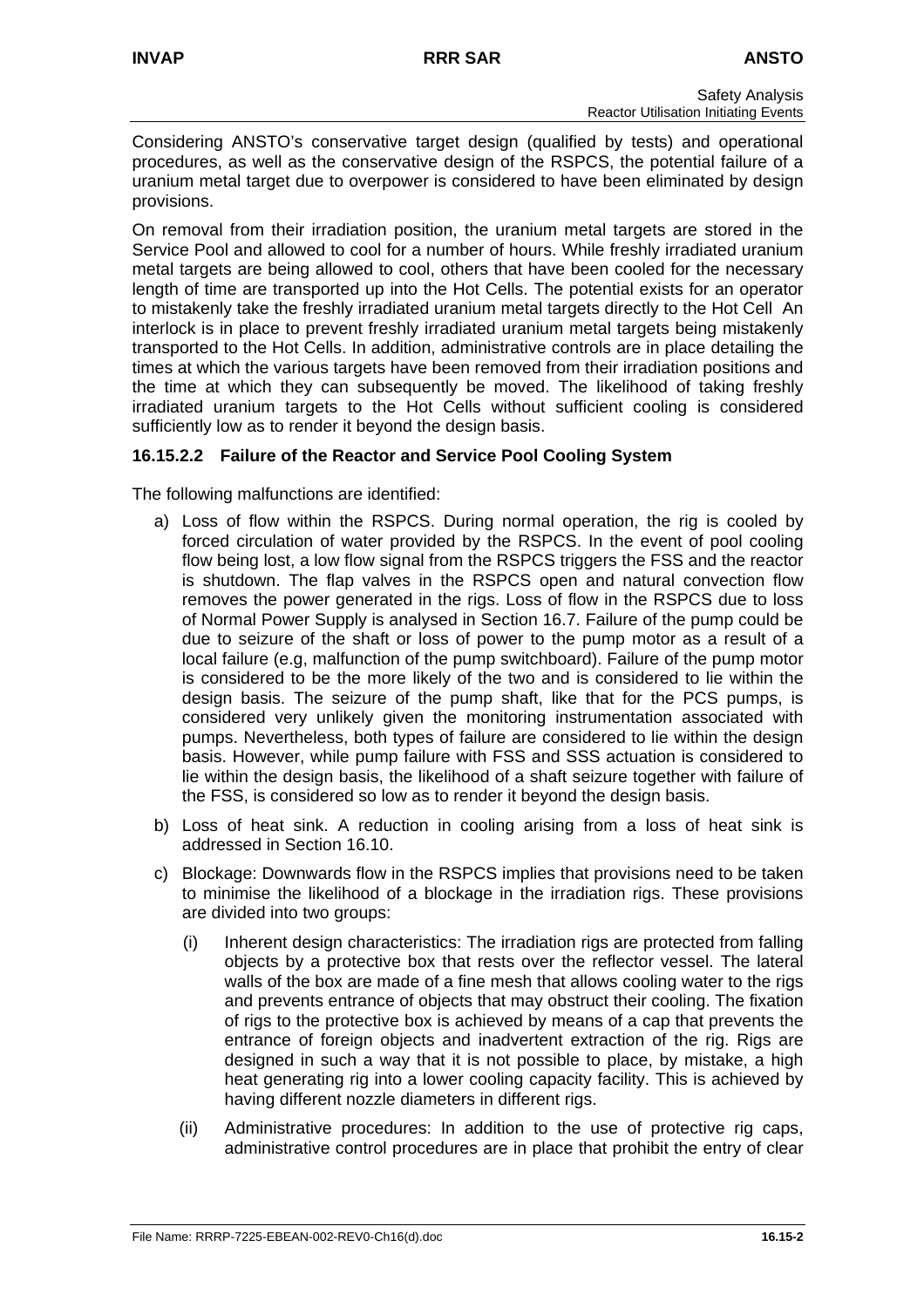Considering ANSTO's conservative target design (qualified by tests) and operational procedures, as well as the conservative design of the RSPCS, the potential failure of a uranium metal target due to overpower is considered to have been eliminated by design provisions.

On removal from their irradiation position, the uranium metal targets are stored in the Service Pool and allowed to cool for a number of hours. While freshly irradiated uranium metal targets are being allowed to cool, others that have been cooled for the necessary length of time are transported up into the Hot Cells. The potential exists for an operator to mistakenly take the freshly irradiated uranium metal targets directly to the Hot Cell An interlock is in place to prevent freshly irradiated uranium metal targets being mistakenly transported to the Hot Cells. In addition, administrative controls are in place detailing the times at which the various targets have been removed from their irradiation positions and the time at which they can subsequently be moved. The likelihood of taking freshly irradiated uranium targets to the Hot Cells without sufficient cooling is considered sufficiently low as to render it beyond the design basis.

### 16.15.2.2 Failure of the Reactor and Service Pool Cooling System

The following malfunctions are identified:

a) Loss of flow within the RSPCS. During normal operation, the rig is cooled by forced circulation of water provided by the RSPCS. In the event of pool cooling flow being lost, a low flow signal from the RSPCS triggers the FSS and the reactor is shutdown. The flap valves in the RSPCS open and natural convection flow removes the power generated in the rigs. Loss of flow in the RSPCS due to loss of Normal Power Supply is analysed in Section 16.7. Failure of the pump could be due to seizure of the shaft or loss of power to the pump motor as a result of a local failure (e.g, malfunction of the pump switchboard). Failure of the pump motor is considered to be the more likely of the two and is considered to lie within the design basis. The seizure of the pump shaft, like that for the PCS pumps, is considered very unlikely given the monitoring instrumentation associated with pumps. Nevertheless, both types of failure are considered to lie within the design basis. However, while pump failure with FSS and SSS actuation is considered to lie within the design basis, the likelihood of a shaft seizure together with failure of the FSS, is considered so low as to render it beyond the design basis.

b) Loss of heat sink. A reduction in cooling arising from a loss of heat sink is addressed in Section 16.10.

c) Blockage: Downwards flow in the RSPCS implies that provisions need to be taken to minimise the likelihood of a blockage in the irradiation rigs. These provisions are divided into two groups:

   (i) Inherent design characteristics: The irradiation rigs are protected from falling objects by a protective box that rests over the reflector vessel. The lateral walls of the box are made of a fine mesh that allows cooling water to the rigs and prevents entrance of objects that may obstruct their cooling. The fixation of rigs to the protective box is achieved by means of a cap that prevents the entrance of foreign objects and inadvertent extraction of the rig. Rigs are designed in such a way that it is not possible to place, by mistake, a high heat generating rig into a lower cooling capacity facility. This is achieved by having different nozzle diameters in different rigs.

   (ii) Administrative procedures: In addition to the use of protective rig caps, administrative control procedures are in place that prohibit the entry of clear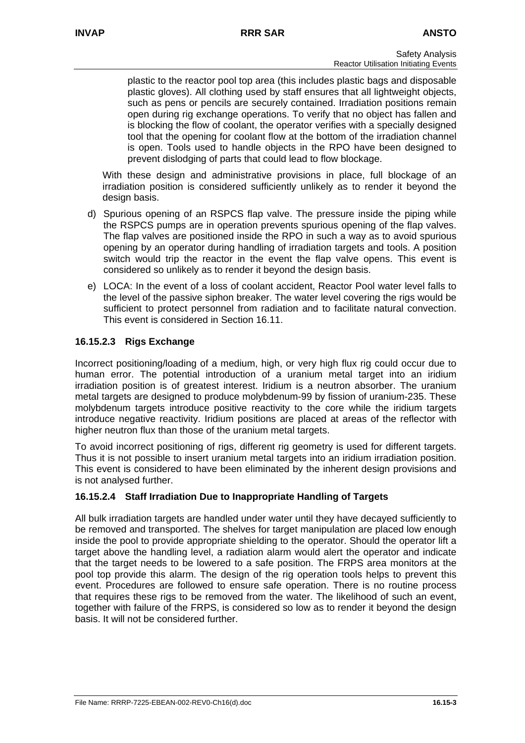plastic to the reactor pool top area (this includes plastic bags and disposable plastic gloves). All clothing used by staff ensures that all lightweight objects, such as pens or pencils are securely contained. Irradiation positions remain open during rig exchange operations. To verify that no object has fallen and is blocking the flow of coolant, the operator verifies with a specially designed tool that the opening for coolant flow at the bottom of the irradiation channel is open. Tools used to handle objects in the RPO have been designed to prevent dislodging of parts that could lead to flow blockage.

With these design and administrative provisions in place, full blockage of an irradiation position is considered sufficiently unlikely as to render it beyond the design basis.

d) Spurious opening of an RSPCS flap valve. The pressure inside the piping while the RSPCS pumps are in operation prevents spurious opening of the flap valves. The flap valves are positioned inside the RPO in such a way as to avoid spurious opening by an operator during handling of irradiation targets and tools. A position switch would trip the reactor in the event the flap valve opens. This event is considered so unlikely as to render it beyond the design basis.

e) LOCA: In the event of a loss of coolant accident, Reactor Pool water level falls to the level of the passive siphon breaker. The water level covering the rigs would be sufficient to protect personnel from radiation and to facilitate natural convection. This event is considered in Section 16.11.

#### 16.15.2.3 Rigs Exchange

Incorrect positioning/loading of a medium, high, or very high flux rig could occur due to human error. The potential introduction of a uranium metal target into an iridium irradiation position is of greatest interest. Iridium is a neutron absorber. The uranium metal targets are designed to produce molybdenum-99 by fission of uranium-235. These molybdenum targets introduce positive reactivity to the core while the iridium targets introduce negative reactivity. Iridium positions are placed at areas of the reflector with higher neutron flux than those of the uranium metal targets.

To avoid incorrect positioning of rigs, different rig geometry is used for different targets. Thus it is not possible to insert uranium metal targets into an iridium irradiation position. This event is considered to have been eliminated by the inherent design provisions and is not analysed further.

#### 16.15.2.4 Staff Irradiation Due to Inappropriate Handling of Targets

All bulk irradiation targets are handled under water until they have decayed sufficiently to be removed and transported. The shelves for target manipulation are placed low enough inside the pool to provide appropriate shielding to the operator. Should the operator lift a target above the handling level, a radiation alarm would alert the operator and indicate that the target needs to be lowered to a safe position. The FRPS area monitors at the pool top provide this alarm. The design of the rig operation tools helps to prevent this event. Procedures are followed to ensure safe operation. There is no routine process that requires these rigs to be removed from the water. The likelihood of such an event, together with failure of the FRPS, is considered so low as to render it beyond the design basis. It will not be considered further.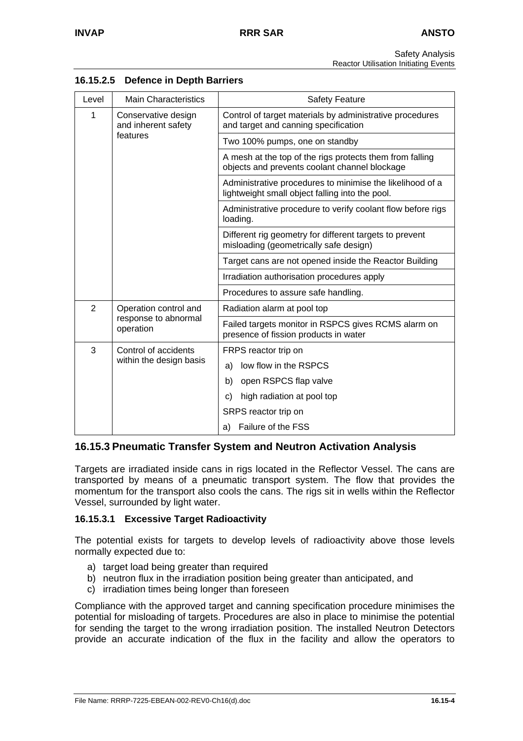#### 16.15.2.5 Defence in Depth Barriers

| Level | Main Characteristics | Safety Feature |
| --- | --- | --- |
| 1 | Conservative design and inherent safety features | Control of target materials by administrative procedures and target and canning specification |
| | | Two 100% pumps, one on standby |
| | | A mesh at the top of the rigs protects them from falling objects and prevents coolant channel blockage |
| | | Administrative procedures to minimise the likelihood of a lightweight small object falling into the pool. |
| | | Administrative procedure to verify coolant flow before rigs loading. |
| | | Different rig geometry for different targets to prevent misloading (geometrically safe design) |
| | | Target cans are not opened inside the Reactor Building |
| | | Irradiation authorisation procedures apply |
| | | Procedures to assure safe handling. |
| 2 | Operation control and response to abnormal operation | Radiation alarm at pool top |
| | | Failed targets monitor in RSPCS gives RCMS alarm on presence of fission products in water |
| 3 | Control of accidents within the design basis | FRPS reactor trip on |
| | | a) low flow in the RSPCS |
| | | b) open RSPCS flap valve |
| | | c) high radiation at pool top |
| | | SRPS reactor trip on |
| | | a) Failure of the FSS |

### 16.15.3 Pneumatic Transfer System and Neutron Activation Analysis

Targets are irradiated inside cans in rigs located in the Reflector Vessel. The cans are transported by means of a pneumatic transport system. The flow that provides the momentum for the transport also cools the cans. The rigs sit in wells within the Reflector Vessel, surrounded by light water.

#### 16.15.3.1 Excessive Target Radioactivity

The potential exists for targets to develop levels of radioactivity above those levels normally expected due to:

a) target load being greater than required
b) neutron flux in the irradiation position being greater than anticipated, and
c) irradiation times being longer than foreseen

Compliance with the approved target and canning specification procedure minimises the potential for misloading of targets. Procedures are also in place to minimise the potential for sending the target to the wrong irradiation position. The installed Neutron Detectors provide an accurate indication of the flux in the facility and allow the operators to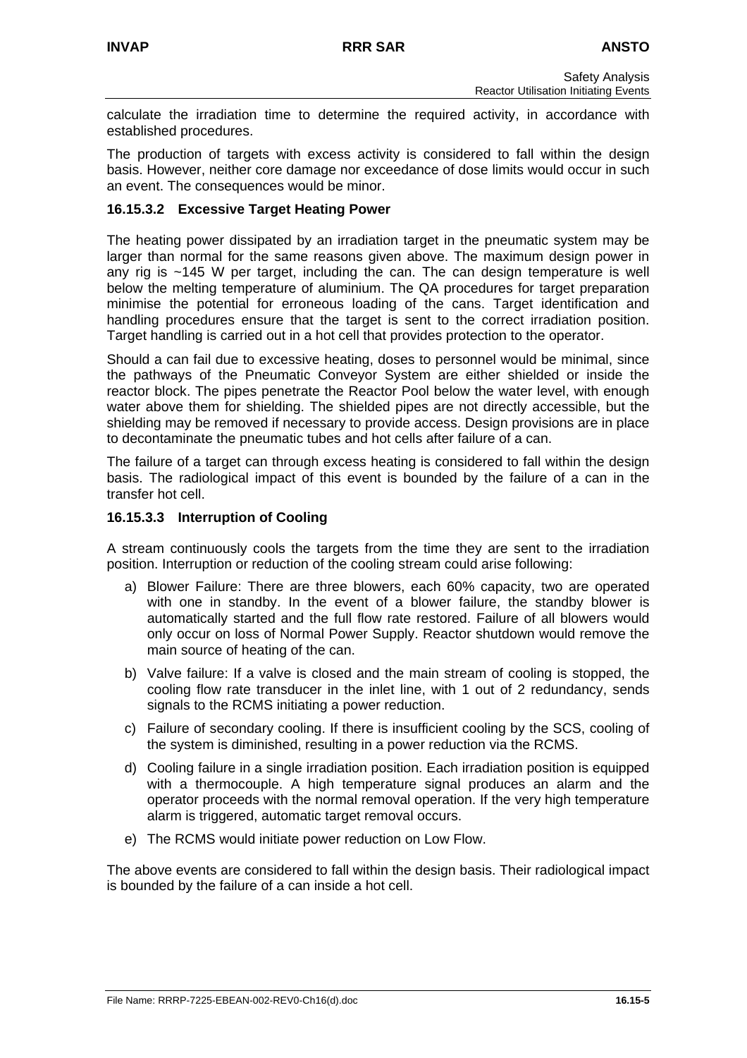calculate the irradiation time to determine the required activity, in accordance with established procedures.

The production of targets with excess activity is considered to fall within the design basis. However, neither core damage nor exceedance of dose limits would occur in such an event. The consequences would be minor.

### 16.15.3.2 Excessive Target Heating Power

The heating power dissipated by an irradiation target in the pneumatic system may be larger than normal for the same reasons given above. The maximum design power in any rig is ~145 W per target, including the can. The can design temperature is well below the melting temperature of aluminium. The QA procedures for target preparation minimise the potential for erroneous loading of the cans. Target identification and handling procedures ensure that the target is sent to the correct irradiation position. Target handling is carried out in a hot cell that provides protection to the operator.

Should a can fail due to excessive heating, doses to personnel would be minimal, since the pathways of the Pneumatic Conveyor System are either shielded or inside the reactor block. The pipes penetrate the Reactor Pool below the water level, with enough water above them for shielding. The shielded pipes are not directly accessible, but the shielding may be removed if necessary to provide access. Design provisions are in place to decontaminate the pneumatic tubes and hot cells after failure of a can.

The failure of a target can through excess heating is considered to fall within the design basis. The radiological impact of this event is bounded by the failure of a can in the transfer hot cell.

### 16.15.3.3 Interruption of Cooling

A stream continuously cools the targets from the time they are sent to the irradiation position. Interruption or reduction of the cooling stream could arise following:

a) Blower Failure: There are three blowers, each 60% capacity, two are operated with one in standby. In the event of a blower failure, the standby blower is automatically started and the full flow rate restored. Failure of all blowers would only occur on loss of Normal Power Supply. Reactor shutdown would remove the main source of heating of the can.

b) Valve failure: If a valve is closed and the main stream of cooling is stopped, the cooling flow rate transducer in the inlet line, with 1 out of 2 redundancy, sends signals to the RCMS initiating a power reduction.

c) Failure of secondary cooling. If there is insufficient cooling by the SCS, cooling of the system is diminished, resulting in a power reduction via the RCMS.

d) Cooling failure in a single irradiation position. Each irradiation position is equipped with a thermocouple. A high temperature signal produces an alarm and the operator proceeds with the normal removal operation. If the very high temperature alarm is triggered, automatic target removal occurs.

e) The RCMS would initiate power reduction on Low Flow.

The above events are considered to fall within the design basis. Their radiological impact is bounded by the failure of a can inside a hot cell.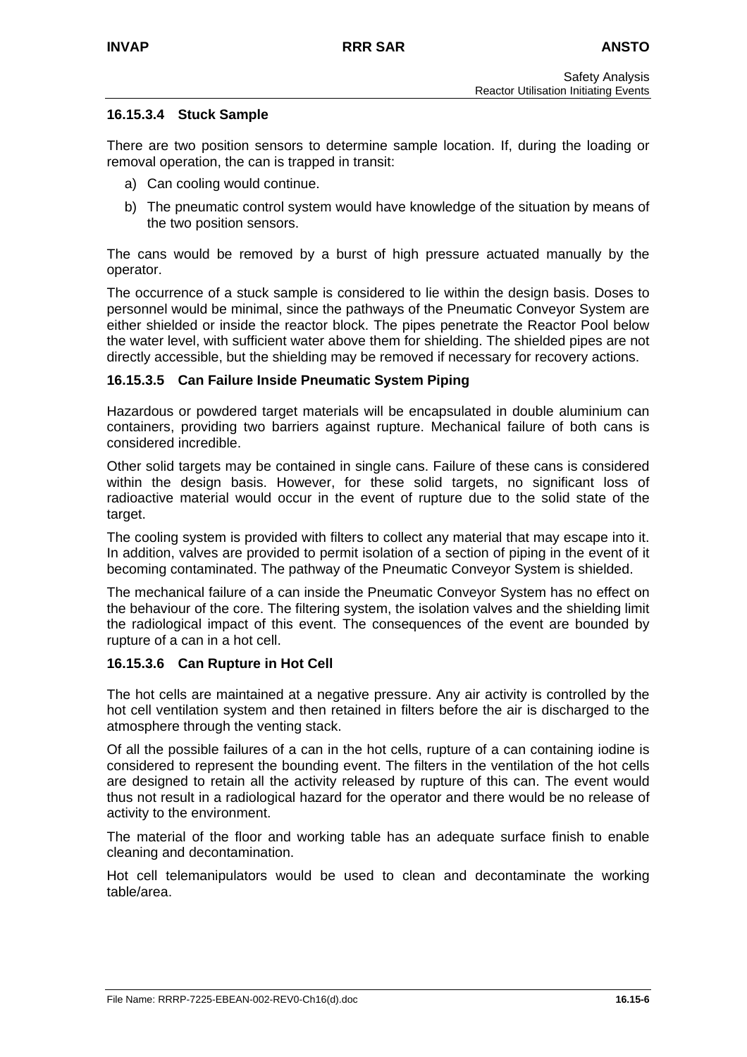#### 16.15.3.4 Stuck Sample

There are two position sensors to determine sample location. If, during the loading or removal operation, the can is trapped in transit:

a) Can cooling would continue.

b) The pneumatic control system would have knowledge of the situation by means of the two position sensors.

The cans would be removed by a burst of high pressure actuated manually by the operator.

The occurrence of a stuck sample is considered to lie within the design basis. Doses to personnel would be minimal, since the pathways of the Pneumatic Conveyor System are either shielded or inside the reactor block. The pipes penetrate the Reactor Pool below the water level, with sufficient water above them for shielding. The shielded pipes are not directly accessible, but the shielding may be removed if necessary for recovery actions.

#### 16.15.3.5 Can Failure Inside Pneumatic System Piping

Hazardous or powdered target materials will be encapsulated in double aluminium can containers, providing two barriers against rupture. Mechanical failure of both cans is considered incredible.

Other solid targets may be contained in single cans. Failure of these cans is considered within the design basis. However, for these solid targets, no significant loss of radioactive material would occur in the event of rupture due to the solid state of the target.

The cooling system is provided with filters to collect any material that may escape into it. In addition, valves are provided to permit isolation of a section of piping in the event of it becoming contaminated. The pathway of the Pneumatic Conveyor System is shielded.

The mechanical failure of a can inside the Pneumatic Conveyor System has no effect on the behaviour of the core. The filtering system, the isolation valves and the shielding limit the radiological impact of this event. The consequences of the event are bounded by rupture of a can in a hot cell.

#### 16.15.3.6 Can Rupture in Hot Cell

The hot cells are maintained at a negative pressure. Any air activity is controlled by the hot cell ventilation system and then retained in filters before the air is discharged to the atmosphere through the venting stack.

Of all the possible failures of a can in the hot cells, rupture of a can containing iodine is considered to represent the bounding event. The filters in the ventilation of the hot cells are designed to retain all the activity released by rupture of this can. The event would thus not result in a radiological hazard for the operator and there would be no release of activity to the environment.

The material of the floor and working table has an adequate surface finish to enable cleaning and decontamination.

Hot cell telemanipulators would be used to clean and decontaminate the working table/area.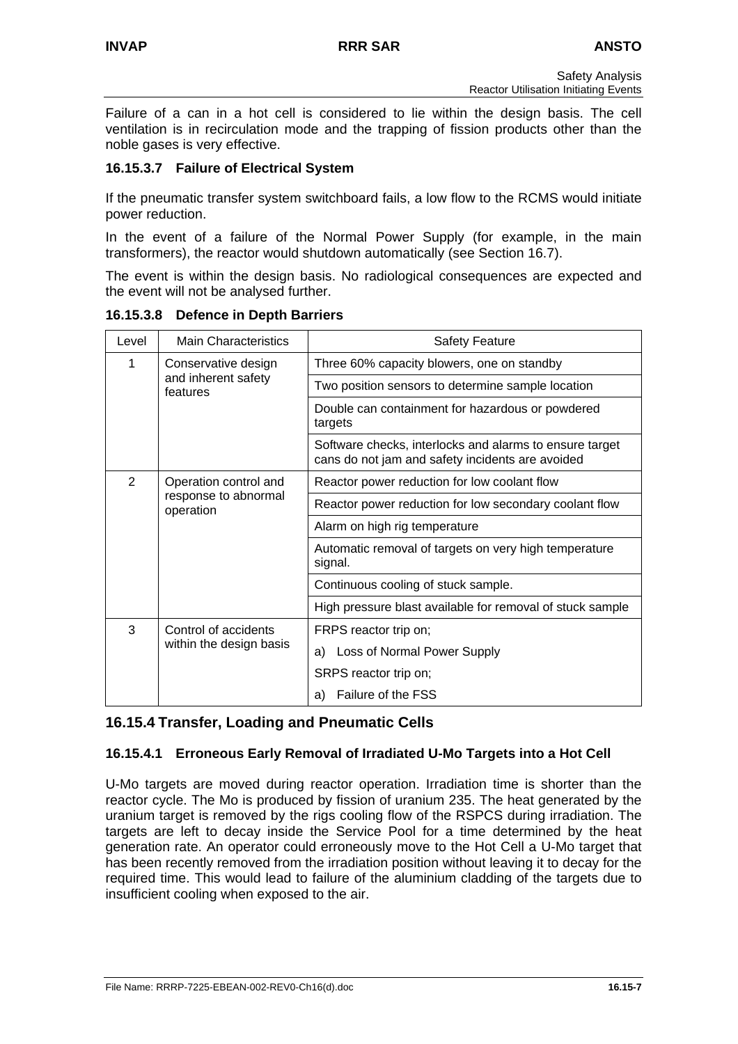Failure of a can in a hot cell is considered to lie within the design basis. The cell ventilation is in recirculation mode and the trapping of fission products other than the noble gases is very effective.

#### 16.15.3.7 Failure of Electrical System

If the pneumatic transfer system switchboard fails, a low flow to the RCMS would initiate power reduction.

In the event of a failure of the Normal Power Supply (for example, in the main transformers), the reactor would shutdown automatically (see Section 16.7).

The event is within the design basis. No radiological consequences are expected and the event will not be analysed further.

#### 16.15.3.8 Defence in Depth Barriers

| Level | Main Characteristics | Safety Feature |
|---|---|---|
| 1 | Conservative design and inherent safety features | Three 60% capacity blowers, one on standby |
| | | Two position sensors to determine sample location |
| | | Double can containment for hazardous or powdered targets |
| | | Software checks, interlocks and alarms to ensure target cans do not jam and safety incidents are avoided |
| 2 | Operation control and response to abnormal operation | Reactor power reduction for low coolant flow |
| | | Reactor power reduction for low secondary coolant flow |
| | | Alarm on high rig temperature |
| | | Automatic removal of targets on very high temperature signal. |
| | | Continuous cooling of stuck sample. |
| | | High pressure blast available for removal of stuck sample |
| 3 | Control of accidents within the design basis | FRPS reactor trip on; |
| | | a) Loss of Normal Power Supply |
| | | SRPS reactor trip on; |
| | | a) Failure of the FSS |

### 16.15.4 Transfer, Loading and Pneumatic Cells

#### 16.15.4.1 Erroneous Early Removal of Irradiated U-Mo Targets into a Hot Cell

U-Mo targets are moved during reactor operation. Irradiation time is shorter than the reactor cycle. The Mo is produced by fission of uranium 235. The heat generated by the uranium target is removed by the rigs cooling flow of the RSPCS during irradiation. The targets are left to decay inside the Service Pool for a time determined by the heat generation rate. An operator could erroneously move to the Hot Cell a U-Mo target that has been recently removed from the irradiation position without leaving it to decay for the required time. This would lead to failure of the aluminium cladding of the targets due to insufficient cooling when exposed to the air.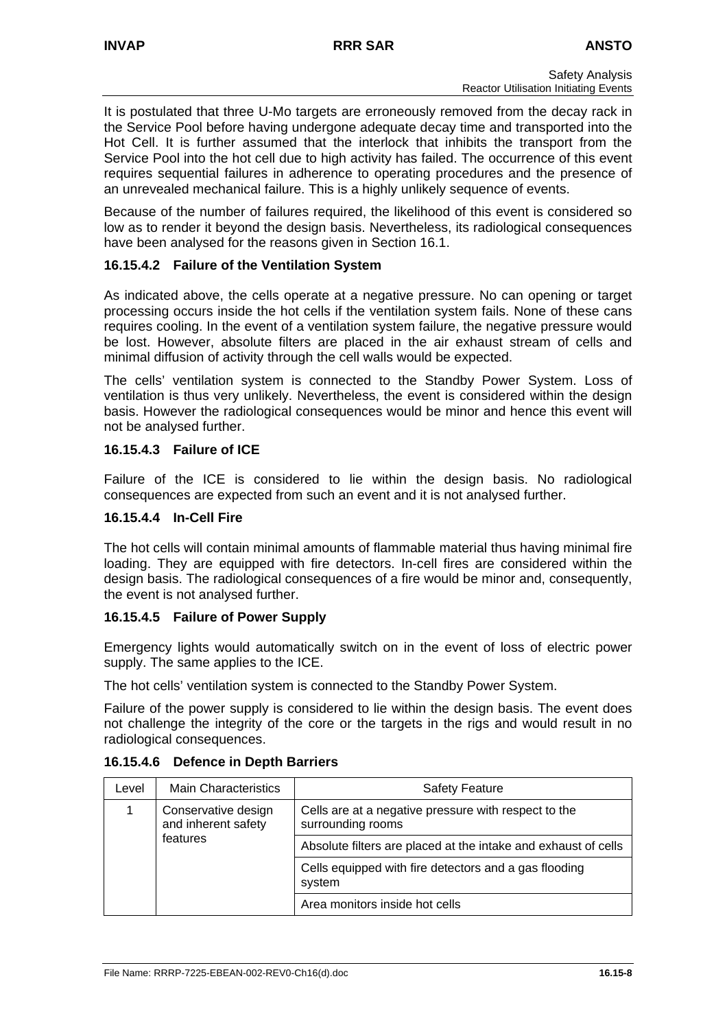It is postulated that three U-Mo targets are erroneously removed from the decay rack in the Service Pool before having undergone adequate decay time and transported into the Hot Cell. It is further assumed that the interlock that inhibits the transport from the Service Pool into the hot cell due to high activity has failed. The occurrence of this event requires sequential failures in adherence to operating procedures and the presence of an unrevealed mechanical failure. This is a highly unlikely sequence of events.

Because of the number of failures required, the likelihood of this event is considered so low as to render it beyond the design basis. Nevertheless, its radiological consequences have been analysed for the reasons given in Section 16.1.

#### 16.15.4.2 Failure of the Ventilation System

As indicated above, the cells operate at a negative pressure. No can opening or target processing occurs inside the hot cells if the ventilation system fails. None of these cans requires cooling. In the event of a ventilation system failure, the negative pressure would be lost. However, absolute filters are placed in the air exhaust stream of cells and minimal diffusion of activity through the cell walls would be expected.

The cells' ventilation system is connected to the Standby Power System. Loss of ventilation is thus very unlikely. Nevertheless, the event is considered within the design basis. However the radiological consequences would be minor and hence this event will not be analysed further.

#### 16.15.4.3 Failure of ICE

Failure of the ICE is considered to lie within the design basis. No radiological consequences are expected from such an event and it is not analysed further.

#### 16.15.4.4 In-Cell Fire

The hot cells will contain minimal amounts of flammable material thus having minimal fire loading. They are equipped with fire detectors. In-cell fires are considered within the design basis. The radiological consequences of a fire would be minor and, consequently, the event is not analysed further.

#### 16.15.4.5 Failure of Power Supply

Emergency lights would automatically switch on in the event of loss of electric power supply. The same applies to the ICE.

The hot cells' ventilation system is connected to the Standby Power System.

Failure of the power supply is considered to lie within the design basis. The event does not challenge the integrity of the core or the targets in the rigs and would result in no radiological consequences.

#### 16.15.4.6 Defence in Depth Barriers

| Level | Main Characteristics | Safety Feature |
|---|---|---|
| 1 | Conservative design and inherent safety features | Cells are at a negative pressure with respect to the surrounding rooms |
| | | Absolute filters are placed at the intake and exhaust of cells |
| | | Cells equipped with fire detectors and a gas flooding system |
| | | Area monitors inside hot cells |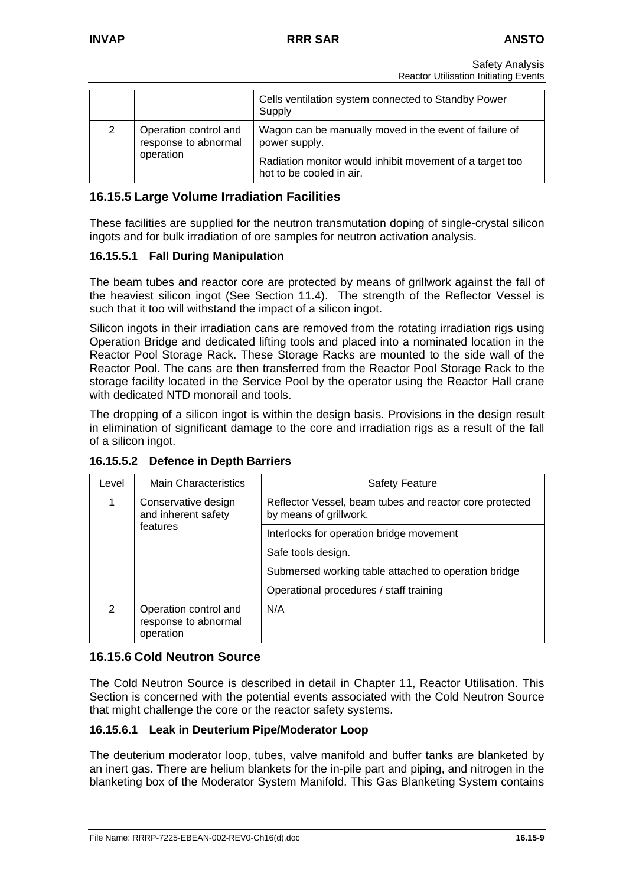| | | Cells ventilation system connected to Standby Power Supply |
|---|---|---|
| 2 | Operation control and response to abnormal operation | Wagon can be manually moved in the event of failure of power supply. |
| | | Radiation monitor would inhibit movement of a target too hot to be cooled in air. |

## 16.15.5 Large Volume Irradiation Facilities

These facilities are supplied for the neutron transmutation doping of single-crystal silicon ingots and for bulk irradiation of ore samples for neutron activation analysis.

### 16.15.5.1 Fall During Manipulation

The beam tubes and reactor core are protected by means of grillwork against the fall of the heaviest silicon ingot (See Section 11.4). The strength of the Reflector Vessel is such that it too will withstand the impact of a silicon ingot.

Silicon ingots in their irradiation cans are removed from the rotating irradiation rigs using Operation Bridge and dedicated lifting tools and placed into a nominated location in the Reactor Pool Storage Rack. These Storage Racks are mounted to the side wall of the Reactor Pool. The cans are then transferred from the Reactor Pool Storage Rack to the storage facility located in the Service Pool by the operator using the Reactor Hall crane with dedicated NTD monorail and tools.

The dropping of a silicon ingot is within the design basis. Provisions in the design result in elimination of significant damage to the core and irradiation rigs as a result of the fall of a silicon ingot.

### 16.15.5.2 Defence in Depth Barriers

| Level | Main Characteristics | Safety Feature |
|---|---|---|
| 1 | Conservative design and inherent safety features | Reflector Vessel, beam tubes and reactor core protected by means of grillwork. |
| | | Interlocks for operation bridge movement |
| | | Safe tools design. |
| | | Submersed working table attached to operation bridge |
| | | Operational procedures / staff training |
| 2 | Operation control and response to abnormal operation | N/A |

## 16.15.6 Cold Neutron Source

The Cold Neutron Source is described in detail in Chapter 11, Reactor Utilisation. This Section is concerned with the potential events associated with the Cold Neutron Source that might challenge the core or the reactor safety systems.

### 16.15.6.1 Leak in Deuterium Pipe/Moderator Loop

The deuterium moderator loop, tubes, valve manifold and buffer tanks are blanketed by an inert gas. There are helium blankets for the in-pile part and piping, and nitrogen in the blanketing box of the Moderator System Manifold. This Gas Blanketing System contains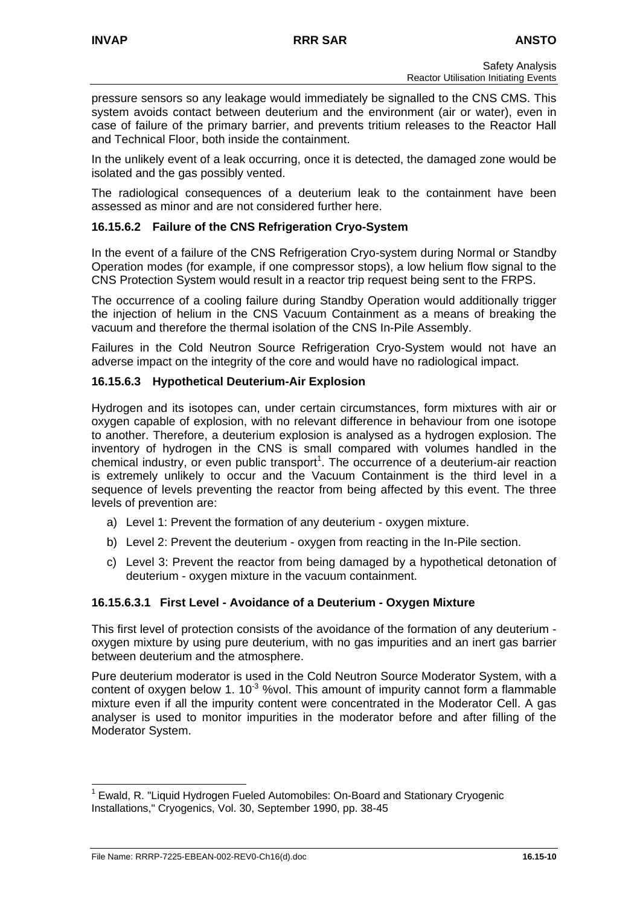pressure sensors so any leakage would immediately be signalled to the CNS CMS. This system avoids contact between deuterium and the environment (air or water), even in case of failure of the primary barrier, and prevents tritium releases to the Reactor Hall and Technical Floor, both inside the containment.

In the unlikely event of a leak occurring, once it is detected, the damaged zone would be isolated and the gas possibly vented.

The radiological consequences of a deuterium leak to the containment have been assessed as minor and are not considered further here.

### 16.15.6.2 Failure of the CNS Refrigeration Cryo-System

In the event of a failure of the CNS Refrigeration Cryo-system during Normal or Standby Operation modes (for example, if one compressor stops), a low helium flow signal to the CNS Protection System would result in a reactor trip request being sent to the FRPS.

The occurrence of a cooling failure during Standby Operation would additionally trigger the injection of helium in the CNS Vacuum Containment as a means of breaking the vacuum and therefore the thermal isolation of the CNS In-Pile Assembly.

Failures in the Cold Neutron Source Refrigeration Cryo-System would not have an adverse impact on the integrity of the core and would have no radiological impact.

### 16.15.6.3 Hypothetical Deuterium-Air Explosion

Hydrogen and its isotopes can, under certain circumstances, form mixtures with air or oxygen capable of explosion, with no relevant difference in behaviour from one isotope to another. Therefore, a deuterium explosion is analysed as a hydrogen explosion. The inventory of hydrogen in the CNS is small compared with volumes handled in the chemical industry, or even public transport[1]. The occurrence of a deuterium-air reaction is extremely unlikely to occur and the Vacuum Containment is the third level in a sequence of levels preventing the reactor from being affected by this event. The three levels of prevention are:

a) Level 1: Prevent the formation of any deuterium - oxygen mixture.

b) Level 2: Prevent the deuterium - oxygen from reacting in the In-Pile section.

c) Level 3: Prevent the reactor from being damaged by a hypothetical detonation of deuterium - oxygen mixture in the vacuum containment.

#### 16.15.6.3.1 First Level - Avoidance of a Deuterium - Oxygen Mixture

This first level of protection consists of the avoidance of the formation of any deuterium - oxygen mixture by using pure deuterium, with no gas impurities and an inert gas barrier between deuterium and the atmosphere.

Pure deuterium moderator is used in the Cold Neutron Source Moderator System, with a content of oxygen below $1.\ 10^{-3}$ %vol. This amount of impurity cannot form a flammable mixture even if all the impurity content were concentrated in the Moderator Cell. A gas analyser is used to monitor impurities in the moderator before and after filling of the Moderator System.

---

[1] Ewald, R. "Liquid Hydrogen Fueled Automobiles: On-Board and Stationary Cryogenic Installations," Cryogenics, Vol. 30, September 1990, pp. 38-45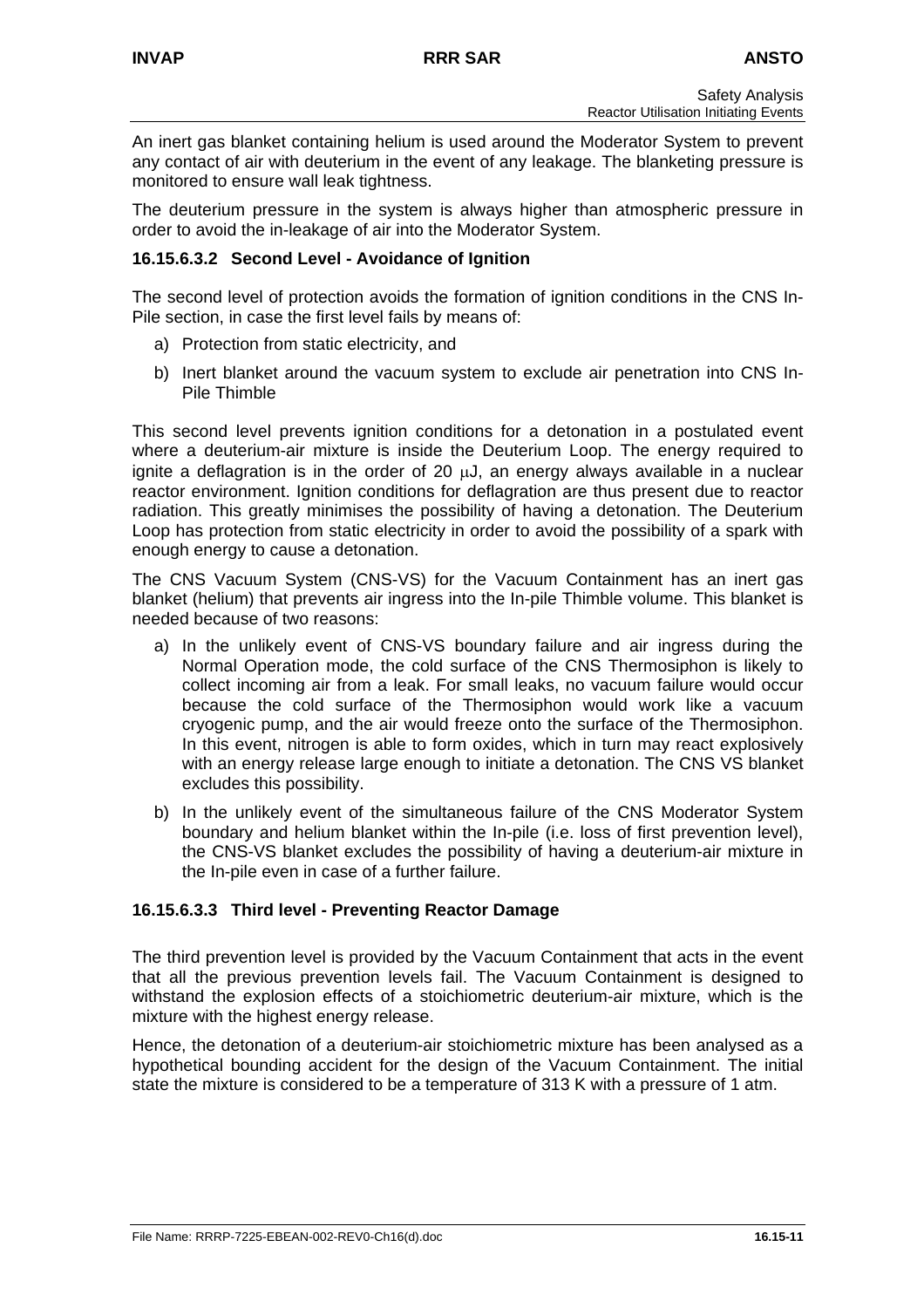An inert gas blanket containing helium is used around the Moderator System to prevent any contact of air with deuterium in the event of any leakage. The blanketing pressure is monitored to ensure wall leak tightness.

The deuterium pressure in the system is always higher than atmospheric pressure in order to avoid the in-leakage of air into the Moderator System.

#### 16.15.6.3.2 Second Level - Avoidance of Ignition

The second level of protection avoids the formation of ignition conditions in the CNS In-Pile section, in case the first level fails by means of:

a) Protection from static electricity, and
b) Inert blanket around the vacuum system to exclude air penetration into CNS In-Pile Thimble

This second level prevents ignition conditions for a detonation in a postulated event where a deuterium-air mixture is inside the Deuterium Loop. The energy required to ignite a deflagration is in the order of 20 $\mu$J, an energy always available in a nuclear reactor environment. Ignition conditions for deflagration are thus present due to reactor radiation. This greatly minimises the possibility of having a detonation. The Deuterium Loop has protection from static electricity in order to avoid the possibility of a spark with enough energy to cause a detonation.

The CNS Vacuum System (CNS-VS) for the Vacuum Containment has an inert gas blanket (helium) that prevents air ingress into the In-pile Thimble volume. This blanket is needed because of two reasons:

a) In the unlikely event of CNS-VS boundary failure and air ingress during the Normal Operation mode, the cold surface of the CNS Thermosiphon is likely to collect incoming air from a leak. For small leaks, no vacuum failure would occur because the cold surface of the Thermosiphon would work like a vacuum cryogenic pump, and the air would freeze onto the surface of the Thermosiphon. In this event, nitrogen is able to form oxides, which in turn may react explosively with an energy release large enough to initiate a detonation. The CNS VS blanket excludes this possibility.
b) In the unlikely event of the simultaneous failure of the CNS Moderator System boundary and helium blanket within the In-pile (i.e. loss of first prevention level), the CNS-VS blanket excludes the possibility of having a deuterium-air mixture in the In-pile even in case of a further failure.

#### 16.15.6.3.3 Third level - Preventing Reactor Damage

The third prevention level is provided by the Vacuum Containment that acts in the event that all the previous prevention levels fail. The Vacuum Containment is designed to withstand the explosion effects of a stoichiometric deuterium-air mixture, which is the mixture with the highest energy release.

Hence, the detonation of a deuterium-air stoichiometric mixture has been analysed as a hypothetical bounding accident for the design of the Vacuum Containment. The initial state the mixture is considered to be a temperature of 313 K with a pressure of 1 atm.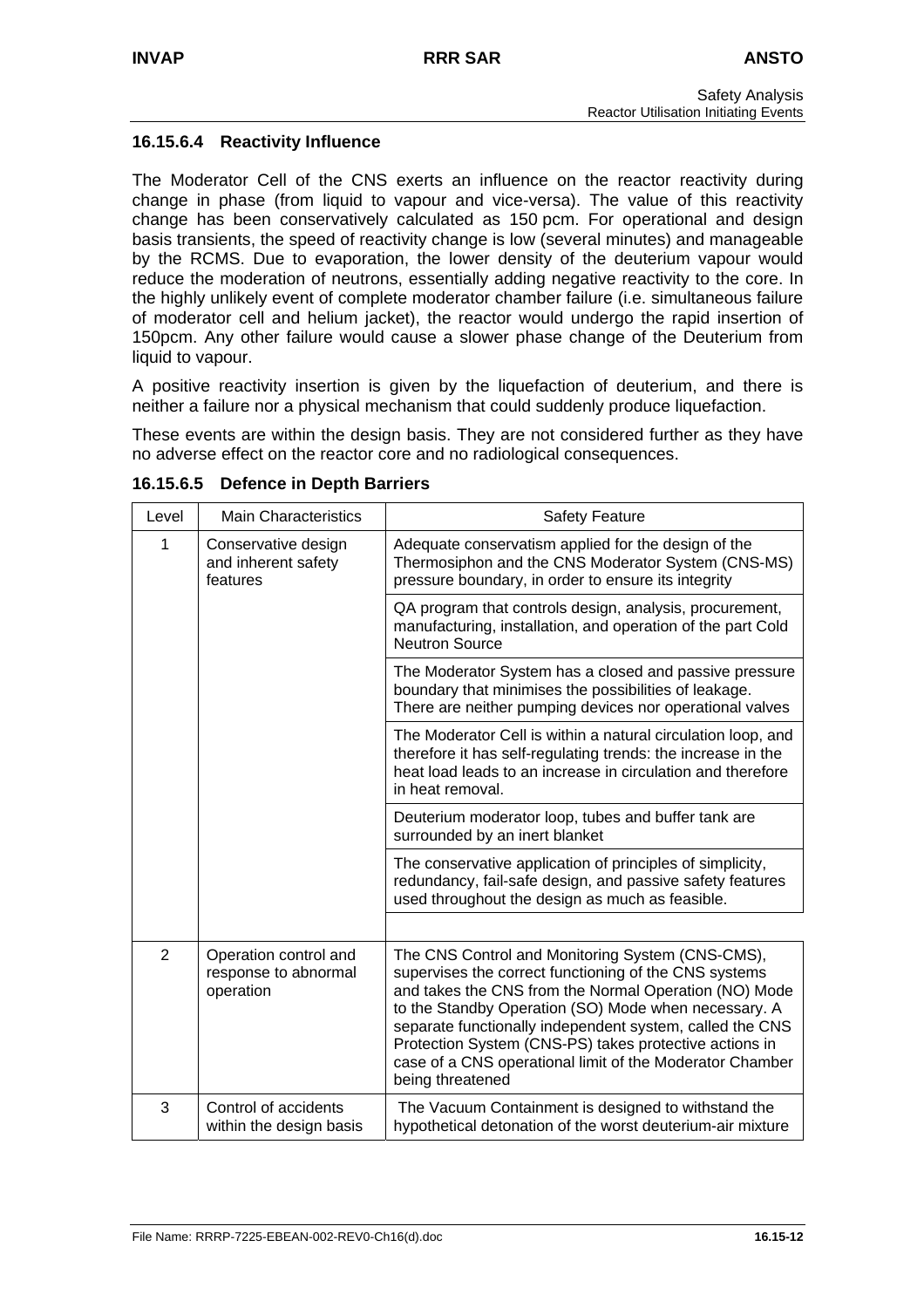### 16.15.6.4 Reactivity Influence

The Moderator Cell of the CNS exerts an influence on the reactor reactivity during change in phase (from liquid to vapour and vice-versa). The value of this reactivity change has been conservatively calculated as 150 pcm. For operational and design basis transients, the speed of reactivity change is low (several minutes) and manageable by the RCMS. Due to evaporation, the lower density of the deuterium vapour would reduce the moderation of neutrons, essentially adding negative reactivity to the core. In the highly unlikely event of complete moderator chamber failure (i.e. simultaneous failure of moderator cell and helium jacket), the reactor would undergo the rapid insertion of 150pcm. Any other failure would cause a slower phase change of the Deuterium from liquid to vapour.

A positive reactivity insertion is given by the liquefaction of deuterium, and there is neither a failure nor a physical mechanism that could suddenly produce liquefaction.

These events are within the design basis. They are not considered further as they have no adverse effect on the reactor core and no radiological consequences.

### 16.15.6.5 Defence in Depth Barriers

| Level | Main Characteristics | Safety Feature |
|---|---|---|
| 1 | Conservative design and inherent safety features | Adequate conservatism applied for the design of the Thermosiphon and the CNS Moderator System (CNS-MS) pressure boundary, in order to ensure its integrity |
| | | QA program that controls design, analysis, procurement, manufacturing, installation, and operation of the part Cold Neutron Source |
| | | The Moderator System has a closed and passive pressure boundary that minimises the possibilities of leakage. There are neither pumping devices nor operational valves |
| | | The Moderator Cell is within a natural circulation loop, and therefore it has self-regulating trends: the increase in the heat load leads to an increase in circulation and therefore in heat removal. |
| | | Deuterium moderator loop, tubes and buffer tank are surrounded by an inert blanket |
| | | The conservative application of principles of simplicity, redundancy, fail-safe design, and passive safety features used throughout the design as much as feasible. |
| | | |
| 2 | Operation control and response to abnormal operation | The CNS Control and Monitoring System (CNS-CMS), supervises the correct functioning of the CNS systems and takes the CNS from the Normal Operation (NO) Mode to the Standby Operation (SO) Mode when necessary. A separate functionally independent system, called the CNS Protection System (CNS-PS) takes protective actions in case of a CNS operational limit of the Moderator Chamber being threatened |
| 3 | Control of accidents within the design basis | The Vacuum Containment is designed to withstand the hypothetical detonation of the worst deuterium-air mixture |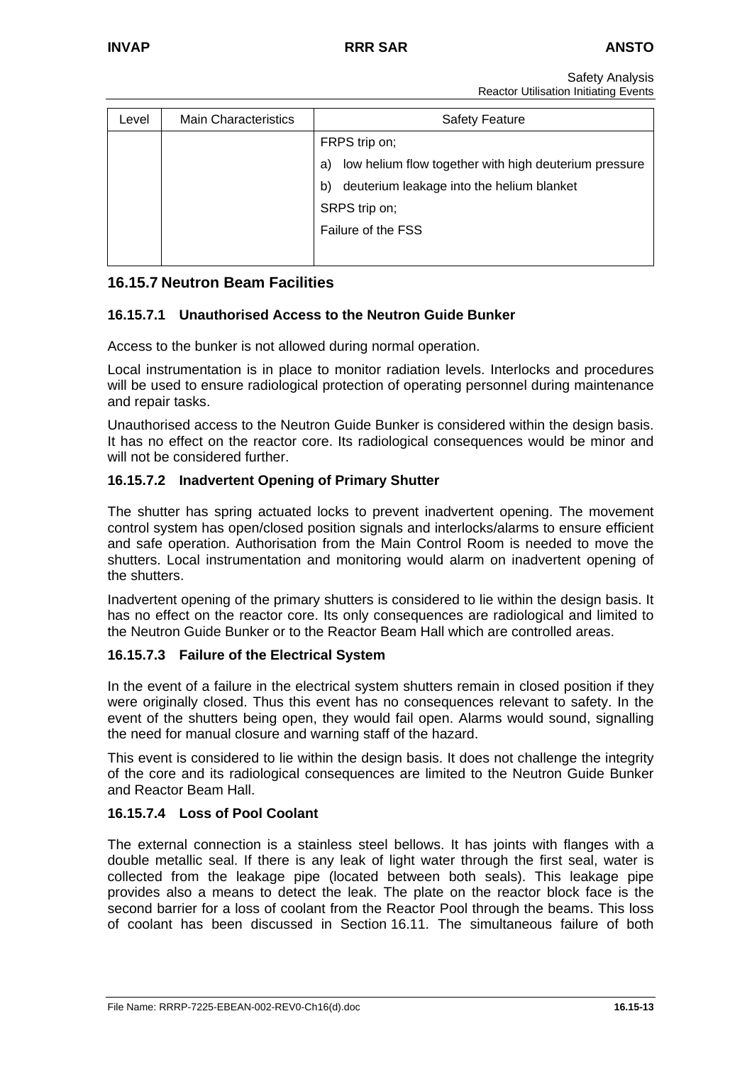| Level | Main Characteristics | Safety Feature |
|---|---|---|
| | | FRPS trip on;<br>a) low helium flow together with high deuterium pressure<br>b) deuterium leakage into the helium blanket<br>SRPS trip on;<br>Failure of the FSS |

## 16.15.7 Neutron Beam Facilities

### 16.15.7.1 Unauthorised Access to the Neutron Guide Bunker

Access to the bunker is not allowed during normal operation.

Local instrumentation is in place to monitor radiation levels. Interlocks and procedures will be used to ensure radiological protection of operating personnel during maintenance and repair tasks.

Unauthorised access to the Neutron Guide Bunker is considered within the design basis. It has no effect on the reactor core. Its radiological consequences would be minor and will not be considered further.

### 16.15.7.2 Inadvertent Opening of Primary Shutter

The shutter has spring actuated locks to prevent inadvertent opening. The movement control system has open/closed position signals and interlocks/alarms to ensure efficient and safe operation. Authorisation from the Main Control Room is needed to move the shutters. Local instrumentation and monitoring would alarm on inadvertent opening of the shutters.

Inadvertent opening of the primary shutters is considered to lie within the design basis. It has no effect on the reactor core. Its only consequences are radiological and limited to the Neutron Guide Bunker or to the Reactor Beam Hall which are controlled areas.

### 16.15.7.3 Failure of the Electrical System

In the event of a failure in the electrical system shutters remain in closed position if they were originally closed. Thus this event has no consequences relevant to safety. In the event of the shutters being open, they would fail open. Alarms would sound, signalling the need for manual closure and warning staff of the hazard.

This event is considered to lie within the design basis. It does not challenge the integrity of the core and its radiological consequences are limited to the Neutron Guide Bunker and Reactor Beam Hall.

### 16.15.7.4 Loss of Pool Coolant

The external connection is a stainless steel bellows. It has joints with flanges with a double metallic seal. If there is any leak of light water through the first seal, water is collected from the leakage pipe (located between both seals). This leakage pipe provides also a means to detect the leak. The plate on the reactor block face is the second barrier for a loss of coolant from the Reactor Pool through the beams. This loss of coolant has been discussed in Section 16.11. The simultaneous failure of both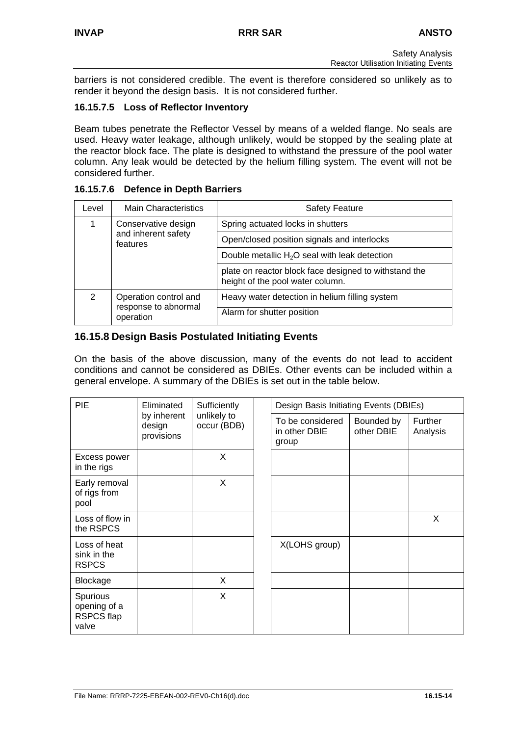barriers is not considered credible. The event is therefore considered so unlikely as to render it beyond the design basis. It is not considered further.

#### 16.15.7.5 Loss of Reflector Inventory

Beam tubes penetrate the Reflector Vessel by means of a welded flange. No seals are used. Heavy water leakage, although unlikely, would be stopped by the sealing plate at the reactor block face. The plate is designed to withstand the pressure of the pool water column. Any leak would be detected by the helium filling system. The event will not be considered further.

#### 16.15.7.6 Defence in Depth Barriers

| Level | Main Characteristics | Safety Feature |
|---|---|---|
| 1 | Conservative design and inherent safety features | Spring actuated locks in shutters |
| | | Open/closed position signals and interlocks |
| | | Double metallic $H_2O$ seal with leak detection |
| | | plate on reactor block face designed to withstand the height of the pool water column. |
| 2 | Operation control and response to abnormal operation | Heavy water detection in helium filling system |
| | | Alarm for shutter position |

### 16.15.8 Design Basis Postulated Initiating Events

On the basis of the above discussion, many of the events do not lead to accident conditions and cannot be considered as DBIEs. Other events can be included within a general envelope. A summary of the DBIEs is set out in the table below.

| PIE | Eliminated by inherent design provisions | Sufficiently unlikely to occur (BDB) | Design Basis Initiating Events (DBIEs) | | |
|---|---|---|---|---|---|
| | | | To be considered in other DBIE group | Bounded by other DBIE | Further Analysis |
| Excess power in the rigs | | X | | | |
| Early removal of rigs from pool | | X | | | |
| Loss of flow in the RSPCS | | | | | X |
| Loss of heat sink in the RSPCS | | | X(LOHS group) | | |
| Blockage | | X | | | |
| Spurious opening of a RSPCS flap valve | | X | | | |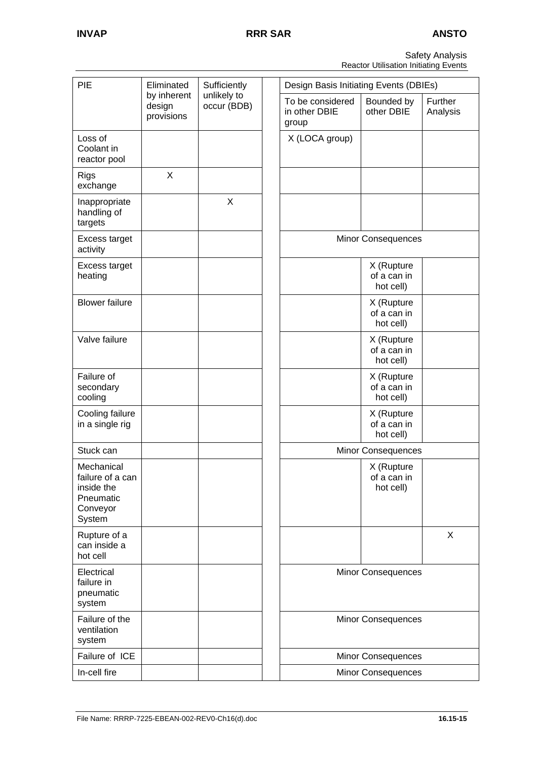| PIE | Eliminated by inherent design provisions | Sufficiently unlikely to occur (BDB) | Design Basis Initiating Events (DBIEs) | | |
|---|---|---|---|---|---|
| | | | To be considered in other DBIE group | Bounded by other DBIE | Further Analysis |
| Loss of Coolant in reactor pool | | | X (LOCA group) | | |
| Rigs exchange | X | | | | |
| Inappropriate handling of targets | | X | | | |
| Excess target activity | | | Minor Consequences | | |
| Excess target heating | | | | X (Rupture of a can in hot cell) | |
| Blower failure | | | | X (Rupture of a can in hot cell) | |
| Valve failure | | | | X (Rupture of a can in hot cell) | |
| Failure of secondary cooling | | | | X (Rupture of a can in hot cell) | |
| Cooling failure in a single rig | | | | X (Rupture of a can in hot cell) | |
| Stuck can | | | Minor Consequences | | |
| Mechanical failure of a can inside the Pneumatic Conveyor System | | | | X (Rupture of a can in hot cell) | |
| Rupture of a can inside a hot cell | | | | | X |
| Electrical failure in pneumatic system | | | Minor Consequences | | |
| Failure of the ventilation system | | | Minor Consequences | | |
| Failure of ICE | | | Minor Consequences | | |
| In-cell fire | | | Minor Consequences | | |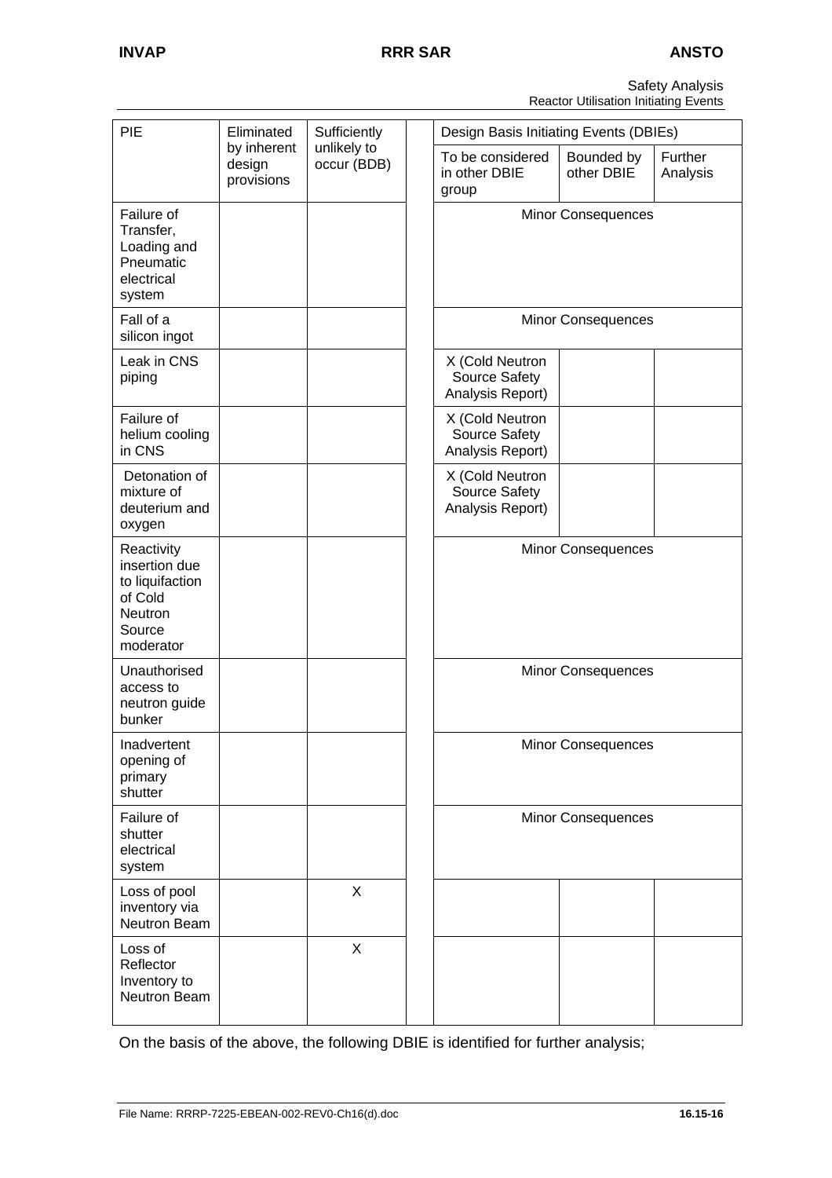| PIE | Eliminated by inherent design provisions | Sufficiently unlikely to occur (BDB) | Design Basis Initiating Events (DBIEs) | | |
|---|---|---|---|---|---|
| | | | To be considered in other DBIE group | Bounded by other DBIE | Further Analysis |
| Failure of Transfer, Loading and Pneumatic electrical system | | | Minor Consequences | | |
| Fall of a silicon ingot | | | Minor Consequences | | |
| Leak in CNS piping | | | X (Cold Neutron Source Safety Analysis Report) | | |
| Failure of helium cooling in CNS | | | X (Cold Neutron Source Safety Analysis Report) | | |
| Detonation of mixture of deuterium and oxygen | | | X (Cold Neutron Source Safety Analysis Report) | | |
| Reactivity insertion due to liquifaction of Cold Neutron Source moderator | | | Minor Consequences | | |
| Unauthorised access to neutron guide bunker | | | Minor Consequences | | |
| Inadvertent opening of primary shutter | | | Minor Consequences | | |
| Failure of shutter electrical system | | | Minor Consequences | | |
| Loss of pool inventory via Neutron Beam | | X | | | |
| Loss of Reflector Inventory to Neutron Beam | | X | | | |

On the basis of the above, the following DBIE is identified for further analysis;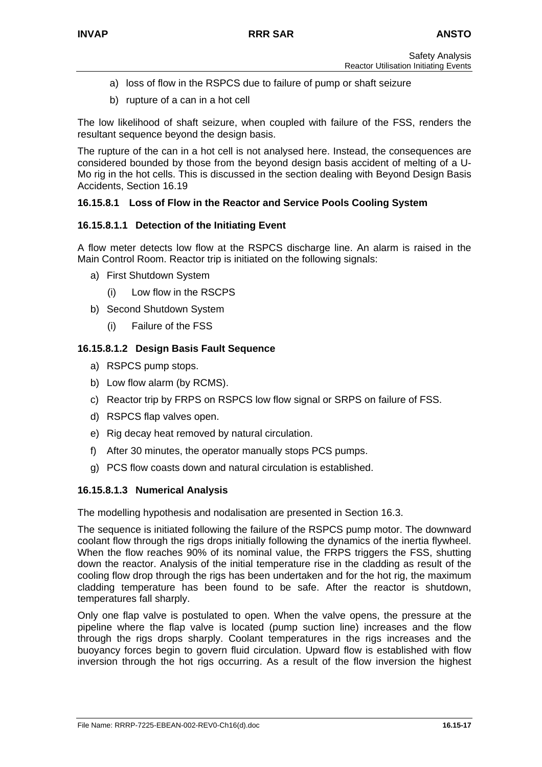a) loss of flow in the RSPCS due to failure of pump or shaft seizure

b) rupture of a can in a hot cell

The low likelihood of shaft seizure, when coupled with failure of the FSS, renders the resultant sequence beyond the design basis.

The rupture of the can in a hot cell is not analysed here. Instead, the consequences are considered bounded by those from the beyond design basis accident of melting of a U-Mo rig in the hot cells. This is discussed in the section dealing with Beyond Design Basis Accidents, Section 16.19

#### 16.15.8.1 Loss of Flow in the Reactor and Service Pools Cooling System

##### 16.15.8.1.1 Detection of the Initiating Event

A flow meter detects low flow at the RSPCS discharge line. An alarm is raised in the Main Control Room. Reactor trip is initiated on the following signals:

a) First Shutdown System
   (i) Low flow in the RSCPS
b) Second Shutdown System
   (i) Failure of the FSS

##### 16.15.8.1.2 Design Basis Fault Sequence

a) RSPCS pump stops.
b) Low flow alarm (by RCMS).
c) Reactor trip by FRPS on RSPCS low flow signal or SRPS on failure of FSS.
d) RSPCS flap valves open.
e) Rig decay heat removed by natural circulation.
f) After 30 minutes, the operator manually stops PCS pumps.
g) PCS flow coasts down and natural circulation is established.

##### 16.15.8.1.3 Numerical Analysis

The modelling hypothesis and nodalisation are presented in Section 16.3.

The sequence is initiated following the failure of the RSPCS pump motor. The downward coolant flow through the rigs drops initially following the dynamics of the inertia flywheel. When the flow reaches 90% of its nominal value, the FRPS triggers the FSS, shutting down the reactor. Analysis of the initial temperature rise in the cladding as result of the cooling flow drop through the rigs has been undertaken and for the hot rig, the maximum cladding temperature has been found to be safe. After the reactor is shutdown, temperatures fall sharply.

Only one flap valve is postulated to open. When the valve opens, the pressure at the pipeline where the flap valve is located (pump suction line) increases and the flow through the rigs drops sharply. Coolant temperatures in the rigs increases and the buoyancy forces begin to govern fluid circulation. Upward flow is established with flow inversion through the hot rigs occurring. As a result of the flow inversion the highest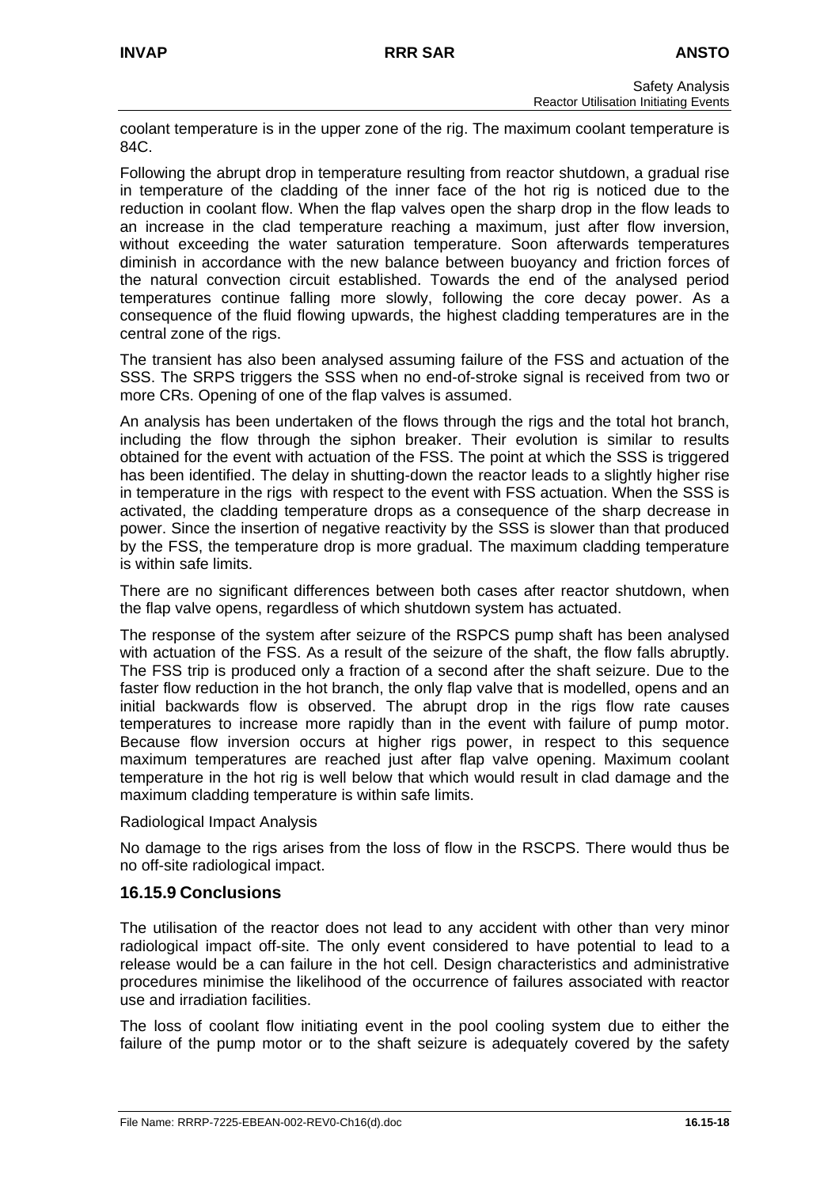coolant temperature is in the upper zone of the rig. The maximum coolant temperature is 84C.

Following the abrupt drop in temperature resulting from reactor shutdown, a gradual rise in temperature of the cladding of the inner face of the hot rig is noticed due to the reduction in coolant flow. When the flap valves open the sharp drop in the flow leads to an increase in the clad temperature reaching a maximum, just after flow inversion, without exceeding the water saturation temperature. Soon afterwards temperatures diminish in accordance with the new balance between buoyancy and friction forces of the natural convection circuit established. Towards the end of the analysed period temperatures continue falling more slowly, following the core decay power. As a consequence of the fluid flowing upwards, the highest cladding temperatures are in the central zone of the rigs.

The transient has also been analysed assuming failure of the FSS and actuation of the SSS. The SRPS triggers the SSS when no end-of-stroke signal is received from two or more CRs. Opening of one of the flap valves is assumed.

An analysis has been undertaken of the flows through the rigs and the total hot branch, including the flow through the siphon breaker. Their evolution is similar to results obtained for the event with actuation of the FSS. The point at which the SSS is triggered has been identified. The delay in shutting-down the reactor leads to a slightly higher rise in temperature in the rigs with respect to the event with FSS actuation. When the SSS is activated, the cladding temperature drops as a consequence of the sharp decrease in power. Since the insertion of negative reactivity by the SSS is slower than that produced by the FSS, the temperature drop is more gradual. The maximum cladding temperature is within safe limits.

There are no significant differences between both cases after reactor shutdown, when the flap valve opens, regardless of which shutdown system has actuated.

The response of the system after seizure of the RSPCS pump shaft has been analysed with actuation of the FSS. As a result of the seizure of the shaft, the flow falls abruptly. The FSS trip is produced only a fraction of a second after the shaft seizure. Due to the faster flow reduction in the hot branch, the only flap valve that is modelled, opens and an initial backwards flow is observed. The abrupt drop in the rigs flow rate causes temperatures to increase more rapidly than in the event with failure of pump motor. Because flow inversion occurs at higher rigs power, in respect to this sequence maximum temperatures are reached just after flap valve opening. Maximum coolant temperature in the hot rig is well below that which would result in clad damage and the maximum cladding temperature is within safe limits.

Radiological Impact Analysis

No damage to the rigs arises from the loss of flow in the RSCPS. There would thus be no off-site radiological impact.

### 16.15.9 Conclusions

The utilisation of the reactor does not lead to any accident with other than very minor radiological impact off-site. The only event considered to have potential to lead to a release would be a can failure in the hot cell. Design characteristics and administrative procedures minimise the likelihood of the occurrence of failures associated with reactor use and irradiation facilities.

The loss of coolant flow initiating event in the pool cooling system due to either the failure of the pump motor or to the shaft seizure is adequately covered by the safety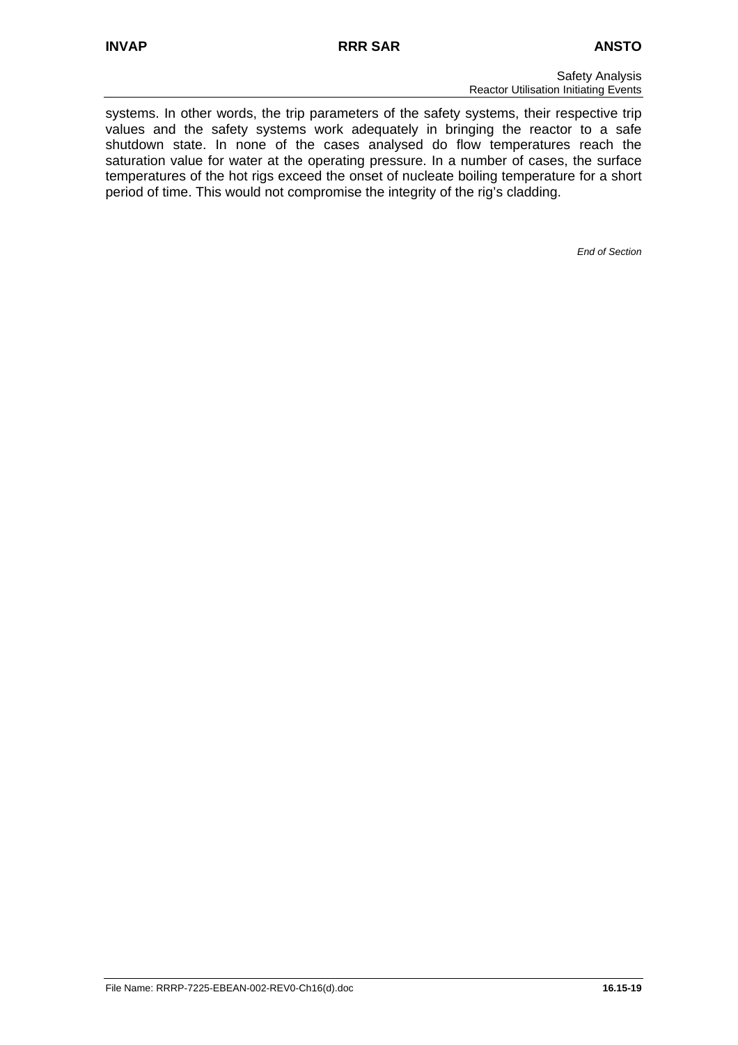systems. In other words, the trip parameters of the safety systems, their respective trip values and the safety systems work adequately in bringing the reactor to a safe shutdown state. In none of the cases analysed do flow temperatures reach the saturation value for water at the operating pressure. In a number of cases, the surface temperatures of the hot rigs exceed the onset of nucleate boiling temperature for a short period of time. This would not compromise the integrity of the rig's cladding.

*End of Section*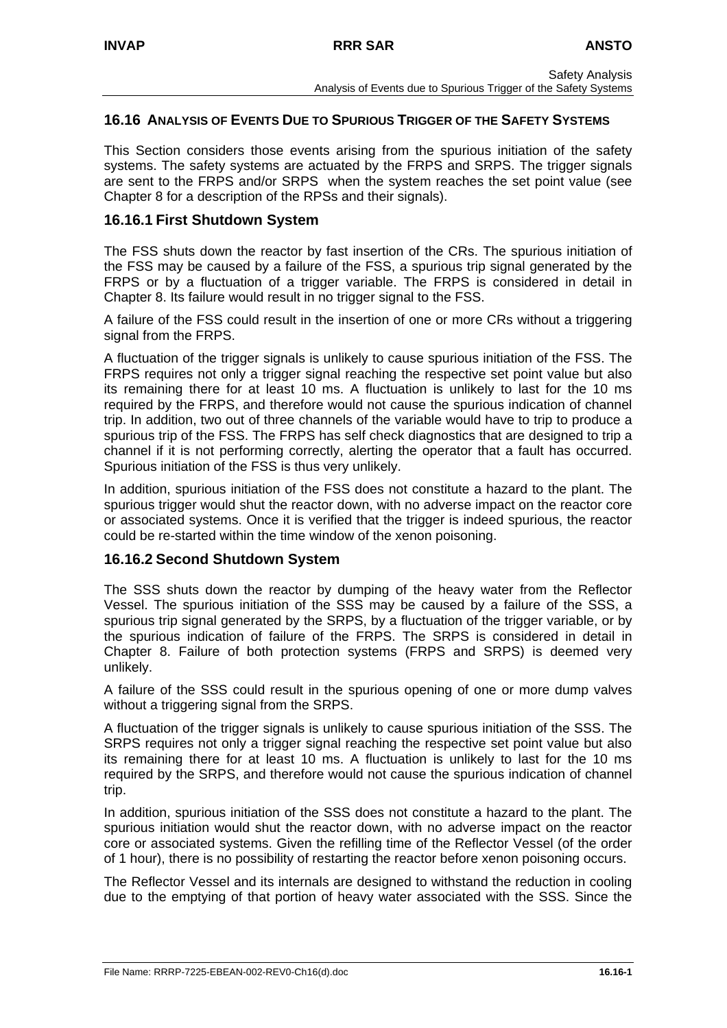## 16.16 ANALYSIS OF EVENTS DUE TO SPURIOUS TRIGGER OF THE SAFETY SYSTEMS

This Section considers those events arising from the spurious initiation of the safety systems. The safety systems are actuated by the FRPS and SRPS. The trigger signals are sent to the FRPS and/or SRPS when the system reaches the set point value (see Chapter 8 for a description of the RPSs and their signals).

### 16.16.1 First Shutdown System

The FSS shuts down the reactor by fast insertion of the CRs. The spurious initiation of the FSS may be caused by a failure of the FSS, a spurious trip signal generated by the FRPS or by a fluctuation of a trigger variable. The FRPS is considered in detail in Chapter 8. Its failure would result in no trigger signal to the FSS.

A failure of the FSS could result in the insertion of one or more CRs without a triggering signal from the FRPS.

A fluctuation of the trigger signals is unlikely to cause spurious initiation of the FSS. The FRPS requires not only a trigger signal reaching the respective set point value but also its remaining there for at least 10 ms. A fluctuation is unlikely to last for the 10 ms required by the FRPS, and therefore would not cause the spurious indication of channel trip. In addition, two out of three channels of the variable would have to trip to produce a spurious trip of the FSS. The FRPS has self check diagnostics that are designed to trip a channel if it is not performing correctly, alerting the operator that a fault has occurred. Spurious initiation of the FSS is thus very unlikely.

In addition, spurious initiation of the FSS does not constitute a hazard to the plant. The spurious trigger would shut the reactor down, with no adverse impact on the reactor core or associated systems. Once it is verified that the trigger is indeed spurious, the reactor could be re-started within the time window of the xenon poisoning.

### 16.16.2 Second Shutdown System

The SSS shuts down the reactor by dumping of the heavy water from the Reflector Vessel. The spurious initiation of the SSS may be caused by a failure of the SSS, a spurious trip signal generated by the SRPS, by a fluctuation of the trigger variable, or by the spurious indication of failure of the FRPS. The SRPS is considered in detail in Chapter 8. Failure of both protection systems (FRPS and SRPS) is deemed very unlikely.

A failure of the SSS could result in the spurious opening of one or more dump valves without a triggering signal from the SRPS.

A fluctuation of the trigger signals is unlikely to cause spurious initiation of the SSS. The SRPS requires not only a trigger signal reaching the respective set point value but also its remaining there for at least 10 ms. A fluctuation is unlikely to last for the 10 ms required by the SRPS, and therefore would not cause the spurious indication of channel trip.

In addition, spurious initiation of the SSS does not constitute a hazard to the plant. The spurious initiation would shut the reactor down, with no adverse impact on the reactor core or associated systems. Given the refilling time of the Reflector Vessel (of the order of 1 hour), there is no possibility of restarting the reactor before xenon poisoning occurs.

The Reflector Vessel and its internals are designed to withstand the reduction in cooling due to the emptying of that portion of heavy water associated with the SSS. Since the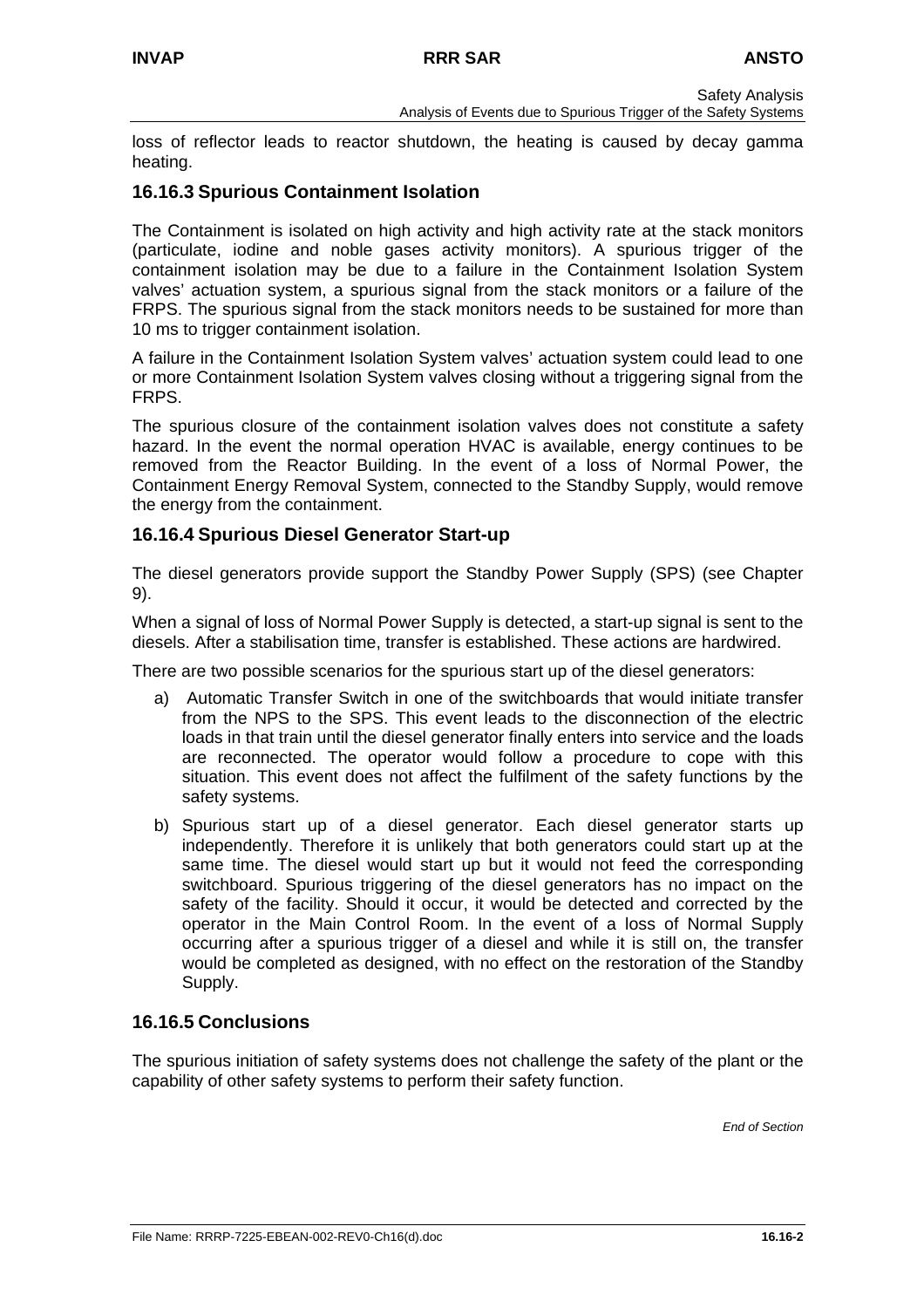loss of reflector leads to reactor shutdown, the heating is caused by decay gamma heating.

### 16.16.3 Spurious Containment Isolation

The Containment is isolated on high activity and high activity rate at the stack monitors (particulate, iodine and noble gases activity monitors). A spurious trigger of the containment isolation may be due to a failure in the Containment Isolation System valves' actuation system, a spurious signal from the stack monitors or a failure of the FRPS. The spurious signal from the stack monitors needs to be sustained for more than 10 ms to trigger containment isolation.

A failure in the Containment Isolation System valves' actuation system could lead to one or more Containment Isolation System valves closing without a triggering signal from the FRPS.

The spurious closure of the containment isolation valves does not constitute a safety hazard. In the event the normal operation HVAC is available, energy continues to be removed from the Reactor Building. In the event of a loss of Normal Power, the Containment Energy Removal System, connected to the Standby Supply, would remove the energy from the containment.

### 16.16.4 Spurious Diesel Generator Start-up

The diesel generators provide support the Standby Power Supply (SPS) (see Chapter 9).

When a signal of loss of Normal Power Supply is detected, a start-up signal is sent to the diesels. After a stabilisation time, transfer is established. These actions are hardwired.

There are two possible scenarios for the spurious start up of the diesel generators:

a) Automatic Transfer Switch in one of the switchboards that would initiate transfer from the NPS to the SPS. This event leads to the disconnection of the electric loads in that train until the diesel generator finally enters into service and the loads are reconnected. The operator would follow a procedure to cope with this situation. This event does not affect the fulfilment of the safety functions by the safety systems.

b) Spurious start up of a diesel generator. Each diesel generator starts up independently. Therefore it is unlikely that both generators could start up at the same time. The diesel would start up but it would not feed the corresponding switchboard. Spurious triggering of the diesel generators has no impact on the safety of the facility. Should it occur, it would be detected and corrected by the operator in the Main Control Room. In the event of a loss of Normal Supply occurring after a spurious trigger of a diesel and while it is still on, the transfer would be completed as designed, with no effect on the restoration of the Standby Supply.

### 16.16.5 Conclusions

The spurious initiation of safety systems does not challenge the safety of the plant or the capability of other safety systems to perform their safety function.

*End of Section*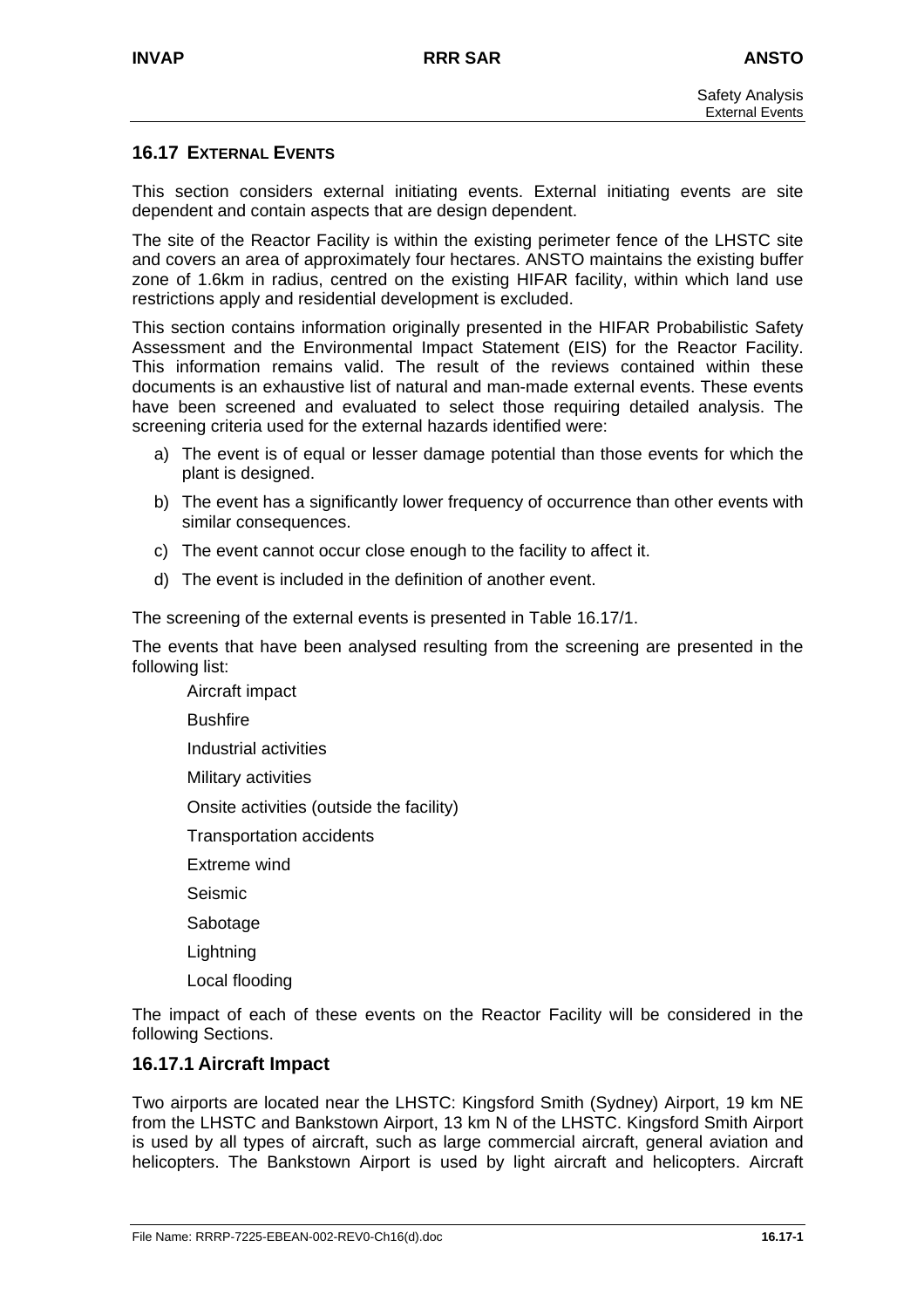## 16.17 EXTERNAL EVENTS

This section considers external initiating events. External initiating events are site dependent and contain aspects that are design dependent.

The site of the Reactor Facility is within the existing perimeter fence of the LHSTC site and covers an area of approximately four hectares. ANSTO maintains the existing buffer zone of 1.6km in radius, centred on the existing HIFAR facility, within which land use restrictions apply and residential development is excluded.

This section contains information originally presented in the HIFAR Probabilistic Safety Assessment and the Environmental Impact Statement (EIS) for the Reactor Facility. This information remains valid. The result of the reviews contained within these documents is an exhaustive list of natural and man-made external events. These events have been screened and evaluated to select those requiring detailed analysis. The screening criteria used for the external hazards identified were:

a) The event is of equal or lesser damage potential than those events for which the plant is designed.

b) The event has a significantly lower frequency of occurrence than other events with similar consequences.

c) The event cannot occur close enough to the facility to affect it.

d) The event is included in the definition of another event.

The screening of the external events is presented in Table 16.17/1.

The events that have been analysed resulting from the screening are presented in the following list:

- Aircraft impact
- Bushfire
- Industrial activities
- Military activities
- Onsite activities (outside the facility)
- Transportation accidents
- Extreme wind
- Seismic
- Sabotage
- Lightning
- Local flooding

The impact of each of these events on the Reactor Facility will be considered in the following Sections.

### 16.17.1 Aircraft Impact

Two airports are located near the LHSTC: Kingsford Smith (Sydney) Airport, 19 km NE from the LHSTC and Bankstown Airport, 13 km N of the LHSTC. Kingsford Smith Airport is used by all types of aircraft, such as large commercial aircraft, general aviation and helicopters. The Bankstown Airport is used by light aircraft and helicopters. Aircraft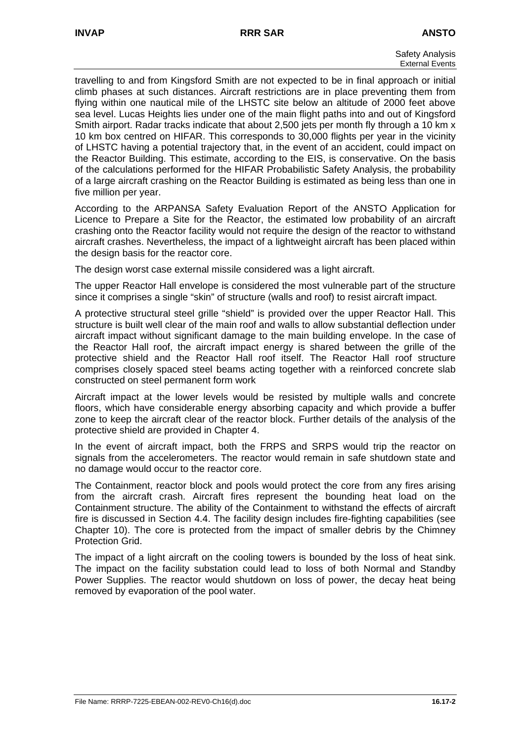travelling to and from Kingsford Smith are not expected to be in final approach or initial climb phases at such distances. Aircraft restrictions are in place preventing them from flying within one nautical mile of the LHSTC site below an altitude of 2000 feet above sea level. Lucas Heights lies under one of the main flight paths into and out of Kingsford Smith airport. Radar tracks indicate that about 2,500 jets per month fly through a 10 km x 10 km box centred on HIFAR. This corresponds to 30,000 flights per year in the vicinity of LHSTC having a potential trajectory that, in the event of an accident, could impact on the Reactor Building. This estimate, according to the EIS, is conservative. On the basis of the calculations performed for the HIFAR Probabilistic Safety Analysis, the probability of a large aircraft crashing on the Reactor Building is estimated as being less than one in five million per year.

According to the ARPANSA Safety Evaluation Report of the ANSTO Application for Licence to Prepare a Site for the Reactor, the estimated low probability of an aircraft crashing onto the Reactor facility would not require the design of the reactor to withstand aircraft crashes. Nevertheless, the impact of a lightweight aircraft has been placed within the design basis for the reactor core.

The design worst case external missile considered was a light aircraft.

The upper Reactor Hall envelope is considered the most vulnerable part of the structure since it comprises a single "skin" of structure (walls and roof) to resist aircraft impact.

A protective structural steel grille "shield" is provided over the upper Reactor Hall. This structure is built well clear of the main roof and walls to allow substantial deflection under aircraft impact without significant damage to the main building envelope. In the case of the Reactor Hall roof, the aircraft impact energy is shared between the grille of the protective shield and the Reactor Hall roof itself. The Reactor Hall roof structure comprises closely spaced steel beams acting together with a reinforced concrete slab constructed on steel permanent form work

Aircraft impact at the lower levels would be resisted by multiple walls and concrete floors, which have considerable energy absorbing capacity and which provide a buffer zone to keep the aircraft clear of the reactor block. Further details of the analysis of the protective shield are provided in Chapter 4.

In the event of aircraft impact, both the FRPS and SRPS would trip the reactor on signals from the accelerometers. The reactor would remain in safe shutdown state and no damage would occur to the reactor core.

The Containment, reactor block and pools would protect the core from any fires arising from the aircraft crash. Aircraft fires represent the bounding heat load on the Containment structure. The ability of the Containment to withstand the effects of aircraft fire is discussed in Section 4.4. The facility design includes fire-fighting capabilities (see Chapter 10). The core is protected from the impact of smaller debris by the Chimney Protection Grid.

The impact of a light aircraft on the cooling towers is bounded by the loss of heat sink. The impact on the facility substation could lead to loss of both Normal and Standby Power Supplies. The reactor would shutdown on loss of power, the decay heat being removed by evaporation of the pool water.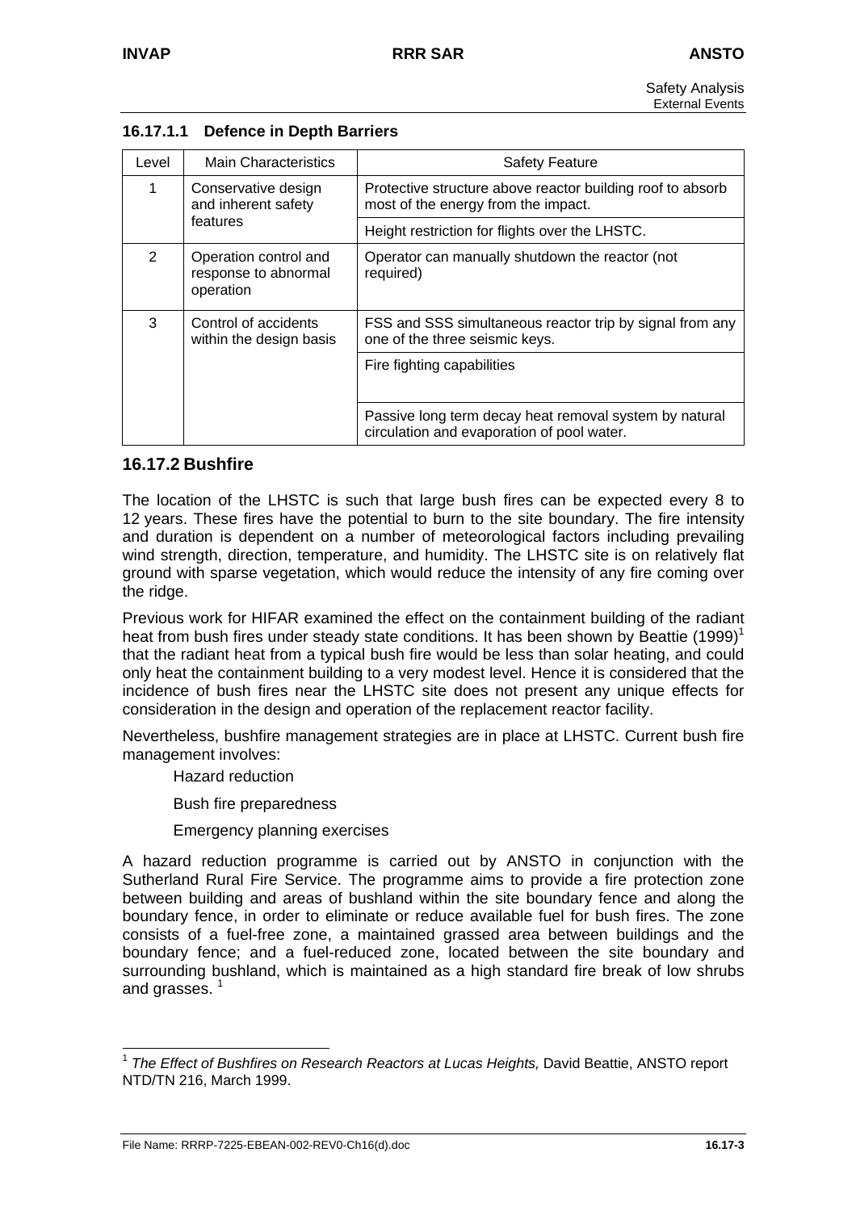#### 16.17.1.1 Defence in Depth Barriers

| Level | Main Characteristics | Safety Feature |
|---|---|---|
| 1 | Conservative design and inherent safety features | Protective structure above reactor building roof to absorb most of the energy from the impact. |
| | | Height restriction for flights over the LHSTC. |
| 2 | Operation control and response to abnormal operation | Operator can manually shutdown the reactor (not required) |
| 3 | Control of accidents within the design basis | FSS and SSS simultaneous reactor trip by signal from any one of the three seismic keys. |
| | | Fire fighting capabilities |
| | | Passive long term decay heat removal system by natural circulation and evaporation of pool water. |

### 16.17.2 Bushfire

The location of the LHSTC is such that large bush fires can be expected every 8 to 12 years. These fires have the potential to burn to the site boundary. The fire intensity and duration is dependent on a number of meteorological factors including prevailing wind strength, direction, temperature, and humidity. The LHSTC site is on relatively flat ground with sparse vegetation, which would reduce the intensity of any fire coming over the ridge.

Previous work for HIFAR examined the effect on the containment building of the radiant heat from bush fires under steady state conditions. It has been shown by Beattie (1999)[1] that the radiant heat from a typical bush fire would be less than solar heating, and could only heat the containment building to a very modest level. Hence it is considered that the incidence of bush fires near the LHSTC site does not present any unique effects for consideration in the design and operation of the replacement reactor facility.

Nevertheless, bushfire management strategies are in place at LHSTC. Current bush fire management involves:

- Hazard reduction
- Bush fire preparedness
- Emergency planning exercises

A hazard reduction programme is carried out by ANSTO in conjunction with the Sutherland Rural Fire Service. The programme aims to provide a fire protection zone between building and areas of bushland within the site boundary fence and along the boundary fence, in order to eliminate or reduce available fuel for bush fires. The zone consists of a fuel-free zone, a maintained grassed area between buildings and the boundary fence; and a fuel-reduced zone, located between the site boundary and surrounding bushland, which is maintained as a high standard fire break of low shrubs and grasses. [1]

---

[1] *The Effect of Bushfires on Research Reactors at Lucas Heights,* David Beattie, ANSTO report NTD/TN 216, March 1999.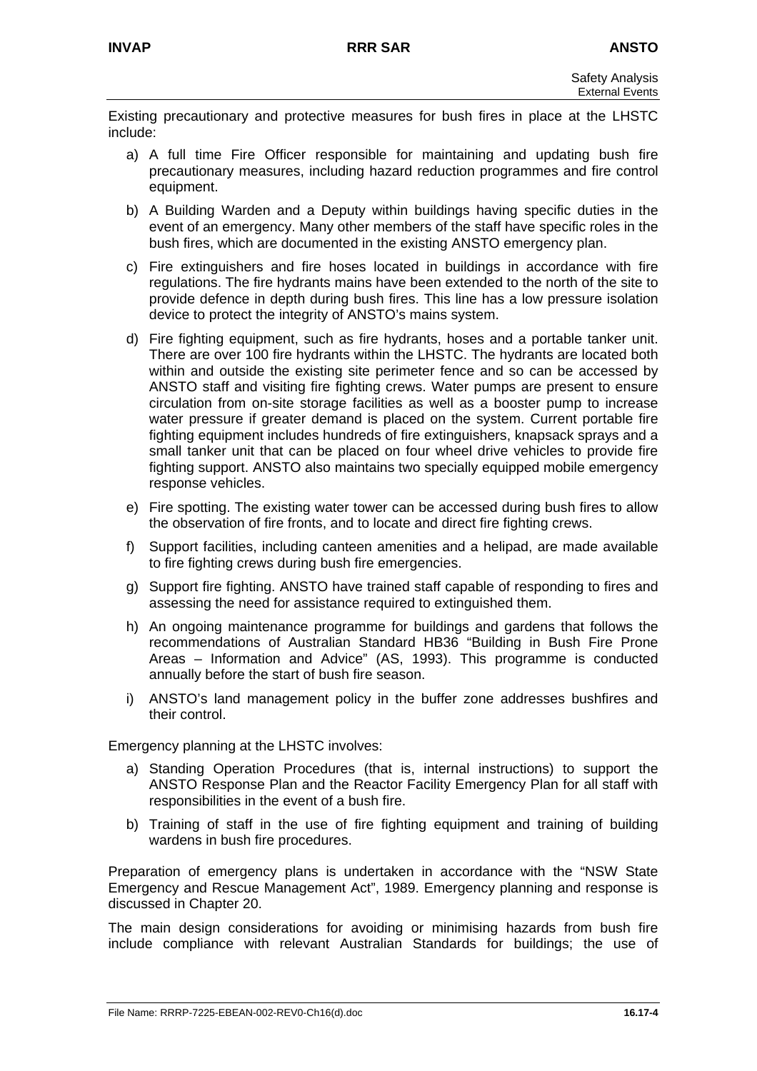Existing precautionary and protective measures for bush fires in place at the LHSTC include:

a) A full time Fire Officer responsible for maintaining and updating bush fire precautionary measures, including hazard reduction programmes and fire control equipment.

b) A Building Warden and a Deputy within buildings having specific duties in the event of an emergency. Many other members of the staff have specific roles in the bush fires, which are documented in the existing ANSTO emergency plan.

c) Fire extinguishers and fire hoses located in buildings in accordance with fire regulations. The fire hydrants mains have been extended to the north of the site to provide defence in depth during bush fires. This line has a low pressure isolation device to protect the integrity of ANSTO's mains system.

d) Fire fighting equipment, such as fire hydrants, hoses and a portable tanker unit. There are over 100 fire hydrants within the LHSTC. The hydrants are located both within and outside the existing site perimeter fence and so can be accessed by ANSTO staff and visiting fire fighting crews. Water pumps are present to ensure circulation from on-site storage facilities as well as a booster pump to increase water pressure if greater demand is placed on the system. Current portable fire fighting equipment includes hundreds of fire extinguishers, knapsack sprays and a small tanker unit that can be placed on four wheel drive vehicles to provide fire fighting support. ANSTO also maintains two specially equipped mobile emergency response vehicles.

e) Fire spotting. The existing water tower can be accessed during bush fires to allow the observation of fire fronts, and to locate and direct fire fighting crews.

f) Support facilities, including canteen amenities and a helipad, are made available to fire fighting crews during bush fire emergencies.

g) Support fire fighting. ANSTO have trained staff capable of responding to fires and assessing the need for assistance required to extinguished them.

h) An ongoing maintenance programme for buildings and gardens that follows the recommendations of Australian Standard HB36 "Building in Bush Fire Prone Areas – Information and Advice" (AS, 1993). This programme is conducted annually before the start of bush fire season.

i) ANSTO's land management policy in the buffer zone addresses bushfires and their control.

Emergency planning at the LHSTC involves:

a) Standing Operation Procedures (that is, internal instructions) to support the ANSTO Response Plan and the Reactor Facility Emergency Plan for all staff with responsibilities in the event of a bush fire.

b) Training of staff in the use of fire fighting equipment and training of building wardens in bush fire procedures.

Preparation of emergency plans is undertaken in accordance with the "NSW State Emergency and Rescue Management Act", 1989. Emergency planning and response is discussed in Chapter 20.

The main design considerations for avoiding or minimising hazards from bush fire include compliance with relevant Australian Standards for buildings; the use of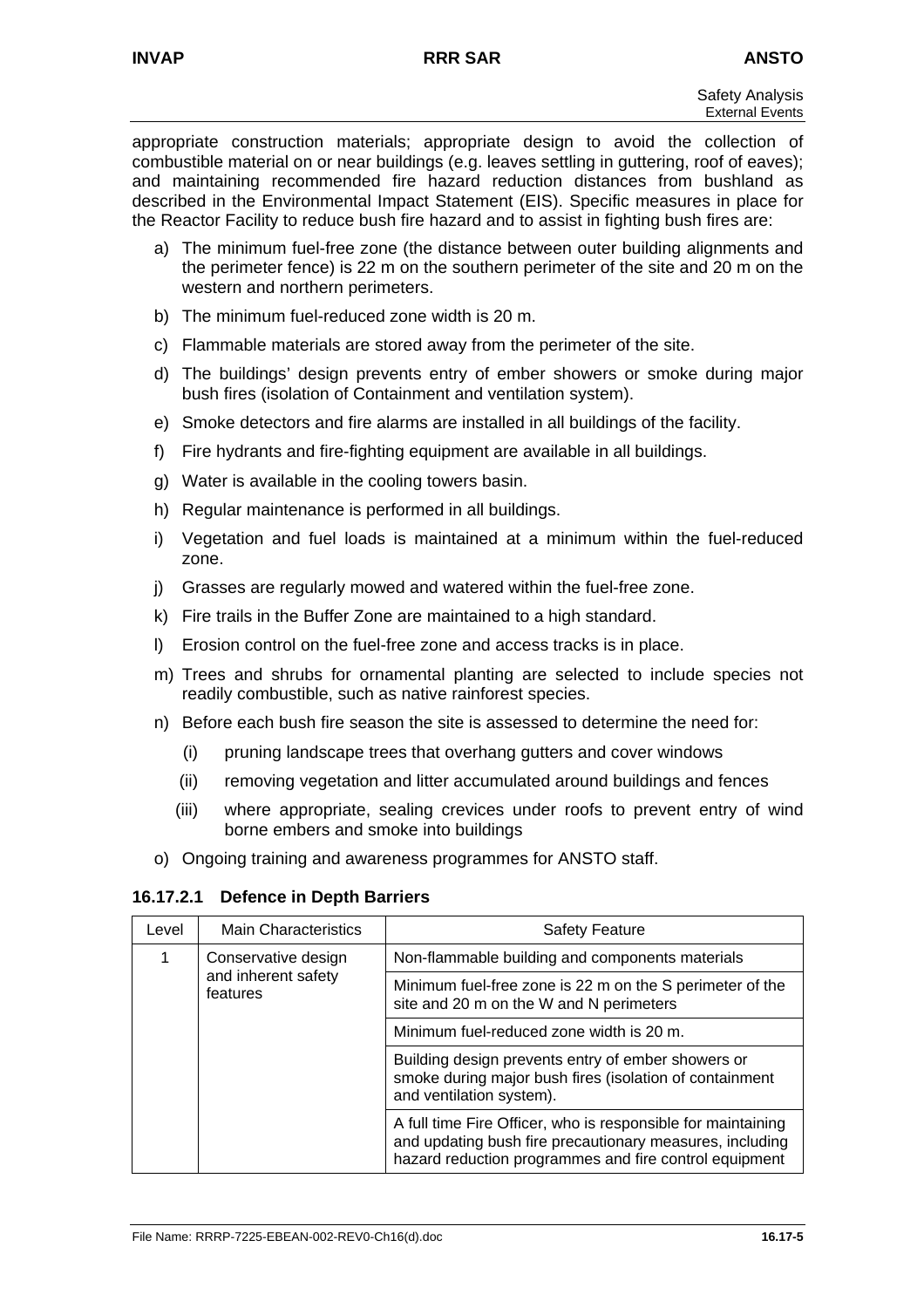appropriate construction materials; appropriate design to avoid the collection of combustible material on or near buildings (e.g. leaves settling in guttering, roof of eaves); and maintaining recommended fire hazard reduction distances from bushland as described in the Environmental Impact Statement (EIS). Specific measures in place for the Reactor Facility to reduce bush fire hazard and to assist in fighting bush fires are:

a) The minimum fuel-free zone (the distance between outer building alignments and the perimeter fence) is 22 m on the southern perimeter of the site and 20 m on the western and northern perimeters.

b) The minimum fuel-reduced zone width is 20 m.

c) Flammable materials are stored away from the perimeter of the site.

d) The buildings' design prevents entry of ember showers or smoke during major bush fires (isolation of Containment and ventilation system).

e) Smoke detectors and fire alarms are installed in all buildings of the facility.

f) Fire hydrants and fire-fighting equipment are available in all buildings.

g) Water is available in the cooling towers basin.

h) Regular maintenance is performed in all buildings.

i) Vegetation and fuel loads is maintained at a minimum within the fuel-reduced zone.

j) Grasses are regularly mowed and watered within the fuel-free zone.

k) Fire trails in the Buffer Zone are maintained to a high standard.

l) Erosion control on the fuel-free zone and access tracks is in place.

m) Trees and shrubs for ornamental planting are selected to include species not readily combustible, such as native rainforest species.

n) Before each bush fire season the site is assessed to determine the need for:

   (i) pruning landscape trees that overhang gutters and cover windows

   (ii) removing vegetation and litter accumulated around buildings and fences

   (iii) where appropriate, sealing crevices under roofs to prevent entry of wind borne embers and smoke into buildings

o) Ongoing training and awareness programmes for ANSTO staff.

### 16.17.2.1 Defence in Depth Barriers

| Level | Main Characteristics | Safety Feature |
|---|---|---|
| 1 | Conservative design and inherent safety features | Non-flammable building and components materials |
| | | Minimum fuel-free zone is 22 m on the S perimeter of the site and 20 m on the W and N perimeters |
| | | Minimum fuel-reduced zone width is 20 m. |
| | | Building design prevents entry of ember showers or smoke during major bush fires (isolation of containment and ventilation system). |
| | | A full time Fire Officer, who is responsible for maintaining and updating bush fire precautionary measures, including hazard reduction programmes and fire control equipment |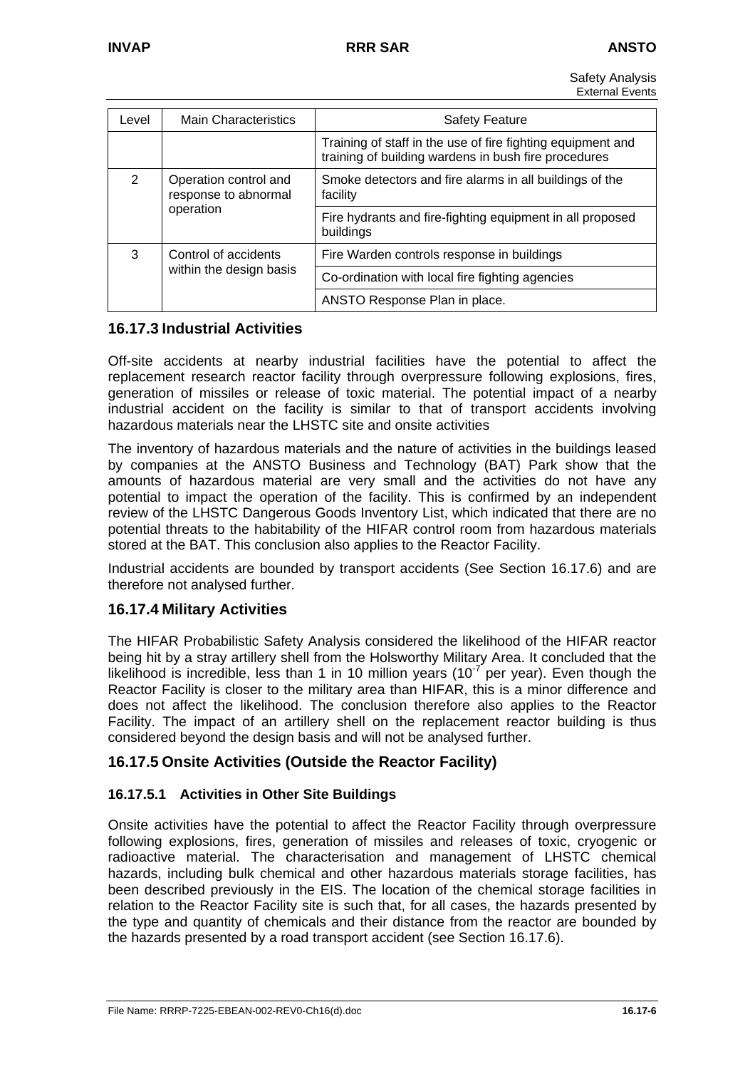| Level | Main Characteristics | Safety Feature |
|---|---|---|
| | | Training of staff in the use of fire fighting equipment and training of building wardens in bush fire procedures |
| 2 | Operation control and response to abnormal operation | Smoke detectors and fire alarms in all buildings of the facility |
| | | Fire hydrants and fire-fighting equipment in all proposed buildings |
| 3 | Control of accidents within the design basis | Fire Warden controls response in buildings |
| | | Co-ordination with local fire fighting agencies |
| | | ANSTO Response Plan in place. |

## 16.17.3 Industrial Activities

Off-site accidents at nearby industrial facilities have the potential to affect the replacement research reactor facility through overpressure following explosions, fires, generation of missiles or release of toxic material. The potential impact of a nearby industrial accident on the facility is similar to that of transport accidents involving hazardous materials near the LHSTC site and onsite activities

The inventory of hazardous materials and the nature of activities in the buildings leased by companies at the ANSTO Business and Technology (BAT) Park show that the amounts of hazardous material are very small and the activities do not have any potential to impact the operation of the facility. This is confirmed by an independent review of the LHSTC Dangerous Goods Inventory List, which indicated that there are no potential threats to the habitability of the HIFAR control room from hazardous materials stored at the BAT. This conclusion also applies to the Reactor Facility.

Industrial accidents are bounded by transport accidents (See Section 16.17.6) and are therefore not analysed further.

## 16.17.4 Military Activities

The HIFAR Probabilistic Safety Analysis considered the likelihood of the HIFAR reactor being hit by a stray artillery shell from the Holsworthy Military Area. It concluded that the likelihood is incredible, less than 1 in 10 million years ($10^{-7}$ per year). Even though the Reactor Facility is closer to the military area than HIFAR, this is a minor difference and does not affect the likelihood. The conclusion therefore also applies to the Reactor Facility. The impact of an artillery shell on the replacement reactor building is thus considered beyond the design basis and will not be analysed further.

## 16.17.5 Onsite Activities (Outside the Reactor Facility)

### 16.17.5.1 Activities in Other Site Buildings

Onsite activities have the potential to affect the Reactor Facility through overpressure following explosions, fires, generation of missiles and releases of toxic, cryogenic or radioactive material. The characterisation and management of LHSTC chemical hazards, including bulk chemical and other hazardous materials storage facilities, has been described previously in the EIS. The location of the chemical storage facilities in relation to the Reactor Facility site is such that, for all cases, the hazards presented by the type and quantity of chemicals and their distance from the reactor are bounded by the hazards presented by a road transport accident (see Section 16.17.6).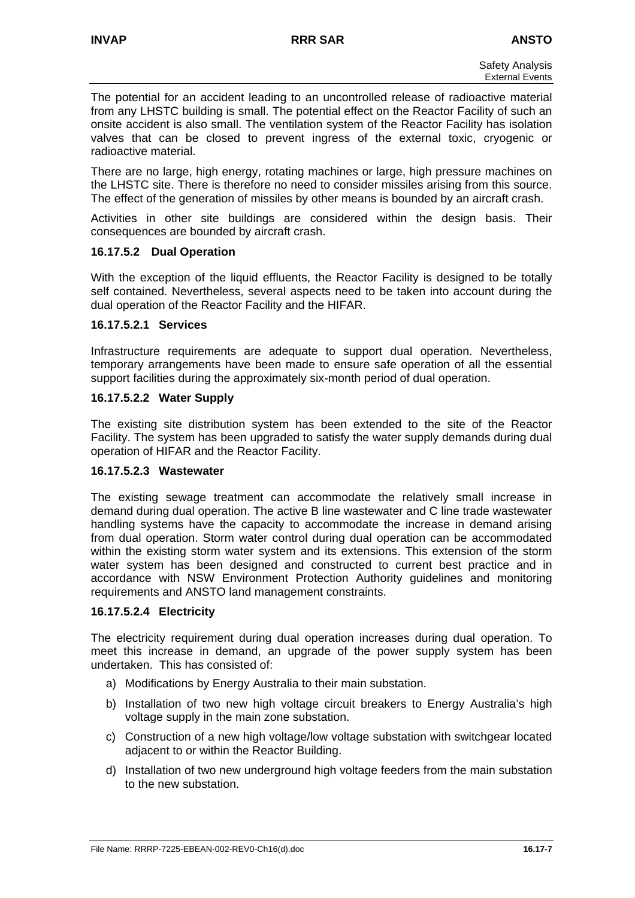The potential for an accident leading to an uncontrolled release of radioactive material from any LHSTC building is small. The potential effect on the Reactor Facility of such an onsite accident is also small. The ventilation system of the Reactor Facility has isolation valves that can be closed to prevent ingress of the external toxic, cryogenic or radioactive material.

There are no large, high energy, rotating machines or large, high pressure machines on the LHSTC site. There is therefore no need to consider missiles arising from this source. The effect of the generation of missiles by other means is bounded by an aircraft crash.

Activities in other site buildings are considered within the design basis. Their consequences are bounded by aircraft crash.

#### 16.17.5.2 Dual Operation

With the exception of the liquid effluents, the Reactor Facility is designed to be totally self contained. Nevertheless, several aspects need to be taken into account during the dual operation of the Reactor Facility and the HIFAR.

##### 16.17.5.2.1 Services

Infrastructure requirements are adequate to support dual operation. Nevertheless, temporary arrangements have been made to ensure safe operation of all the essential support facilities during the approximately six-month period of dual operation.

##### 16.17.5.2.2 Water Supply

The existing site distribution system has been extended to the site of the Reactor Facility. The system has been upgraded to satisfy the water supply demands during dual operation of HIFAR and the Reactor Facility.

##### 16.17.5.2.3 Wastewater

The existing sewage treatment can accommodate the relatively small increase in demand during dual operation. The active B line wastewater and C line trade wastewater handling systems have the capacity to accommodate the increase in demand arising from dual operation. Storm water control during dual operation can be accommodated within the existing storm water system and its extensions. This extension of the storm water system has been designed and constructed to current best practice and in accordance with NSW Environment Protection Authority guidelines and monitoring requirements and ANSTO land management constraints.

##### 16.17.5.2.4 Electricity

The electricity requirement during dual operation increases during dual operation. To meet this increase in demand, an upgrade of the power supply system has been undertaken. This has consisted of:

a) Modifications by Energy Australia to their main substation.

b) Installation of two new high voltage circuit breakers to Energy Australia's high voltage supply in the main zone substation.

c) Construction of a new high voltage/low voltage substation with switchgear located adjacent to or within the Reactor Building.

d) Installation of two new underground high voltage feeders from the main substation to the new substation.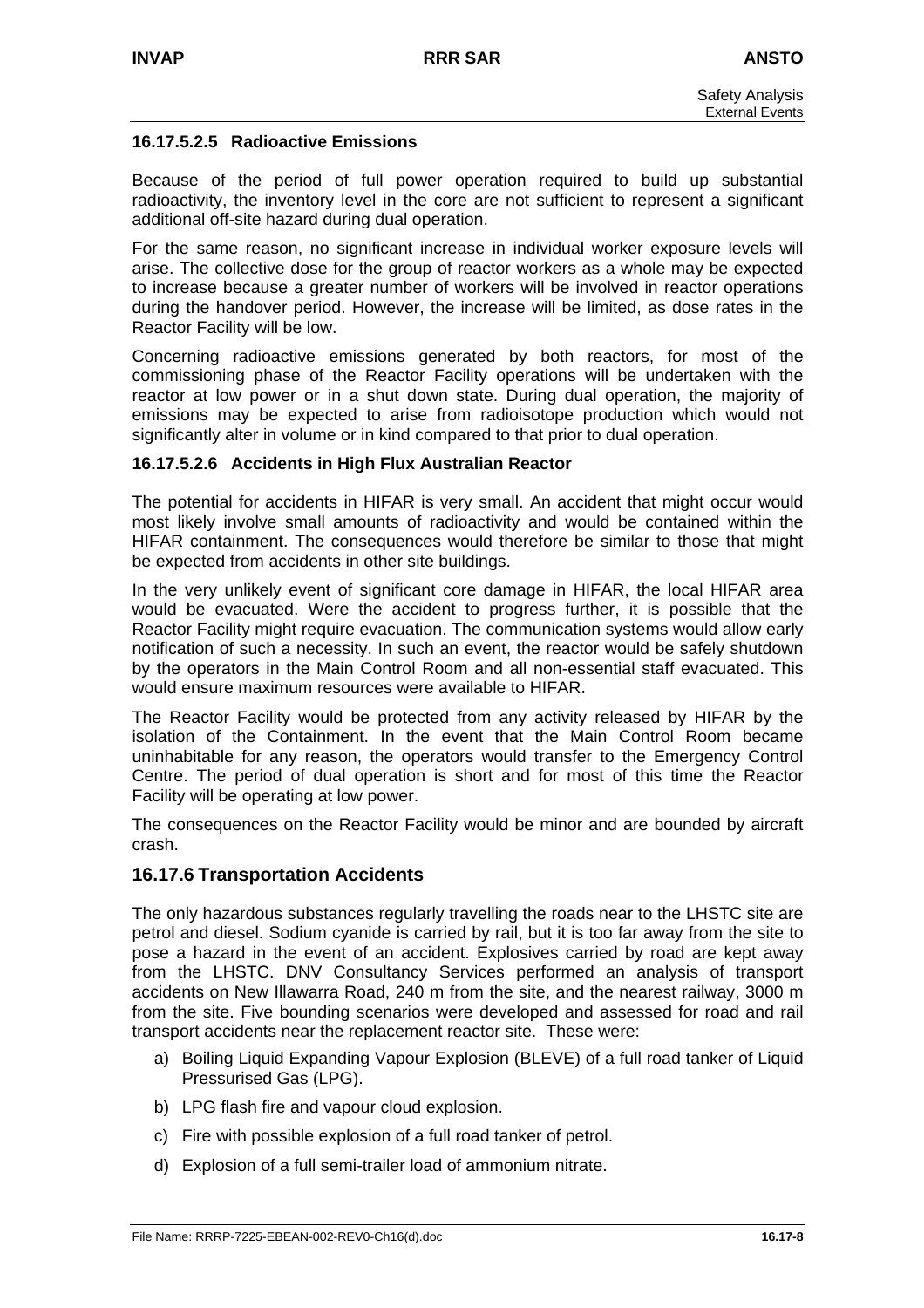#### 16.17.5.2.5 Radioactive Emissions

Because of the period of full power operation required to build up substantial radioactivity, the inventory level in the core are not sufficient to represent a significant additional off-site hazard during dual operation.

For the same reason, no significant increase in individual worker exposure levels will arise. The collective dose for the group of reactor workers as a whole may be expected to increase because a greater number of workers will be involved in reactor operations during the handover period. However, the increase will be limited, as dose rates in the Reactor Facility will be low.

Concerning radioactive emissions generated by both reactors, for most of the commissioning phase of the Reactor Facility operations will be undertaken with the reactor at low power or in a shut down state. During dual operation, the majority of emissions may be expected to arise from radioisotope production which would not significantly alter in volume or in kind compared to that prior to dual operation.

#### 16.17.5.2.6 Accidents in High Flux Australian Reactor

The potential for accidents in HIFAR is very small. An accident that might occur would most likely involve small amounts of radioactivity and would be contained within the HIFAR containment. The consequences would therefore be similar to those that might be expected from accidents in other site buildings.

In the very unlikely event of significant core damage in HIFAR, the local HIFAR area would be evacuated. Were the accident to progress further, it is possible that the Reactor Facility might require evacuation. The communication systems would allow early notification of such a necessity. In such an event, the reactor would be safely shutdown by the operators in the Main Control Room and all non-essential staff evacuated. This would ensure maximum resources were available to HIFAR.

The Reactor Facility would be protected from any activity released by HIFAR by the isolation of the Containment. In the event that the Main Control Room became uninhabitable for any reason, the operators would transfer to the Emergency Control Centre. The period of dual operation is short and for most of this time the Reactor Facility will be operating at low power.

The consequences on the Reactor Facility would be minor and are bounded by aircraft crash.

### 16.17.6 Transportation Accidents

The only hazardous substances regularly travelling the roads near to the LHSTC site are petrol and diesel. Sodium cyanide is carried by rail, but it is too far away from the site to pose a hazard in the event of an accident. Explosives carried by road are kept away from the LHSTC. DNV Consultancy Services performed an analysis of transport accidents on New Illawarra Road, 240 m from the site, and the nearest railway, 3000 m from the site. Five bounding scenarios were developed and assessed for road and rail transport accidents near the replacement reactor site. These were:

a) Boiling Liquid Expanding Vapour Explosion (BLEVE) of a full road tanker of Liquid Pressurised Gas (LPG).

b) LPG flash fire and vapour cloud explosion.

c) Fire with possible explosion of a full road tanker of petrol.

d) Explosion of a full semi-trailer load of ammonium nitrate.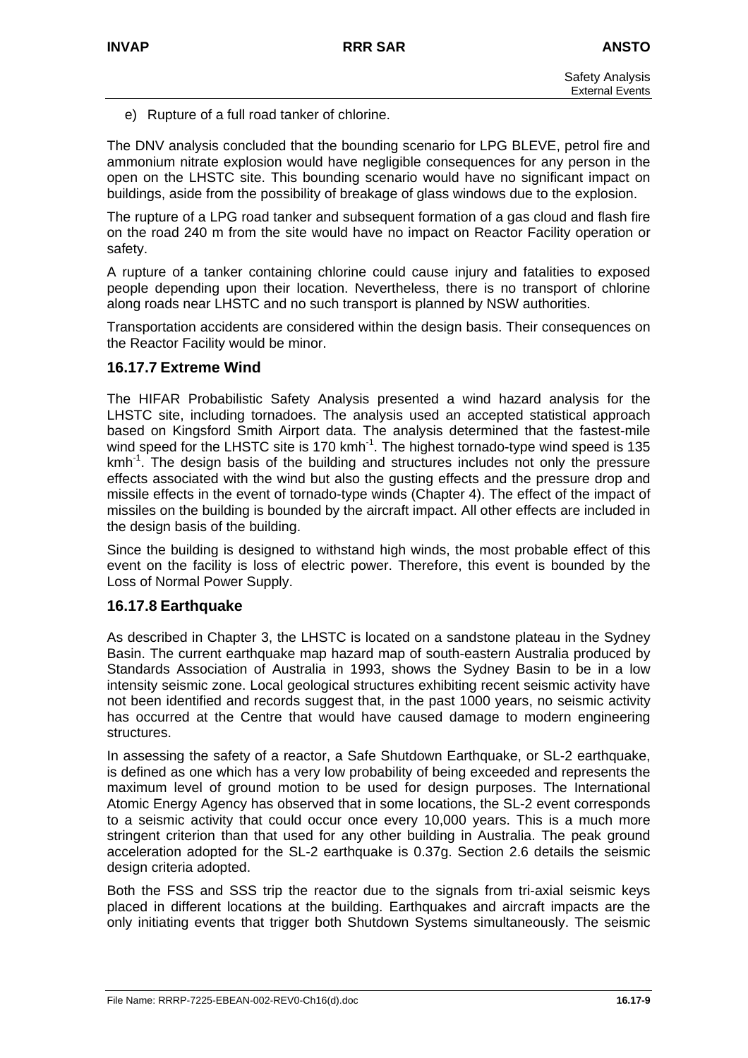e) Rupture of a full road tanker of chlorine.

The DNV analysis concluded that the bounding scenario for LPG BLEVE, petrol fire and ammonium nitrate explosion would have negligible consequences for any person in the open on the LHSTC site. This bounding scenario would have no significant impact on buildings, aside from the possibility of breakage of glass windows due to the explosion.

The rupture of a LPG road tanker and subsequent formation of a gas cloud and flash fire on the road 240 m from the site would have no impact on Reactor Facility operation or safety.

A rupture of a tanker containing chlorine could cause injury and fatalities to exposed people depending upon their location. Nevertheless, there is no transport of chlorine along roads near LHSTC and no such transport is planned by NSW authorities.

Transportation accidents are considered within the design basis. Their consequences on the Reactor Facility would be minor.

### 16.17.7 Extreme Wind

The HIFAR Probabilistic Safety Analysis presented a wind hazard analysis for the LHSTC site, including tornadoes. The analysis used an accepted statistical approach based on Kingsford Smith Airport data. The analysis determined that the fastest-mile wind speed for the LHSTC site is 170 $kmh^{-1}$. The highest tornado-type wind speed is 135 $kmh^{-1}$. The design basis of the building and structures includes not only the pressure effects associated with the wind but also the gusting effects and the pressure drop and missile effects in the event of tornado-type winds (Chapter 4). The effect of the impact of missiles on the building is bounded by the aircraft impact. All other effects are included in the design basis of the building.

Since the building is designed to withstand high winds, the most probable effect of this event on the facility is loss of electric power. Therefore, this event is bounded by the Loss of Normal Power Supply.

### 16.17.8 Earthquake

As described in Chapter 3, the LHSTC is located on a sandstone plateau in the Sydney Basin. The current earthquake map hazard map of south-eastern Australia produced by Standards Association of Australia in 1993, shows the Sydney Basin to be in a low intensity seismic zone. Local geological structures exhibiting recent seismic activity have not been identified and records suggest that, in the past 1000 years, no seismic activity has occurred at the Centre that would have caused damage to modern engineering structures.

In assessing the safety of a reactor, a Safe Shutdown Earthquake, or SL-2 earthquake, is defined as one which has a very low probability of being exceeded and represents the maximum level of ground motion to be used for design purposes. The International Atomic Energy Agency has observed that in some locations, the SL-2 event corresponds to a seismic activity that could occur once every 10,000 years. This is a much more stringent criterion than that used for any other building in Australia. The peak ground acceleration adopted for the SL-2 earthquake is 0.37g. Section 2.6 details the seismic design criteria adopted.

Both the FSS and SSS trip the reactor due to the signals from tri-axial seismic keys placed in different locations at the building. Earthquakes and aircraft impacts are the only initiating events that trigger both Shutdown Systems simultaneously. The seismic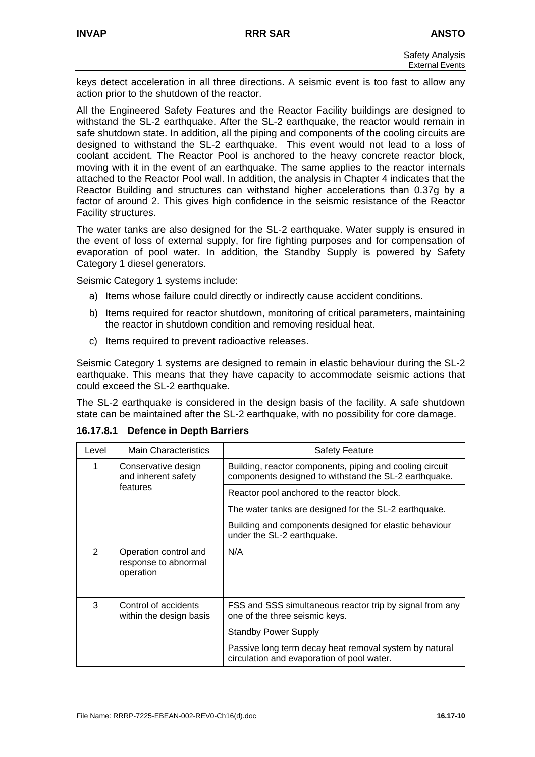keys detect acceleration in all three directions. A seismic event is too fast to allow any action prior to the shutdown of the reactor.

All the Engineered Safety Features and the Reactor Facility buildings are designed to withstand the SL-2 earthquake. After the SL-2 earthquake, the reactor would remain in safe shutdown state. In addition, all the piping and components of the cooling circuits are designed to withstand the SL-2 earthquake. This event would not lead to a loss of coolant accident. The Reactor Pool is anchored to the heavy concrete reactor block, moving with it in the event of an earthquake. The same applies to the reactor internals attached to the Reactor Pool wall. In addition, the analysis in Chapter 4 indicates that the Reactor Building and structures can withstand higher accelerations than 0.37g by a factor of around 2. This gives high confidence in the seismic resistance of the Reactor Facility structures.

The water tanks are also designed for the SL-2 earthquake. Water supply is ensured in the event of loss of external supply, for fire fighting purposes and for compensation of evaporation of pool water. In addition, the Standby Supply is powered by Safety Category 1 diesel generators.

Seismic Category 1 systems include:

a) Items whose failure could directly or indirectly cause accident conditions.

b) Items required for reactor shutdown, monitoring of critical parameters, maintaining the reactor in shutdown condition and removing residual heat.

c) Items required to prevent radioactive releases.

Seismic Category 1 systems are designed to remain in elastic behaviour during the SL-2 earthquake. This means that they have capacity to accommodate seismic actions that could exceed the SL-2 earthquake.

The SL-2 earthquake is considered in the design basis of the facility. A safe shutdown state can be maintained after the SL-2 earthquake, with no possibility for core damage.

#### 16.17.8.1 Defence in Depth Barriers

| Level | Main Characteristics | Safety Feature |
|---|---|---|
| 1 | Conservative design and inherent safety features | Building, reactor components, piping and cooling circuit components designed to withstand the SL-2 earthquake. |
| | | Reactor pool anchored to the reactor block. |
| | | The water tanks are designed for the SL-2 earthquake. |
| | | Building and components designed for elastic behaviour under the SL-2 earthquake. |
| 2 | Operation control and response to abnormal operation | N/A |
| 3 | Control of accidents within the design basis | FSS and SSS simultaneous reactor trip by signal from any one of the three seismic keys. |
| | | Standby Power Supply |
| | | Passive long term decay heat removal system by natural circulation and evaporation of pool water. |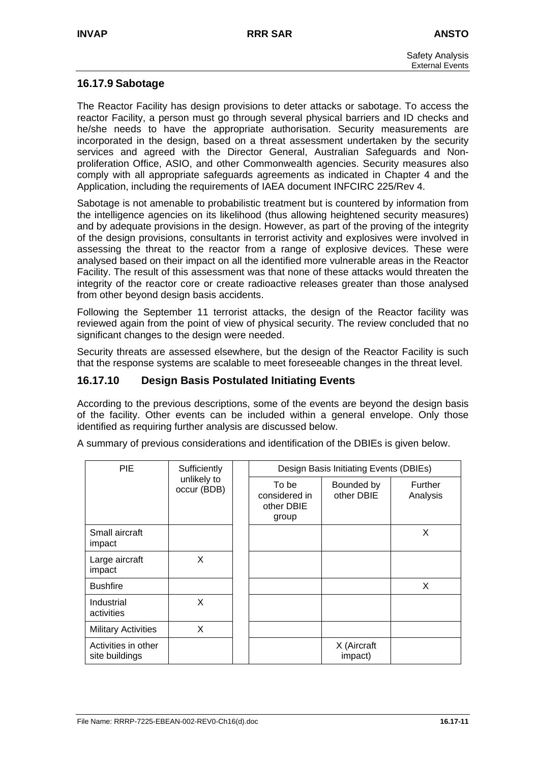## 16.17.9 Sabotage

The Reactor Facility has design provisions to deter attacks or sabotage. To access the reactor Facility, a person must go through several physical barriers and ID checks and he/she needs to have the appropriate authorisation. Security measurements are incorporated in the design, based on a threat assessment undertaken by the security services and agreed with the Director General, Australian Safeguards and Non-proliferation Office, ASIO, and other Commonwealth agencies. Security measures also comply with all appropriate safeguards agreements as indicated in Chapter 4 and the Application, including the requirements of IAEA document INFCIRC 225/Rev 4.

Sabotage is not amenable to probabilistic treatment but is countered by information from the intelligence agencies on its likelihood (thus allowing heightened security measures) and by adequate provisions in the design. However, as part of the proving of the integrity of the design provisions, consultants in terrorist activity and explosives were involved in assessing the threat to the reactor from a range of explosive devices. These were analysed based on their impact on all the identified more vulnerable areas in the Reactor Facility. The result of this assessment was that none of these attacks would threaten the integrity of the reactor core or create radioactive releases greater than those analysed from other beyond design basis accidents.

Following the September 11 terrorist attacks, the design of the Reactor facility was reviewed again from the point of view of physical security. The review concluded that no significant changes to the design were needed.

Security threats are assessed elsewhere, but the design of the Reactor Facility is such that the response systems are scalable to meet foreseeable changes in the threat level.

## 16.17.10 Design Basis Postulated Initiating Events

According to the previous descriptions, some of the events are beyond the design basis of the facility. Other events can be included within a general envelope. Only those identified as requiring further analysis are discussed below.

A summary of previous considerations and identification of the DBIEs is given below.

| PIE | Sufficiently unlikely to occur (BDB) | | Design Basis Initiating Events (DBIEs) | | |
|---|---|---|---|---|---|
| | | | To be considered in other DBIE group | Bounded by other DBIE | Further Analysis |
| Small aircraft impact | | | | | X |
| Large aircraft impact | X | | | | |
| Bushfire | | | | | X |
| Industrial activities | X | | | | |
| Military Activities | X | | | | |
| Activities in other site buildings | | | | X (Aircraft impact) | |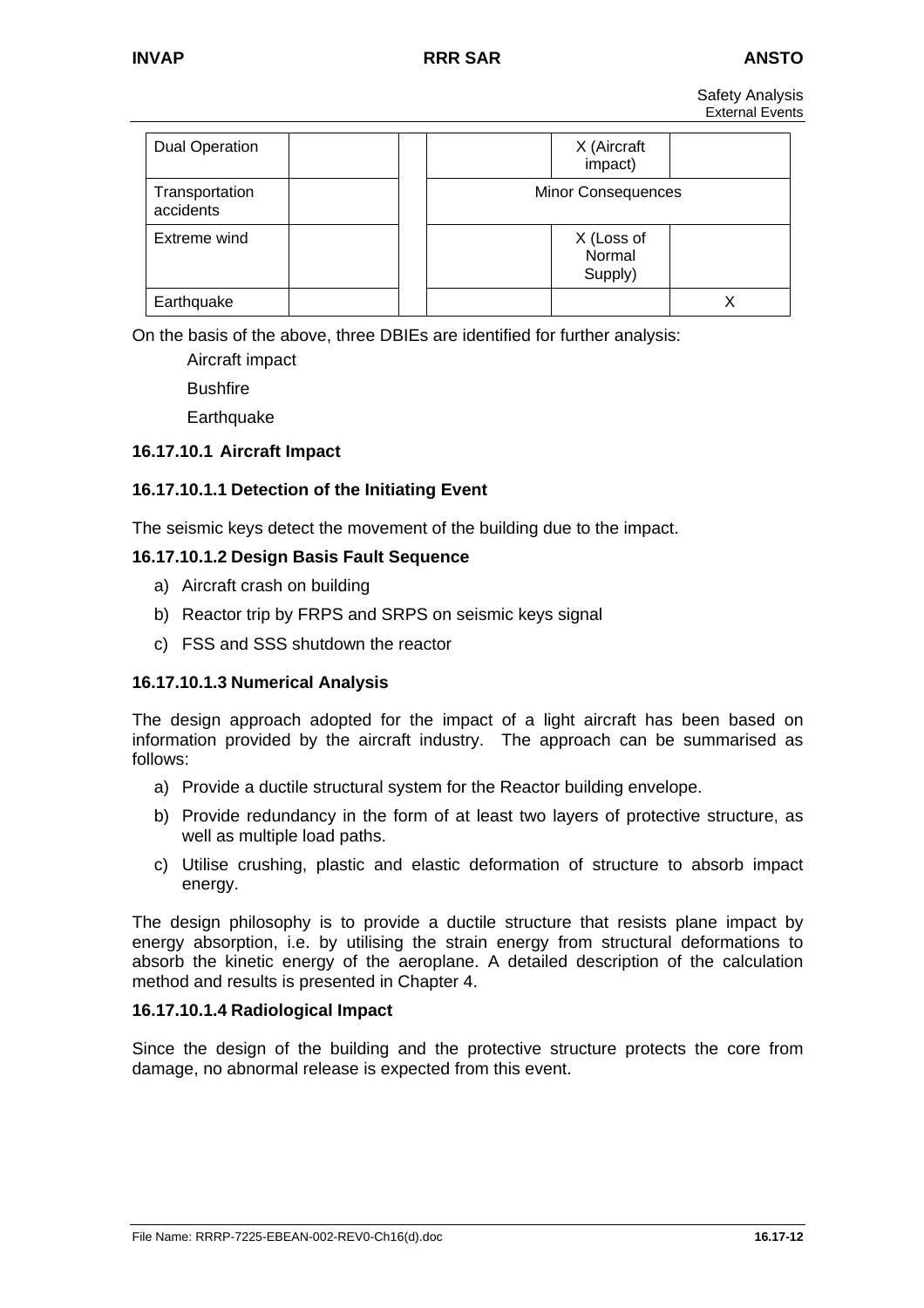| Dual Operation | | | | X (Aircraft impact) | |
|---|---|---|---|---|---|
| Transportation accidents | | | Minor Consequences | | |
| Extreme wind | | | | X (Loss of Normal Supply) | |
| Earthquake | | | | | X |

On the basis of the above, three DBIEs are identified for further analysis:

Aircraft impact

Bushfire

Earthquake

#### 16.17.10.1 Aircraft Impact

##### 16.17.10.1.1 Detection of the Initiating Event

The seismic keys detect the movement of the building due to the impact.

##### 16.17.10.1.2 Design Basis Fault Sequence

a) Aircraft crash on building

b) Reactor trip by FRPS and SRPS on seismic keys signal

c) FSS and SSS shutdown the reactor

##### 16.17.10.1.3 Numerical Analysis

The design approach adopted for the impact of a light aircraft has been based on information provided by the aircraft industry. The approach can be summarised as follows:

a) Provide a ductile structural system for the Reactor building envelope.

b) Provide redundancy in the form of at least two layers of protective structure, as well as multiple load paths.

c) Utilise crushing, plastic and elastic deformation of structure to absorb impact energy.

The design philosophy is to provide a ductile structure that resists plane impact by energy absorption, i.e. by utilising the strain energy from structural deformations to absorb the kinetic energy of the aeroplane. A detailed description of the calculation method and results is presented in Chapter 4.

##### 16.17.10.1.4 Radiological Impact

Since the design of the building and the protective structure protects the core from damage, no abnormal release is expected from this event.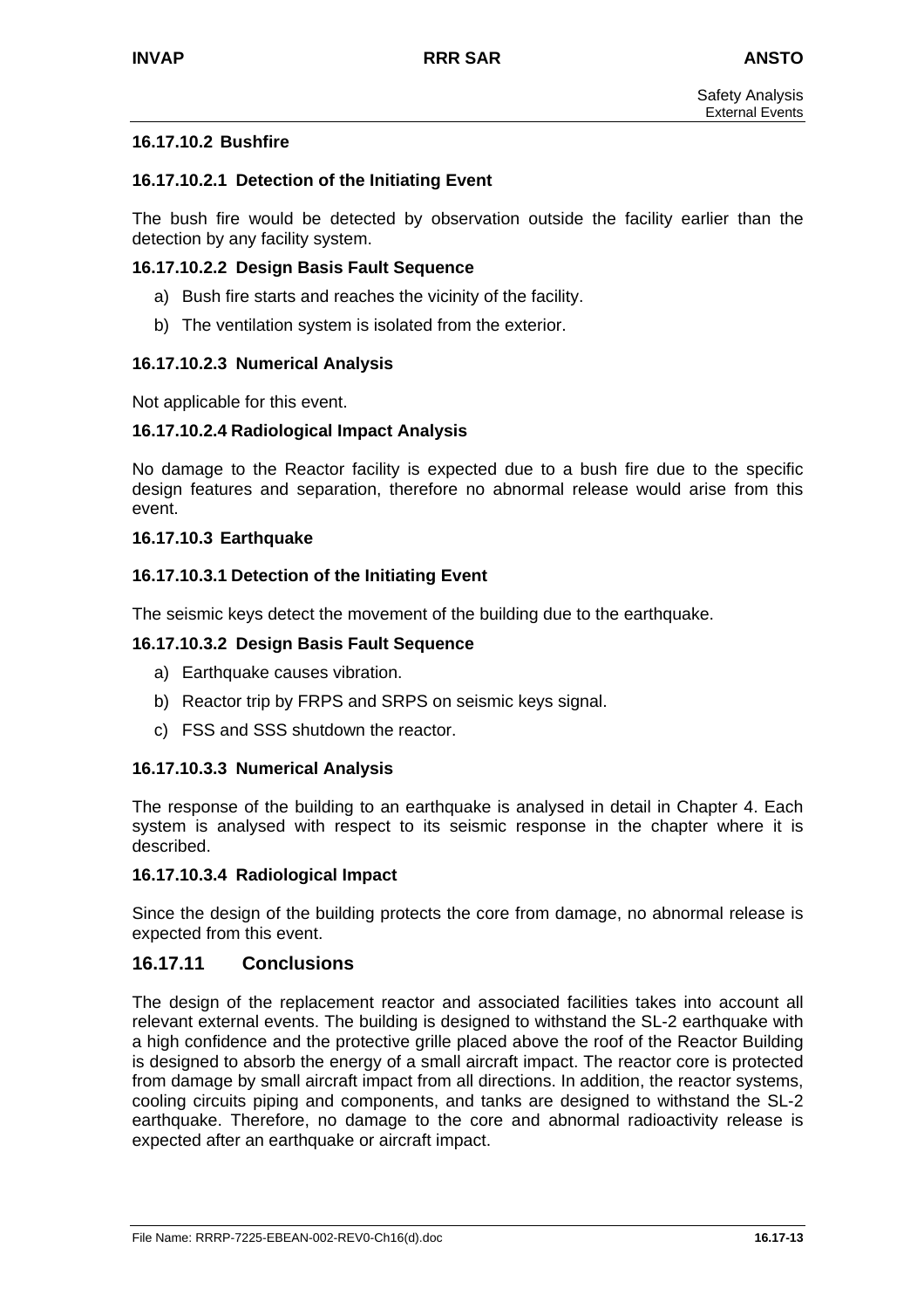#### 16.17.10.2 Bushfire

##### 16.17.10.2.1 Detection of the Initiating Event

The bush fire would be detected by observation outside the facility earlier than the detection by any facility system.

##### 16.17.10.2.2 Design Basis Fault Sequence

a) Bush fire starts and reaches the vicinity of the facility.

b) The ventilation system is isolated from the exterior.

##### 16.17.10.2.3 Numerical Analysis

Not applicable for this event.

##### 16.17.10.2.4 Radiological Impact Analysis

No damage to the Reactor facility is expected due to a bush fire due to the specific design features and separation, therefore no abnormal release would arise from this event.

#### 16.17.10.3 Earthquake

##### 16.17.10.3.1 Detection of the Initiating Event

The seismic keys detect the movement of the building due to the earthquake.

##### 16.17.10.3.2 Design Basis Fault Sequence

a) Earthquake causes vibration.

b) Reactor trip by FRPS and SRPS on seismic keys signal.

c) FSS and SSS shutdown the reactor.

##### 16.17.10.3.3 Numerical Analysis

The response of the building to an earthquake is analysed in detail in Chapter 4. Each system is analysed with respect to its seismic response in the chapter where it is described.

##### 16.17.10.3.4 Radiological Impact

Since the design of the building protects the core from damage, no abnormal release is expected from this event.

### 16.17.11 Conclusions

The design of the replacement reactor and associated facilities takes into account all relevant external events. The building is designed to withstand the SL-2 earthquake with a high confidence and the protective grille placed above the roof of the Reactor Building is designed to absorb the energy of a small aircraft impact. The reactor core is protected from damage by small aircraft impact from all directions. In addition, the reactor systems, cooling circuits piping and components, and tanks are designed to withstand the SL-2 earthquake. Therefore, no damage to the core and abnormal radioactivity release is expected after an earthquake or aircraft impact.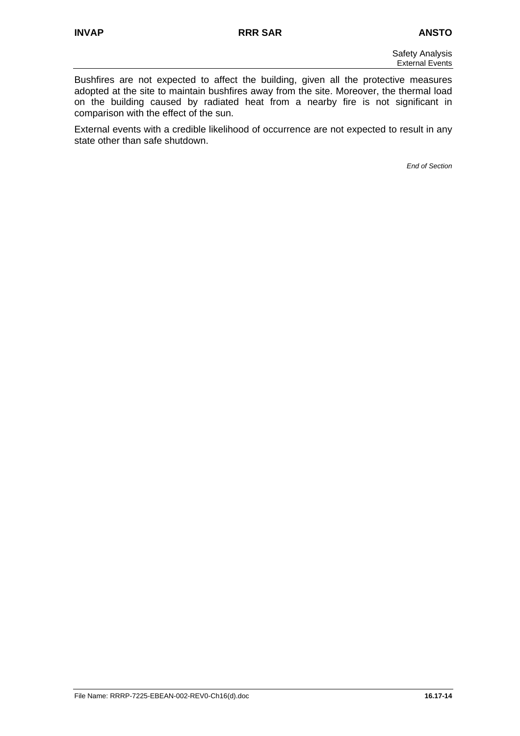Bushfires are not expected to affect the building, given all the protective measures adopted at the site to maintain bushfires away from the site. Moreover, the thermal load on the building caused by radiated heat from a nearby fire is not significant in comparison with the effect of the sun.

External events with a credible likelihood of occurrence are not expected to result in any state other than safe shutdown.

*End of Section*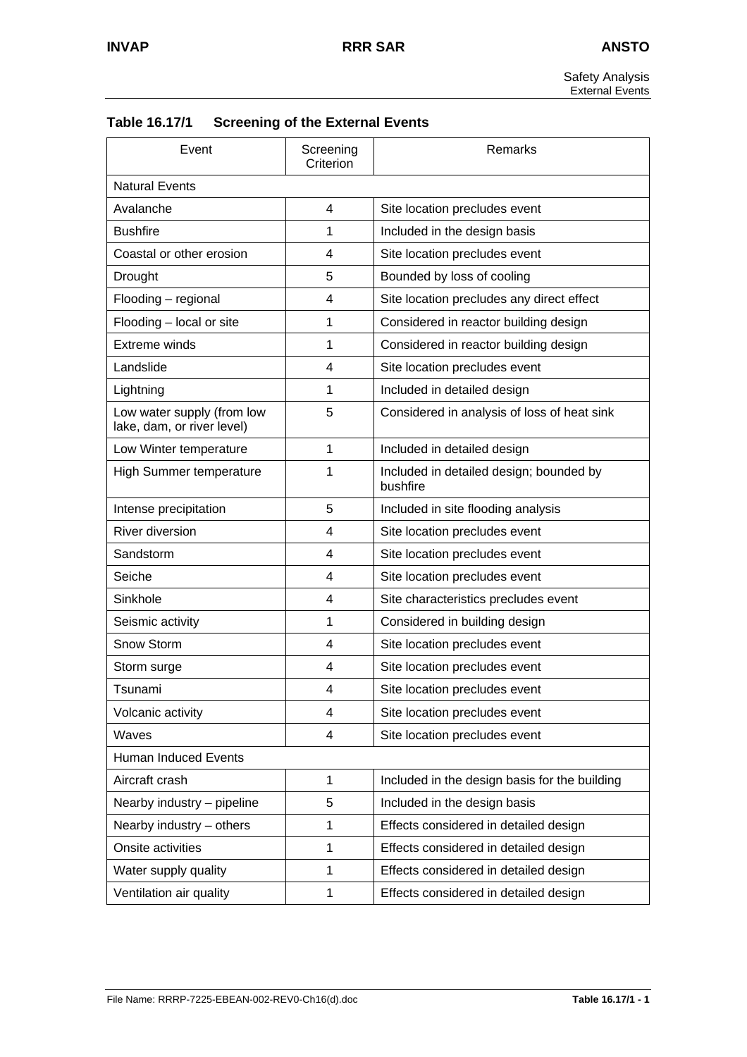**Table 16.17/1 Screening of the External Events**

| Event | Screening Criterion | Remarks |
|---|---|---|
| Natural Events | | |
| Avalanche | 4 | Site location precludes event |
| Bushfire | 1 | Included in the design basis |
| Coastal or other erosion | 4 | Site location precludes event |
| Drought | 5 | Bounded by loss of cooling |
| Flooding – regional | 4 | Site location precludes any direct effect |
| Flooding – local or site | 1 | Considered in reactor building design |
| Extreme winds | 1 | Considered in reactor building design |
| Landslide | 4 | Site location precludes event |
| Lightning | 1 | Included in detailed design |
| Low water supply (from low lake, dam, or river level) | 5 | Considered in analysis of loss of heat sink |
| Low Winter temperature | 1 | Included in detailed design |
| High Summer temperature | 1 | Included in detailed design; bounded by bushfire |
| Intense precipitation | 5 | Included in site flooding analysis |
| River diversion | 4 | Site location precludes event |
| Sandstorm | 4 | Site location precludes event |
| Seiche | 4 | Site location precludes event |
| Sinkhole | 4 | Site characteristics precludes event |
| Seismic activity | 1 | Considered in building design |
| Snow Storm | 4 | Site location precludes event |
| Storm surge | 4 | Site location precludes event |
| Tsunami | 4 | Site location precludes event |
| Volcanic activity | 4 | Site location precludes event |
| Waves | 4 | Site location precludes event |
| Human Induced Events | | |
| Aircraft crash | 1 | Included in the design basis for the building |
| Nearby industry – pipeline | 5 | Included in the design basis |
| Nearby industry – others | 1 | Effects considered in detailed design |
| Onsite activities | 1 | Effects considered in detailed design |
| Water supply quality | 1 | Effects considered in detailed design |
| Ventilation air quality | 1 | Effects considered in detailed design |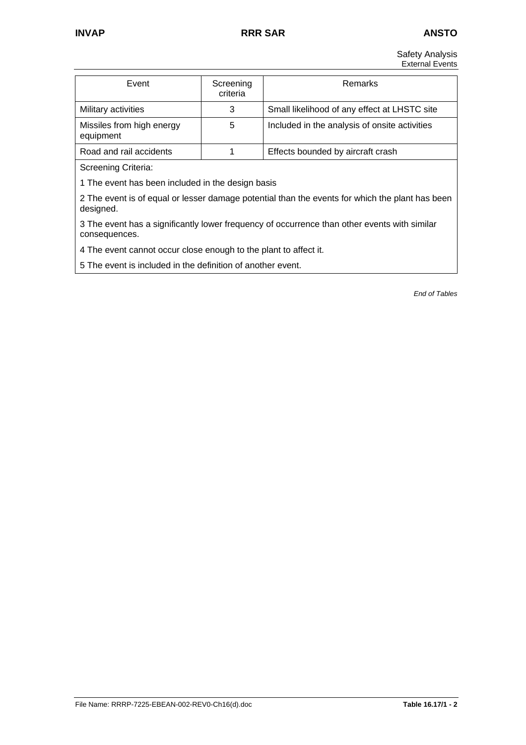| Event | Screening criteria | Remarks |
|---|---|---|
| Military activities | 3 | Small likelihood of any effect at LHSTC site |
| Missiles from high energy equipment | 5 | Included in the analysis of onsite activities |
| Road and rail accidents | 1 | Effects bounded by aircraft crash |

Screening Criteria:

1 The event has been included in the design basis

2 The event is of equal or lesser damage potential than the events for which the plant has been designed.

3 The event has a significantly lower frequency of occurrence than other events with similar consequences.

4 The event cannot occur close enough to the plant to affect it.

5 The event is included in the definition of another event.

*End of Tables*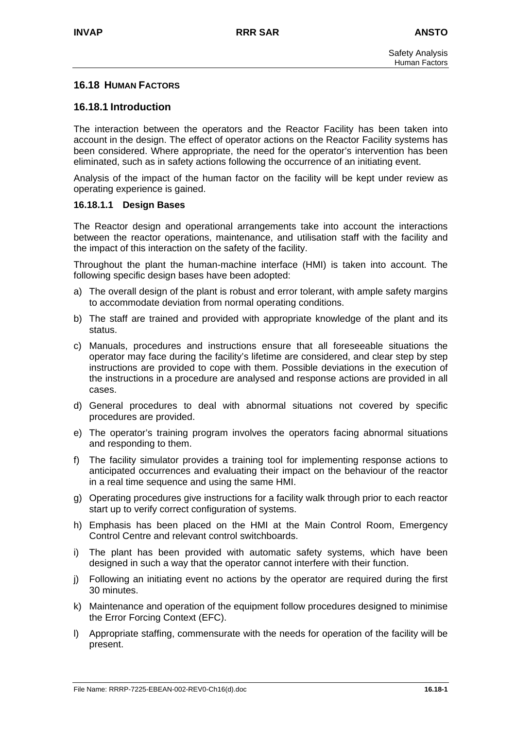## 16.18 HUMAN FACTORS

### 16.18.1 Introduction

The interaction between the operators and the Reactor Facility has been taken into account in the design. The effect of operator actions on the Reactor Facility systems has been considered. Where appropriate, the need for the operator's intervention has been eliminated, such as in safety actions following the occurrence of an initiating event.

Analysis of the impact of the human factor on the facility will be kept under review as operating experience is gained.

#### 16.18.1.1 Design Bases

The Reactor design and operational arrangements take into account the interactions between the reactor operations, maintenance, and utilisation staff with the facility and the impact of this interaction on the safety of the facility.

Throughout the plant the human-machine interface (HMI) is taken into account. The following specific design bases have been adopted:

a) The overall design of the plant is robust and error tolerant, with ample safety margins to accommodate deviation from normal operating conditions.

b) The staff are trained and provided with appropriate knowledge of the plant and its status.

c) Manuals, procedures and instructions ensure that all foreseeable situations the operator may face during the facility's lifetime are considered, and clear step by step instructions are provided to cope with them. Possible deviations in the execution of the instructions in a procedure are analysed and response actions are provided in all cases.

d) General procedures to deal with abnormal situations not covered by specific procedures are provided.

e) The operator's training program involves the operators facing abnormal situations and responding to them.

f) The facility simulator provides a training tool for implementing response actions to anticipated occurrences and evaluating their impact on the behaviour of the reactor in a real time sequence and using the same HMI.

g) Operating procedures give instructions for a facility walk through prior to each reactor start up to verify correct configuration of systems.

h) Emphasis has been placed on the HMI at the Main Control Room, Emergency Control Centre and relevant control switchboards.

i) The plant has been provided with automatic safety systems, which have been designed in such a way that the operator cannot interfere with their function.

j) Following an initiating event no actions by the operator are required during the first 30 minutes.

k) Maintenance and operation of the equipment follow procedures designed to minimise the Error Forcing Context (EFC).

l) Appropriate staffing, commensurate with the needs for operation of the facility will be present.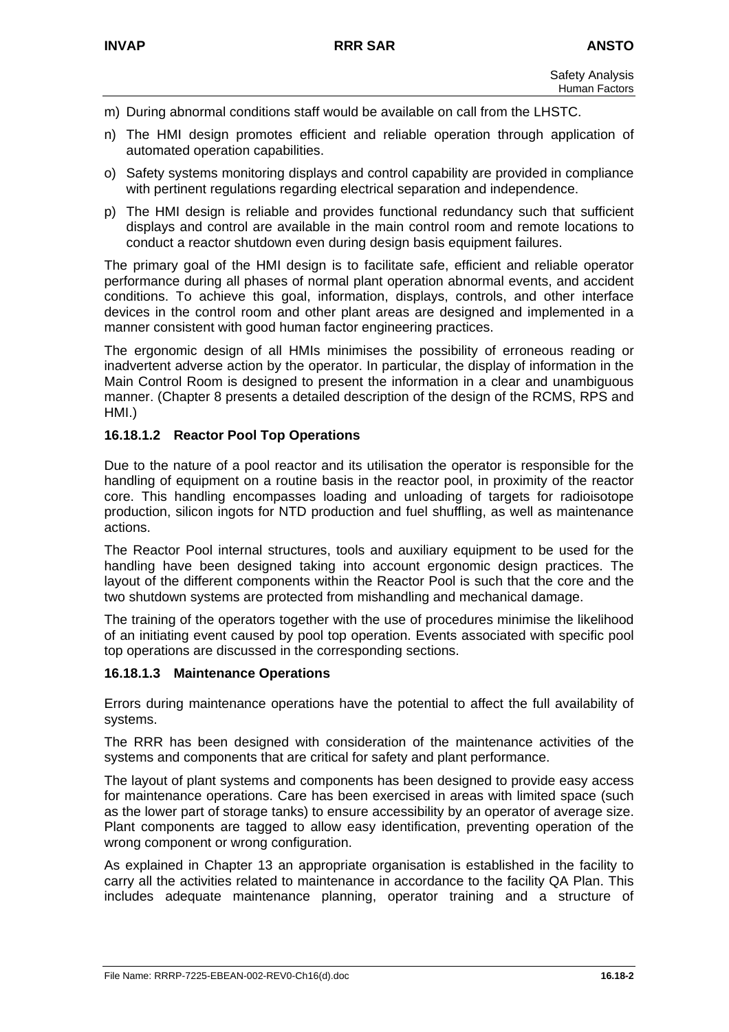m) During abnormal conditions staff would be available on call from the LHSTC.

n) The HMI design promotes efficient and reliable operation through application of automated operation capabilities.

o) Safety systems monitoring displays and control capability are provided in compliance with pertinent regulations regarding electrical separation and independence.

p) The HMI design is reliable and provides functional redundancy such that sufficient displays and control are available in the main control room and remote locations to conduct a reactor shutdown even during design basis equipment failures.

The primary goal of the HMI design is to facilitate safe, efficient and reliable operator performance during all phases of normal plant operation abnormal events, and accident conditions. To achieve this goal, information, displays, controls, and other interface devices in the control room and other plant areas are designed and implemented in a manner consistent with good human factor engineering practices.

The ergonomic design of all HMIs minimises the possibility of erroneous reading or inadvertent adverse action by the operator. In particular, the display of information in the Main Control Room is designed to present the information in a clear and unambiguous manner. (Chapter 8 presents a detailed description of the design of the RCMS, RPS and HMI.)

### 16.18.1.2 Reactor Pool Top Operations

Due to the nature of a pool reactor and its utilisation the operator is responsible for the handling of equipment on a routine basis in the reactor pool, in proximity of the reactor core. This handling encompasses loading and unloading of targets for radioisotope production, silicon ingots for NTD production and fuel shuffling, as well as maintenance actions.

The Reactor Pool internal structures, tools and auxiliary equipment to be used for the handling have been designed taking into account ergonomic design practices. The layout of the different components within the Reactor Pool is such that the core and the two shutdown systems are protected from mishandling and mechanical damage.

The training of the operators together with the use of procedures minimise the likelihood of an initiating event caused by pool top operation. Events associated with specific pool top operations are discussed in the corresponding sections.

### 16.18.1.3 Maintenance Operations

Errors during maintenance operations have the potential to affect the full availability of systems.

The RRR has been designed with consideration of the maintenance activities of the systems and components that are critical for safety and plant performance.

The layout of plant systems and components has been designed to provide easy access for maintenance operations. Care has been exercised in areas with limited space (such as the lower part of storage tanks) to ensure accessibility by an operator of average size. Plant components are tagged to allow easy identification, preventing operation of the wrong component or wrong configuration.

As explained in Chapter 13 an appropriate organisation is established in the facility to carry all the activities related to maintenance in accordance to the facility QA Plan. This includes adequate maintenance planning, operator training and a structure of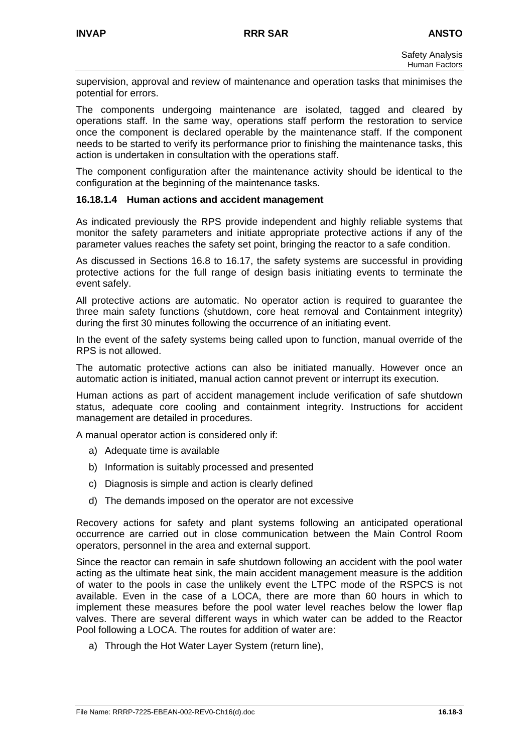supervision, approval and review of maintenance and operation tasks that minimises the potential for errors.

The components undergoing maintenance are isolated, tagged and cleared by operations staff. In the same way, operations staff perform the restoration to service once the component is declared operable by the maintenance staff. If the component needs to be started to verify its performance prior to finishing the maintenance tasks, this action is undertaken in consultation with the operations staff.

The component configuration after the maintenance activity should be identical to the configuration at the beginning of the maintenance tasks.

#### 16.18.1.4 Human actions and accident management

As indicated previously the RPS provide independent and highly reliable systems that monitor the safety parameters and initiate appropriate protective actions if any of the parameter values reaches the safety set point, bringing the reactor to a safe condition.

As discussed in Sections 16.8 to 16.17, the safety systems are successful in providing protective actions for the full range of design basis initiating events to terminate the event safely.

All protective actions are automatic. No operator action is required to guarantee the three main safety functions (shutdown, core heat removal and Containment integrity) during the first 30 minutes following the occurrence of an initiating event.

In the event of the safety systems being called upon to function, manual override of the RPS is not allowed.

The automatic protective actions can also be initiated manually. However once an automatic action is initiated, manual action cannot prevent or interrupt its execution.

Human actions as part of accident management include verification of safe shutdown status, adequate core cooling and containment integrity. Instructions for accident management are detailed in procedures.

A manual operator action is considered only if:

a) Adequate time is available
b) Information is suitably processed and presented
c) Diagnosis is simple and action is clearly defined
d) The demands imposed on the operator are not excessive

Recovery actions for safety and plant systems following an anticipated operational occurrence are carried out in close communication between the Main Control Room operators, personnel in the area and external support.

Since the reactor can remain in safe shutdown following an accident with the pool water acting as the ultimate heat sink, the main accident management measure is the addition of water to the pools in case the unlikely event the LTPC mode of the RSPCS is not available. Even in the case of a LOCA, there are more than 60 hours in which to implement these measures before the pool water level reaches below the lower flap valves. There are several different ways in which water can be added to the Reactor Pool following a LOCA. The routes for addition of water are:

a) Through the Hot Water Layer System (return line),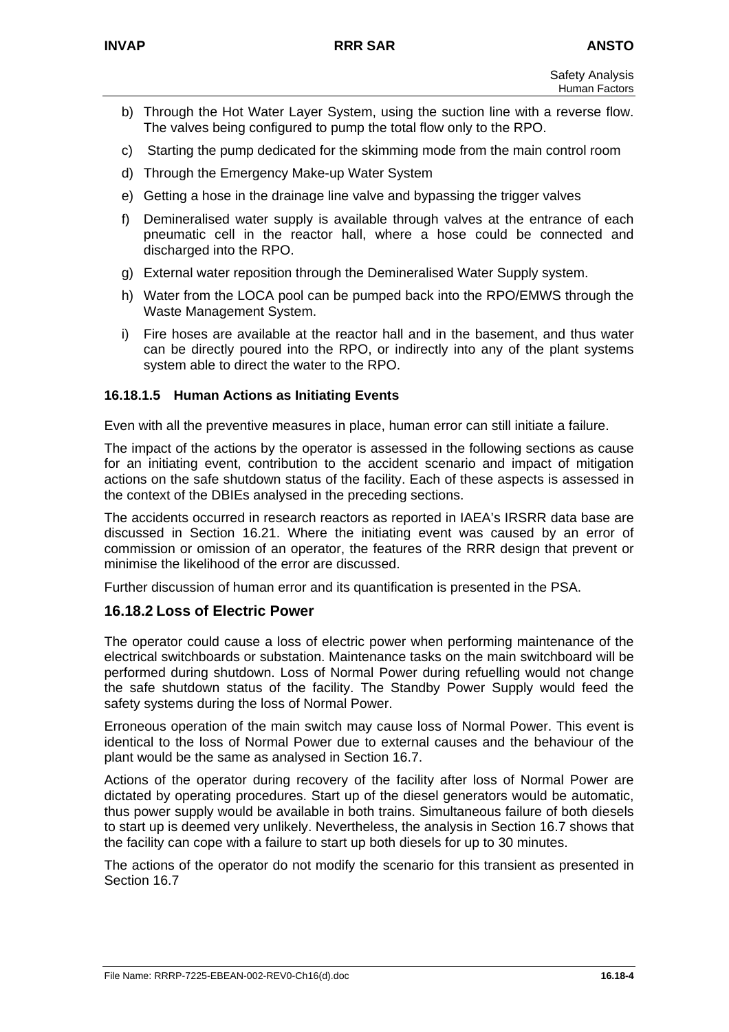b) Through the Hot Water Layer System, using the suction line with a reverse flow. The valves being configured to pump the total flow only to the RPO.

c) Starting the pump dedicated for the skimming mode from the main control room

d) Through the Emergency Make-up Water System

e) Getting a hose in the drainage line valve and bypassing the trigger valves

f) Demineralised water supply is available through valves at the entrance of each pneumatic cell in the reactor hall, where a hose could be connected and discharged into the RPO.

g) External water reposition through the Demineralised Water Supply system.

h) Water from the LOCA pool can be pumped back into the RPO/EMWS through the Waste Management System.

i) Fire hoses are available at the reactor hall and in the basement, and thus water can be directly poured into the RPO, or indirectly into any of the plant systems system able to direct the water to the RPO.

#### 16.18.1.5 Human Actions as Initiating Events

Even with all the preventive measures in place, human error can still initiate a failure.

The impact of the actions by the operator is assessed in the following sections as cause for an initiating event, contribution to the accident scenario and impact of mitigation actions on the safe shutdown status of the facility. Each of these aspects is assessed in the context of the DBIEs analysed in the preceding sections.

The accidents occurred in research reactors as reported in IAEA's IRSRR data base are discussed in Section 16.21. Where the initiating event was caused by an error of commission or omission of an operator, the features of the RRR design that prevent or minimise the likelihood of the error are discussed.

Further discussion of human error and its quantification is presented in the PSA.

### 16.18.2 Loss of Electric Power

The operator could cause a loss of electric power when performing maintenance of the electrical switchboards or substation. Maintenance tasks on the main switchboard will be performed during shutdown. Loss of Normal Power during refuelling would not change the safe shutdown status of the facility. The Standby Power Supply would feed the safety systems during the loss of Normal Power.

Erroneous operation of the main switch may cause loss of Normal Power. This event is identical to the loss of Normal Power due to external causes and the behaviour of the plant would be the same as analysed in Section 16.7.

Actions of the operator during recovery of the facility after loss of Normal Power are dictated by operating procedures. Start up of the diesel generators would be automatic, thus power supply would be available in both trains. Simultaneous failure of both diesels to start up is deemed very unlikely. Nevertheless, the analysis in Section 16.7 shows that the facility can cope with a failure to start up both diesels for up to 30 minutes.

The actions of the operator do not modify the scenario for this transient as presented in Section 16.7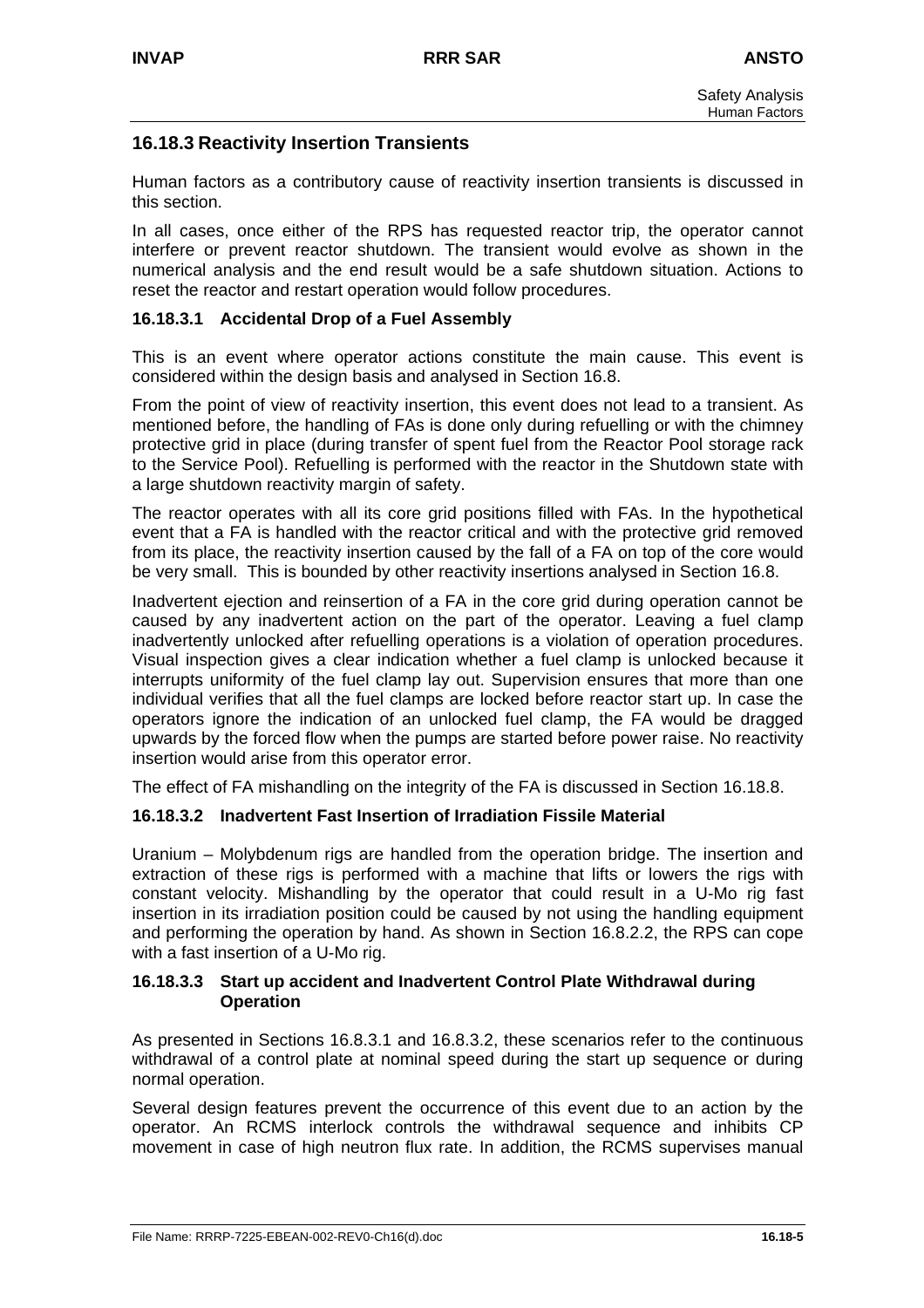## 16.18.3 Reactivity Insertion Transients

Human factors as a contributory cause of reactivity insertion transients is discussed in this section.

In all cases, once either of the RPS has requested reactor trip, the operator cannot interfere or prevent reactor shutdown. The transient would evolve as shown in the numerical analysis and the end result would be a safe shutdown situation. Actions to reset the reactor and restart operation would follow procedures.

### 16.18.3.1 Accidental Drop of a Fuel Assembly

This is an event where operator actions constitute the main cause. This event is considered within the design basis and analysed in Section 16.8.

From the point of view of reactivity insertion, this event does not lead to a transient. As mentioned before, the handling of FAs is done only during refuelling or with the chimney protective grid in place (during transfer of spent fuel from the Reactor Pool storage rack to the Service Pool). Refuelling is performed with the reactor in the Shutdown state with a large shutdown reactivity margin of safety.

The reactor operates with all its core grid positions filled with FAs. In the hypothetical event that a FA is handled with the reactor critical and with the protective grid removed from its place, the reactivity insertion caused by the fall of a FA on top of the core would be very small. This is bounded by other reactivity insertions analysed in Section 16.8.

Inadvertent ejection and reinsertion of a FA in the core grid during operation cannot be caused by any inadvertent action on the part of the operator. Leaving a fuel clamp inadvertently unlocked after refuelling operations is a violation of operation procedures. Visual inspection gives a clear indication whether a fuel clamp is unlocked because it interrupts uniformity of the fuel clamp lay out. Supervision ensures that more than one individual verifies that all the fuel clamps are locked before reactor start up. In case the operators ignore the indication of an unlocked fuel clamp, the FA would be dragged upwards by the forced flow when the pumps are started before power raise. No reactivity insertion would arise from this operator error.

The effect of FA mishandling on the integrity of the FA is discussed in Section 16.18.8.

### 16.18.3.2 Inadvertent Fast Insertion of Irradiation Fissile Material

Uranium – Molybdenum rigs are handled from the operation bridge. The insertion and extraction of these rigs is performed with a machine that lifts or lowers the rigs with constant velocity. Mishandling by the operator that could result in a U-Mo rig fast insertion in its irradiation position could be caused by not using the handling equipment and performing the operation by hand. As shown in Section 16.8.2.2, the RPS can cope with a fast insertion of a U-Mo rig.

### 16.18.3.3 Start up accident and Inadvertent Control Plate Withdrawal during Operation

As presented in Sections 16.8.3.1 and 16.8.3.2, these scenarios refer to the continuous withdrawal of a control plate at nominal speed during the start up sequence or during normal operation.

Several design features prevent the occurrence of this event due to an action by the operator. An RCMS interlock controls the withdrawal sequence and inhibits CP movement in case of high neutron flux rate. In addition, the RCMS supervises manual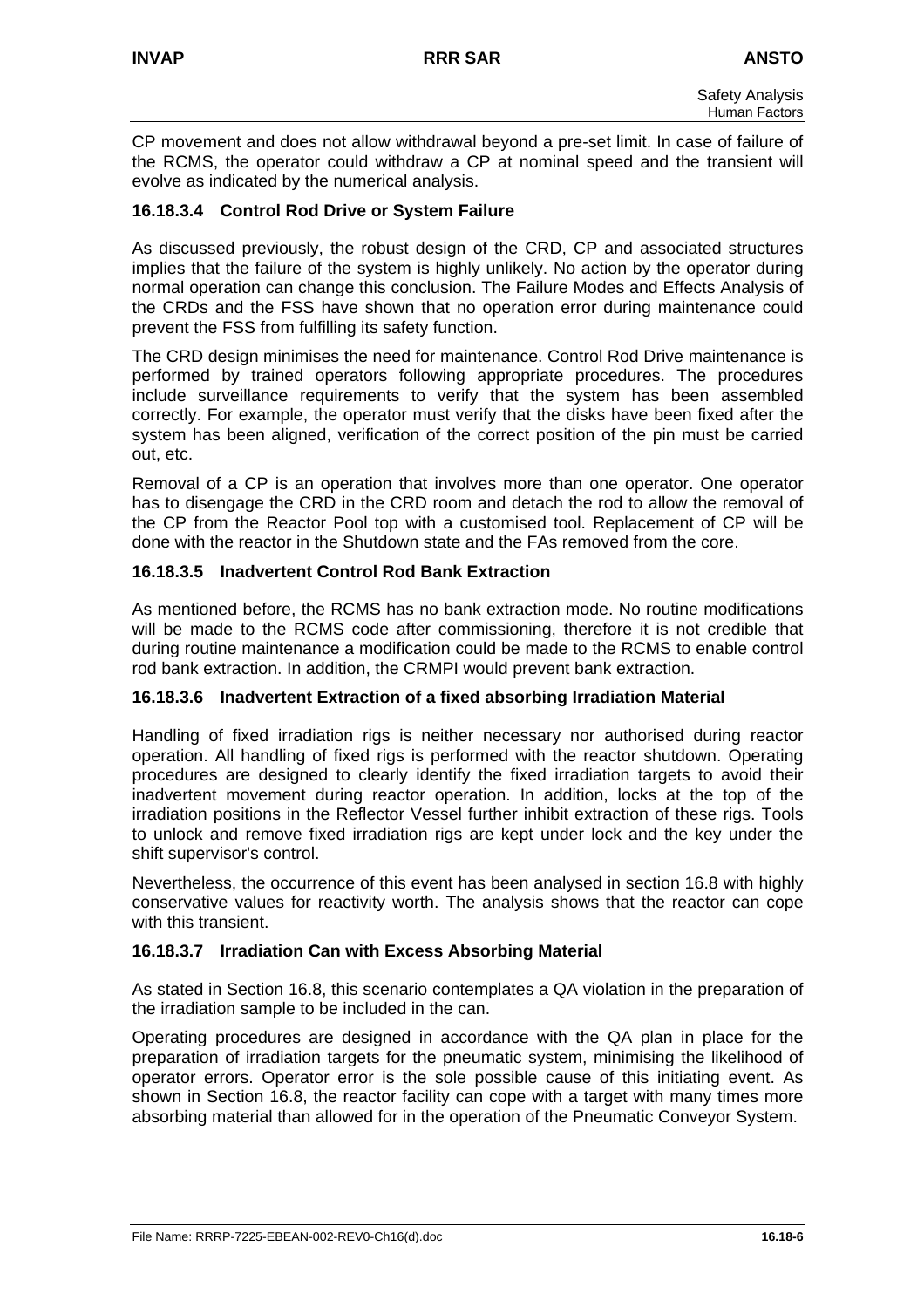CP movement and does not allow withdrawal beyond a pre-set limit. In case of failure of the RCMS, the operator could withdraw a CP at nominal speed and the transient will evolve as indicated by the numerical analysis.

#### 16.18.3.4 Control Rod Drive or System Failure

As discussed previously, the robust design of the CRD, CP and associated structures implies that the failure of the system is highly unlikely. No action by the operator during normal operation can change this conclusion. The Failure Modes and Effects Analysis of the CRDs and the FSS have shown that no operation error during maintenance could prevent the FSS from fulfilling its safety function.

The CRD design minimises the need for maintenance. Control Rod Drive maintenance is performed by trained operators following appropriate procedures. The procedures include surveillance requirements to verify that the system has been assembled correctly. For example, the operator must verify that the disks have been fixed after the system has been aligned, verification of the correct position of the pin must be carried out, etc.

Removal of a CP is an operation that involves more than one operator. One operator has to disengage the CRD in the CRD room and detach the rod to allow the removal of the CP from the Reactor Pool top with a customised tool. Replacement of CP will be done with the reactor in the Shutdown state and the FAs removed from the core.

#### 16.18.3.5 Inadvertent Control Rod Bank Extraction

As mentioned before, the RCMS has no bank extraction mode. No routine modifications will be made to the RCMS code after commissioning, therefore it is not credible that during routine maintenance a modification could be made to the RCMS to enable control rod bank extraction. In addition, the CRMPI would prevent bank extraction.

#### 16.18.3.6 Inadvertent Extraction of a fixed absorbing Irradiation Material

Handling of fixed irradiation rigs is neither necessary nor authorised during reactor operation. All handling of fixed rigs is performed with the reactor shutdown. Operating procedures are designed to clearly identify the fixed irradiation targets to avoid their inadvertent movement during reactor operation. In addition, locks at the top of the irradiation positions in the Reflector Vessel further inhibit extraction of these rigs. Tools to unlock and remove fixed irradiation rigs are kept under lock and the key under the shift supervisor's control.

Nevertheless, the occurrence of this event has been analysed in section 16.8 with highly conservative values for reactivity worth. The analysis shows that the reactor can cope with this transient.

#### 16.18.3.7 Irradiation Can with Excess Absorbing Material

As stated in Section 16.8, this scenario contemplates a QA violation in the preparation of the irradiation sample to be included in the can.

Operating procedures are designed in accordance with the QA plan in place for the preparation of irradiation targets for the pneumatic system, minimising the likelihood of operator errors. Operator error is the sole possible cause of this initiating event. As shown in Section 16.8, the reactor facility can cope with a target with many times more absorbing material than allowed for in the operation of the Pneumatic Conveyor System.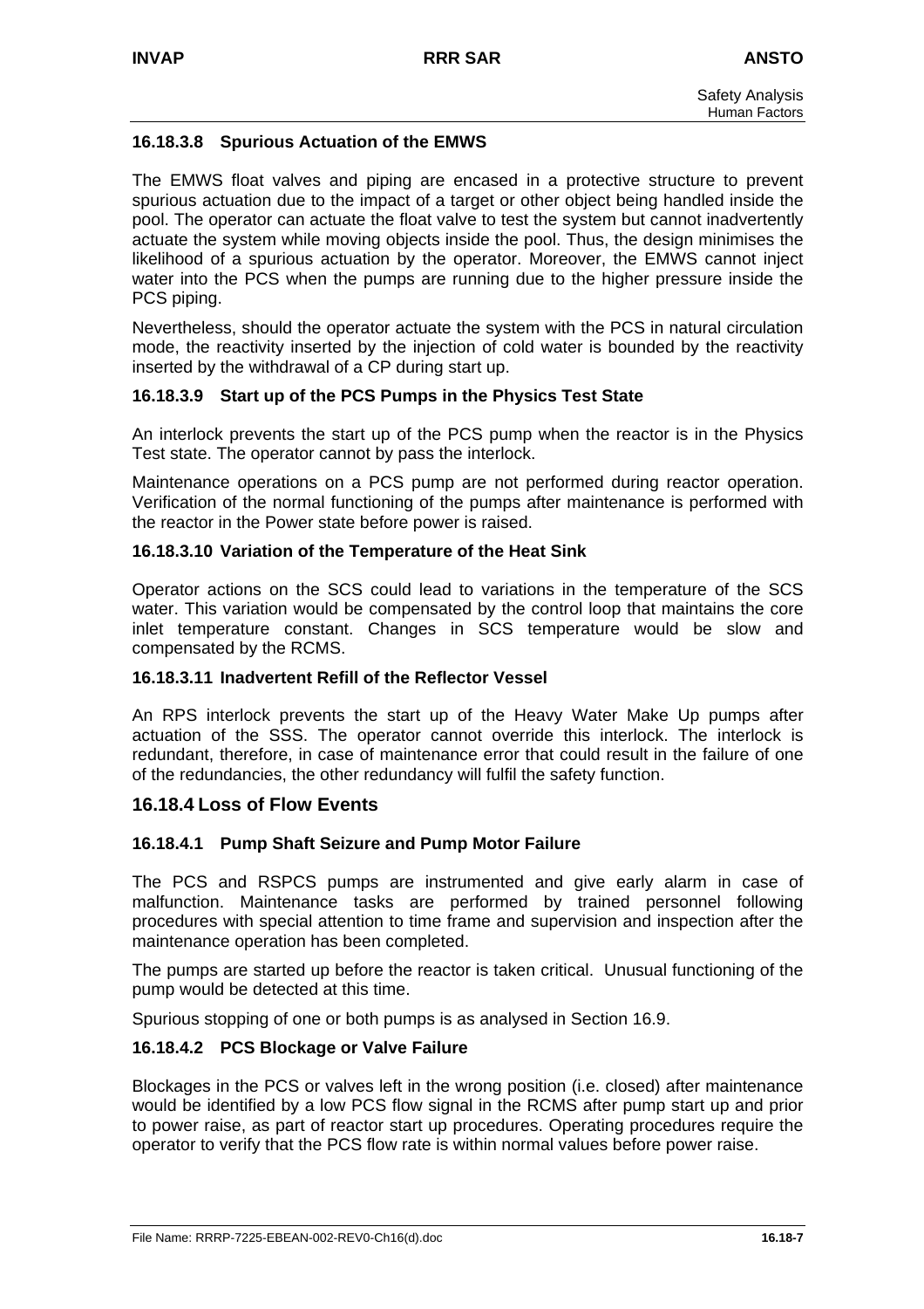#### 16.18.3.8 Spurious Actuation of the EMWS

The EMWS float valves and piping are encased in a protective structure to prevent spurious actuation due to the impact of a target or other object being handled inside the pool. The operator can actuate the float valve to test the system but cannot inadvertently actuate the system while moving objects inside the pool. Thus, the design minimises the likelihood of a spurious actuation by the operator. Moreover, the EMWS cannot inject water into the PCS when the pumps are running due to the higher pressure inside the PCS piping.

Nevertheless, should the operator actuate the system with the PCS in natural circulation mode, the reactivity inserted by the injection of cold water is bounded by the reactivity inserted by the withdrawal of a CP during start up.

#### 16.18.3.9 Start up of the PCS Pumps in the Physics Test State

An interlock prevents the start up of the PCS pump when the reactor is in the Physics Test state. The operator cannot by pass the interlock.

Maintenance operations on a PCS pump are not performed during reactor operation. Verification of the normal functioning of the pumps after maintenance is performed with the reactor in the Power state before power is raised.

#### 16.18.3.10 Variation of the Temperature of the Heat Sink

Operator actions on the SCS could lead to variations in the temperature of the SCS water. This variation would be compensated by the control loop that maintains the core inlet temperature constant. Changes in SCS temperature would be slow and compensated by the RCMS.

#### 16.18.3.11 Inadvertent Refill of the Reflector Vessel

An RPS interlock prevents the start up of the Heavy Water Make Up pumps after actuation of the SSS. The operator cannot override this interlock. The interlock is redundant, therefore, in case of maintenance error that could result in the failure of one of the redundancies, the other redundancy will fulfil the safety function.

### 16.18.4 Loss of Flow Events

#### 16.18.4.1 Pump Shaft Seizure and Pump Motor Failure

The PCS and RSPCS pumps are instrumented and give early alarm in case of malfunction. Maintenance tasks are performed by trained personnel following procedures with special attention to time frame and supervision and inspection after the maintenance operation has been completed.

The pumps are started up before the reactor is taken critical. Unusual functioning of the pump would be detected at this time.

Spurious stopping of one or both pumps is as analysed in Section 16.9.

#### 16.18.4.2 PCS Blockage or Valve Failure

Blockages in the PCS or valves left in the wrong position (i.e. closed) after maintenance would be identified by a low PCS flow signal in the RCMS after pump start up and prior to power raise, as part of reactor start up procedures. Operating procedures require the operator to verify that the PCS flow rate is within normal values before power raise.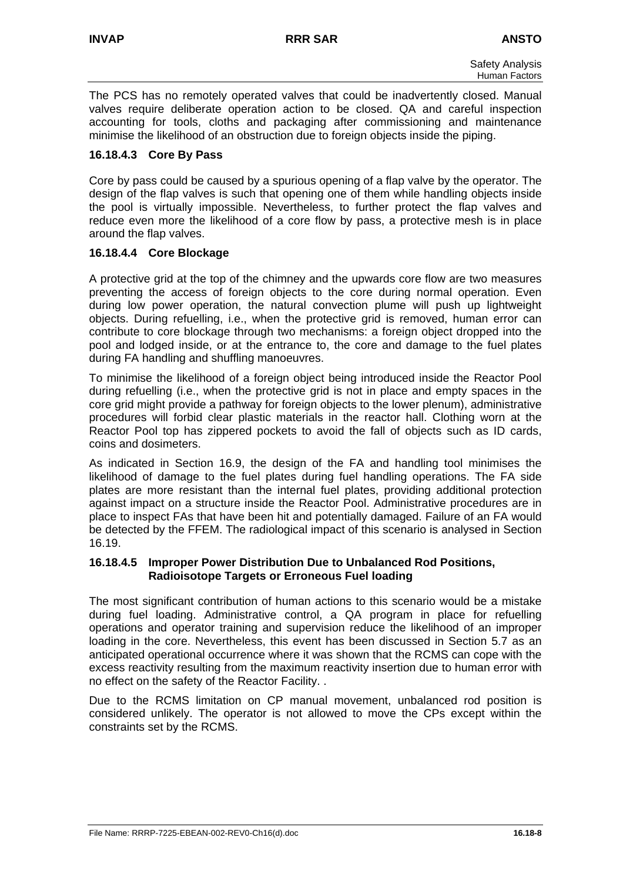The PCS has no remotely operated valves that could be inadvertently closed. Manual valves require deliberate operation action to be closed. QA and careful inspection accounting for tools, cloths and packaging after commissioning and maintenance minimise the likelihood of an obstruction due to foreign objects inside the piping.

### 16.18.4.3 Core By Pass

Core by pass could be caused by a spurious opening of a flap valve by the operator. The design of the flap valves is such that opening one of them while handling objects inside the pool is virtually impossible. Nevertheless, to further protect the flap valves and reduce even more the likelihood of a core flow by pass, a protective mesh is in place around the flap valves.

### 16.18.4.4 Core Blockage

A protective grid at the top of the chimney and the upwards core flow are two measures preventing the access of foreign objects to the core during normal operation. Even during low power operation, the natural convection plume will push up lightweight objects. During refuelling, i.e., when the protective grid is removed, human error can contribute to core blockage through two mechanisms: a foreign object dropped into the pool and lodged inside, or at the entrance to, the core and damage to the fuel plates during FA handling and shuffling manoeuvres.

To minimise the likelihood of a foreign object being introduced inside the Reactor Pool during refuelling (i.e., when the protective grid is not in place and empty spaces in the core grid might provide a pathway for foreign objects to the lower plenum), administrative procedures will forbid clear plastic materials in the reactor hall. Clothing worn at the Reactor Pool top has zippered pockets to avoid the fall of objects such as ID cards, coins and dosimeters.

As indicated in Section 16.9, the design of the FA and handling tool minimises the likelihood of damage to the fuel plates during fuel handling operations. The FA side plates are more resistant than the internal fuel plates, providing additional protection against impact on a structure inside the Reactor Pool. Administrative procedures are in place to inspect FAs that have been hit and potentially damaged. Failure of an FA would be detected by the FFEM. The radiological impact of this scenario is analysed in Section 16.19.

### 16.18.4.5 Improper Power Distribution Due to Unbalanced Rod Positions, Radioisotope Targets or Erroneous Fuel loading

The most significant contribution of human actions to this scenario would be a mistake during fuel loading. Administrative control, a QA program in place for refuelling operations and operator training and supervision reduce the likelihood of an improper loading in the core. Nevertheless, this event has been discussed in Section 5.7 as an anticipated operational occurrence where it was shown that the RCMS can cope with the excess reactivity resulting from the maximum reactivity insertion due to human error with no effect on the safety of the Reactor Facility. .

Due to the RCMS limitation on CP manual movement, unbalanced rod position is considered unlikely. The operator is not allowed to move the CPs except within the constraints set by the RCMS.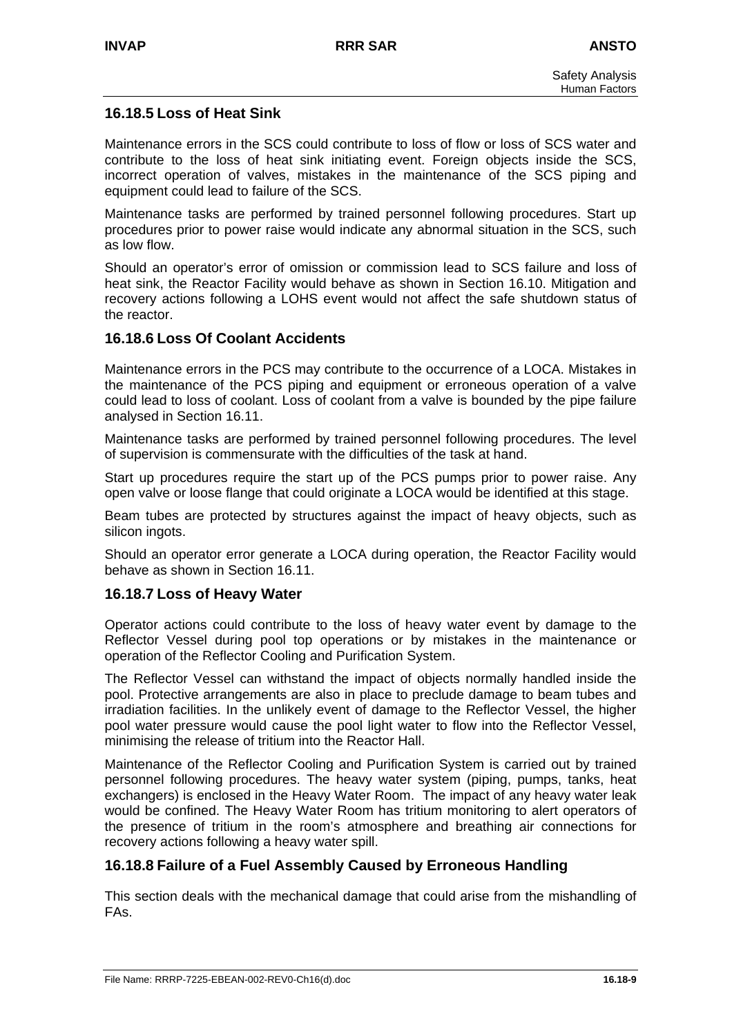### 16.18.5 Loss of Heat Sink

Maintenance errors in the SCS could contribute to loss of flow or loss of SCS water and contribute to the loss of heat sink initiating event. Foreign objects inside the SCS, incorrect operation of valves, mistakes in the maintenance of the SCS piping and equipment could lead to failure of the SCS.

Maintenance tasks are performed by trained personnel following procedures. Start up procedures prior to power raise would indicate any abnormal situation in the SCS, such as low flow.

Should an operator's error of omission or commission lead to SCS failure and loss of heat sink, the Reactor Facility would behave as shown in Section 16.10. Mitigation and recovery actions following a LOHS event would not affect the safe shutdown status of the reactor.

### 16.18.6 Loss Of Coolant Accidents

Maintenance errors in the PCS may contribute to the occurrence of a LOCA. Mistakes in the maintenance of the PCS piping and equipment or erroneous operation of a valve could lead to loss of coolant. Loss of coolant from a valve is bounded by the pipe failure analysed in Section 16.11.

Maintenance tasks are performed by trained personnel following procedures. The level of supervision is commensurate with the difficulties of the task at hand.

Start up procedures require the start up of the PCS pumps prior to power raise. Any open valve or loose flange that could originate a LOCA would be identified at this stage.

Beam tubes are protected by structures against the impact of heavy objects, such as silicon ingots.

Should an operator error generate a LOCA during operation, the Reactor Facility would behave as shown in Section 16.11.

### 16.18.7 Loss of Heavy Water

Operator actions could contribute to the loss of heavy water event by damage to the Reflector Vessel during pool top operations or by mistakes in the maintenance or operation of the Reflector Cooling and Purification System.

The Reflector Vessel can withstand the impact of objects normally handled inside the pool. Protective arrangements are also in place to preclude damage to beam tubes and irradiation facilities. In the unlikely event of damage to the Reflector Vessel, the higher pool water pressure would cause the pool light water to flow into the Reflector Vessel, minimising the release of tritium into the Reactor Hall.

Maintenance of the Reflector Cooling and Purification System is carried out by trained personnel following procedures. The heavy water system (piping, pumps, tanks, heat exchangers) is enclosed in the Heavy Water Room. The impact of any heavy water leak would be confined. The Heavy Water Room has tritium monitoring to alert operators of the presence of tritium in the room's atmosphere and breathing air connections for recovery actions following a heavy water spill.

### 16.18.8 Failure of a Fuel Assembly Caused by Erroneous Handling

This section deals with the mechanical damage that could arise from the mishandling of FAs.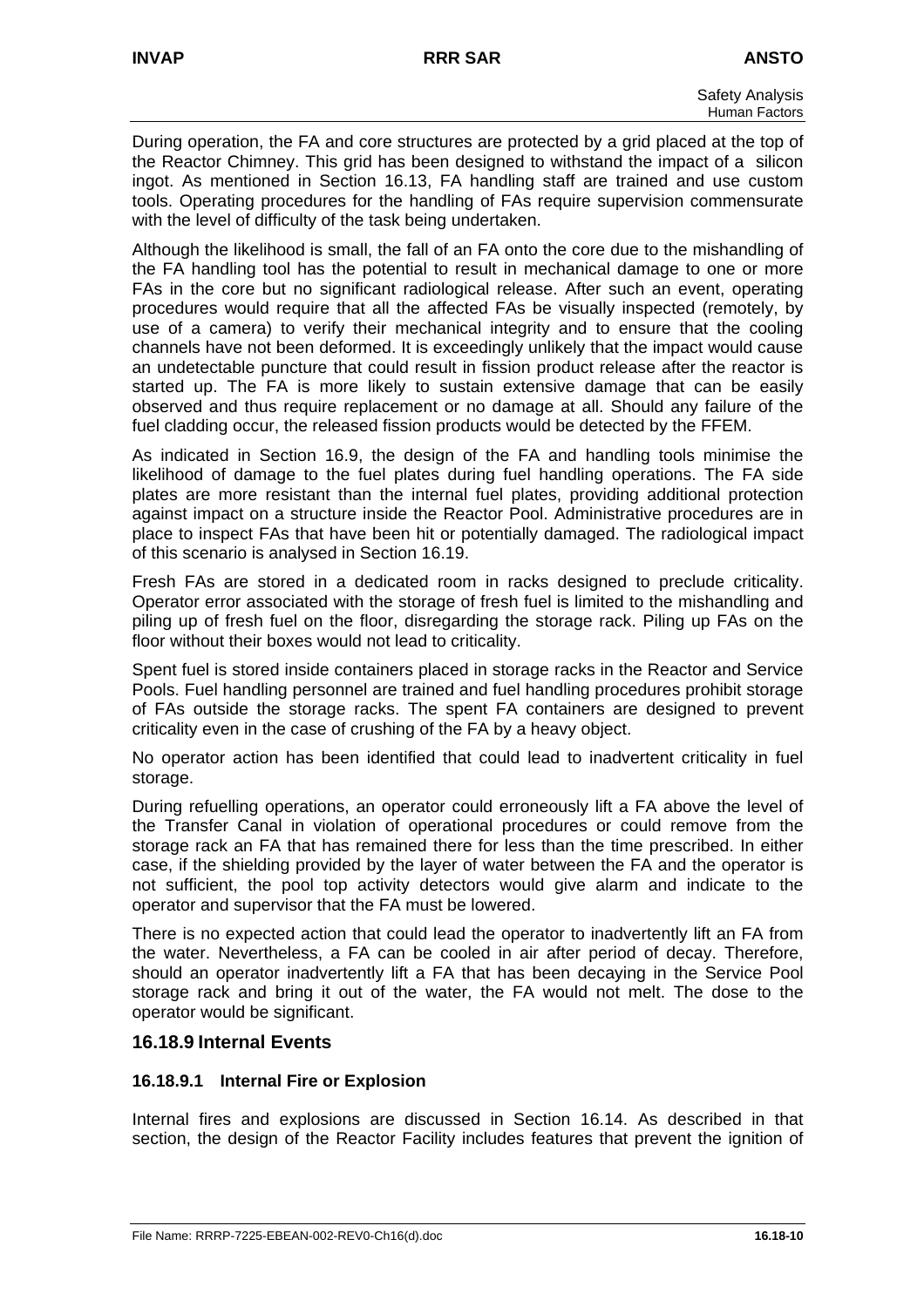During operation, the FA and core structures are protected by a grid placed at the top of the Reactor Chimney. This grid has been designed to withstand the impact of a silicon ingot. As mentioned in Section 16.13, FA handling staff are trained and use custom tools. Operating procedures for the handling of FAs require supervision commensurate with the level of difficulty of the task being undertaken.

Although the likelihood is small, the fall of an FA onto the core due to the mishandling of the FA handling tool has the potential to result in mechanical damage to one or more FAs in the core but no significant radiological release. After such an event, operating procedures would require that all the affected FAs be visually inspected (remotely, by use of a camera) to verify their mechanical integrity and to ensure that the cooling channels have not been deformed. It is exceedingly unlikely that the impact would cause an undetectable puncture that could result in fission product release after the reactor is started up. The FA is more likely to sustain extensive damage that can be easily observed and thus require replacement or no damage at all. Should any failure of the fuel cladding occur, the released fission products would be detected by the FFEM.

As indicated in Section 16.9, the design of the FA and handling tools minimise the likelihood of damage to the fuel plates during fuel handling operations. The FA side plates are more resistant than the internal fuel plates, providing additional protection against impact on a structure inside the Reactor Pool. Administrative procedures are in place to inspect FAs that have been hit or potentially damaged. The radiological impact of this scenario is analysed in Section 16.19.

Fresh FAs are stored in a dedicated room in racks designed to preclude criticality. Operator error associated with the storage of fresh fuel is limited to the mishandling and piling up of fresh fuel on the floor, disregarding the storage rack. Piling up FAs on the floor without their boxes would not lead to criticality.

Spent fuel is stored inside containers placed in storage racks in the Reactor and Service Pools. Fuel handling personnel are trained and fuel handling procedures prohibit storage of FAs outside the storage racks. The spent FA containers are designed to prevent criticality even in the case of crushing of the FA by a heavy object.

No operator action has been identified that could lead to inadvertent criticality in fuel storage.

During refuelling operations, an operator could erroneously lift a FA above the level of the Transfer Canal in violation of operational procedures or could remove from the storage rack an FA that has remained there for less than the time prescribed. In either case, if the shielding provided by the layer of water between the FA and the operator is not sufficient, the pool top activity detectors would give alarm and indicate to the operator and supervisor that the FA must be lowered.

There is no expected action that could lead the operator to inadvertently lift an FA from the water. Nevertheless, a FA can be cooled in air after period of decay. Therefore, should an operator inadvertently lift a FA that has been decaying in the Service Pool storage rack and bring it out of the water, the FA would not melt. The dose to the operator would be significant.

## 16.18.9 Internal Events

### 16.18.9.1 Internal Fire or Explosion

Internal fires and explosions are discussed in Section 16.14. As described in that section, the design of the Reactor Facility includes features that prevent the ignition of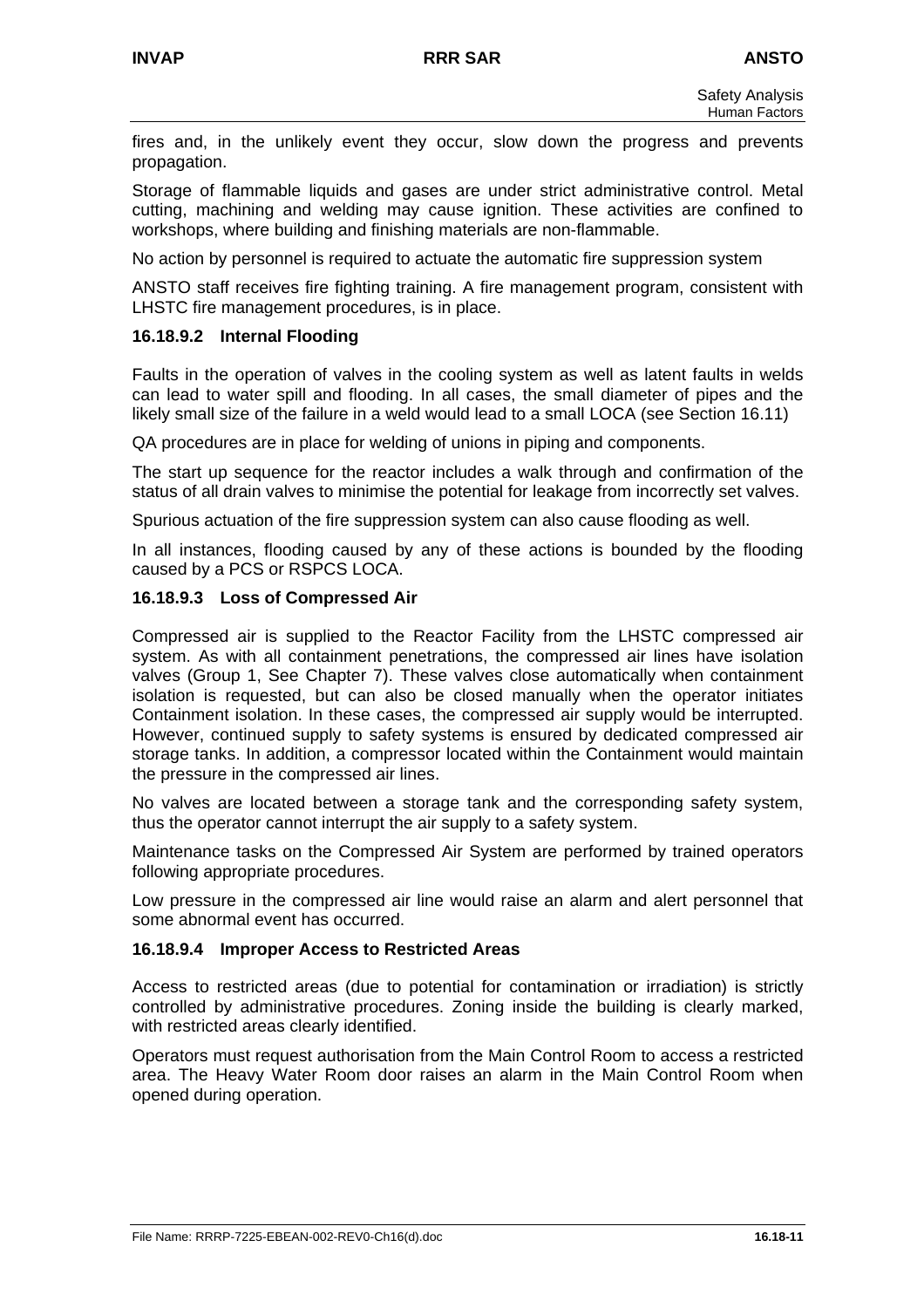fires and, in the unlikely event they occur, slow down the progress and prevents propagation.

Storage of flammable liquids and gases are under strict administrative control. Metal cutting, machining and welding may cause ignition. These activities are confined to workshops, where building and finishing materials are non-flammable.

No action by personnel is required to actuate the automatic fire suppression system

ANSTO staff receives fire fighting training. A fire management program, consistent with LHSTC fire management procedures, is in place.

### 16.18.9.2 Internal Flooding

Faults in the operation of valves in the cooling system as well as latent faults in welds can lead to water spill and flooding. In all cases, the small diameter of pipes and the likely small size of the failure in a weld would lead to a small LOCA (see Section 16.11)

QA procedures are in place for welding of unions in piping and components.

The start up sequence for the reactor includes a walk through and confirmation of the status of all drain valves to minimise the potential for leakage from incorrectly set valves.

Spurious actuation of the fire suppression system can also cause flooding as well.

In all instances, flooding caused by any of these actions is bounded by the flooding caused by a PCS or RSPCS LOCA.

### 16.18.9.3 Loss of Compressed Air

Compressed air is supplied to the Reactor Facility from the LHSTC compressed air system. As with all containment penetrations, the compressed air lines have isolation valves (Group 1, See Chapter 7). These valves close automatically when containment isolation is requested, but can also be closed manually when the operator initiates Containment isolation. In these cases, the compressed air supply would be interrupted. However, continued supply to safety systems is ensured by dedicated compressed air storage tanks. In addition, a compressor located within the Containment would maintain the pressure in the compressed air lines.

No valves are located between a storage tank and the corresponding safety system, thus the operator cannot interrupt the air supply to a safety system.

Maintenance tasks on the Compressed Air System are performed by trained operators following appropriate procedures.

Low pressure in the compressed air line would raise an alarm and alert personnel that some abnormal event has occurred.

### 16.18.9.4 Improper Access to Restricted Areas

Access to restricted areas (due to potential for contamination or irradiation) is strictly controlled by administrative procedures. Zoning inside the building is clearly marked, with restricted areas clearly identified.

Operators must request authorisation from the Main Control Room to access a restricted area. The Heavy Water Room door raises an alarm in the Main Control Room when opened during operation.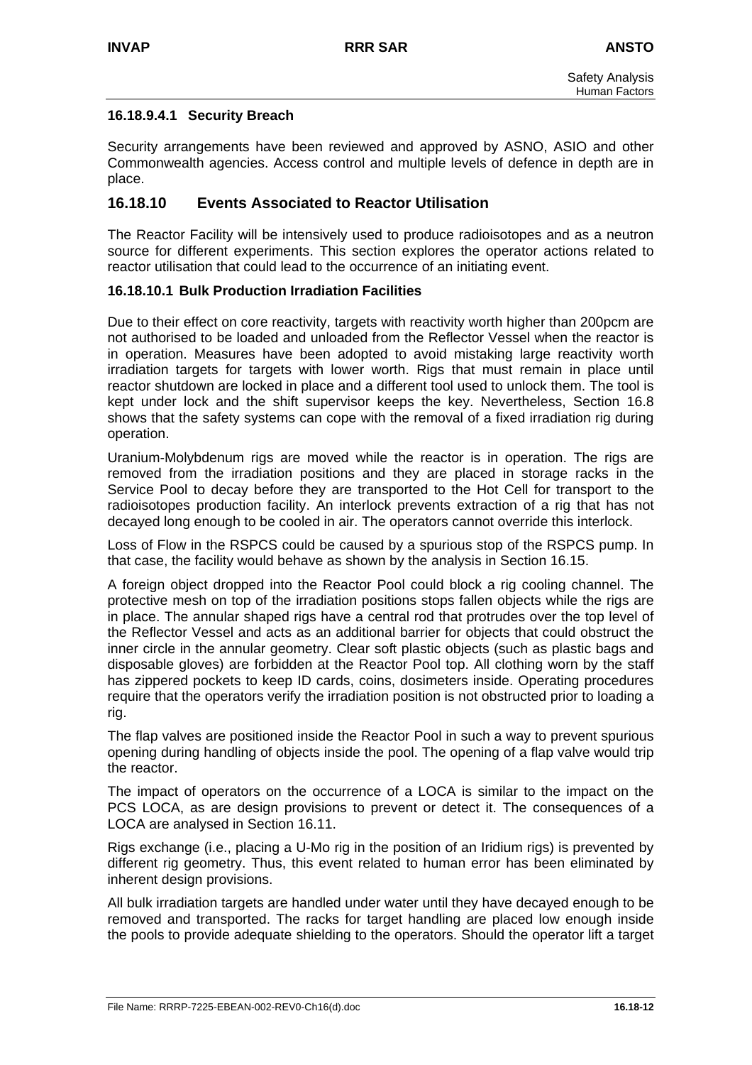#### 16.18.9.4.1 Security Breach

Security arrangements have been reviewed and approved by ASNO, ASIO and other Commonwealth agencies. Access control and multiple levels of defence in depth are in place.

### 16.18.10 Events Associated to Reactor Utilisation

The Reactor Facility will be intensively used to produce radioisotopes and as a neutron source for different experiments. This section explores the operator actions related to reactor utilisation that could lead to the occurrence of an initiating event.

#### 16.18.10.1 Bulk Production Irradiation Facilities

Due to their effect on core reactivity, targets with reactivity worth higher than 200pcm are not authorised to be loaded and unloaded from the Reflector Vessel when the reactor is in operation. Measures have been adopted to avoid mistaking large reactivity worth irradiation targets for targets with lower worth. Rigs that must remain in place until reactor shutdown are locked in place and a different tool used to unlock them. The tool is kept under lock and the shift supervisor keeps the key. Nevertheless, Section 16.8 shows that the safety systems can cope with the removal of a fixed irradiation rig during operation.

Uranium-Molybdenum rigs are moved while the reactor is in operation. The rigs are removed from the irradiation positions and they are placed in storage racks in the Service Pool to decay before they are transported to the Hot Cell for transport to the radioisotopes production facility. An interlock prevents extraction of a rig that has not decayed long enough to be cooled in air. The operators cannot override this interlock.

Loss of Flow in the RSPCS could be caused by a spurious stop of the RSPCS pump. In that case, the facility would behave as shown by the analysis in Section 16.15.

A foreign object dropped into the Reactor Pool could block a rig cooling channel. The protective mesh on top of the irradiation positions stops fallen objects while the rigs are in place. The annular shaped rigs have a central rod that protrudes over the top level of the Reflector Vessel and acts as an additional barrier for objects that could obstruct the inner circle in the annular geometry. Clear soft plastic objects (such as plastic bags and disposable gloves) are forbidden at the Reactor Pool top. All clothing worn by the staff has zippered pockets to keep ID cards, coins, dosimeters inside. Operating procedures require that the operators verify the irradiation position is not obstructed prior to loading a rig.

The flap valves are positioned inside the Reactor Pool in such a way to prevent spurious opening during handling of objects inside the pool. The opening of a flap valve would trip the reactor.

The impact of operators on the occurrence of a LOCA is similar to the impact on the PCS LOCA, as are design provisions to prevent or detect it. The consequences of a LOCA are analysed in Section 16.11.

Rigs exchange (i.e., placing a U-Mo rig in the position of an Iridium rigs) is prevented by different rig geometry. Thus, this event related to human error has been eliminated by inherent design provisions.

All bulk irradiation targets are handled under water until they have decayed enough to be removed and transported. The racks for target handling are placed low enough inside the pools to provide adequate shielding to the operators. Should the operator lift a target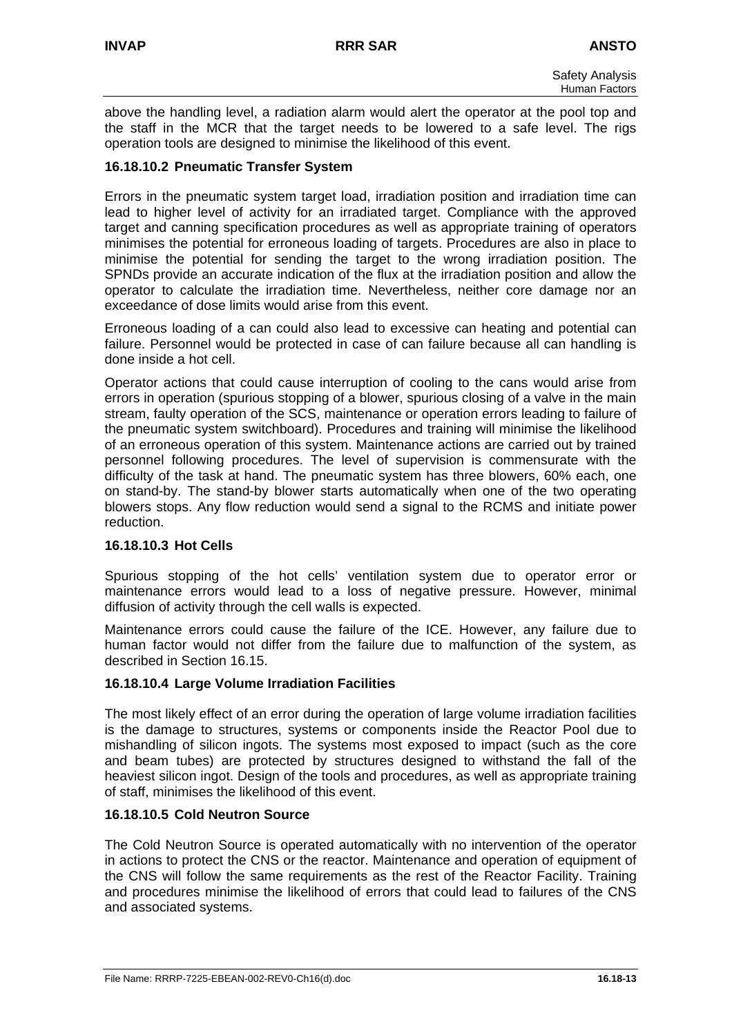above the handling level, a radiation alarm would alert the operator at the pool top and the staff in the MCR that the target needs to be lowered to a safe level. The rigs operation tools are designed to minimise the likelihood of this event.

### 16.18.10.2 Pneumatic Transfer System

Errors in the pneumatic system target load, irradiation position and irradiation time can lead to higher level of activity for an irradiated target. Compliance with the approved target and canning specification procedures as well as appropriate training of operators minimises the potential for erroneous loading of targets. Procedures are also in place to minimise the potential for sending the target to the wrong irradiation position. The SPNDs provide an accurate indication of the flux at the irradiation position and allow the operator to calculate the irradiation time. Nevertheless, neither core damage nor an exceedance of dose limits would arise from this event.

Erroneous loading of a can could also lead to excessive can heating and potential can failure. Personnel would be protected in case of can failure because all can handling is done inside a hot cell.

Operator actions that could cause interruption of cooling to the cans would arise from errors in operation (spurious stopping of a blower, spurious closing of a valve in the main stream, faulty operation of the SCS, maintenance or operation errors leading to failure of the pneumatic system switchboard). Procedures and training will minimise the likelihood of an erroneous operation of this system. Maintenance actions are carried out by trained personnel following procedures. The level of supervision is commensurate with the difficulty of the task at hand. The pneumatic system has three blowers, 60% each, one on stand-by. The stand-by blower starts automatically when one of the two operating blowers stops. Any flow reduction would send a signal to the RCMS and initiate power reduction.

### 16.18.10.3 Hot Cells

Spurious stopping of the hot cells' ventilation system due to operator error or maintenance errors would lead to a loss of negative pressure. However, minimal diffusion of activity through the cell walls is expected.

Maintenance errors could cause the failure of the ICE. However, any failure due to human factor would not differ from the failure due to malfunction of the system, as described in Section 16.15.

### 16.18.10.4 Large Volume Irradiation Facilities

The most likely effect of an error during the operation of large volume irradiation facilities is the damage to structures, systems or components inside the Reactor Pool due to mishandling of silicon ingots. The systems most exposed to impact (such as the core and beam tubes) are protected by structures designed to withstand the fall of the heaviest silicon ingot. Design of the tools and procedures, as well as appropriate training of staff, minimises the likelihood of this event.

### 16.18.10.5 Cold Neutron Source

The Cold Neutron Source is operated automatically with no intervention of the operator in actions to protect the CNS or the reactor. Maintenance and operation of equipment of the CNS will follow the same requirements as the rest of the Reactor Facility. Training and procedures minimise the likelihood of errors that could lead to failures of the CNS and associated systems.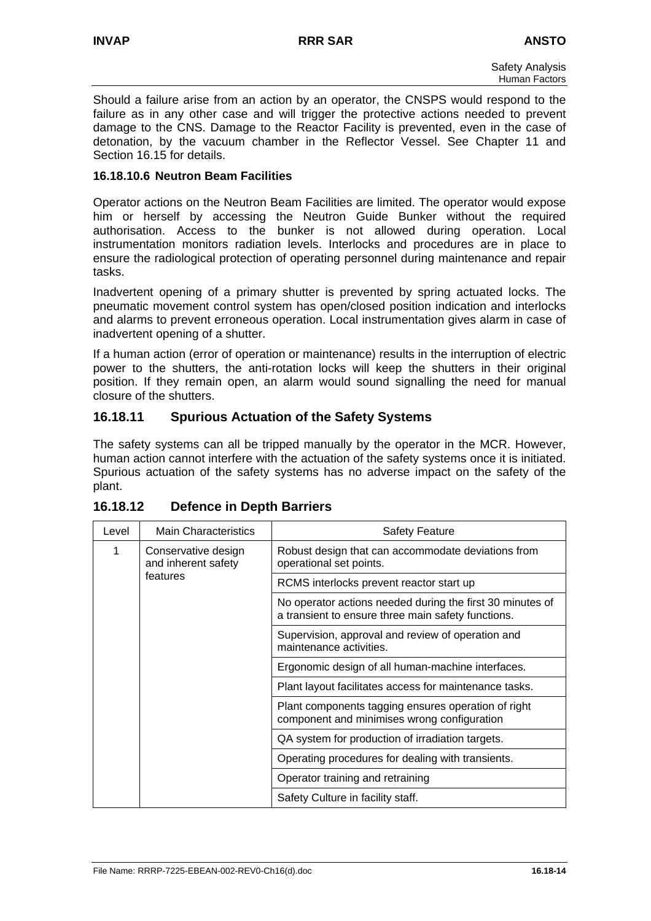Should a failure arise from an action by an operator, the CNSPS would respond to the failure as in any other case and will trigger the protective actions needed to prevent damage to the CNS. Damage to the Reactor Facility is prevented, even in the case of detonation, by the vacuum chamber in the Reflector Vessel. See Chapter 11 and Section 16.15 for details.

#### 16.18.10.6 Neutron Beam Facilities

Operator actions on the Neutron Beam Facilities are limited. The operator would expose him or herself by accessing the Neutron Guide Bunker without the required authorisation. Access to the bunker is not allowed during operation. Local instrumentation monitors radiation levels. Interlocks and procedures are in place to ensure the radiological protection of operating personnel during maintenance and repair tasks.

Inadvertent opening of a primary shutter is prevented by spring actuated locks. The pneumatic movement control system has open/closed position indication and interlocks and alarms to prevent erroneous operation. Local instrumentation gives alarm in case of inadvertent opening of a shutter.

If a human action (error of operation or maintenance) results in the interruption of electric power to the shutters, the anti-rotation locks will keep the shutters in their original position. If they remain open, an alarm would sound signalling the need for manual closure of the shutters.

### 16.18.11 Spurious Actuation of the Safety Systems

The safety systems can all be tripped manually by the operator in the MCR. However, human action cannot interfere with the actuation of the safety systems once it is initiated. Spurious actuation of the safety systems has no adverse impact on the safety of the plant.

### 16.18.12 Defence in Depth Barriers

| Level | Main Characteristics | Safety Feature |
|---|---|---|
| 1 | Conservative design and inherent safety features | Robust design that can accommodate deviations from operational set points. |
| | | RCMS interlocks prevent reactor start up |
| | | No operator actions needed during the first 30 minutes of a transient to ensure three main safety functions. |
| | | Supervision, approval and review of operation and maintenance activities. |
| | | Ergonomic design of all human-machine interfaces. |
| | | Plant layout facilitates access for maintenance tasks. |
| | | Plant components tagging ensures operation of right component and minimises wrong configuration |
| | | QA system for production of irradiation targets. |
| | | Operating procedures for dealing with transients. |
| | | Operator training and retraining |
| | | Safety Culture in facility staff. |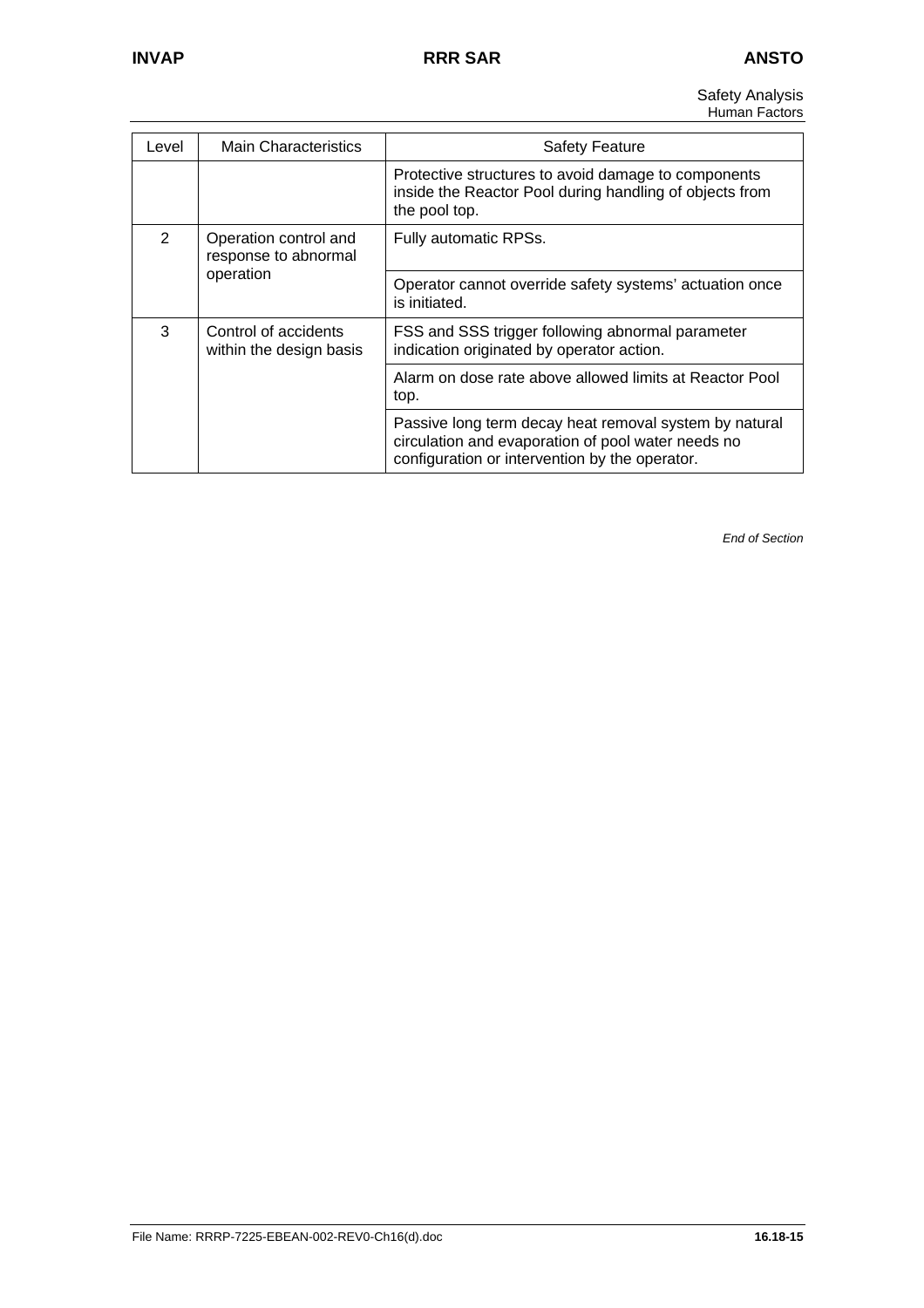| Level | Main Characteristics | Safety Feature |
|---|---|---|
| | | Protective structures to avoid damage to components inside the Reactor Pool during handling of objects from the pool top. |
| 2 | Operation control and response to abnormal operation | Fully automatic RPSs. |
| | | Operator cannot override safety systems' actuation once is initiated. |
| 3 | Control of accidents within the design basis | FSS and SSS trigger following abnormal parameter indication originated by operator action. |
| | | Alarm on dose rate above allowed limits at Reactor Pool top. |
| | | Passive long term decay heat removal system by natural circulation and evaporation of pool water needs no configuration or intervention by the operator. |

*End of Section*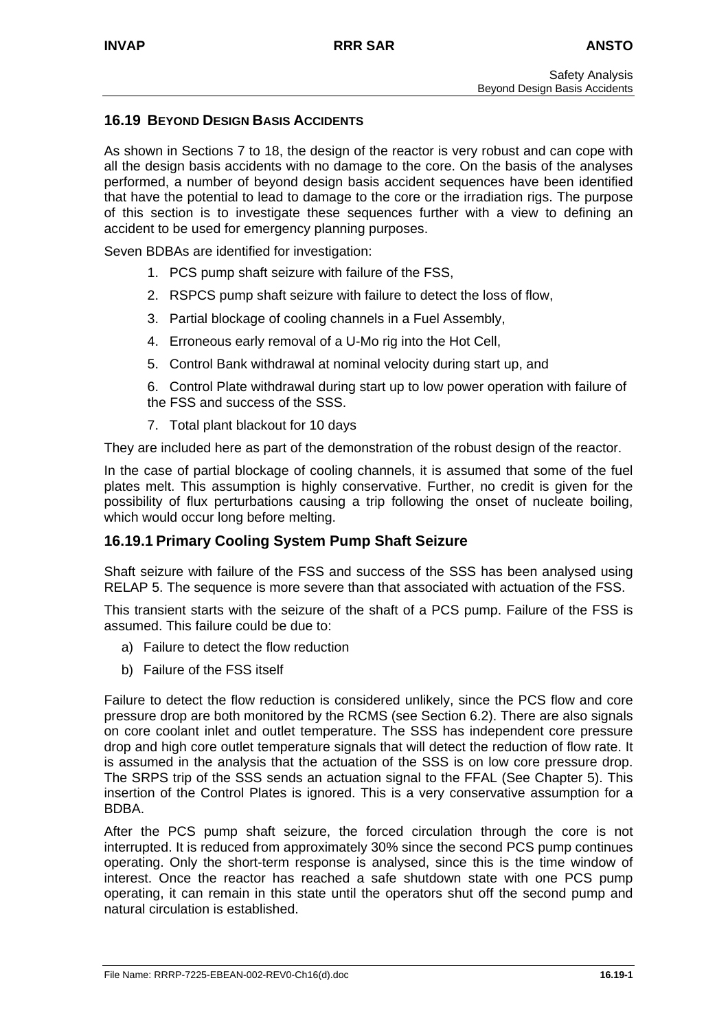## 16.19 BEYOND DESIGN BASIS ACCIDENTS

As shown in Sections 7 to 18, the design of the reactor is very robust and can cope with all the design basis accidents with no damage to the core. On the basis of the analyses performed, a number of beyond design basis accident sequences have been identified that have the potential to lead to damage to the core or the irradiation rigs. The purpose of this section is to investigate these sequences further with a view to defining an accident to be used for emergency planning purposes.

Seven BDBAs are identified for investigation:

1. PCS pump shaft seizure with failure of the FSS,
2. RSPCS pump shaft seizure with failure to detect the loss of flow,
3. Partial blockage of cooling channels in a Fuel Assembly,
4. Erroneous early removal of a U-Mo rig into the Hot Cell,
5. Control Bank withdrawal at nominal velocity during start up, and
6. Control Plate withdrawal during start up to low power operation with failure of the FSS and success of the SSS.
7. Total plant blackout for 10 days

They are included here as part of the demonstration of the robust design of the reactor.

In the case of partial blockage of cooling channels, it is assumed that some of the fuel plates melt. This assumption is highly conservative. Further, no credit is given for the possibility of flux perturbations causing a trip following the onset of nucleate boiling, which would occur long before melting.

### 16.19.1 Primary Cooling System Pump Shaft Seizure

Shaft seizure with failure of the FSS and success of the SSS has been analysed using RELAP 5. The sequence is more severe than that associated with actuation of the FSS.

This transient starts with the seizure of the shaft of a PCS pump. Failure of the FSS is assumed. This failure could be due to:

a) Failure to detect the flow reduction
b) Failure of the FSS itself

Failure to detect the flow reduction is considered unlikely, since the PCS flow and core pressure drop are both monitored by the RCMS (see Section 6.2). There are also signals on core coolant inlet and outlet temperature. The SSS has independent core pressure drop and high core outlet temperature signals that will detect the reduction of flow rate. It is assumed in the analysis that the actuation of the SSS is on low core pressure drop. The SRPS trip of the SSS sends an actuation signal to the FFAL (See Chapter 5). This insertion of the Control Plates is ignored. This is a very conservative assumption for a BDBA.

After the PCS pump shaft seizure, the forced circulation through the core is not interrupted. It is reduced from approximately 30% since the second PCS pump continues operating. Only the short-term response is analysed, since this is the time window of interest. Once the reactor has reached a safe shutdown state with one PCS pump operating, it can remain in this state until the operators shut off the second pump and natural circulation is established.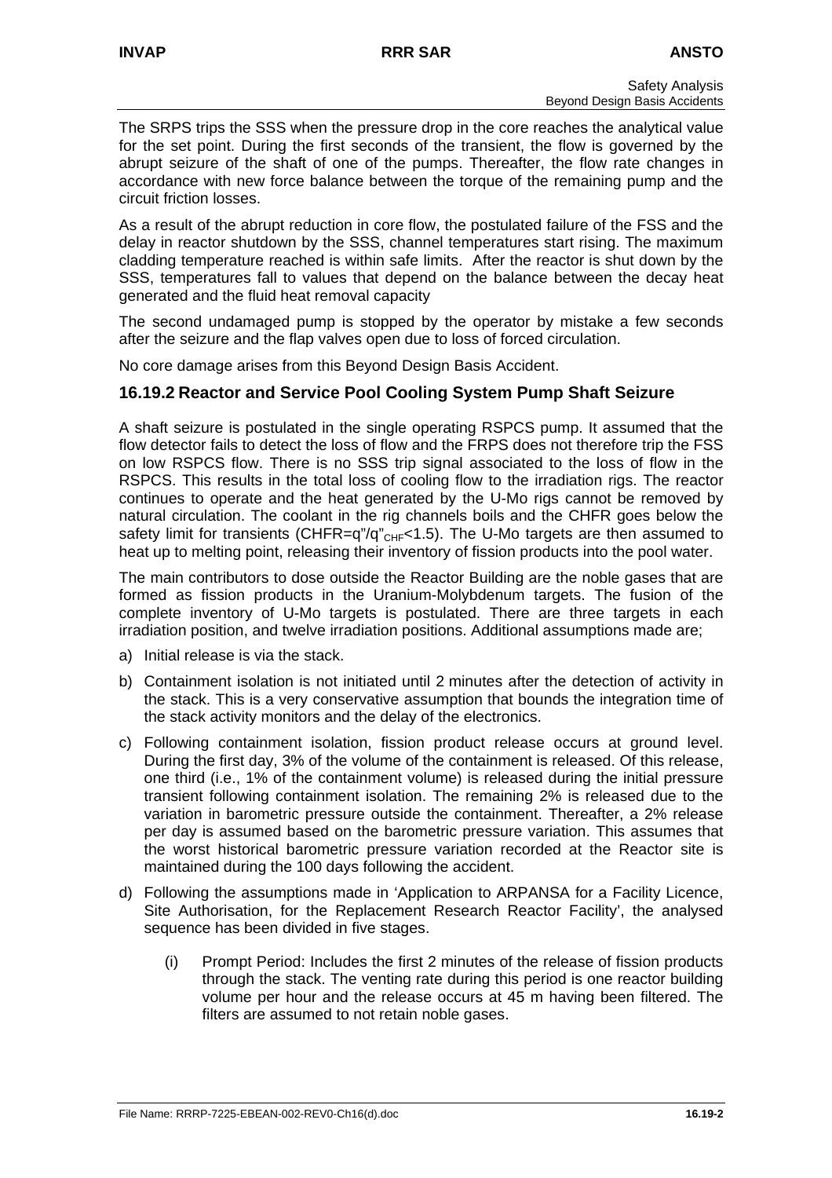The SRPS trips the SSS when the pressure drop in the core reaches the analytical value for the set point. During the first seconds of the transient, the flow is governed by the abrupt seizure of the shaft of one of the pumps. Thereafter, the flow rate changes in accordance with new force balance between the torque of the remaining pump and the circuit friction losses.

As a result of the abrupt reduction in core flow, the postulated failure of the FSS and the delay in reactor shutdown by the SSS, channel temperatures start rising. The maximum cladding temperature reached is within safe limits. After the reactor is shut down by the SSS, temperatures fall to values that depend on the balance between the decay heat generated and the fluid heat removal capacity

The second undamaged pump is stopped by the operator by mistake a few seconds after the seizure and the flap valves open due to loss of forced circulation.

No core damage arises from this Beyond Design Basis Accident.

### 16.19.2 Reactor and Service Pool Cooling System Pump Shaft Seizure

A shaft seizure is postulated in the single operating RSPCS pump. It assumed that the flow detector fails to detect the loss of flow and the FRPS does not therefore trip the FSS on low RSPCS flow. There is no SSS trip signal associated to the loss of flow in the RSPCS. This results in the total loss of cooling flow to the irradiation rigs. The reactor continues to operate and the heat generated by the U-Mo rigs cannot be removed by natural circulation. The coolant in the rig channels boils and the CHFR goes below the safety limit for transients ($CHFR=q''/q''_{CHF}<1.5$). The U-Mo targets are then assumed to heat up to melting point, releasing their inventory of fission products into the pool water.

The main contributors to dose outside the Reactor Building are the noble gases that are formed as fission products in the Uranium-Molybdenum targets. The fusion of the complete inventory of U-Mo targets is postulated. There are three targets in each irradiation position, and twelve irradiation positions. Additional assumptions made are;

a) Initial release is via the stack.

b) Containment isolation is not initiated until 2 minutes after the detection of activity in the stack. This is a very conservative assumption that bounds the integration time of the stack activity monitors and the delay of the electronics.

c) Following containment isolation, fission product release occurs at ground level. During the first day, 3% of the volume of the containment is released. Of this release, one third (i.e., 1% of the containment volume) is released during the initial pressure transient following containment isolation. The remaining 2% is released due to the variation in barometric pressure outside the containment. Thereafter, a 2% release per day is assumed based on the barometric pressure variation. This assumes that the worst historical barometric pressure variation recorded at the Reactor site is maintained during the 100 days following the accident.

d) Following the assumptions made in 'Application to ARPANSA for a Facility Licence, Site Authorisation, for the Replacement Research Reactor Facility', the analysed sequence has been divided in five stages.

   (i) Prompt Period: Includes the first 2 minutes of the release of fission products through the stack. The venting rate during this period is one reactor building volume per hour and the release occurs at 45 m having been filtered. The filters are assumed to not retain noble gases.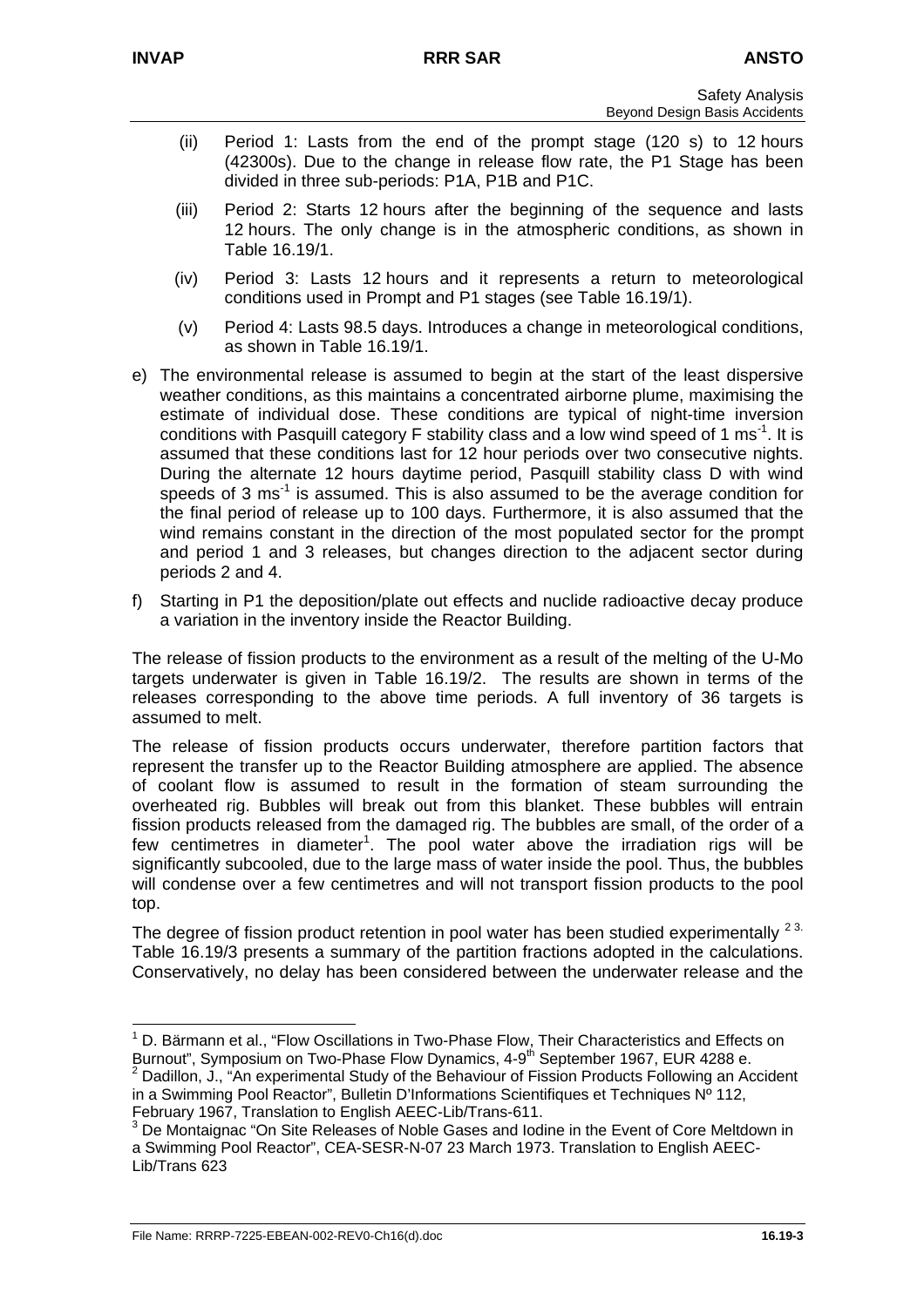(ii) Period 1: Lasts from the end of the prompt stage (120 s) to 12 hours (42300s). Due to the change in release flow rate, the P1 Stage has been divided in three sub-periods: P1A, P1B and P1C.

(iii) Period 2: Starts 12 hours after the beginning of the sequence and lasts 12 hours. The only change is in the atmospheric conditions, as shown in Table 16.19/1.

(iv) Period 3: Lasts 12 hours and it represents a return to meteorological conditions used in Prompt and P1 stages (see Table 16.19/1).

(v) Period 4: Lasts 98.5 days. Introduces a change in meteorological conditions, as shown in Table 16.19/1.

e) The environmental release is assumed to begin at the start of the least dispersive weather conditions, as this maintains a concentrated airborne plume, maximising the estimate of individual dose. These conditions are typical of night-time inversion conditions with Pasquill category F stability class and a low wind speed of 1 $ms^{-1}$. It is assumed that these conditions last for 12 hour periods over two consecutive nights. During the alternate 12 hours daytime period, Pasquill stability class D with wind speeds of 3 $ms^{-1}$ is assumed. This is also assumed to be the average condition for the final period of release up to 100 days. Furthermore, it is also assumed that the wind remains constant in the direction of the most populated sector for the prompt and period 1 and 3 releases, but changes direction to the adjacent sector during periods 2 and 4.

f) Starting in P1 the deposition/plate out effects and nuclide radioactive decay produce a variation in the inventory inside the Reactor Building.

The release of fission products to the environment as a result of the melting of the U-Mo targets underwater is given in Table 16.19/2. The results are shown in terms of the releases corresponding to the above time periods. A full inventory of 36 targets is assumed to melt.

The release of fission products occurs underwater, therefore partition factors that represent the transfer up to the Reactor Building atmosphere are applied. The absence of coolant flow is assumed to result in the formation of steam surrounding the overheated rig. Bubbles will break out from this blanket. These bubbles will entrain fission products released from the damaged rig. The bubbles are small, of the order of a few centimetres in diameter[1]. The pool water above the irradiation rigs will be significantly subcooled, due to the large mass of water inside the pool. Thus, the bubbles will condense over a few centimetres and will not transport fission products to the pool top.

The degree of fission product retention in pool water has been studied experimentally [2,3]. Table 16.19/3 presents a summary of the partition fractions adopted in the calculations. Conservatively, no delay has been considered between the underwater release and the

---

[1] D. Bärmann et al., "Flow Oscillations in Two-Phase Flow, Their Characteristics and Effects on Burnout", Symposium on Two-Phase Flow Dynamics, 4-9th September 1967, EUR 4288 e.

[2] Dadillon, J., "An experimental Study of the Behaviour of Fission Products Following an Accident in a Swimming Pool Reactor", Bulletin D'Informations Scientifiques et Techniques Nº 112, February 1967, Translation to English AEEC-Lib/Trans-611.

[3] De Montaignac "On Site Releases of Noble Gases and Iodine in the Event of Core Meltdown in a Swimming Pool Reactor", CEA-SESR-N-07 23 March 1973. Translation to English AEEC-Lib/Trans 623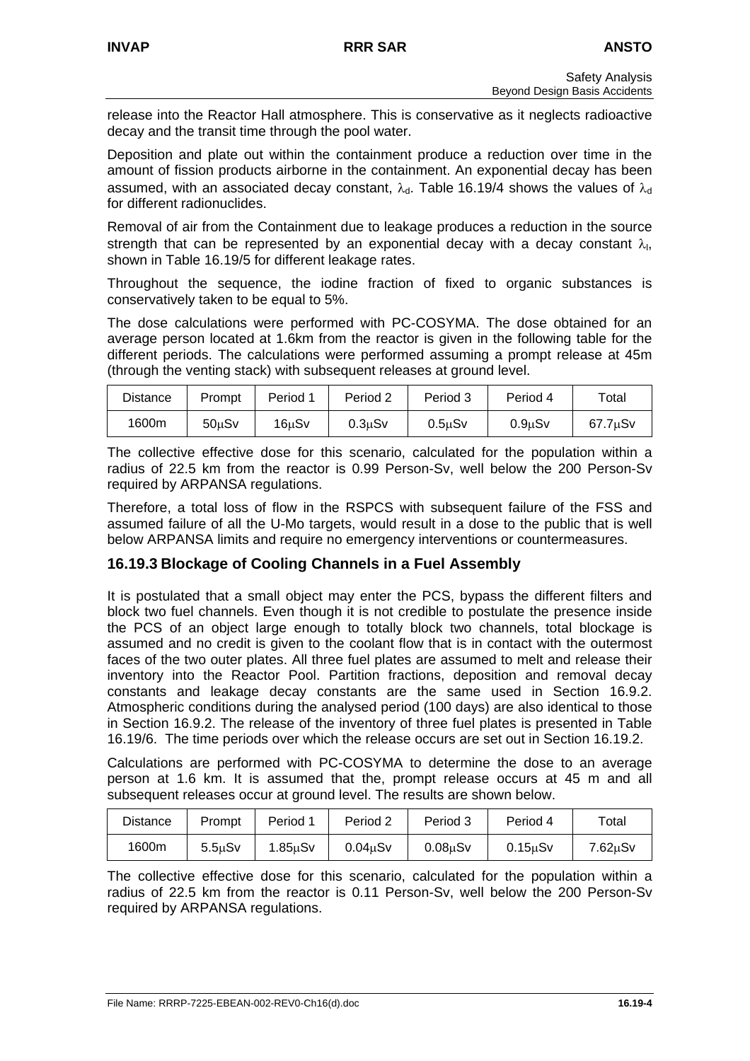release into the Reactor Hall atmosphere. This is conservative as it neglects radioactive decay and the transit time through the pool water.

Deposition and plate out within the containment produce a reduction over time in the amount of fission products airborne in the containment. An exponential decay has been assumed, with an associated decay constant, $\lambda_d$. Table 16.19/4 shows the values of $\lambda_d$ for different radionuclides.

Removal of air from the Containment due to leakage produces a reduction in the source strength that can be represented by an exponential decay with a decay constant $\lambda_l$, shown in Table 16.19/5 for different leakage rates.

Throughout the sequence, the iodine fraction of fixed to organic substances is conservatively taken to be equal to 5%.

The dose calculations were performed with PC-COSYMA. The dose obtained for an average person located at 1.6km from the reactor is given in the following table for the different periods. The calculations were performed assuming a prompt release at 45m (through the venting stack) with subsequent releases at ground level.

| Distance | Prompt | Period 1 | Period 2 | Period 3 | Period 4 | Total |
|---|---|---|---|---|---|---|
| 1600m | 50μSv | 16μSv | 0.3μSv | 0.5μSv | 0.9μSv | 67.7μSv |

The collective effective dose for this scenario, calculated for the population within a radius of 22.5 km from the reactor is 0.99 Person-Sv, well below the 200 Person-Sv required by ARPANSA regulations.

Therefore, a total loss of flow in the RSPCS with subsequent failure of the FSS and assumed failure of all the U-Mo targets, would result in a dose to the public that is well below ARPANSA limits and require no emergency interventions or countermeasures.

### 16.19.3 Blockage of Cooling Channels in a Fuel Assembly

It is postulated that a small object may enter the PCS, bypass the different filters and block two fuel channels. Even though it is not credible to postulate the presence inside the PCS of an object large enough to totally block two channels, total blockage is assumed and no credit is given to the coolant flow that is in contact with the outermost faces of the two outer plates. All three fuel plates are assumed to melt and release their inventory into the Reactor Pool. Partition fractions, deposition and removal decay constants and leakage decay constants are the same used in Section 16.9.2. Atmospheric conditions during the analysed period (100 days) are also identical to those in Section 16.9.2. The release of the inventory of three fuel plates is presented in Table 16.19/6. The time periods over which the release occurs are set out in Section 16.19.2.

Calculations are performed with PC-COSYMA to determine the dose to an average person at 1.6 km. It is assumed that the, prompt release occurs at 45 m and all subsequent releases occur at ground level. The results are shown below.

| Distance | Prompt | Period 1 | Period 2 | Period 3 | Period 4 | Total |
|---|---|---|---|---|---|---|
| 1600m | 5.5μSv | 1.85μSv | 0.04μSv | 0.08μSv | 0.15μSv | 7.62μSv |

The collective effective dose for this scenario, calculated for the population within a radius of 22.5 km from the reactor is 0.11 Person-Sv, well below the 200 Person-Sv required by ARPANSA regulations.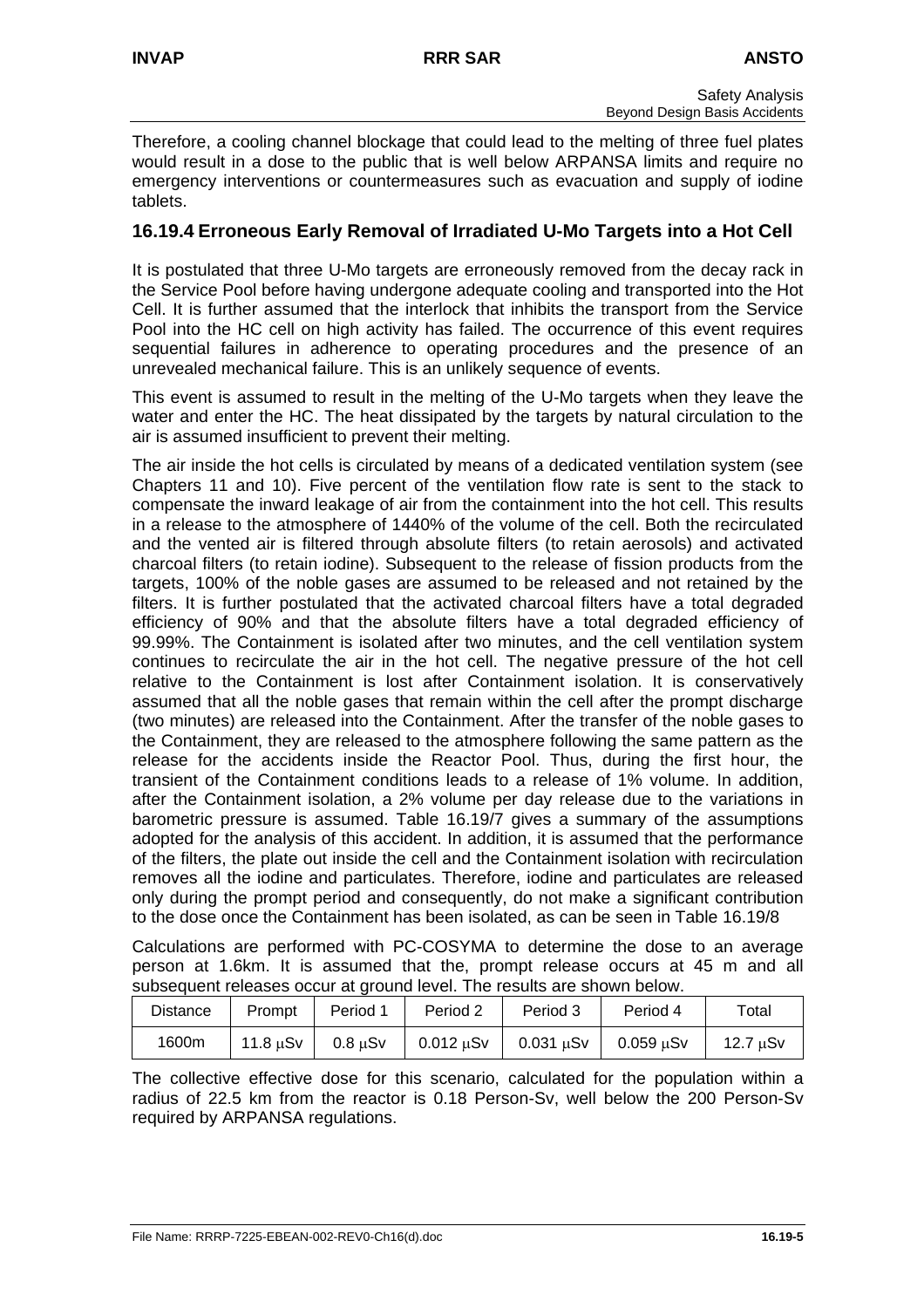Therefore, a cooling channel blockage that could lead to the melting of three fuel plates would result in a dose to the public that is well below ARPANSA limits and require no emergency interventions or countermeasures such as evacuation and supply of iodine tablets.

### 16.19.4 Erroneous Early Removal of Irradiated U-Mo Targets into a Hot Cell

It is postulated that three U-Mo targets are erroneously removed from the decay rack in the Service Pool before having undergone adequate cooling and transported into the Hot Cell. It is further assumed that the interlock that inhibits the transport from the Service Pool into the HC cell on high activity has failed. The occurrence of this event requires sequential failures in adherence to operating procedures and the presence of an unrevealed mechanical failure. This is an unlikely sequence of events.

This event is assumed to result in the melting of the U-Mo targets when they leave the water and enter the HC. The heat dissipated by the targets by natural circulation to the air is assumed insufficient to prevent their melting.

The air inside the hot cells is circulated by means of a dedicated ventilation system (see Chapters 11 and 10). Five percent of the ventilation flow rate is sent to the stack to compensate the inward leakage of air from the containment into the hot cell. This results in a release to the atmosphere of 1440% of the volume of the cell. Both the recirculated and the vented air is filtered through absolute filters (to retain aerosols) and activated charcoal filters (to retain iodine). Subsequent to the release of fission products from the targets, 100% of the noble gases are assumed to be released and not retained by the filters. It is further postulated that the activated charcoal filters have a total degraded efficiency of 90% and that the absolute filters have a total degraded efficiency of 99.99%. The Containment is isolated after two minutes, and the cell ventilation system continues to recirculate the air in the hot cell. The negative pressure of the hot cell relative to the Containment is lost after Containment isolation. It is conservatively assumed that all the noble gases that remain within the cell after the prompt discharge (two minutes) are released into the Containment. After the transfer of the noble gases to the Containment, they are released to the atmosphere following the same pattern as the release for the accidents inside the Reactor Pool. Thus, during the first hour, the transient of the Containment conditions leads to a release of 1% volume. In addition, after the Containment isolation, a 2% volume per day release due to the variations in barometric pressure is assumed. Table 16.19/7 gives a summary of the assumptions adopted for the analysis of this accident. In addition, it is assumed that the performance of the filters, the plate out inside the cell and the Containment isolation with recirculation removes all the iodine and particulates. Therefore, iodine and particulates are released only during the prompt period and consequently, do not make a significant contribution to the dose once the Containment has been isolated, as can be seen in Table 16.19/8

Calculations are performed with PC-COSYMA to determine the dose to an average person at 1.6km. It is assumed that the, prompt release occurs at 45 m and all subsequent releases occur at ground level. The results are shown below.

| Distance | Prompt | Period 1 | Period 2 | Period 3 | Period 4 | Total |
|---|---|---|---|---|---|---|
| 1600m | 11.8 μSv | 0.8 μSv | 0.012 μSv | 0.031 μSv | 0.059 μSv | 12.7 μSv |

The collective effective dose for this scenario, calculated for the population within a radius of 22.5 km from the reactor is 0.18 Person-Sv, well below the 200 Person-Sv required by ARPANSA regulations.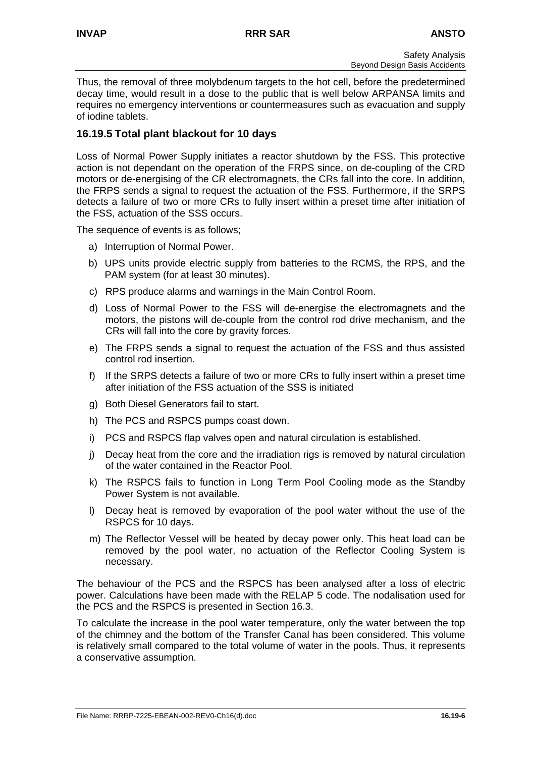Thus, the removal of three molybdenum targets to the hot cell, before the predetermined decay time, would result in a dose to the public that is well below ARPANSA limits and requires no emergency interventions or countermeasures such as evacuation and supply of iodine tablets.

### 16.19.5 Total plant blackout for 10 days

Loss of Normal Power Supply initiates a reactor shutdown by the FSS. This protective action is not dependant on the operation of the FRPS since, on de-coupling of the CRD motors or de-energising of the CR electromagnets, the CRs fall into the core. In addition, the FRPS sends a signal to request the actuation of the FSS. Furthermore, if the SRPS detects a failure of two or more CRs to fully insert within a preset time after initiation of the FSS, actuation of the SSS occurs.

The sequence of events is as follows;

a) Interruption of Normal Power.

b) UPS units provide electric supply from batteries to the RCMS, the RPS, and the PAM system (for at least 30 minutes).

c) RPS produce alarms and warnings in the Main Control Room.

d) Loss of Normal Power to the FSS will de-energise the electromagnets and the motors, the pistons will de-couple from the control rod drive mechanism, and the CRs will fall into the core by gravity forces.

e) The FRPS sends a signal to request the actuation of the FSS and thus assisted control rod insertion.

f) If the SRPS detects a failure of two or more CRs to fully insert within a preset time after initiation of the FSS actuation of the SSS is initiated

g) Both Diesel Generators fail to start.

h) The PCS and RSPCS pumps coast down.

i) PCS and RSPCS flap valves open and natural circulation is established.

j) Decay heat from the core and the irradiation rigs is removed by natural circulation of the water contained in the Reactor Pool.

k) The RSPCS fails to function in Long Term Pool Cooling mode as the Standby Power System is not available.

l) Decay heat is removed by evaporation of the pool water without the use of the RSPCS for 10 days.

m) The Reflector Vessel will be heated by decay power only. This heat load can be removed by the pool water, no actuation of the Reflector Cooling System is necessary.

The behaviour of the PCS and the RSPCS has been analysed after a loss of electric power. Calculations have been made with the RELAP 5 code. The nodalisation used for the PCS and the RSPCS is presented in Section 16.3.

To calculate the increase in the pool water temperature, only the water between the top of the chimney and the bottom of the Transfer Canal has been considered. This volume is relatively small compared to the total volume of water in the pools. Thus, it represents a conservative assumption.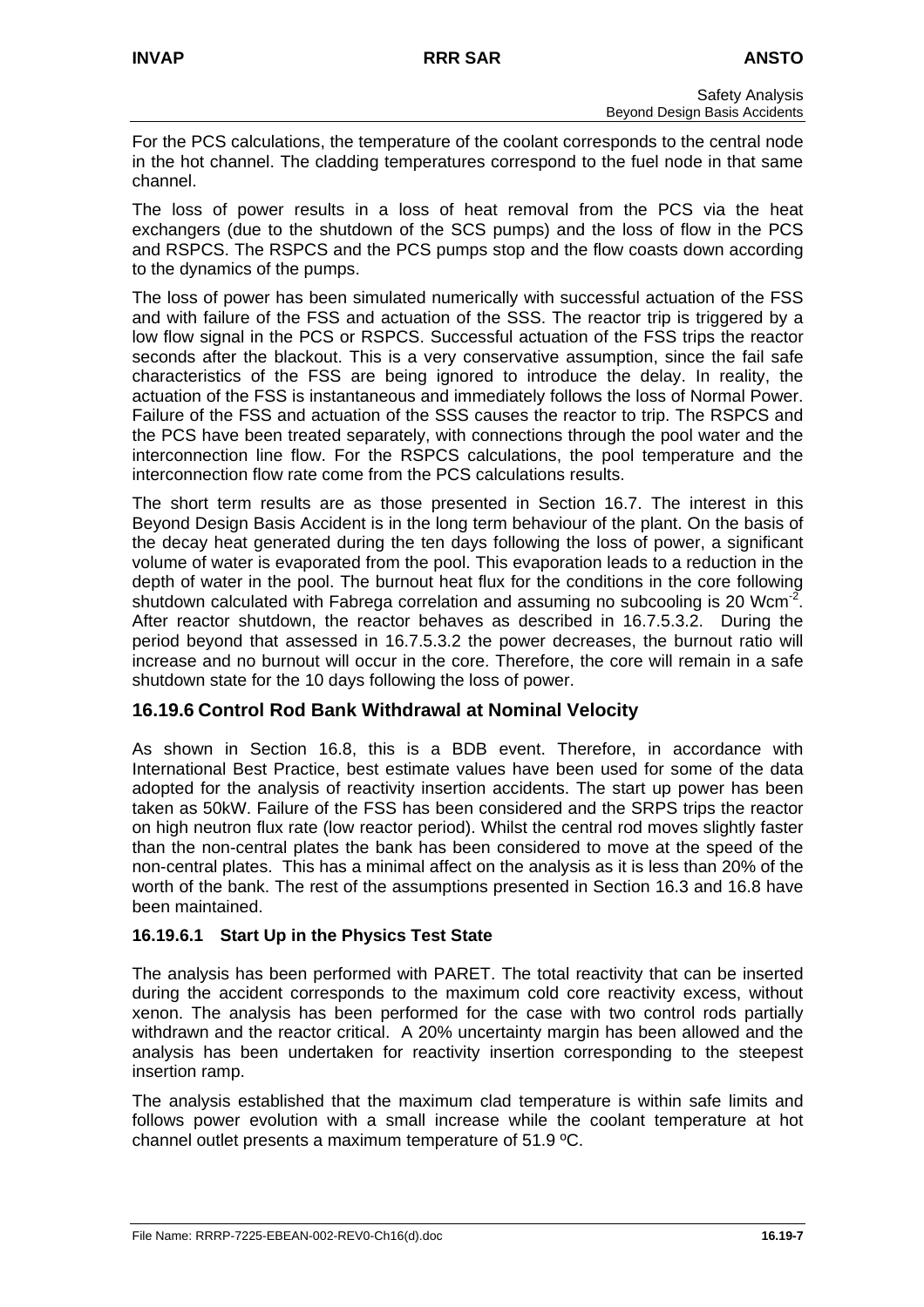For the PCS calculations, the temperature of the coolant corresponds to the central node in the hot channel. The cladding temperatures correspond to the fuel node in that same channel.

The loss of power results in a loss of heat removal from the PCS via the heat exchangers (due to the shutdown of the SCS pumps) and the loss of flow in the PCS and RSPCS. The RSPCS and the PCS pumps stop and the flow coasts down according to the dynamics of the pumps.

The loss of power has been simulated numerically with successful actuation of the FSS and with failure of the FSS and actuation of the SSS. The reactor trip is triggered by a low flow signal in the PCS or RSPCS. Successful actuation of the FSS trips the reactor seconds after the blackout. This is a very conservative assumption, since the fail safe characteristics of the FSS are being ignored to introduce the delay. In reality, the actuation of the FSS is instantaneous and immediately follows the loss of Normal Power. Failure of the FSS and actuation of the SSS causes the reactor to trip. The RSPCS and the PCS have been treated separately, with connections through the pool water and the interconnection line flow. For the RSPCS calculations, the pool temperature and the interconnection flow rate come from the PCS calculations results.

The short term results are as those presented in Section 16.7. The interest in this Beyond Design Basis Accident is in the long term behaviour of the plant. On the basis of the decay heat generated during the ten days following the loss of power, a significant volume of water is evaporated from the pool. This evaporation leads to a reduction in the depth of water in the pool. The burnout heat flux for the conditions in the core following shutdown calculated with Fabrega correlation and assuming no subcooling is 20 $Wcm^{-2}$. After reactor shutdown, the reactor behaves as described in 16.7.5.3.2. During the period beyond that assessed in 16.7.5.3.2 the power decreases, the burnout ratio will increase and no burnout will occur in the core. Therefore, the core will remain in a safe shutdown state for the 10 days following the loss of power.

## 16.19.6 Control Rod Bank Withdrawal at Nominal Velocity

As shown in Section 16.8, this is a BDB event. Therefore, in accordance with International Best Practice, best estimate values have been used for some of the data adopted for the analysis of reactivity insertion accidents. The start up power has been taken as 50kW. Failure of the FSS has been considered and the SRPS trips the reactor on high neutron flux rate (low reactor period). Whilst the central rod moves slightly faster than the non-central plates the bank has been considered to move at the speed of the non-central plates. This has a minimal affect on the analysis as it is less than 20% of the worth of the bank. The rest of the assumptions presented in Section 16.3 and 16.8 have been maintained.

### 16.19.6.1 Start Up in the Physics Test State

The analysis has been performed with PARET. The total reactivity that can be inserted during the accident corresponds to the maximum cold core reactivity excess, without xenon. The analysis has been performed for the case with two control rods partially withdrawn and the reactor critical. A 20% uncertainty margin has been allowed and the analysis has been undertaken for reactivity insertion corresponding to the steepest insertion ramp.

The analysis established that the maximum clad temperature is within safe limits and follows power evolution with a small increase while the coolant temperature at hot channel outlet presents a maximum temperature of 51.9 ºC.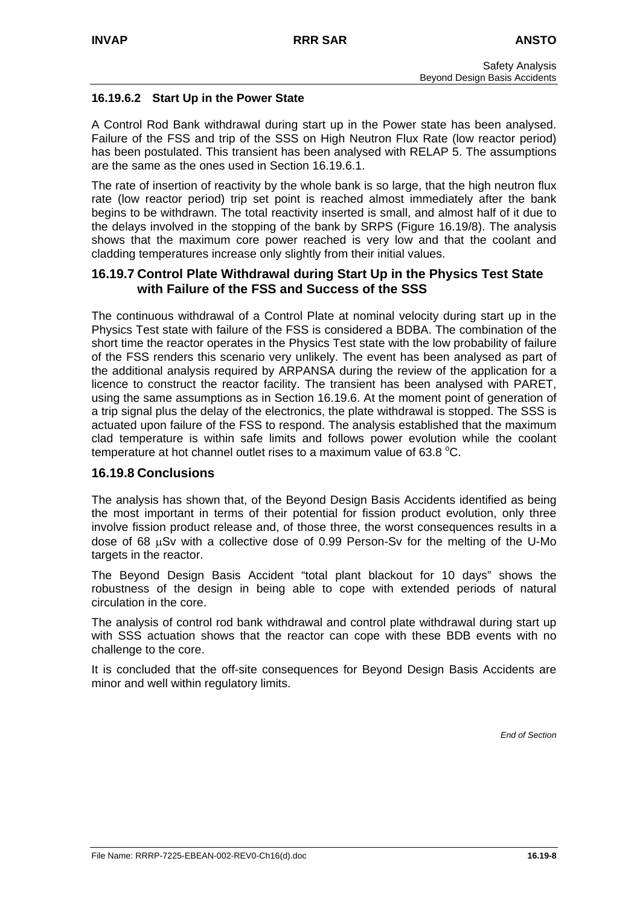### 16.19.6.2 Start Up in the Power State

A Control Rod Bank withdrawal during start up in the Power state has been analysed. Failure of the FSS and trip of the SSS on High Neutron Flux Rate (low reactor period) has been postulated. This transient has been analysed with RELAP 5. The assumptions are the same as the ones used in Section 16.19.6.1.

The rate of insertion of reactivity by the whole bank is so large, that the high neutron flux rate (low reactor period) trip set point is reached almost immediately after the bank begins to be withdrawn. The total reactivity inserted is small, and almost half of it due to the delays involved in the stopping of the bank by SRPS (Figure 16.19/8). The analysis shows that the maximum core power reached is very low and that the coolant and cladding temperatures increase only slightly from their initial values.

## 16.19.7 Control Plate Withdrawal during Start Up in the Physics Test State with Failure of the FSS and Success of the SSS

The continuous withdrawal of a Control Plate at nominal velocity during start up in the Physics Test state with failure of the FSS is considered a BDBA. The combination of the short time the reactor operates in the Physics Test state with the low probability of failure of the FSS renders this scenario very unlikely. The event has been analysed as part of the additional analysis required by ARPANSA during the review of the application for a licence to construct the reactor facility. The transient has been analysed with PARET, using the same assumptions as in Section 16.19.6. At the moment point of generation of a trip signal plus the delay of the electronics, the plate withdrawal is stopped. The SSS is actuated upon failure of the FSS to respond. The analysis established that the maximum clad temperature is within safe limits and follows power evolution while the coolant temperature at hot channel outlet rises to a maximum value of 63.8 $^{o}$C.

## 16.19.8 Conclusions

The analysis has shown that, of the Beyond Design Basis Accidents identified as being the most important in terms of their potential for fission product evolution, only three involve fission product release and, of those three, the worst consequences results in a dose of 68 $\mu$Sv with a collective dose of 0.99 Person-Sv for the melting of the U-Mo targets in the reactor.

The Beyond Design Basis Accident "total plant blackout for 10 days" shows the robustness of the design in being able to cope with extended periods of natural circulation in the core.

The analysis of control rod bank withdrawal and control plate withdrawal during start up with SSS actuation shows that the reactor can cope with these BDB events with no challenge to the core.

It is concluded that the off-site consequences for Beyond Design Basis Accidents are minor and well within regulatory limits.

*End of Section*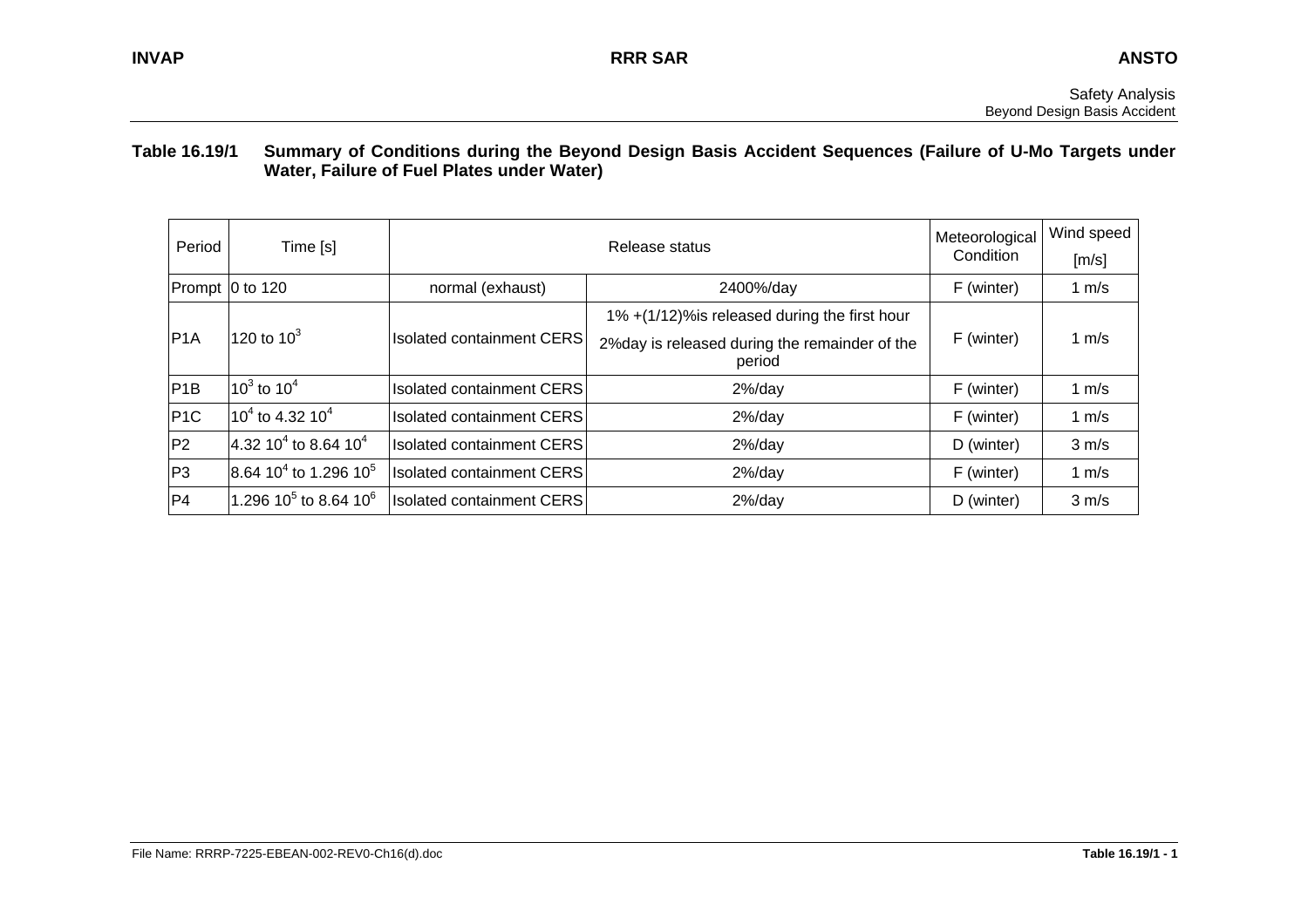**Table 16.19/1 Summary of Conditions during the Beyond Design Basis Accident Sequences (Failure of U-Mo Targets under Water, Failure of Fuel Plates under Water)**

| Period | Time [s] | Release status | | Meteorological Condition | Wind speed [m/s] |
|---|---|---|---|---|---|
| Prompt | 0 to 120 | normal (exhaust) | 2400%/day | F (winter) | 1 m/s |
| P1A | 120 to $10^3$ | Isolated containment CERS | 1% +(1/12)%is released during the first hour<br>2%day is released during the remainder of the period | F (winter) | 1 m/s |
| P1B | $10^3$ to $10^4$ | Isolated containment CERS | 2%/day | F (winter) | 1 m/s |
| P1C | $10^4$ to 4.32 $10^4$ | Isolated containment CERS | 2%/day | F (winter) | 1 m/s |
| P2 | 4.32 $10^4$ to 8.64 $10^4$ | Isolated containment CERS | 2%/day | D (winter) | 3 m/s |
| P3 | 8.64 $10^4$ to 1.296 $10^5$ | Isolated containment CERS | 2%/day | F (winter) | 1 m/s |
| P4 | 1.296 $10^5$ to 8.64 $10^6$ | Isolated containment CERS | 2%/day | D (winter) | 3 m/s |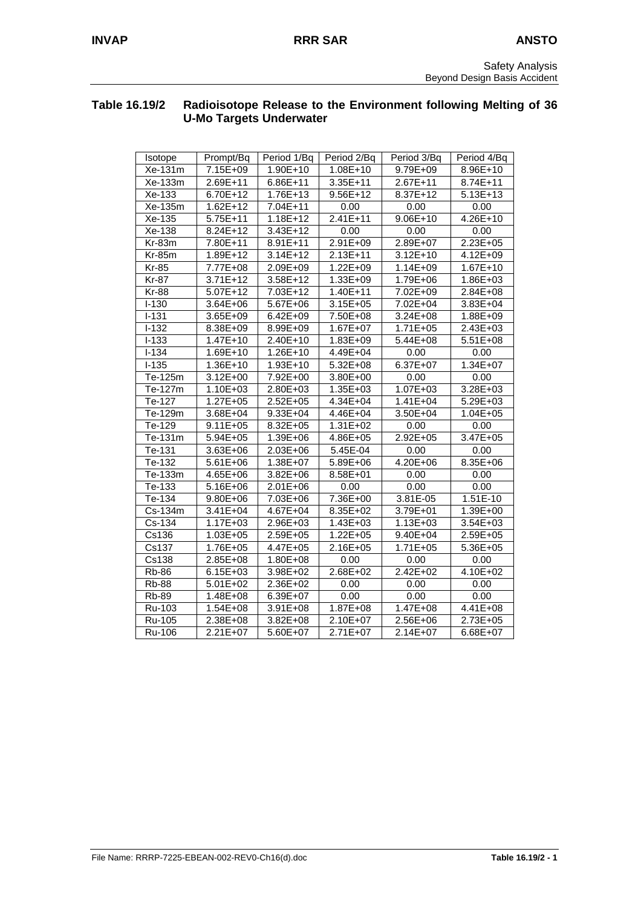Safety Analysis
Beyond Design Basis Accident

### Table 16.19/2 Radioisotope Release to the Environment following Melting of 36 U-Mo Targets Underwater

| Isotope | Prompt/Bq | Period 1/Bq | Period 2/Bq | Period 3/Bq | Period 4/Bq |
|---|---|---|---|---|---|
| Xe-131m | 7.15E+09 | 1.90E+10 | 1.08E+10 | 9.79E+09 | 8.96E+10 |
| Xe-133m | 2.69E+11 | 6.86E+11 | 3.35E+11 | 2.67E+11 | 8.74E+11 |
| Xe-133 | 6.70E+12 | 1.76E+13 | 9.56E+12 | 8.37E+12 | 5.13E+13 |
| Xe-135m | 1.62E+12 | 7.04E+11 | 0.00 | 0.00 | 0.00 |
| Xe-135 | 5.75E+11 | 1.18E+12 | 2.41E+11 | 9.06E+10 | 4.26E+10 |
| Xe-138 | 8.24E+12 | 3.43E+12 | 0.00 | 0.00 | 0.00 |
| Kr-83m | 7.80E+11 | 8.91E+11 | 2.91E+09 | 2.89E+07 | 2.23E+05 |
| Kr-85m | 1.89E+12 | 3.14E+12 | 2.13E+11 | 3.12E+10 | 4.12E+09 |
| Kr-85 | 7.77E+08 | 2.09E+09 | 1.22E+09 | 1.14E+09 | 1.67E+10 |
| Kr-87 | 3.71E+12 | 3.58E+12 | 1.33E+09 | 1.79E+06 | 1.86E+03 |
| Kr-88 | 5.07E+12 | 7.03E+12 | 1.40E+11 | 7.02E+09 | 2.84E+08 |
| I-130 | 3.64E+06 | 5.67E+06 | 3.15E+05 | 7.02E+04 | 3.83E+04 |
| I-131 | 3.65E+09 | 6.42E+09 | 7.50E+08 | 3.24E+08 | 1.88E+09 |
| I-132 | 8.38E+09 | 8.99E+09 | 1.67E+07 | 1.71E+05 | 2.43E+03 |
| I-133 | 1.47E+10 | 2.40E+10 | 1.83E+09 | 5.44E+08 | 5.51E+08 |
| I-134 | 1.69E+10 | 1.26E+10 | 4.49E+04 | 0.00 | 0.00 |
| I-135 | 1.36E+10 | 1.93E+10 | 5.32E+08 | 6.37E+07 | 1.34E+07 |
| Te-125m | 3.12E+00 | 7.92E+00 | 3.80E+00 | 0.00 | 0.00 |
| Te-127m | 1.10E+03 | 2.80E+03 | 1.35E+03 | 1.07E+03 | 3.28E+03 |
| Te-127 | 1.27E+05 | 2.52E+05 | 4.34E+04 | 1.41E+04 | 5.29E+03 |
| Te-129m | 3.68E+04 | 9.33E+04 | 4.46E+04 | 3.50E+04 | 1.04E+05 |
| Te-129 | 9.11E+05 | 8.32E+05 | 1.31E+02 | 0.00 | 0.00 |
| Te-131m | 5.94E+05 | 1.39E+06 | 4.86E+05 | 2.92E+05 | 3.47E+05 |
| Te-131 | 3.63E+06 | 2.03E+06 | 5.45E-04 | 0.00 | 0.00 |
| Te-132 | 5.61E+06 | 1.38E+07 | 5.89E+06 | 4.20E+06 | 8.35E+06 |
| Te-133m | 4.65E+06 | 3.82E+06 | 8.58E+01 | 0.00 | 0.00 |
| Te-133 | 5.16E+06 | 2.01E+06 | 0.00 | 0.00 | 0.00 |
| Te-134 | 9.80E+06 | 7.03E+06 | 7.36E+00 | 3.81E-05 | 1.51E-10 |
| Cs-134m | 3.41E+04 | 4.67E+04 | 8.35E+02 | 3.79E+01 | 1.39E+00 |
| Cs-134 | 1.17E+03 | 2.96E+03 | 1.43E+03 | 1.13E+03 | 3.54E+03 |
| Cs136 | 1.03E+05 | 2.59E+05 | 1.22E+05 | 9.40E+04 | 2.59E+05 |
| Cs137 | 1.76E+05 | 4.47E+05 | 2.16E+05 | 1.71E+05 | 5.36E+05 |
| Cs138 | 2.85E+08 | 1.80E+08 | 0.00 | 0.00 | 0.00 |
| Rb-86 | 6.15E+03 | 3.98E+02 | 2.68E+02 | 2.42E+02 | 4.10E+02 |
| Rb-88 | 5.01E+02 | 2.36E+02 | 0.00 | 0.00 | 0.00 |
| Rb-89 | 1.48E+08 | 6.39E+07 | 0.00 | 0.00 | 0.00 |
| Ru-103 | 1.54E+08 | 3.91E+08 | 1.87E+08 | 1.47E+08 | 4.41E+08 |
| Ru-105 | 2.38E+08 | 3.82E+08 | 2.10E+07 | 2.56E+06 | 2.73E+05 |
| Ru-106 | 2.21E+07 | 5.60E+07 | 2.71E+07 | 2.14E+07 | 6.68E+07 |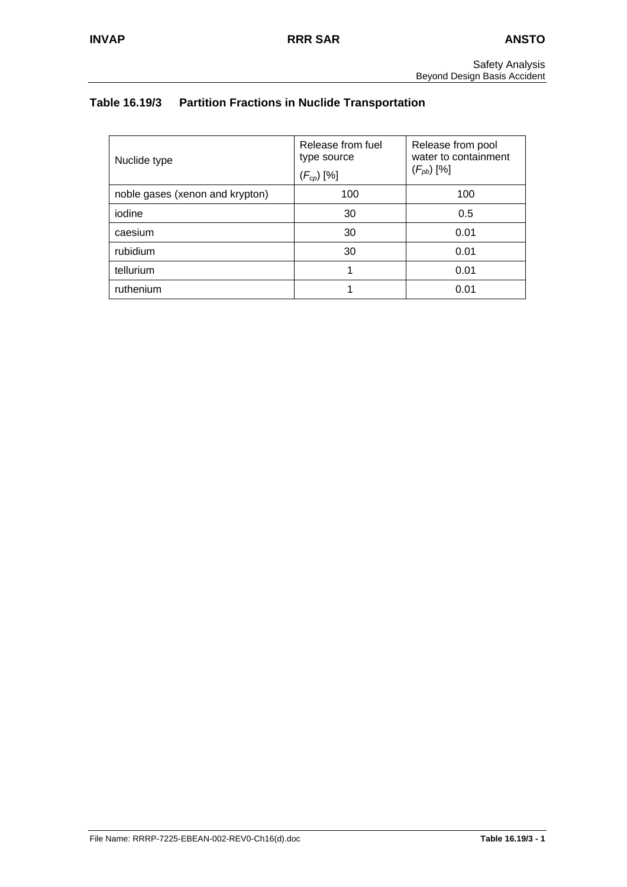## Table 16.19/3 Partition Fractions in Nuclide Transportation

| Nuclide type | Release from fuel type source ($F_{cp}$) [%] | Release from pool water to containment ($F_{pb}$) [%] |
|---|---|---|
| noble gases (xenon and krypton) | 100 | 100 |
| iodine | 30 | 0.5 |
| caesium | 30 | 0.01 |
| rubidium | 30 | 0.01 |
| tellurium | 1 | 0.01 |
| ruthenium | 1 | 0.01 |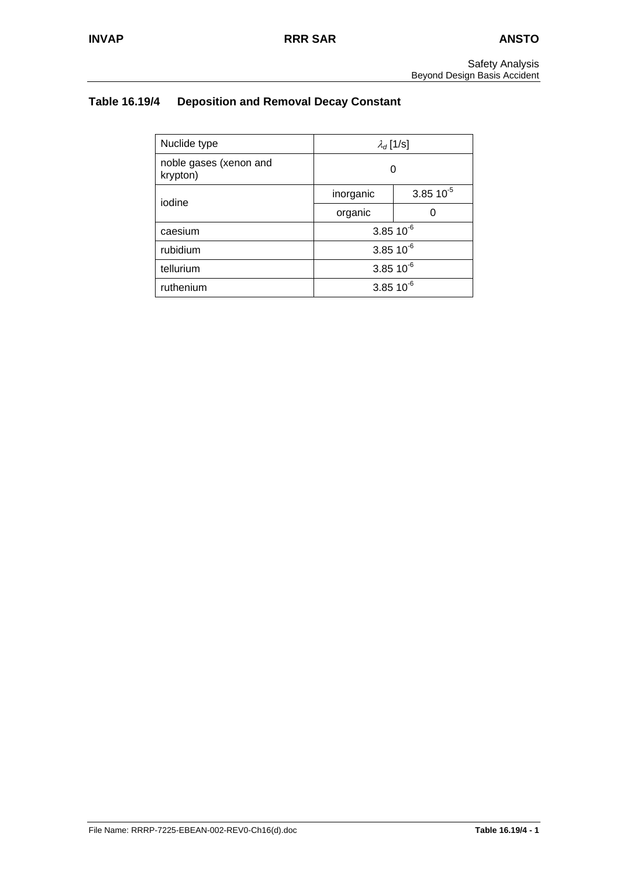## Table 16.19/4 Deposition and Removal Decay Constant

| Nuclide type | $\lambda_d$ [1/s] | |
|---|---|---|
| noble gases (xenon and krypton) | 0 | |
| iodine | inorganic | $3.85\ 10^{-5}$ |
| | organic | 0 |
| caesium | $3.85\ 10^{-6}$ | |
| rubidium | $3.85\ 10^{-6}$ | |
| tellurium | $3.85\ 10^{-6}$ | |
| ruthenium | $3.85\ 10^{-6}$ | |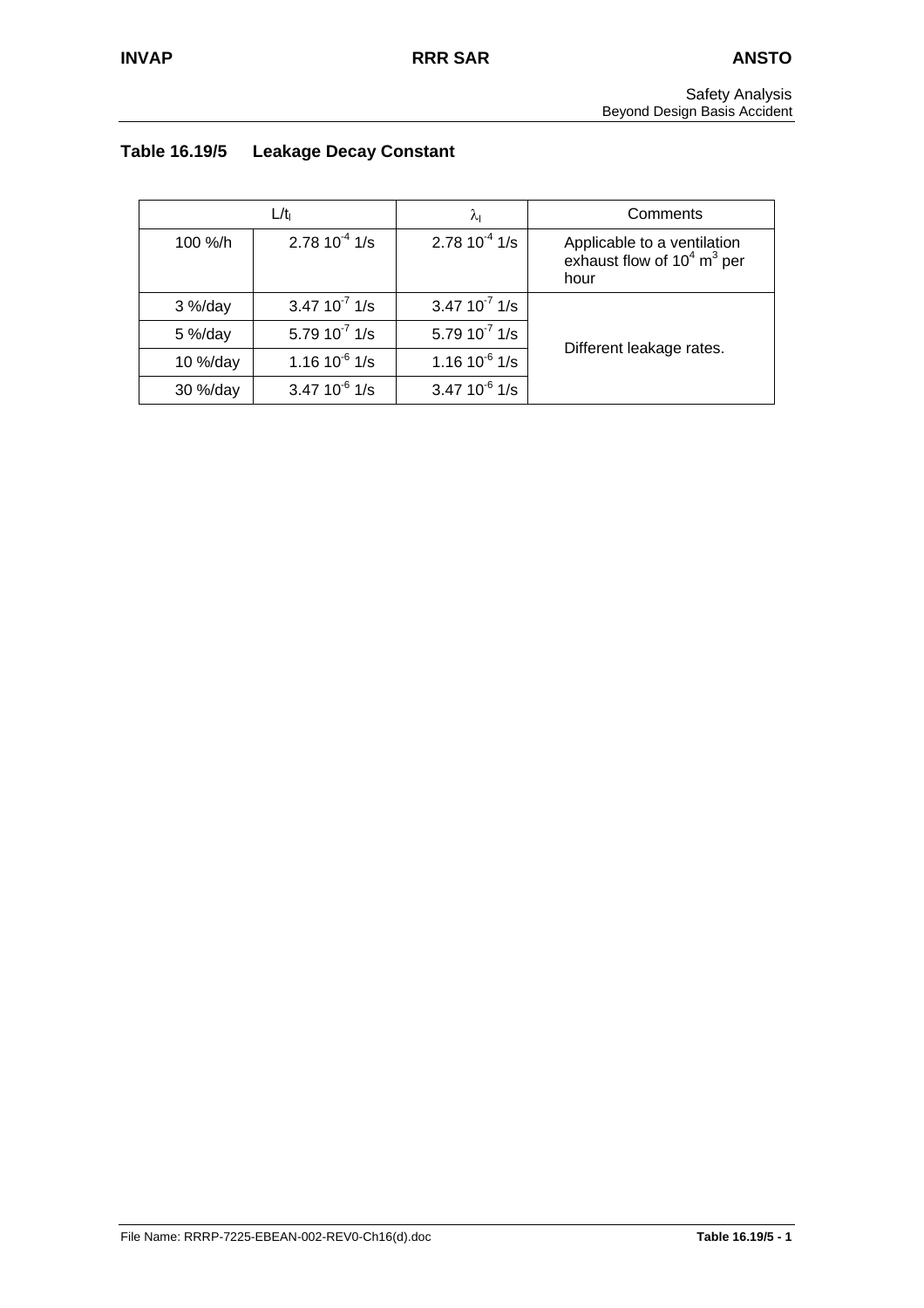### Table 16.19/5 Leakage Decay Constant

| $L/t_l$ | | $\lambda_l$ | Comments |
|---|---|---|---|
| 100 %/h | $2.78\ 10^{-4}$ 1/s | $2.78\ 10^{-4}$ 1/s | Applicable to a ventilation exhaust flow of $10^4$ $m^3$ per hour |
| 3 %/day | $3.47\ 10^{-7}$ 1/s | $3.47\ 10^{-7}$ 1/s | Different leakage rates. |
| 5 %/day | $5.79\ 10^{-7}$ 1/s | $5.79\ 10^{-7}$ 1/s | |
| 10 %/day | $1.16\ 10^{-6}$ 1/s | $1.16\ 10^{-6}$ 1/s | |
| 30 %/day | $3.47\ 10^{-6}$ 1/s | $3.47\ 10^{-6}$ 1/s | |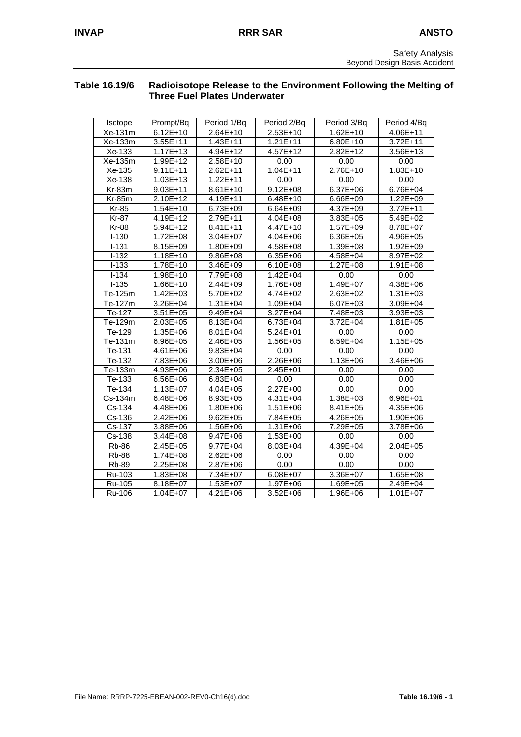## Table 16.19/6 Radioisotope Release to the Environment Following the Melting of Three Fuel Plates Underwater

| Isotope | Prompt/Bq | Period 1/Bq | Period 2/Bq | Period 3/Bq | Period 4/Bq |
|---|---|---|---|---|---|
| Xe-131m | 6.12E+10 | 2.64E+10 | 2.53E+10 | 1.62E+10 | 4.06E+11 |
| Xe-133m | 3.55E+11 | 1.43E+11 | 1.21E+11 | 6.80E+10 | 3.72E+11 |
| Xe-133 | 1.17E+13 | 4.94E+12 | 4.57E+12 | 2.82E+12 | 3.56E+13 |
| Xe-135m | 1.99E+12 | 2.58E+10 | 0.00 | 0.00 | 0.00 |
| Xe-135 | 9.11E+11 | 2.62E+11 | 1.04E+11 | 2.76E+10 | 1.83E+10 |
| Xe-138 | 1.03E+13 | 1.22E+11 | 0.00 | 0.00 | 0.00 |
| Kr-83m | 9.03E+11 | 8.61E+10 | 9.12E+08 | 6.37E+06 | 6.76E+04 |
| Kr-85m | 2.10E+12 | 4.19E+11 | 6.48E+10 | 6.66E+09 | 1.22E+09 |
| Kr-85 | 1.54E+10 | 6.73E+09 | 6.64E+09 | 4.37E+09 | 3.72E+11 |
| Kr-87 | 4.19E+12 | 2.79E+11 | 4.04E+08 | 3.83E+05 | 5.49E+02 |
| Kr-88 | 5.94E+12 | 8.41E+11 | 4.47E+10 | 1.57E+09 | 8.78E+07 |
| I-130 | 1.72E+08 | 3.04E+07 | 4.04E+06 | 6.36E+05 | 4.96E+05 |
| I-131 | 8.15E+09 | 1.80E+09 | 4.58E+08 | 1.39E+08 | 1.92E+09 |
| I-132 | 1.18E+10 | 9.86E+08 | 6.35E+06 | 4.58E+04 | 8.97E+02 |
| I-133 | 1.78E+10 | 3.46E+09 | 6.10E+08 | 1.27E+08 | 1.91E+08 |
| I-134 | 1.98E+10 | 7.79E+08 | 1.42E+04 | 0.00 | 0.00 |
| I-135 | 1.66E+10 | 2.44E+09 | 1.76E+08 | 1.49E+07 | 4.38E+06 |
| Te-125m | 1.42E+03 | 5.70E+02 | 4.74E+02 | 2.63E+02 | 1.31E+03 |
| Te-127m | 3.26E+04 | 1.31E+04 | 1.09E+04 | 6.07E+03 | 3.09E+04 |
| Te-127 | 3.51E+05 | 9.49E+04 | 3.27E+04 | 7.48E+03 | 3.93E+03 |
| Te-129m | 2.03E+05 | 8.13E+04 | 6.73E+04 | 3.72E+04 | 1.81E+05 |
| Te-129 | 1.35E+06 | 8.01E+04 | 5.24E+01 | 0.00 | 0.00 |
| Te-131m | 6.96E+05 | 2.46E+05 | 1.56E+05 | 6.59E+04 | 1.15E+05 |
| Te-131 | 4.61E+06 | 9.83E+04 | 0.00 | 0.00 | 0.00 |
| Te-132 | 7.83E+06 | 3.00E+06 | 2.26E+06 | 1.13E+06 | 3.46E+06 |
| Te-133m | 4.93E+06 | 2.34E+05 | 2.45E+01 | 0.00 | 0.00 |
| Te-133 | 6.56E+06 | 6.83E+04 | 0.00 | 0.00 | 0.00 |
| Te-134 | 1.13E+07 | 4.04E+05 | 2.27E+00 | 0.00 | 0.00 |
| Cs-134m | 6.48E+06 | 8.93E+05 | 4.31E+04 | 1.38E+03 | 6.96E+01 |
| Cs-134 | 4.48E+06 | 1.80E+06 | 1.51E+06 | 8.41E+05 | 4.35E+06 |
| Cs-136 | 2.42E+06 | 9.62E+05 | 7.84E+05 | 4.26E+05 | 1.90E+06 |
| Cs-137 | 3.88E+06 | 1.56E+06 | 1.31E+06 | 7.29E+05 | 3.78E+06 |
| Cs-138 | 3.44E+08 | 9.47E+06 | 1.53E+00 | 0.00 | 0.00 |
| Rb-86 | 2.45E+05 | 9.77E+04 | 8.03E+04 | 4.39E+04 | 2.04E+05 |
| Rb-88 | 1.74E+08 | 2.62E+06 | 0.00 | 0.00 | 0.00 |
| Rb-89 | 2.25E+08 | 2.87E+06 | 0.00 | 0.00 | 0.00 |
| Ru-103 | 1.83E+08 | 7.34E+07 | 6.08E+07 | 3.36E+07 | 1.65E+08 |
| Ru-105 | 8.18E+07 | 1.53E+07 | 1.97E+06 | 1.69E+05 | 2.49E+04 |
| Ru-106 | 1.04E+07 | 4.21E+06 | 3.52E+06 | 1.96E+06 | 1.01E+07 |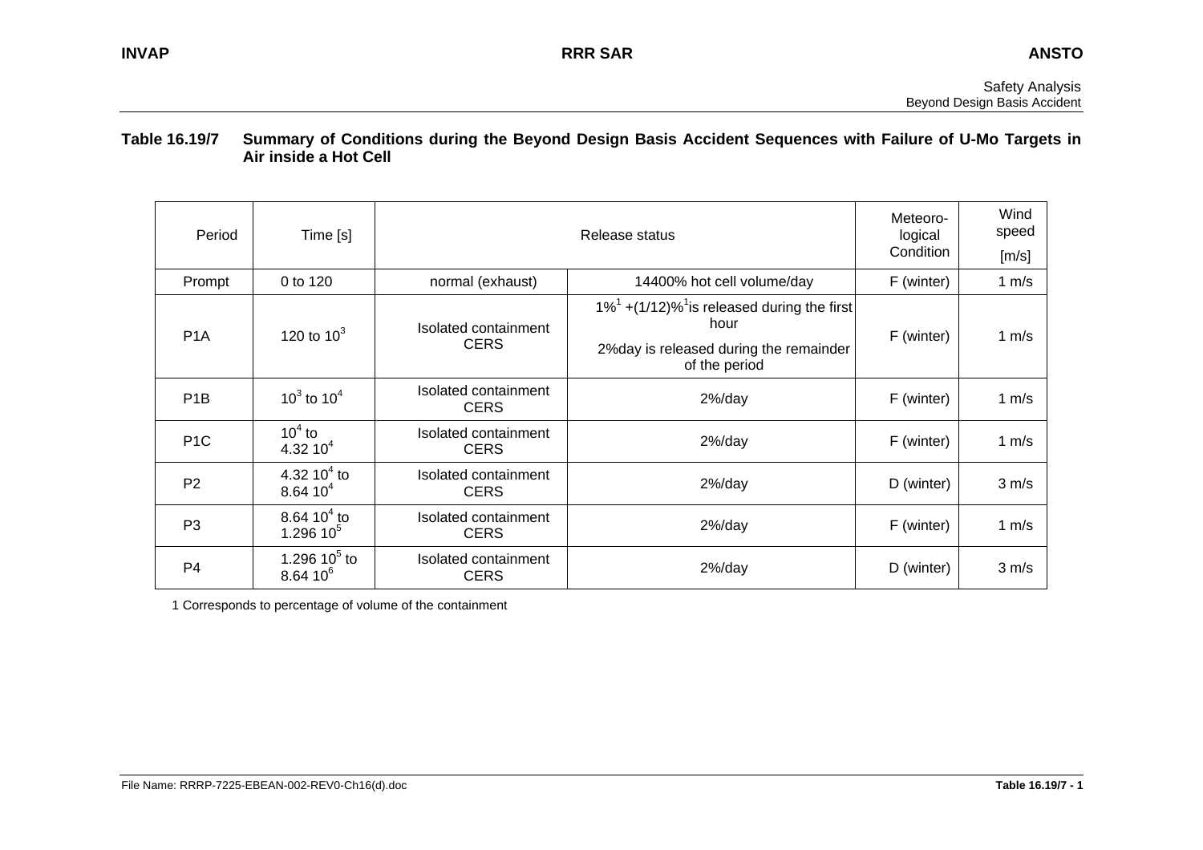**Table 16.19/7 Summary of Conditions during the Beyond Design Basis Accident Sequences with Failure of U-Mo Targets in Air inside a Hot Cell**

| Period | Time [s] | Release status | | Meteoro-logical Condition | Wind speed [m/s] |
|---|---|---|---|---|---|
| Prompt | 0 to 120 | normal (exhaust) | 14400% hot cell volume/day | F (winter) | 1 m/s |
| P1A | 120 to $10^3$ | Isolated containment CERS | 1%[1] +(1/12)%[1] is released during the first hour<br>2%day is released during the remainder of the period | F (winter) | 1 m/s |
| P1B | $10^3$ to $10^4$ | Isolated containment CERS | 2%/day | F (winter) | 1 m/s |
| P1C | $10^4$ to 4.32 $10^4$ | Isolated containment CERS | 2%/day | F (winter) | 1 m/s |
| P2 | 4.32 $10^4$ to 8.64 $10^4$ | Isolated containment CERS | 2%/day | D (winter) | 3 m/s |
| P3 | 8.64 $10^4$ to 1.296 $10^5$ | Isolated containment CERS | 2%/day | F (winter) | 1 m/s |
| P4 | 1.296 $10^5$ to 8.64 $10^6$ | Isolated containment CERS | 2%/day | D (winter) | 3 m/s |

1 Corresponds to percentage of volume of the containment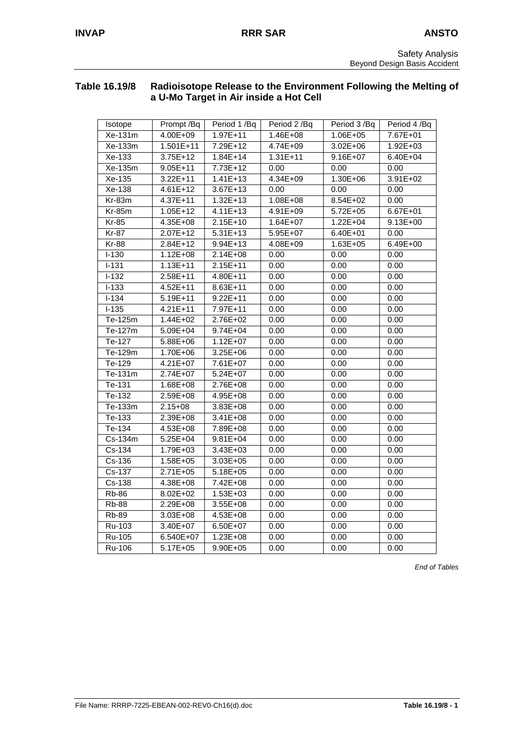Safety Analysis
Beyond Design Basis Accident

## Table 16.19/8 Radioisotope Release to the Environment Following the Melting of a U-Mo Target in Air inside a Hot Cell

| Isotope | Prompt /Bq | Period 1 /Bq | Period 2 /Bq | Period 3 /Bq | Period 4 /Bq |
|---|---|---|---|---|---|
| Xe-131m | 4.00E+09 | 1.97E+11 | 1.46E+08 | 1.06E+05 | 7.67E+01 |
| Xe-133m | 1.501E+11 | 7.29E+12 | 4.74E+09 | 3.02E+06 | 1.92E+03 |
| Xe-133 | 3.75E+12 | 1.84E+14 | 1.31E+11 | 9.16E+07 | 6.40E+04 |
| Xe-135m | 9.05E+11 | 7.73E+12 | 0.00 | 0.00 | 0.00 |
| Xe-135 | 3.22E+11 | 1.41E+13 | 4.34E+09 | 1.30E+06 | 3.91E+02 |
| Xe-138 | 4.61E+12 | 3.67E+13 | 0.00 | 0.00 | 0.00 |
| Kr-83m | 4.37E+11 | 1.32E+13 | 1.08E+08 | 8.54E+02 | 0.00 |
| Kr-85m | 1.05E+12 | 4.11E+13 | 4.91E+09 | 5.72E+05 | 6.67E+01 |
| Kr-85 | 4.35E+08 | 2.15E+10 | 1.64E+07 | 1.22E+04 | 9.13E+00 |
| Kr-87 | 2.07E+12 | 5.31E+13 | 5.95E+07 | 6.40E+01 | 0.00 |
| Kr-88 | 2.84E+12 | 9.94E+13 | 4.08E+09 | 1.63E+05 | 6.49E+00 |
| I-130 | 1.12E+08 | 2.14E+08 | 0.00 | 0.00 | 0.00 |
| I-131 | 1.13E+11 | 2.15E+11 | 0.00 | 0.00 | 0.00 |
| I-132 | 2.58E+11 | 4.80E+11 | 0.00 | 0.00 | 0.00 |
| I-133 | 4.52E+11 | 8.63E+11 | 0.00 | 0.00 | 0.00 |
| I-134 | 5.19E+11 | 9.22E+11 | 0.00 | 0.00 | 0.00 |
| I-135 | 4.21E+11 | 7.97E+11 | 0.00 | 0.00 | 0.00 |
| Te-125m | 1.44E+02 | 2.76E+02 | 0.00 | 0.00 | 0.00 |
| Te-127m | 5.09E+04 | 9.74E+04 | 0.00 | 0.00 | 0.00 |
| Te-127 | 5.88E+06 | 1.12E+07 | 0.00 | 0.00 | 0.00 |
| Te-129m | 1.70E+06 | 3.25E+06 | 0.00 | 0.00 | 0.00 |
| Te-129 | 4.21E+07 | 7.61E+07 | 0.00 | 0.00 | 0.00 |
| Te-131m | 2.74E+07 | 5.24E+07 | 0.00 | 0.00 | 0.00 |
| Te-131 | 1.68E+08 | 2.76E+08 | 0.00 | 0.00 | 0.00 |
| Te-132 | 2.59E+08 | 4.95E+08 | 0.00 | 0.00 | 0.00 |
| Te-133m | 2.15+08 | 3.83E+08 | 0.00 | 0.00 | 0.00 |
| Te-133 | 2.39E+08 | 3.41E+08 | 0.00 | 0.00 | 0.00 |
| Te-134 | 4.53E+08 | 7.89E+08 | 0.00 | 0.00 | 0.00 |
| Cs-134m | 5.25E+04 | 9.81E+04 | 0.00 | 0.00 | 0.00 |
| Cs-134 | 1.79E+03 | 3.43E+03 | 0.00 | 0.00 | 0.00 |
| Cs-136 | 1.58E+05 | 3.03E+05 | 0.00 | 0.00 | 0.00 |
| Cs-137 | 2.71E+05 | 5.18E+05 | 0.00 | 0.00 | 0.00 |
| Cs-138 | 4.38E+08 | 7.42E+08 | 0.00 | 0.00 | 0.00 |
| Rb-86 | 8.02E+02 | 1.53E+03 | 0.00 | 0.00 | 0.00 |
| Rb-88 | 2.29E+08 | 3.55E+08 | 0.00 | 0.00 | 0.00 |
| Rb-89 | 3.03E+08 | 4.53E+08 | 0.00 | 0.00 | 0.00 |
| Ru-103 | 3.40E+07 | 6.50E+07 | 0.00 | 0.00 | 0.00 |
| Ru-105 | 6.540E+07 | 1.23E+08 | 0.00 | 0.00 | 0.00 |
| Ru-106 | 5.17E+05 | 9.90E+05 | 0.00 | 0.00 | 0.00 |

*End of Tables*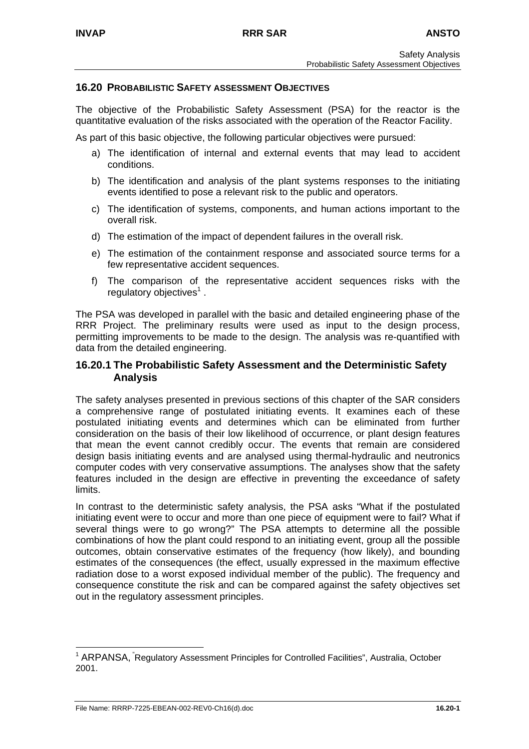## 16.20 PROBABILISTIC SAFETY ASSESSMENT OBJECTIVES

The objective of the Probabilistic Safety Assessment (PSA) for the reactor is the quantitative evaluation of the risks associated with the operation of the Reactor Facility.

As part of this basic objective, the following particular objectives were pursued:

a) The identification of internal and external events that may lead to accident conditions.

b) The identification and analysis of the plant systems responses to the initiating events identified to pose a relevant risk to the public and operators.

c) The identification of systems, components, and human actions important to the overall risk.

d) The estimation of the impact of dependent failures in the overall risk.

e) The estimation of the containment response and associated source terms for a few representative accident sequences.

f) The comparison of the representative accident sequences risks with the regulatory objectives[1] .

The PSA was developed in parallel with the basic and detailed engineering phase of the RRR Project. The preliminary results were used as input to the design process, permitting improvements to be made to the design. The analysis was re-quantified with data from the detailed engineering.

### 16.20.1 The Probabilistic Safety Assessment and the Deterministic Safety Analysis

The safety analyses presented in previous sections of this chapter of the SAR considers a comprehensive range of postulated initiating events. It examines each of these postulated initiating events and determines which can be eliminated from further consideration on the basis of their low likelihood of occurrence, or plant design features that mean the event cannot credibly occur. The events that remain are considered design basis initiating events and are analysed using thermal-hydraulic and neutronics computer codes with very conservative assumptions. The analyses show that the safety features included in the design are effective in preventing the exceedance of safety limits.

In contrast to the deterministic safety analysis, the PSA asks "What if the postulated initiating event were to occur and more than one piece of equipment were to fail? What if several things were to go wrong?" The PSA attempts to determine all the possible combinations of how the plant could respond to an initiating event, group all the possible outcomes, obtain conservative estimates of the frequency (how likely), and bounding estimates of the consequences (the effect, usually expressed in the maximum effective radiation dose to a worst exposed individual member of the public). The frequency and consequence constitute the risk and can be compared against the safety objectives set out in the regulatory assessment principles.

---

[1] ARPANSA, "Regulatory Assessment Principles for Controlled Facilities", Australia, October 2001.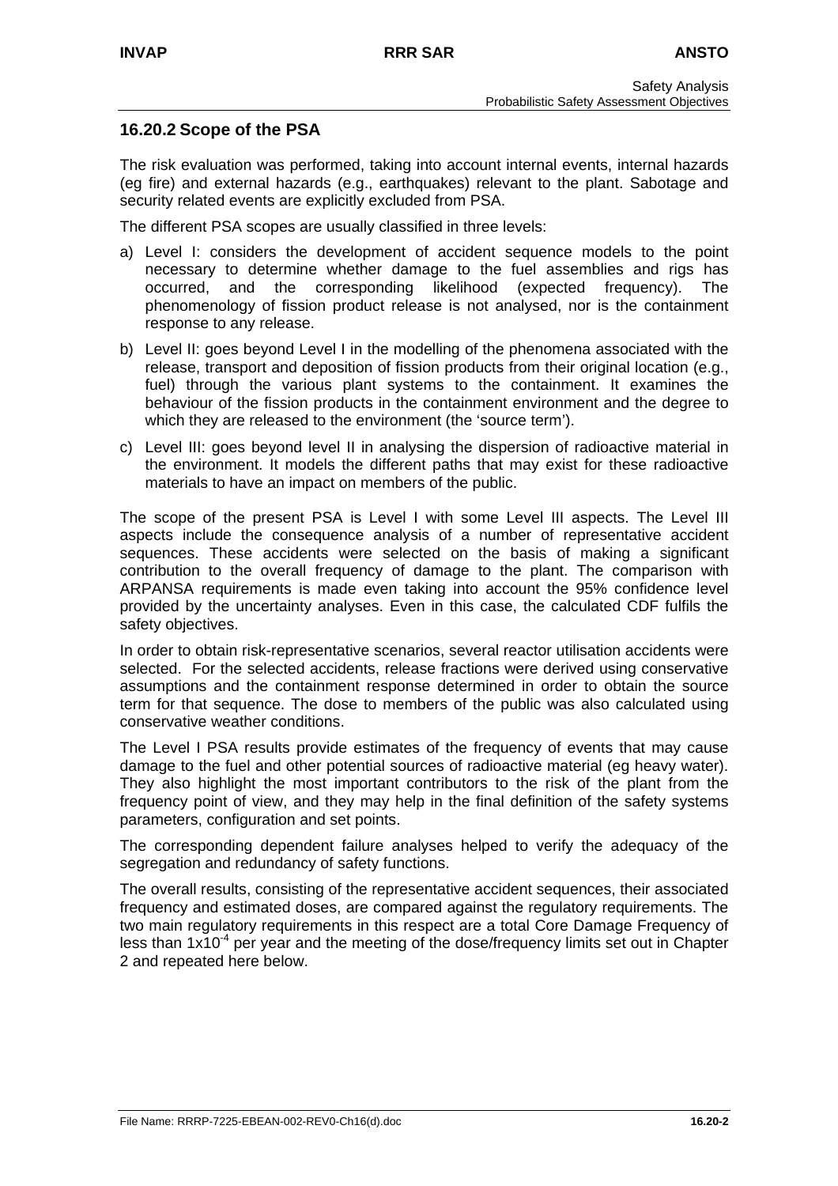## 16.20.2 Scope of the PSA

The risk evaluation was performed, taking into account internal events, internal hazards (eg fire) and external hazards (e.g., earthquakes) relevant to the plant. Sabotage and security related events are explicitly excluded from PSA.

The different PSA scopes are usually classified in three levels:

a) Level I: considers the development of accident sequence models to the point necessary to determine whether damage to the fuel assemblies and rigs has occurred, and the corresponding likelihood (expected frequency). The phenomenology of fission product release is not analysed, nor is the containment response to any release.

b) Level II: goes beyond Level I in the modelling of the phenomena associated with the release, transport and deposition of fission products from their original location (e.g., fuel) through the various plant systems to the containment. It examines the behaviour of the fission products in the containment environment and the degree to which they are released to the environment (the 'source term').

c) Level III: goes beyond level II in analysing the dispersion of radioactive material in the environment. It models the different paths that may exist for these radioactive materials to have an impact on members of the public.

The scope of the present PSA is Level I with some Level III aspects. The Level III aspects include the consequence analysis of a number of representative accident sequences. These accidents were selected on the basis of making a significant contribution to the overall frequency of damage to the plant. The comparison with ARPANSA requirements is made even taking into account the 95% confidence level provided by the uncertainty analyses. Even in this case, the calculated CDF fulfils the safety objectives.

In order to obtain risk-representative scenarios, several reactor utilisation accidents were selected. For the selected accidents, release fractions were derived using conservative assumptions and the containment response determined in order to obtain the source term for that sequence. The dose to members of the public was also calculated using conservative weather conditions.

The Level I PSA results provide estimates of the frequency of events that may cause damage to the fuel and other potential sources of radioactive material (eg heavy water). They also highlight the most important contributors to the risk of the plant from the frequency point of view, and they may help in the final definition of the safety systems parameters, configuration and set points.

The corresponding dependent failure analyses helped to verify the adequacy of the segregation and redundancy of safety functions.

The overall results, consisting of the representative accident sequences, their associated frequency and estimated doses, are compared against the regulatory requirements. The two main regulatory requirements in this respect are a total Core Damage Frequency of less than $1x10^{-4}$ per year and the meeting of the dose/frequency limits set out in Chapter 2 and repeated here below.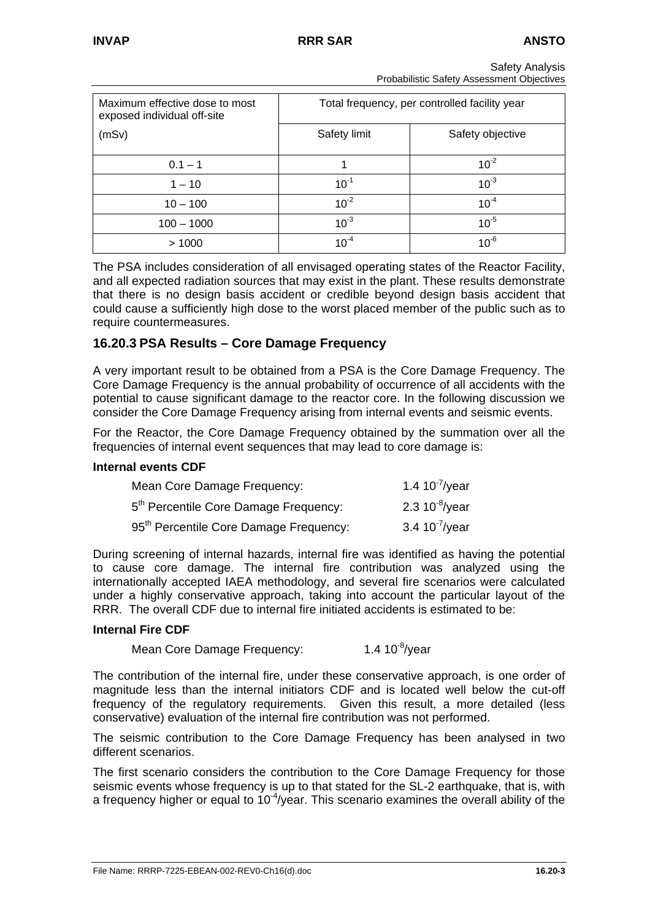| Maximum effective dose to most exposed individual off-site (mSv) | Total frequency, per controlled facility year | |
|---|---|---|
| | Safety limit | Safety objective |
| 0.1 – 1 | 1 | $10^{-2}$ |
| 1 – 10 | $10^{-1}$ | $10^{-3}$ |
| 10 – 100 | $10^{-2}$ | $10^{-4}$ |
| 100 – 1000 | $10^{-3}$ | $10^{-5}$ |
| > 1000 | $10^{-4}$ | $10^{-6}$ |

The PSA includes consideration of all envisaged operating states of the Reactor Facility, and all expected radiation sources that may exist in the plant. These results demonstrate that there is no design basis accident or credible beyond design basis accident that could cause a sufficiently high dose to the worst placed member of the public such as to require countermeasures.

## 16.20.3 PSA Results – Core Damage Frequency

A very important result to be obtained from a PSA is the Core Damage Frequency. The Core Damage Frequency is the annual probability of occurrence of all accidents with the potential to cause significant damage to the reactor core. In the following discussion we consider the Core Damage Frequency arising from internal events and seismic events.

For the Reactor, the Core Damage Frequency obtained by the summation over all the frequencies of internal event sequences that may lead to core damage is:

**Internal events CDF**

| | |
|---|---|
| Mean Core Damage Frequency: | 1.4 $10^{-7}$/year |
| 5th Percentile Core Damage Frequency: | 2.3 $10^{-8}$/year |
| 95th Percentile Core Damage Frequency: | 3.4 $10^{-7}$/year |

During screening of internal hazards, internal fire was identified as having the potential to cause core damage. The internal fire contribution was analyzed using the internationally accepted IAEA methodology, and several fire scenarios were calculated under a highly conservative approach, taking into account the particular layout of the RRR. The overall CDF due to internal fire initiated accidents is estimated to be:

**Internal Fire CDF**

Mean Core Damage Frequency: 1.4 $10^{-8}$/year

The contribution of the internal fire, under these conservative approach, is one order of magnitude less than the internal initiators CDF and is located well below the cut-off frequency of the regulatory requirements. Given this result, a more detailed (less conservative) evaluation of the internal fire contribution was not performed.

The seismic contribution to the Core Damage Frequency has been analysed in two different scenarios.

The first scenario considers the contribution to the Core Damage Frequency for those seismic events whose frequency is up to that stated for the SL-2 earthquake, that is, with a frequency higher or equal to $10^{-4}$/year. This scenario examines the overall ability of the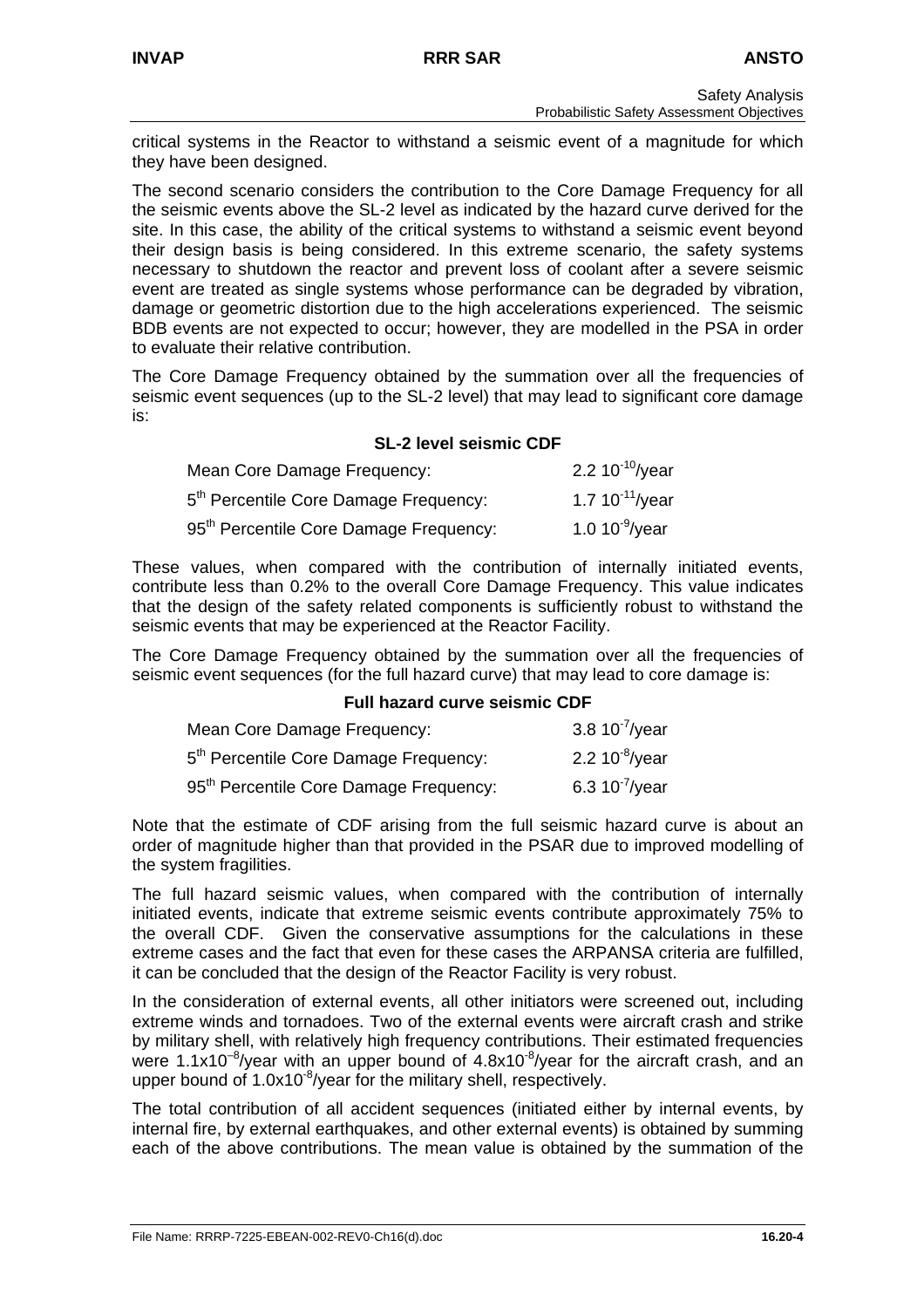critical systems in the Reactor to withstand a seismic event of a magnitude for which they have been designed.

The second scenario considers the contribution to the Core Damage Frequency for all the seismic events above the SL-2 level as indicated by the hazard curve derived for the site. In this case, the ability of the critical systems to withstand a seismic event beyond their design basis is being considered. In this extreme scenario, the safety systems necessary to shutdown the reactor and prevent loss of coolant after a severe seismic event are treated as single systems whose performance can be degraded by vibration, damage or geometric distortion due to the high accelerations experienced. The seismic BDB events are not expected to occur; however, they are modelled in the PSA in order to evaluate their relative contribution.

The Core Damage Frequency obtained by the summation over all the frequencies of seismic event sequences (up to the SL-2 level) that may lead to significant core damage is:

**SL-2 level seismic CDF**

| | |
|---|---|
| Mean Core Damage Frequency: | $2.2\ 10^{-10}$/year |
| 5th Percentile Core Damage Frequency: | $1.7\ 10^{-11}$/year |
| 95th Percentile Core Damage Frequency: | $1.0\ 10^{-9}$/year |

These values, when compared with the contribution of internally initiated events, contribute less than 0.2% to the overall Core Damage Frequency. This value indicates that the design of the safety related components is sufficiently robust to withstand the seismic events that may be experienced at the Reactor Facility.

The Core Damage Frequency obtained by the summation over all the frequencies of seismic event sequences (for the full hazard curve) that may lead to core damage is:

**Full hazard curve seismic CDF**

| | |
|---|---|
| Mean Core Damage Frequency: | $3.8\ 10^{-7}$/year |
| 5th Percentile Core Damage Frequency: | $2.2\ 10^{-8}$/year |
| 95th Percentile Core Damage Frequency: | $6.3\ 10^{-7}$/year |

Note that the estimate of CDF arising from the full seismic hazard curve is about an order of magnitude higher than that provided in the PSAR due to improved modelling of the system fragilities.

The full hazard seismic values, when compared with the contribution of internally initiated events, indicate that extreme seismic events contribute approximately 75% to the overall CDF. Given the conservative assumptions for the calculations in these extreme cases and the fact that even for these cases the ARPANSA criteria are fulfilled, it can be concluded that the design of the Reactor Facility is very robust.

In the consideration of external events, all other initiators were screened out, including extreme winds and tornadoes. Two of the external events were aircraft crash and strike by military shell, with relatively high frequency contributions. Their estimated frequencies were $1.1 \times 10^{-8}$/year with an upper bound of $4.8 \times 10^{-8}$/year for the aircraft crash, and an upper bound of $1.0 \times 10^{-8}$/year for the military shell, respectively.

The total contribution of all accident sequences (initiated either by internal events, by internal fire, by external earthquakes, and other external events) is obtained by summing each of the above contributions. The mean value is obtained by the summation of the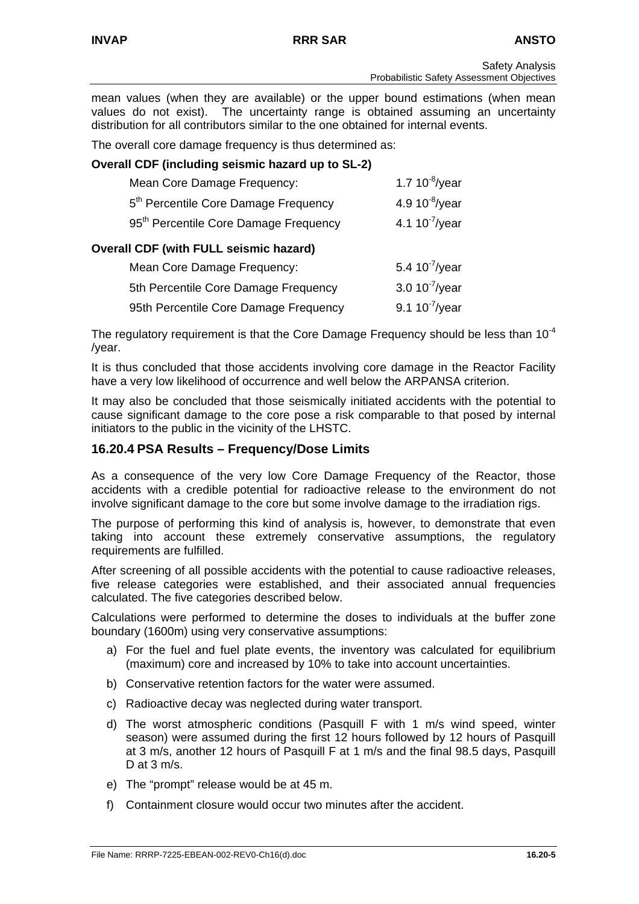mean values (when they are available) or the upper bound estimations (when mean values do not exist). The uncertainty range is obtained assuming an uncertainty distribution for all contributors similar to the one obtained for internal events.

The overall core damage frequency is thus determined as:

**Overall CDF (including seismic hazard up to SL-2)**

| | |
|---|---|
| Mean Core Damage Frequency: | 1.7 $10^{-8}$/year |
| 5$^{th}$ Percentile Core Damage Frequency | 4.9 $10^{-8}$/year |
| 95$^{th}$ Percentile Core Damage Frequency | 4.1 $10^{-7}$/year |

**Overall CDF (with FULL seismic hazard)**

| | |
|---|---|
| Mean Core Damage Frequency: | 5.4 $10^{-7}$/year |
| 5th Percentile Core Damage Frequency | 3.0 $10^{-7}$/year |
| 95th Percentile Core Damage Frequency | 9.1 $10^{-7}$/year |

The regulatory requirement is that the Core Damage Frequency should be less than $10^{-4}$ /year.

It is thus concluded that those accidents involving core damage in the Reactor Facility have a very low likelihood of occurrence and well below the ARPANSA criterion.

It may also be concluded that those seismically initiated accidents with the potential to cause significant damage to the core pose a risk comparable to that posed by internal initiators to the public in the vicinity of the LHSTC.

## 16.20.4 PSA Results – Frequency/Dose Limits

As a consequence of the very low Core Damage Frequency of the Reactor, those accidents with a credible potential for radioactive release to the environment do not involve significant damage to the core but some involve damage to the irradiation rigs.

The purpose of performing this kind of analysis is, however, to demonstrate that even taking into account these extremely conservative assumptions, the regulatory requirements are fulfilled.

After screening of all possible accidents with the potential to cause radioactive releases, five release categories were established, and their associated annual frequencies calculated. The five categories described below.

Calculations were performed to determine the doses to individuals at the buffer zone boundary (1600m) using very conservative assumptions:

a) For the fuel and fuel plate events, the inventory was calculated for equilibrium (maximum) core and increased by 10% to take into account uncertainties.

b) Conservative retention factors for the water were assumed.

c) Radioactive decay was neglected during water transport.

d) The worst atmospheric conditions (Pasquill F with 1 m/s wind speed, winter season) were assumed during the first 12 hours followed by 12 hours of Pasquill at 3 m/s, another 12 hours of Pasquill F at 1 m/s and the final 98.5 days, Pasquill D at 3 m/s.

e) The "prompt" release would be at 45 m.

f) Containment closure would occur two minutes after the accident.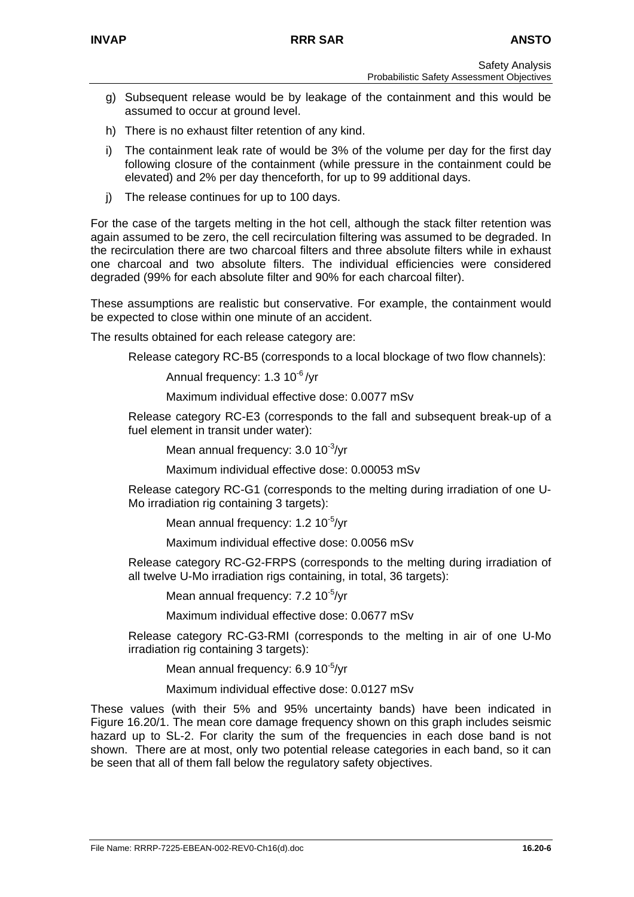g) Subsequent release would be by leakage of the containment and this would be assumed to occur at ground level.

h) There is no exhaust filter retention of any kind.

i) The containment leak rate of would be 3% of the volume per day for the first day following closure of the containment (while pressure in the containment could be elevated) and 2% per day thenceforth, for up to 99 additional days.

j) The release continues for up to 100 days.

For the case of the targets melting in the hot cell, although the stack filter retention was again assumed to be zero, the cell recirculation filtering was assumed to be degraded. In the recirculation there are two charcoal filters and three absolute filters while in exhaust one charcoal and two absolute filters. The individual efficiencies were considered degraded (99% for each absolute filter and 90% for each charcoal filter).

These assumptions are realistic but conservative. For example, the containment would be expected to close within one minute of an accident.

The results obtained for each release category are:

Release category RC-B5 (corresponds to a local blockage of two flow channels):

Annual frequency: $1.3\ 10^{-6}$ /yr

Maximum individual effective dose: 0.0077 mSv

Release category RC-E3 (corresponds to the fall and subsequent break-up of a fuel element in transit under water):

Mean annual frequency: $3.0\ 10^{-3}$/yr

Maximum individual effective dose: 0.00053 mSv

Release category RC-G1 (corresponds to the melting during irradiation of one U-Mo irradiation rig containing 3 targets):

Mean annual frequency: $1.2\ 10^{-5}$/yr

Maximum individual effective dose: 0.0056 mSv

Release category RC-G2-FRPS (corresponds to the melting during irradiation of all twelve U-Mo irradiation rigs containing, in total, 36 targets):

Mean annual frequency: $7.2\ 10^{-5}$/yr

Maximum individual effective dose: 0.0677 mSv

Release category RC-G3-RMI (corresponds to the melting in air of one U-Mo irradiation rig containing 3 targets):

Mean annual frequency: $6.9\ 10^{-5}$/yr

Maximum individual effective dose: 0.0127 mSv

These values (with their 5% and 95% uncertainty bands) have been indicated in Figure 16.20/1. The mean core damage frequency shown on this graph includes seismic hazard up to SL-2. For clarity the sum of the frequencies in each dose band is not shown. There are at most, only two potential release categories in each band, so it can be seen that all of them fall below the regulatory safety objectives.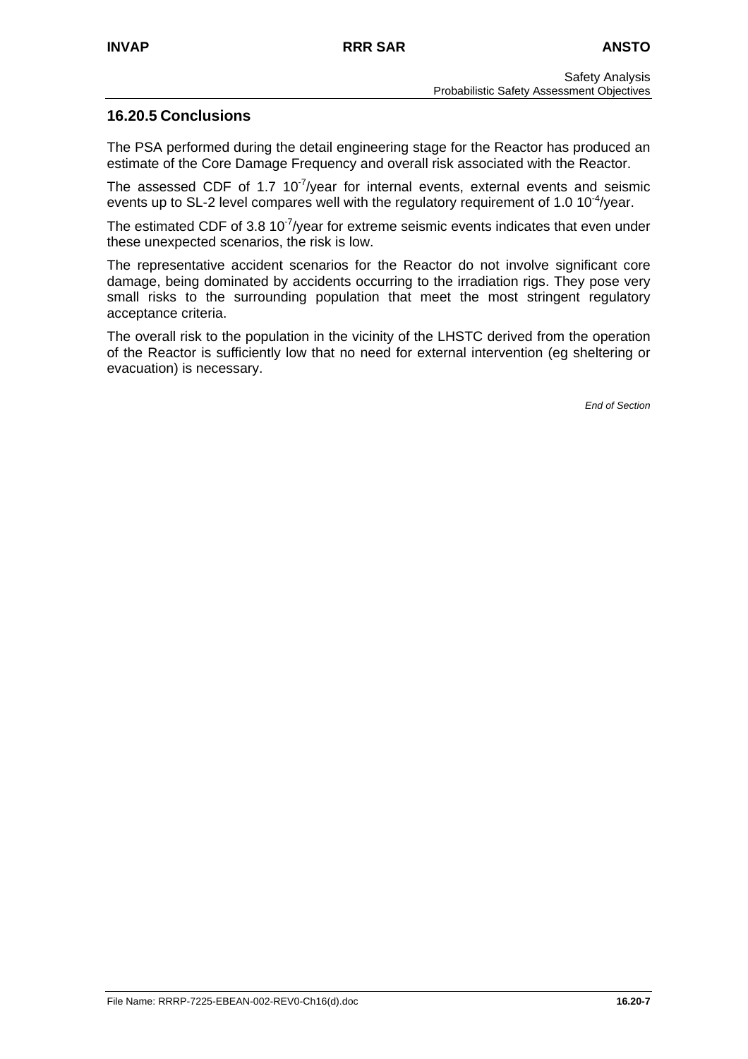## 16.20.5 Conclusions

The PSA performed during the detail engineering stage for the Reactor has produced an estimate of the Core Damage Frequency and overall risk associated with the Reactor.

The assessed CDF of 1.7 $10^{-7}$/year for internal events, external events and seismic events up to SL-2 level compares well with the regulatory requirement of 1.0 $10^{-4}$/year.

The estimated CDF of 3.8 $10^{-7}$/year for extreme seismic events indicates that even under these unexpected scenarios, the risk is low.

The representative accident scenarios for the Reactor do not involve significant core damage, being dominated by accidents occurring to the irradiation rigs. They pose very small risks to the surrounding population that meet the most stringent regulatory acceptance criteria.

The overall risk to the population in the vicinity of the LHSTC derived from the operation of the Reactor is sufficiently low that no need for external intervention (eg sheltering or evacuation) is necessary.

*End of Section*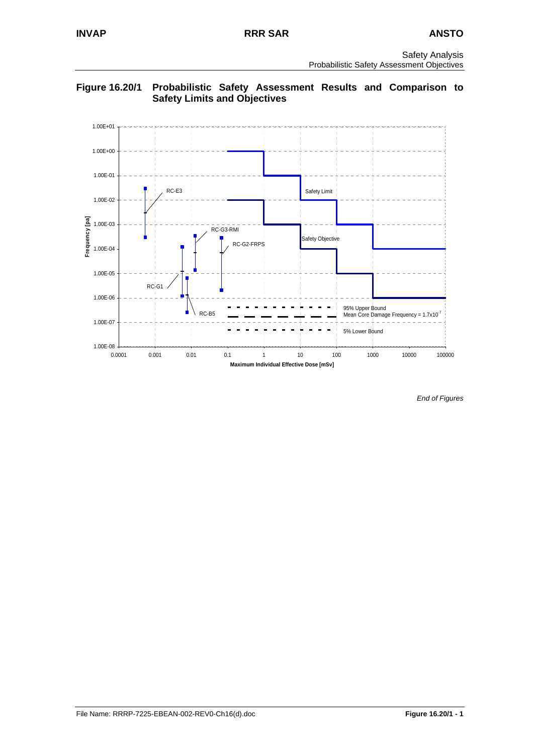# Figure 16.20/1 Probabilistic Safety Assessment Results and Comparison to Safety Limits and Objectives

Frequency [pa]

1.00E+01
1.00E+00
1.00E-01
1.00E-02
1.00E-03
1.00E-04
1.00E-05
1.00E-06
1.00E-07
1.00E-08

RC-E3

RC-G3-RMI

RC-G2-FRPS

RC-G1

RC-B5

Safety Limit

Safety Objective

95% Upper Bound

Mean Core Damage Frequency = $1.7 \times 10^{-7}$

5% Lower Bound

0.0001 0.001 0.01 0.1 1 10 100 1000 10000 100000

Maximum Individual Effective Dose [mSv]

*End of Figures*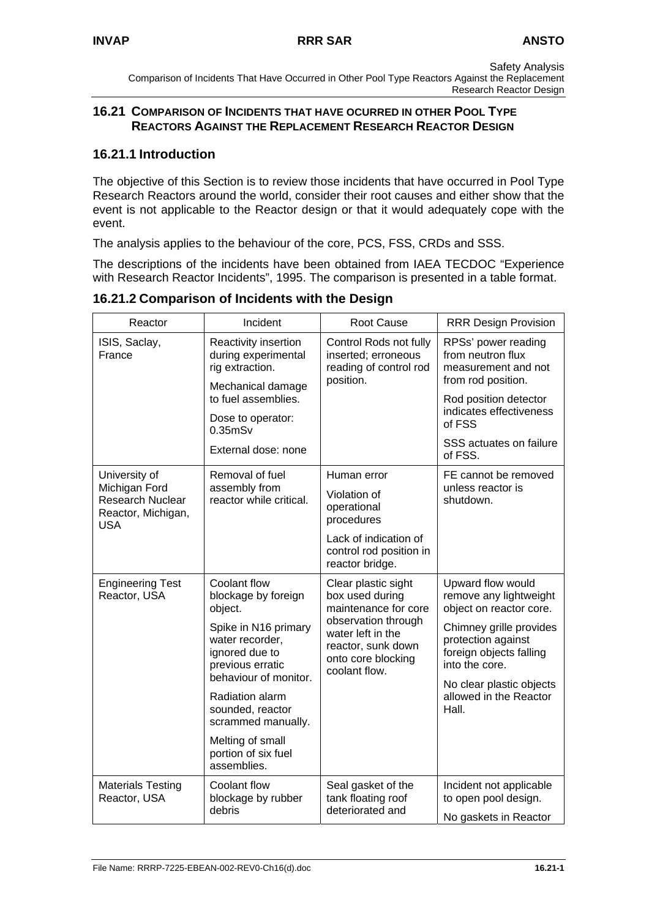## 16.21 Comparison of Incidents that have ocurred in other Pool Type Reactors Against the Replacement Research Reactor Design

### 16.21.1 Introduction

The objective of this Section is to review those incidents that have occurred in Pool Type Research Reactors around the world, consider their root causes and either show that the event is not applicable to the Reactor design or that it would adequately cope with the event.

The analysis applies to the behaviour of the core, PCS, FSS, CRDs and SSS.

The descriptions of the incidents have been obtained from IAEA TECDOC "Experience with Research Reactor Incidents", 1995. The comparison is presented in a table format.

### 16.21.2 Comparison of Incidents with the Design

| Reactor | Incident | Root Cause | RRR Design Provision |
|---|---|---|---|
| ISIS, Saclay, France | Reactivity insertion during experimental rig extraction.<br><br>Mechanical damage to fuel assemblies.<br><br>Dose to operator: 0.35mSv<br><br>External dose: none | Control Rods not fully inserted; erroneous reading of control rod position. | RPSs' power reading from neutron flux measurement and not from rod position.<br><br>Rod position detector indicates effectiveness of FSS<br><br>SSS actuates on failure of FSS. |
| University of Michigan Ford Research Nuclear Reactor, Michigan, USA | Removal of fuel assembly from reactor while critical. | Human error<br><br>Violation of operational procedures<br><br>Lack of indication of control rod position in reactor bridge. | FE cannot be removed unless reactor is shutdown. |
| Engineering Test Reactor, USA | Coolant flow blockage by foreign object.<br><br>Spike in N16 primary water recorder, ignored due to previous erratic behaviour of monitor.<br><br>Radiation alarm sounded, reactor scrammed manually.<br><br>Melting of small portion of six fuel assemblies. | Clear plastic sight box used during maintenance for core observation through water left in the reactor, sunk down onto core blocking coolant flow. | Upward flow would remove any lightweight object on reactor core.<br><br>Chimney grille provides protection against foreign objects falling into the core.<br><br>No clear plastic objects allowed in the Reactor Hall. |
| Materials Testing Reactor, USA | Coolant flow blockage by rubber debris | Seal gasket of the tank floating roof deteriorated and | Incident not applicable to open pool design.<br><br>No gaskets in Reactor |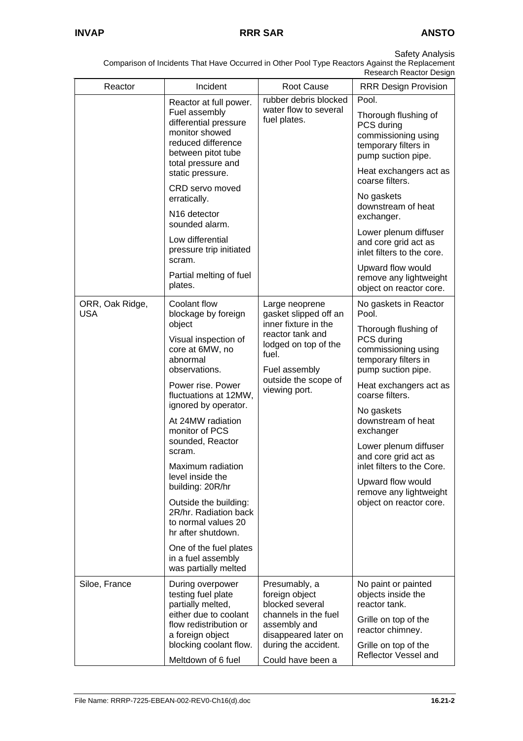Safety Analysis
Comparison of Incidents That Have Occurred in Other Pool Type Reactors Against the Replacement Research Reactor Design

| Reactor | Incident | Root Cause | RRR Design Provision |
|---|---|---|---|
| | Reactor at full power. Fuel assembly differential pressure monitor showed reduced difference between pitot tube total pressure and static pressure. CRD servo moved erratically. N16 detector sounded alarm. Low differential pressure trip initiated scram. Partial melting of fuel plates. | rubber debris blocked water flow to several fuel plates. | Pool. Thorough flushing of PCS during commissioning using temporary filters in pump suction pipe. Heat exchangers act as coarse filters. No gaskets downstream of heat exchanger. Lower plenum diffuser and core grid act as inlet filters to the core. Upward flow would remove any lightweight object on reactor core. |
| ORR, Oak Ridge, USA | Coolant flow blockage by foreign object. Visual inspection of core at 6MW, no abnormal observations. Power rise. Power fluctuations at 12MW, ignored by operator. At 24MW radiation monitor of PCS sounded, Reactor scram. Maximum radiation level inside the building: 20R/hr. Outside the building: 2R/hr. Radiation back to normal values 20 hr after shutdown. One of the fuel plates in a fuel assembly was partially melted | Large neoprene gasket slipped off an inner fixture in the reactor tank and lodged on top of the fuel. Fuel assembly outside the scope of viewing port. | No gaskets in Reactor Pool. Thorough flushing of PCS during commissioning using temporary filters in pump suction pipe. Heat exchangers act as coarse filters. No gaskets downstream of heat exchanger. Lower plenum diffuser and core grid act as inlet filters to the Core. Upward flow would remove any lightweight object on reactor core. |
| Siloe, France | During overpower testing fuel plate partially melted, either due to coolant flow redistribution or a foreign object blocking coolant flow. Meltdown of 6 fuel | Presumably, a foreign object blocked several channels in the fuel assembly and disappeared later on during the accident. Could have been a | No paint or painted objects inside the reactor tank. Grille on top of the reactor chimney. Grille on top of the Reflector Vessel and |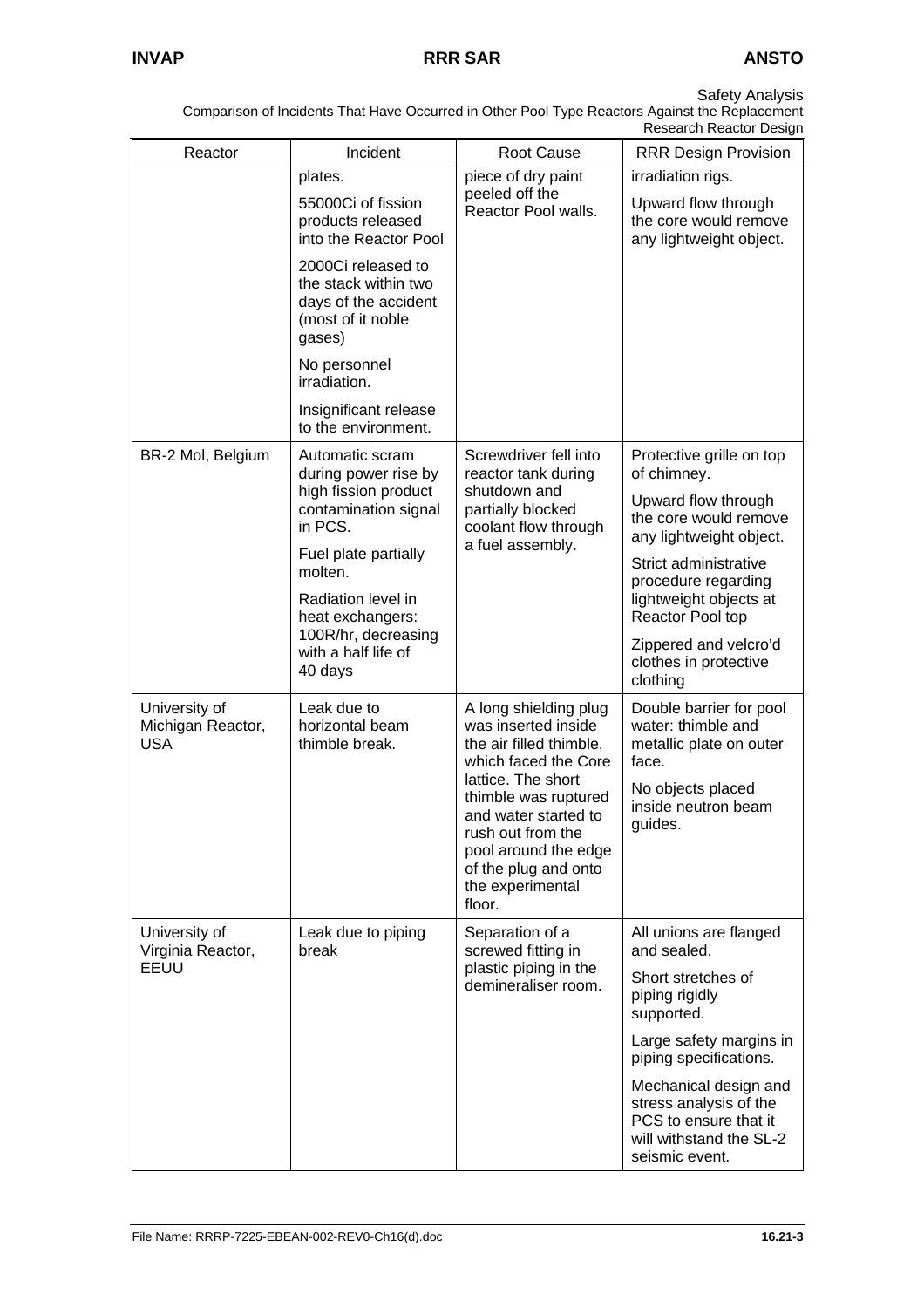Safety Analysis

Comparison of Incidents That Have Occurred in Other Pool Type Reactors Against the Replacement Research Reactor Design

| Reactor | Incident | Root Cause | RRR Design Provision |
|---|---|---|---|
| | plates.<br><br>55000Ci of fission products released into the Reactor Pool<br><br>2000Ci released to the stack within two days of the accident (most of it noble gases)<br><br>No personnel irradiation.<br><br>Insignificant release to the environment. | piece of dry paint peeled off the Reactor Pool walls. | irradiation rigs.<br><br>Upward flow through the core would remove any lightweight object. |
| BR-2 Mol, Belgium | Automatic scram during power rise by high fission product contamination signal in PCS.<br><br>Fuel plate partially molten.<br><br>Radiation level in heat exchangers: 100R/hr, decreasing with a half life of 40 days | Screwdriver fell into reactor tank during shutdown and partially blocked coolant flow through a fuel assembly. | Protective grille on top of chimney.<br><br>Upward flow through the core would remove any lightweight object.<br><br>Strict administrative procedure regarding lightweight objects at Reactor Pool top<br><br>Zippered and velcro'd clothes in protective clothing |
| University of Michigan Reactor, USA | Leak due to horizontal beam thimble break. | A long shielding plug was inserted inside the air filled thimble, which faced the Core lattice. The short thimble was ruptured and water started to rush out from the pool around the edge of the plug and onto the experimental floor. | Double barrier for pool water: thimble and metallic plate on outer face.<br><br>No objects placed inside neutron beam guides. |
| University of Virginia Reactor, EEUU | Leak due to piping break | Separation of a screwed fitting in plastic piping in the demineraliser room. | All unions are flanged and sealed.<br><br>Short stretches of piping rigidly supported.<br><br>Large safety margins in piping specifications.<br><br>Mechanical design and stress analysis of the PCS to ensure that it will withstand the SL-2 seismic event. |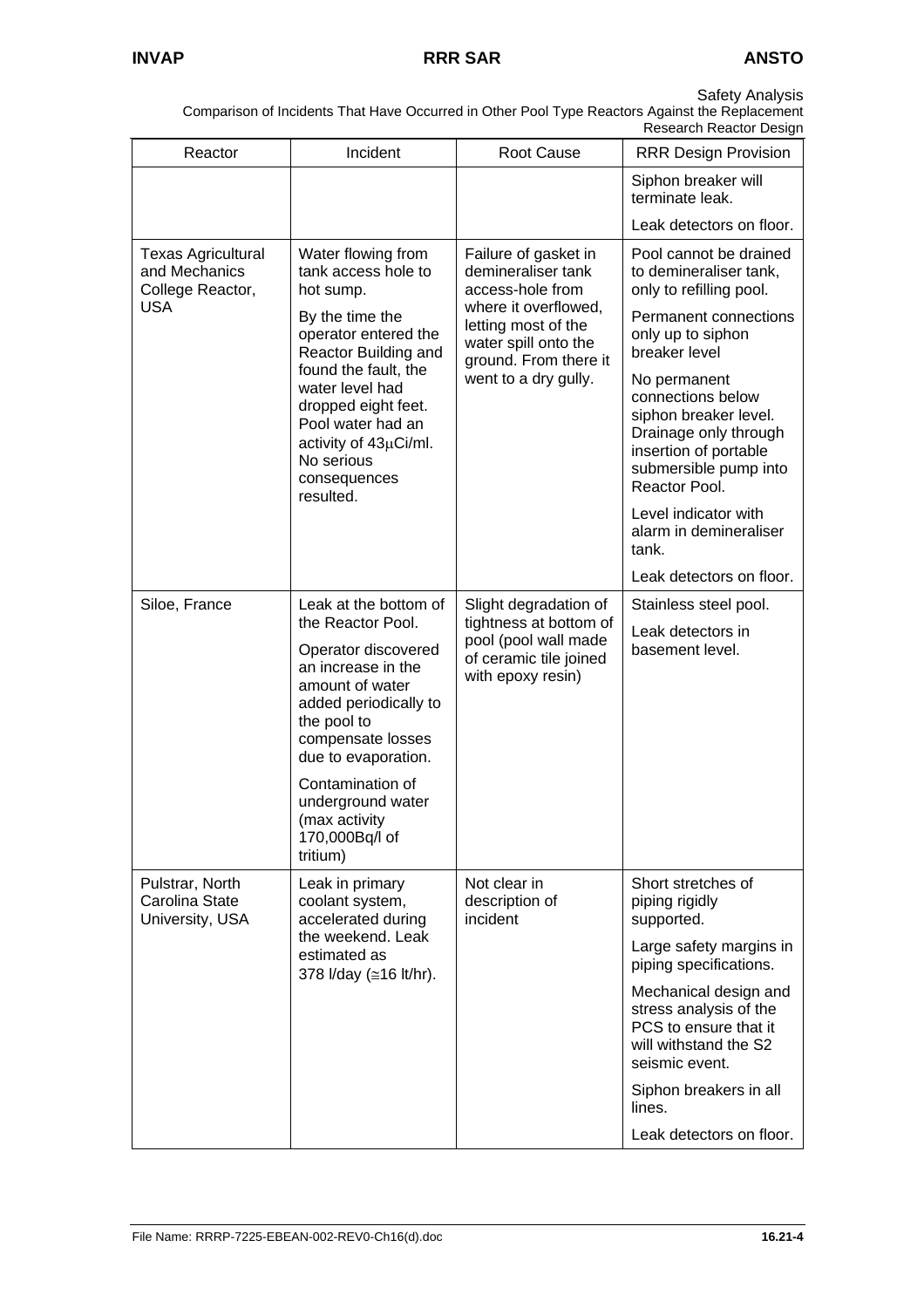Safety Analysis
Comparison of Incidents That Have Occurred in Other Pool Type Reactors Against the Replacement Research Reactor Design

| Reactor | Incident | Root Cause | RRR Design Provision |
|---|---|---|---|
| | | | Siphon breaker will terminate leak.<br><br>Leak detectors on floor. |
| Texas Agricultural and Mechanics College Reactor, USA | Water flowing from tank access hole to hot sump.<br><br>By the time the operator entered the Reactor Building and found the fault, the water level had dropped eight feet. Pool water had an activity of 43μCi/ml. No serious consequences resulted. | Failure of gasket in demineraliser tank access-hole from where it overflowed, letting most of the water spill onto the ground. From there it went to a dry gully. | Pool cannot be drained to demineraliser tank, only to refilling pool.<br><br>Permanent connections only up to siphon breaker level<br><br>No permanent connections below siphon breaker level. Drainage only through insertion of portable submersible pump into Reactor Pool.<br><br>Level indicator with alarm in demineraliser tank.<br><br>Leak detectors on floor. |
| Siloe, France | Leak at the bottom of the Reactor Pool.<br><br>Operator discovered an increase in the amount of water added periodically to the pool to compensate losses due to evaporation.<br><br>Contamination of underground water (max activity 170,000Bq/l of tritium) | Slight degradation of tightness at bottom of pool (pool wall made of ceramic tile joined with epoxy resin) | Stainless steel pool.<br><br>Leak detectors in basement level. |
| Pulstrar, North Carolina State University, USA | Leak in primary coolant system, accelerated during the weekend. Leak estimated as 378 l/day (≅16 lt/hr). | Not clear in description of incident | Short stretches of piping rigidly supported.<br><br>Large safety margins in piping specifications.<br><br>Mechanical design and stress analysis of the PCS to ensure that it will withstand the S2 seismic event.<br><br>Siphon breakers in all lines.<br><br>Leak detectors on floor. |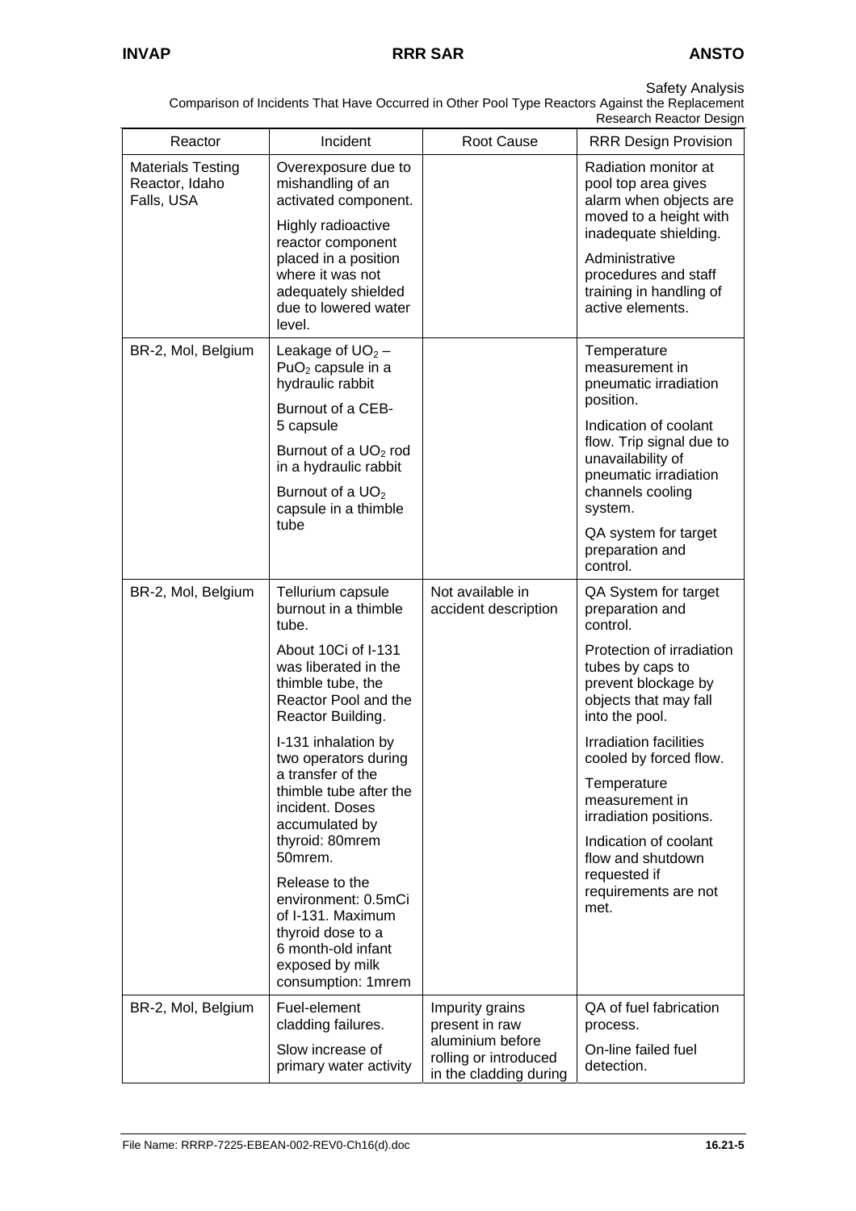Safety Analysis
Comparison of Incidents That Have Occurred in Other Pool Type Reactors Against the Replacement Research Reactor Design

| Reactor | Incident | Root Cause | RRR Design Provision |
|---|---|---|---|
| Materials Testing Reactor, Idaho Falls, USA | Overexposure due to mishandling of an activated component.<br><br>Highly radioactive reactor component placed in a position where it was not adequately shielded due to lowered water level. | | Radiation monitor at pool top area gives alarm when objects are moved to a height with inadequate shielding.<br><br>Administrative procedures and staff training in handling of active elements. |
| BR-2, Mol, Belgium | Leakage of $UO_2$ – $PuO_2$ capsule in a hydraulic rabbit<br><br>Burnout of a CEB-5 capsule<br><br>Burnout of a $UO_2$ rod in a hydraulic rabbit<br><br>Burnout of a $UO_2$ capsule in a thimble tube | | Temperature measurement in pneumatic irradiation position.<br><br>Indication of coolant flow. Trip signal due to unavailability of pneumatic irradiation channels cooling system.<br><br>QA system for target preparation and control. |
| BR-2, Mol, Belgium | Tellurium capsule burnout in a thimble tube.<br><br>About 10Ci of I-131 was liberated in the thimble tube, the Reactor Pool and the Reactor Building.<br><br>I-131 inhalation by two operators during a transfer of the thimble tube after the incident. Doses accumulated by thyroid: 80mrem 50mrem.<br><br>Release to the environment: 0.5mCi of I-131. Maximum thyroid dose to a 6 month-old infant exposed by milk consumption: 1mrem | Not available in accident description | QA System for target preparation and control.<br><br>Protection of irradiation tubes by caps to prevent blockage by objects that may fall into the pool.<br><br>Irradiation facilities cooled by forced flow.<br><br>Temperature measurement in irradiation positions.<br><br>Indication of coolant flow and shutdown requested if requirements are not met. |
| BR-2, Mol, Belgium | Fuel-element cladding failures.<br><br>Slow increase of primary water activity | Impurity grains present in raw aluminium before rolling or introduced in the cladding during | QA of fuel fabrication process.<br><br>On-line failed fuel detection. |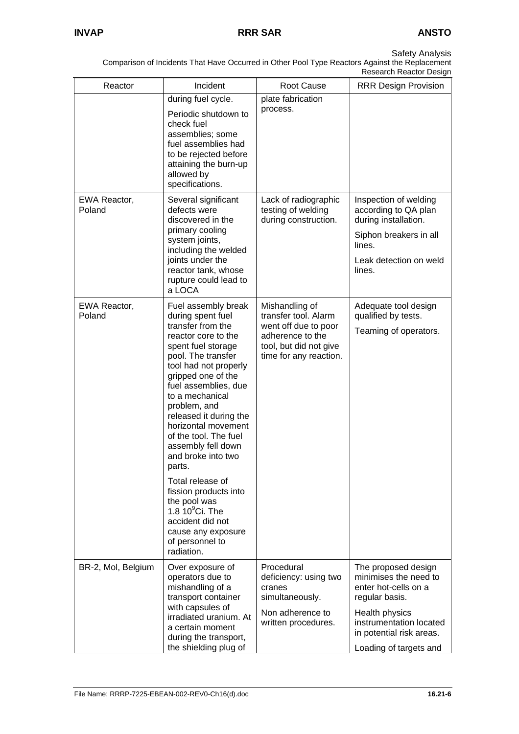Safety Analysis
Comparison of Incidents That Have Occurred in Other Pool Type Reactors Against the Replacement Research Reactor Design

| Reactor | Incident | Root Cause | RRR Design Provision |
|---|---|---|---|
| | during fuel cycle.<br><br>Periodic shutdown to check fuel assemblies; some fuel assemblies had to be rejected before attaining the burn-up allowed by specifications. | plate fabrication process. | |
| EWA Reactor, Poland | Several significant defects were discovered in the primary cooling system joints, including the welded joints under the reactor tank, whose rupture could lead to a LOCA | Lack of radiographic testing of welding during construction. | Inspection of welding according to QA plan during installation.<br><br>Siphon breakers in all lines.<br><br>Leak detection on weld lines. |
| EWA Reactor, Poland | Fuel assembly break during spent fuel transfer from the reactor core to the spent fuel storage pool. The transfer tool had not properly gripped one of the fuel assemblies, due to a mechanical problem, and released it during the horizontal movement of the tool. The fuel assembly fell down and broke into two parts.<br><br>Total release of fission products into the pool was 1.8 $10^{9}$Ci. The accident did not cause any exposure of personnel to radiation. | Mishandling of transfer tool. Alarm went off due to poor adherence to the tool, but did not give time for any reaction. | Adequate tool design qualified by tests.<br><br>Teaming of operators. |
| BR-2, Mol, Belgium | Over exposure of operators due to mishandling of a transport container with capsules of irradiated uranium. At a certain moment during the transport, the shielding plug of | Procedural deficiency: using two cranes simultaneously.<br><br>Non adherence to written procedures. | The proposed design minimises the need to enter hot-cells on a regular basis.<br><br>Health physics instrumentation located in potential risk areas.<br><br>Loading of targets and |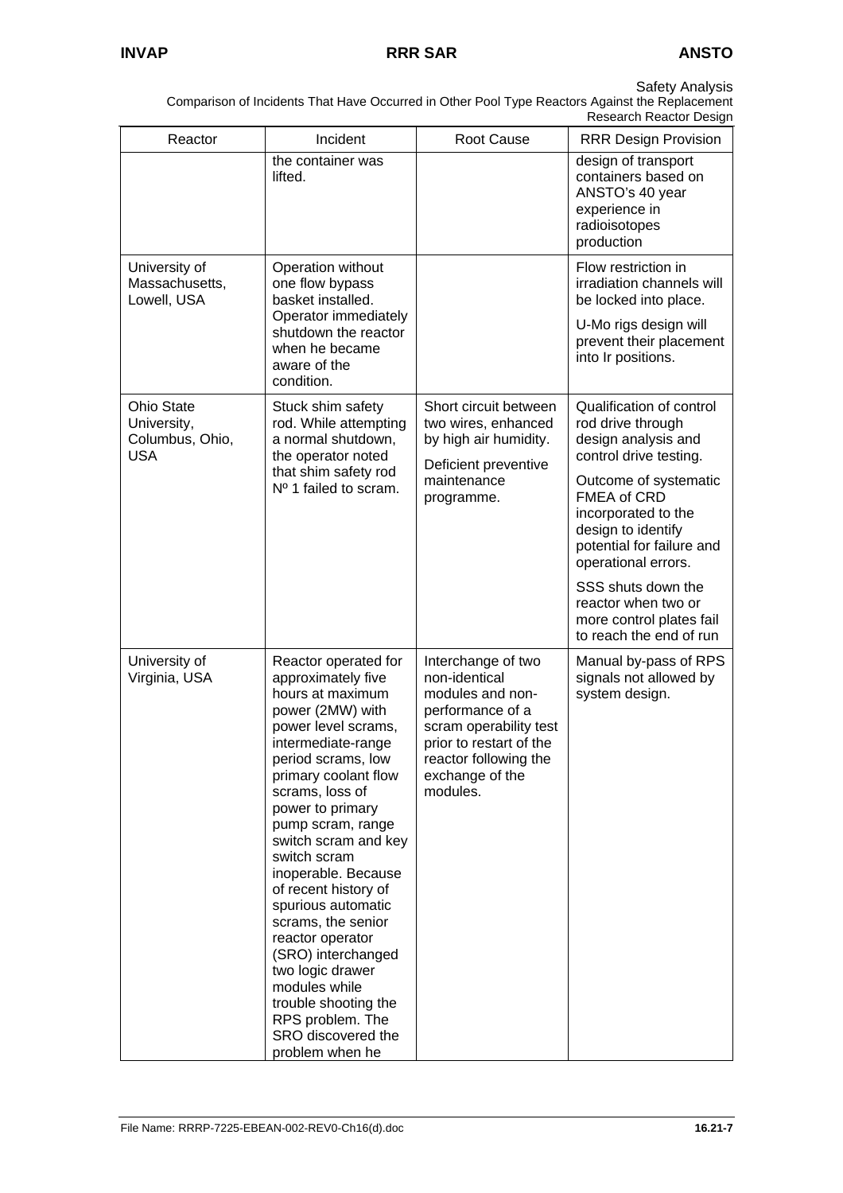Safety Analysis
Comparison of Incidents That Have Occurred in Other Pool Type Reactors Against the Replacement Research Reactor Design

| Reactor | Incident | Root Cause | RRR Design Provision |
|---|---|---|---|
| | the container was lifted. | | design of transport containers based on ANSTO's 40 year experience in radioisotopes production |
| University of Massachusetts, Lowell, USA | Operation without one flow bypass basket installed. Operator immediately shutdown the reactor when he became aware of the condition. | | Flow restriction in irradiation channels will be locked into place.<br>U-Mo rigs design will prevent their placement into Ir positions. |
| Ohio State University, Columbus, Ohio, USA | Stuck shim safety rod. While attempting a normal shutdown, the operator noted that shim safety rod Nº 1 failed to scram. | Short circuit between two wires, enhanced by high air humidity.<br>Deficient preventive maintenance programme. | Qualification of control rod drive through design analysis and control drive testing.<br>Outcome of systematic FMEA of CRD incorporated to the design to identify potential for failure and operational errors.<br>SSS shuts down the reactor when two or more control plates fail to reach the end of run |
| University of Virginia, USA | Reactor operated for approximately five hours at maximum power (2MW) with power level scrams, intermediate-range period scrams, low primary coolant flow scrams, loss of power to primary pump scram, range switch scram and key switch scram inoperable. Because of recent history of spurious automatic scrams, the senior reactor operator (SRO) interchanged two logic drawer modules while trouble shooting the RPS problem. The SRO discovered the problem when he | Interchange of two non-identical modules and non-performance of a scram operability test prior to restart of the reactor following the exchange of the modules. | Manual by-pass of RPS signals not allowed by system design. |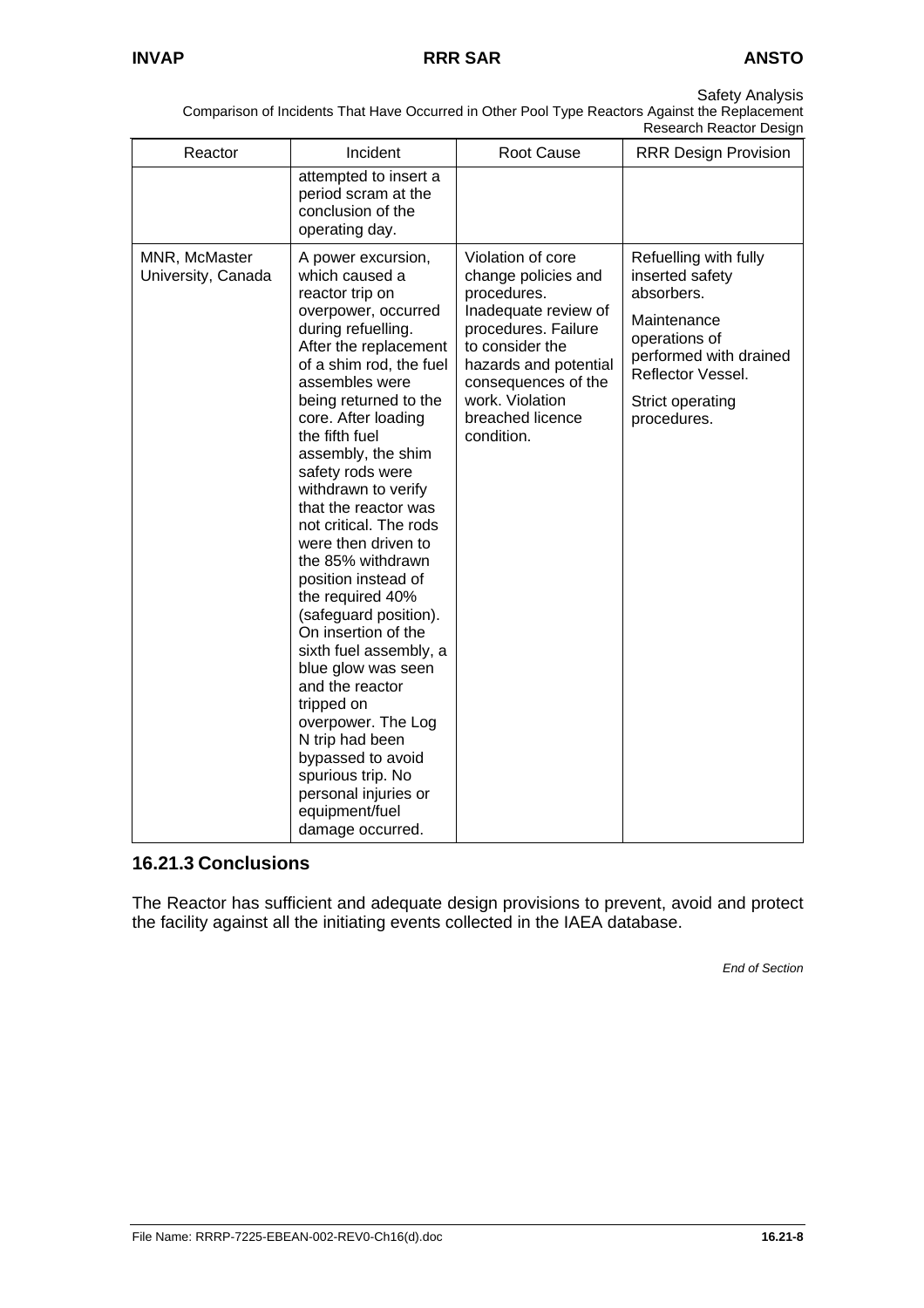Comparison of Incidents That Have Occurred in Other Pool Type Reactors Against the Replacement Research Reactor Design

| Reactor | Incident | Root Cause | RRR Design Provision |
|---|---|---|---|
| | attempted to insert a period scram at the conclusion of the operating day. | | |
| MNR, McMaster University, Canada | A power excursion, which caused a reactor trip on overpower, occurred during refuelling. After the replacement of a shim rod, the fuel assembles were being returned to the core. After loading the fifth fuel assembly, the shim safety rods were withdrawn to verify that the reactor was not critical. The rods were then driven to the 85% withdrawn position instead of the required 40% (safeguard position). On insertion of the sixth fuel assembly, a blue glow was seen and the reactor tripped on overpower. The Log N trip had been bypassed to avoid spurious trip. No personal injuries or equipment/fuel damage occurred. | Violation of core change policies and procedures. Inadequate review of procedures. Failure to consider the hazards and potential consequences of the work. Violation breached licence condition. | Refuelling with fully inserted safety absorbers.<br><br>Maintenance operations of performed with drained Reflector Vessel.<br><br>Strict operating procedures. |

### 16.21.3 Conclusions

The Reactor has sufficient and adequate design provisions to prevent, avoid and protect the facility against all the initiating events collected in the IAEA database.

*End of Section*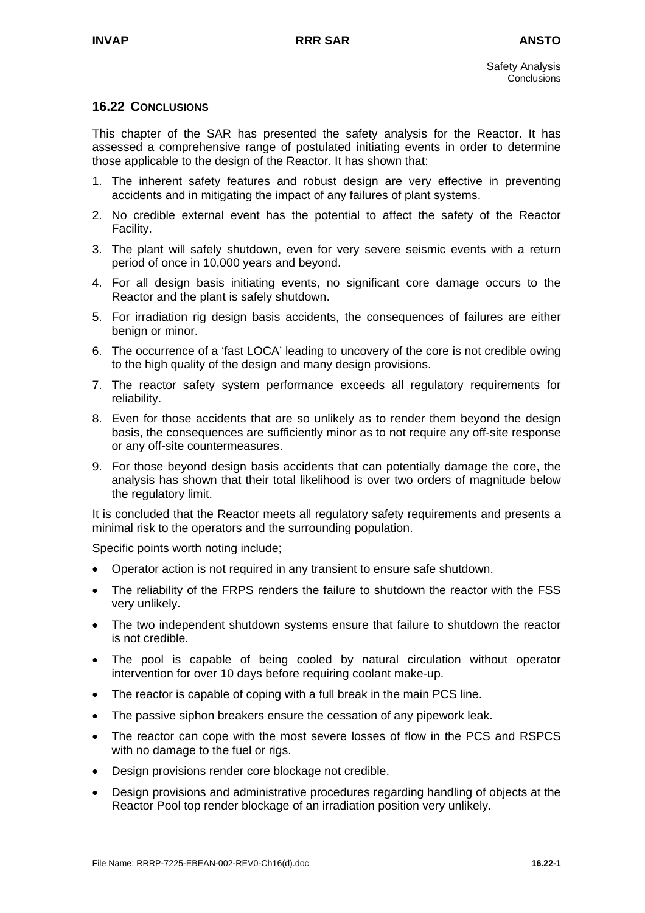## 16.22 CONCLUSIONS

This chapter of the SAR has presented the safety analysis for the Reactor. It has assessed a comprehensive range of postulated initiating events in order to determine those applicable to the design of the Reactor. It has shown that:

1. The inherent safety features and robust design are very effective in preventing accidents and in mitigating the impact of any failures of plant systems.
2. No credible external event has the potential to affect the safety of the Reactor Facility.
3. The plant will safely shutdown, even for very severe seismic events with a return period of once in 10,000 years and beyond.
4. For all design basis initiating events, no significant core damage occurs to the Reactor and the plant is safely shutdown.
5. For irradiation rig design basis accidents, the consequences of failures are either benign or minor.
6. The occurrence of a 'fast LOCA' leading to uncovery of the core is not credible owing to the high quality of the design and many design provisions.
7. The reactor safety system performance exceeds all regulatory requirements for reliability.
8. Even for those accidents that are so unlikely as to render them beyond the design basis, the consequences are sufficiently minor as to not require any off-site response or any off-site countermeasures.
9. For those beyond design basis accidents that can potentially damage the core, the analysis has shown that their total likelihood is over two orders of magnitude below the regulatory limit.

It is concluded that the Reactor meets all regulatory safety requirements and presents a minimal risk to the operators and the surrounding population.

Specific points worth noting include;

- Operator action is not required in any transient to ensure safe shutdown.
- The reliability of the FRPS renders the failure to shutdown the reactor with the FSS very unlikely.
- The two independent shutdown systems ensure that failure to shutdown the reactor is not credible.
- The pool is capable of being cooled by natural circulation without operator intervention for over 10 days before requiring coolant make-up.
- The reactor is capable of coping with a full break in the main PCS line.
- The passive siphon breakers ensure the cessation of any pipework leak.
- The reactor can cope with the most severe losses of flow in the PCS and RSPCS with no damage to the fuel or rigs.
- Design provisions render core blockage not credible.
- Design provisions and administrative procedures regarding handling of objects at the Reactor Pool top render blockage of an irradiation position very unlikely.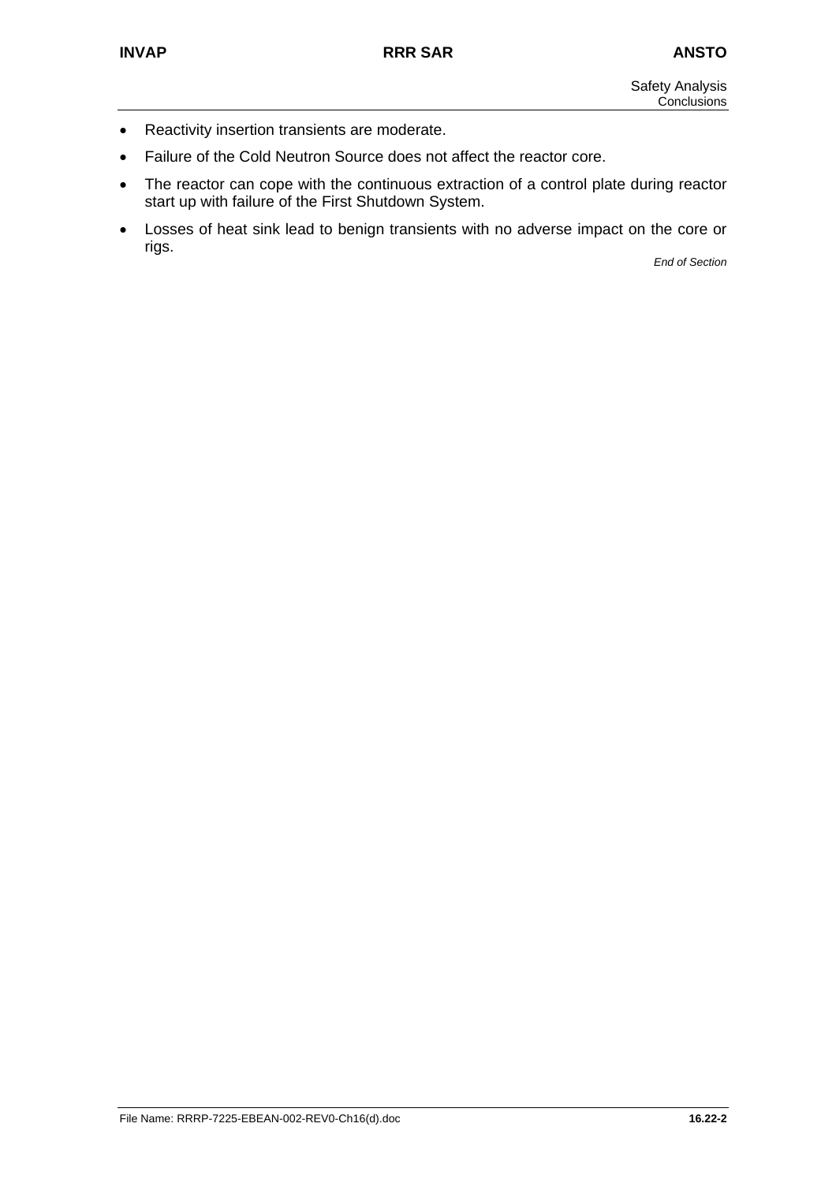- Reactivity insertion transients are moderate.
- Failure of the Cold Neutron Source does not affect the reactor core.
- The reactor can cope with the continuous extraction of a control plate during reactor start up with failure of the First Shutdown System.
- Losses of heat sink lead to benign transients with no adverse impact on the core or rigs.

*End of Section*